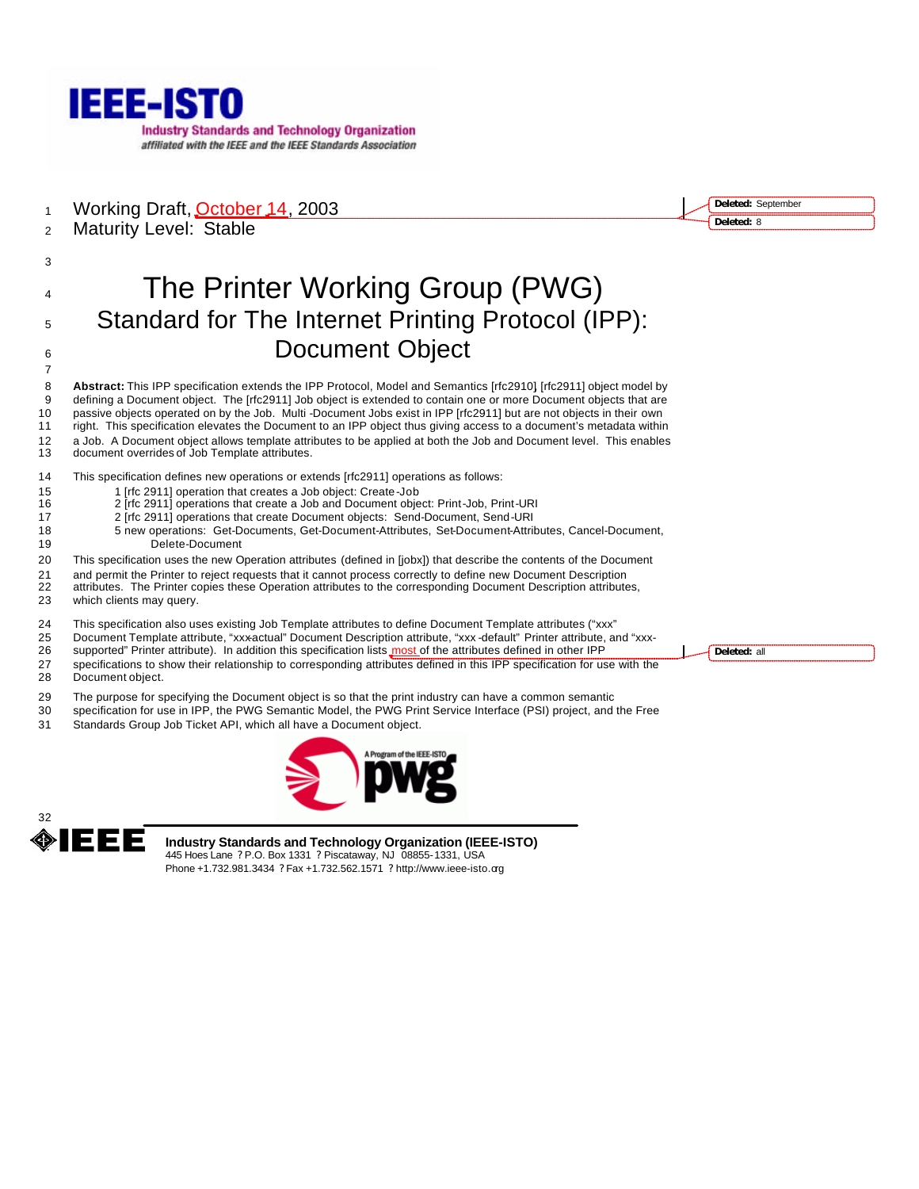**IEEE-ISTO**
Industry Standards and Technology Organization
*affiliated with the IEEE and the IEEE Standards Association*

Working Draft, October 14, 2003
Maturity Level: Stable

# The Printer Working Group (PWG)
## Standard for The Internet Printing Protocol (IPP): Document Object

**Abstract:** This IPP specification extends the IPP Protocol, Model and Semantics [rfc2910] [rfc2911] object model by defining a Document object. The [rfc2911] Job object is extended to contain one or more Document objects that are passive objects operated on by the Job. Multi-Document Jobs exist in IPP [rfc2911] but are not objects in their own right. This specification elevates the Document to an IPP object thus giving access to a document's metadata within a Job. A Document object allows template attributes to be applied at both the Job and Document level. This enables document overrides of Job Template attributes.

This specification defines new operations or extends [rfc2911] operations as follows:

- 1 [rfc 2911] operation that creates a Job object: Create-Job
- 2 [rfc 2911] operations that create a Job and Document object: Print-Job, Print-URI
- 2 [rfc 2911] operations that create Document objects: Send-Document, Send-URI
- 5 new operations: Get-Documents, Get-Document-Attributes, Set-Document-Attributes, Cancel-Document, Delete-Document

This specification uses the new Operation attributes (defined in [jobx]) that describe the contents of the Document and permit the Printer to reject requests that it cannot process correctly to define new Document Description attributes. The Printer copies these Operation attributes to the corresponding Document Description attributes, which clients may query.

This specification also uses existing Job Template attributes to define Document Template attributes ("xxx" Document Template attribute, "xxx-actual" Document Description attribute, "xxx-default" Printer attribute, and "xxx-supported" Printer attribute). In addition this specification lists most of the attributes defined in other IPP specifications to show their relationship to corresponding attributes defined in this IPP specification for use with the Document object.

The purpose for specifying the Document object is so that the print industry can have a common semantic specification for use in IPP, the PWG Semantic Model, the PWG Print Service Interface (PSI) project, and the Free Standards Group Job Ticket API, which all have a Document object.

A Program of the IEEE-ISTO **pwg**

**IEEE**

**Industry Standards and Technology Organization (IEEE-ISTO)**
445 Hoes Lane ? P.O. Box 1331 ? Piscataway, NJ 08855-1331, USA
Phone +1.732.981.3434 ? Fax +1.732.562.1571 ? http://www.ieee-isto.org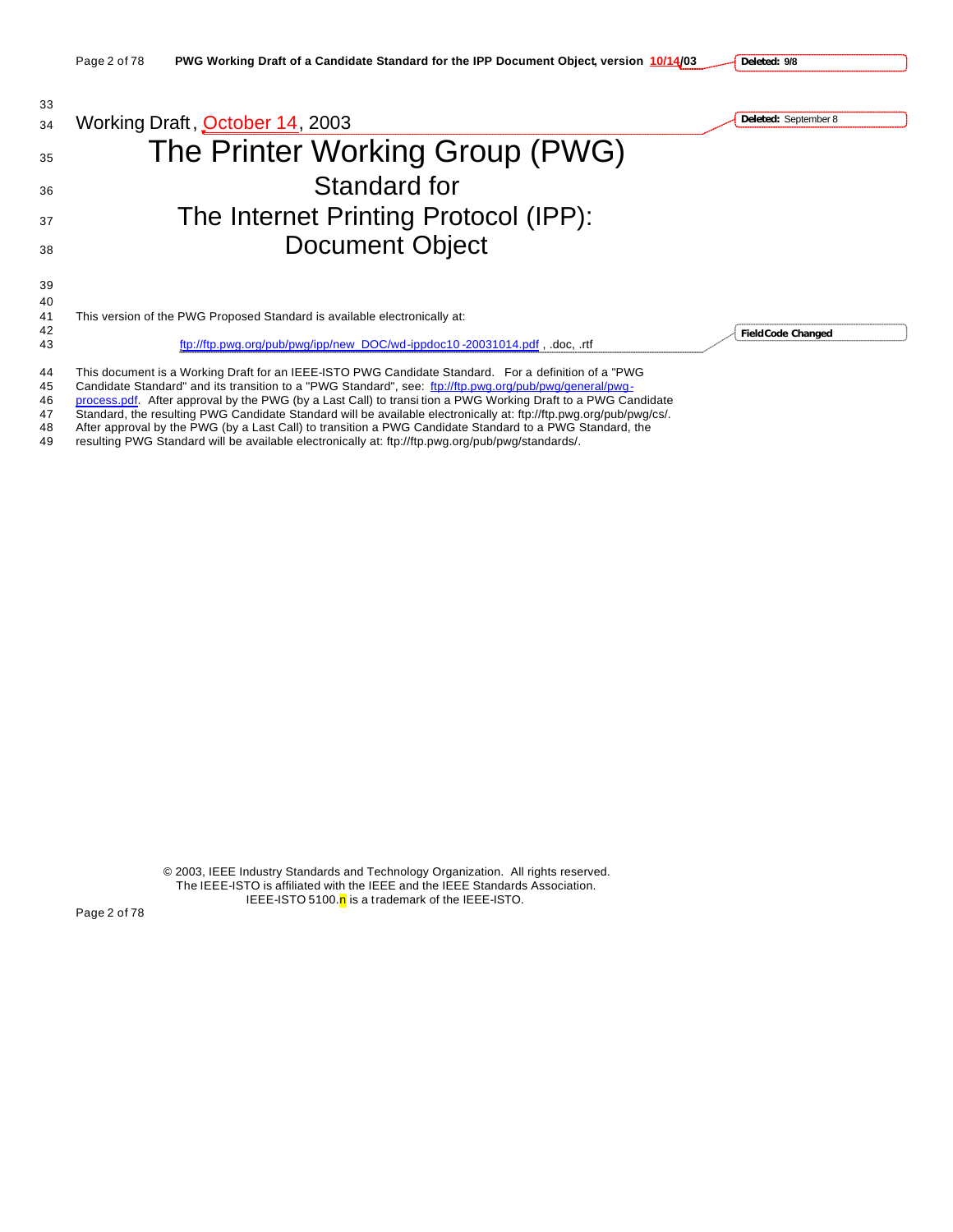Working Draft, October 14, 2003

# The Printer Working Group (PWG)

## Standard for

## The Internet Printing Protocol (IPP): Document Object

This version of the PWG Proposed Standard is available electronically at:

ftp://ftp.pwg.org/pub/pwg/ipp/new_DOC/wd-ippdoc10-20031014.pdf , .doc, .rtf

This document is a Working Draft for an IEEE-ISTO PWG Candidate Standard. For a definition of a "PWG Candidate Standard" and its transition to a "PWG Standard", see: ftp://ftp.pwg.org/pub/pwg/general/pwg-process.pdf. After approval by the PWG (by a Last Call) to transition a PWG Working Draft to a PWG Candidate Standard, the resulting PWG Candidate Standard will be available electronically at: ftp://ftp.pwg.org/pub/pwg/cs/. After approval by the PWG (by a Last Call) to transition a PWG Candidate Standard to a PWG Standard, the resulting PWG Standard will be available electronically at: ftp://ftp.pwg.org/pub/pwg/standards/.

© 2003, IEEE Industry Standards and Technology Organization. All rights reserved.
The IEEE-ISTO is affiliated with the IEEE and the IEEE Standards Association.
IEEE-ISTO 5100.n is a trademark of the IEEE-ISTO.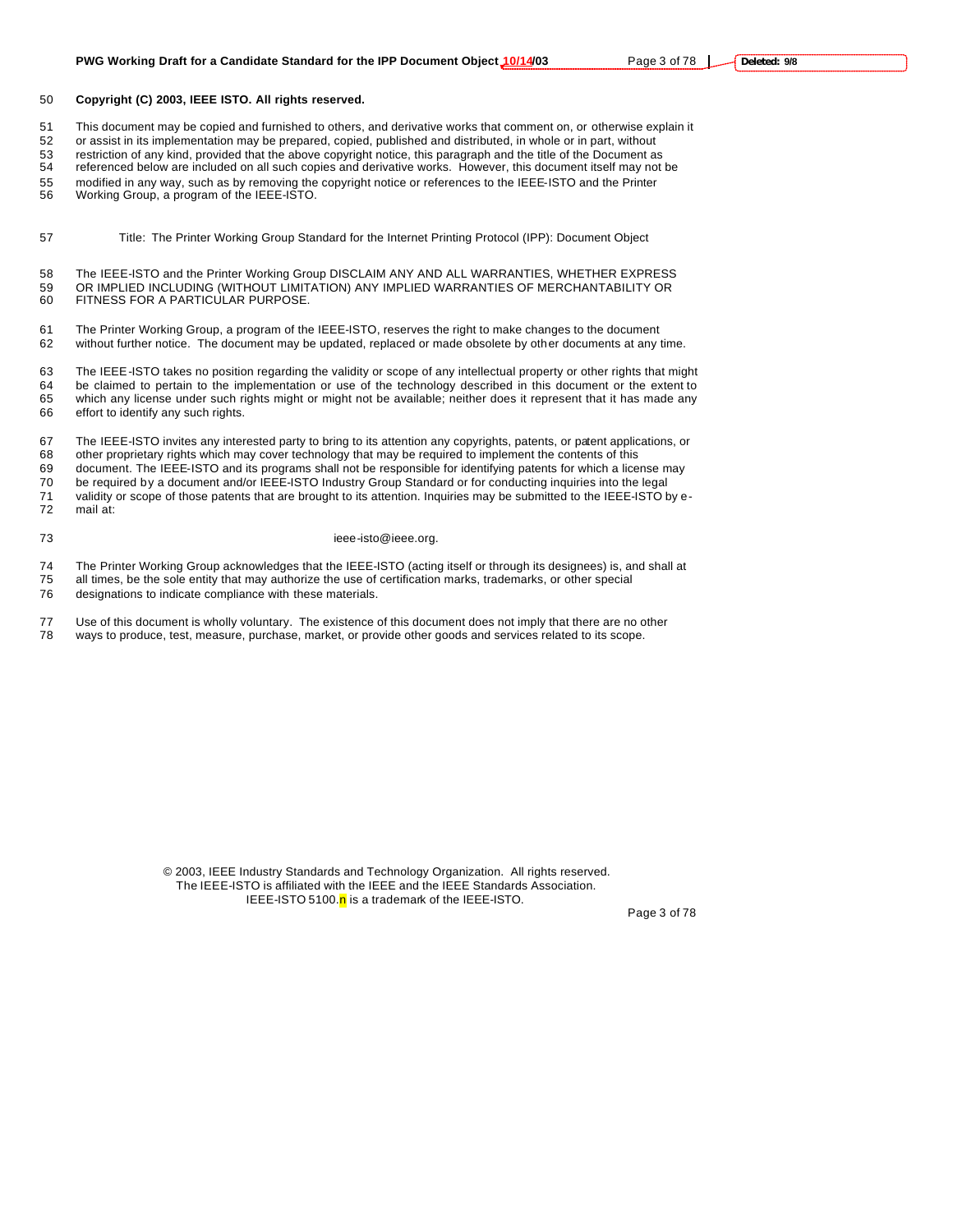**Copyright (C) 2003, IEEE ISTO. All rights reserved.**

This document may be copied and furnished to others, and derivative works that comment on, or otherwise explain it or assist in its implementation may be prepared, copied, published and distributed, in whole or in part, without restriction of any kind, provided that the above copyright notice, this paragraph and the title of the Document as referenced below are included on all such copies and derivative works. However, this document itself may not be modified in any way, such as by removing the copyright notice or references to the IEEE-ISTO and the Printer Working Group, a program of the IEEE-ISTO.

Title: The Printer Working Group Standard for the Internet Printing Protocol (IPP): Document Object

The IEEE-ISTO and the Printer Working Group DISCLAIM ANY AND ALL WARRANTIES, WHETHER EXPRESS OR IMPLIED INCLUDING (WITHOUT LIMITATION) ANY IMPLIED WARRANTIES OF MERCHANTABILITY OR FITNESS FOR A PARTICULAR PURPOSE.

The Printer Working Group, a program of the IEEE-ISTO, reserves the right to make changes to the document without further notice. The document may be updated, replaced or made obsolete by other documents at any time.

The IEEE-ISTO takes no position regarding the validity or scope of any intellectual property or other rights that might be claimed to pertain to the implementation or use of the technology described in this document or the extent to which any license under such rights might or might not be available; neither does it represent that it has made any effort to identify any such rights.

The IEEE-ISTO invites any interested party to bring to its attention any copyrights, patents, or patent applications, or other proprietary rights which may cover technology that may be required to implement the contents of this document. The IEEE-ISTO and its programs shall not be responsible for identifying patents for which a license may be required by a document and/or IEEE-ISTO Industry Group Standard or for conducting inquiries into the legal validity or scope of those patents that are brought to its attention. Inquiries may be submitted to the IEEE-ISTO by e-mail at:

ieee-isto@ieee.org.

The Printer Working Group acknowledges that the IEEE-ISTO (acting itself or through its designees) is, and shall at all times, be the sole entity that may authorize the use of certification marks, trademarks, or other special designations to indicate compliance with these materials.

Use of this document is wholly voluntary. The existence of this document does not imply that there are no other ways to produce, test, measure, purchase, market, or provide other goods and services related to its scope.

© 2003, IEEE Industry Standards and Technology Organization. All rights reserved.
The IEEE-ISTO is affiliated with the IEEE and the IEEE Standards Association.
IEEE-ISTO 5100.n is a trademark of the IEEE-ISTO.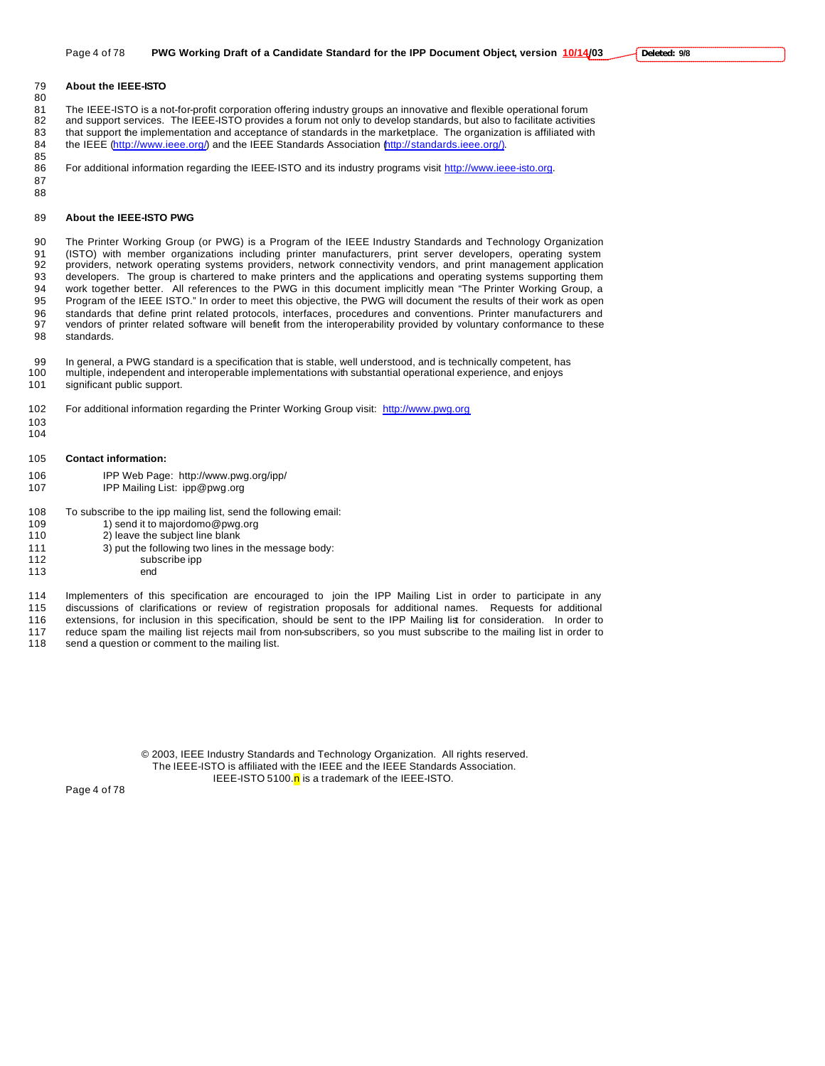## About the IEEE-ISTO

The IEEE-ISTO is a not-for-profit corporation offering industry groups an innovative and flexible operational forum and support services. The IEEE-ISTO provides a forum not only to develop standards, but also to facilitate activities that support the implementation and acceptance of standards in the marketplace. The organization is affiliated with the IEEE (http://www.ieee.org/) and the IEEE Standards Association (http://standards.ieee.org/).

For additional information regarding the IEEE-ISTO and its industry programs visit http://www.ieee-isto.org.

## About the IEEE-ISTO PWG

The Printer Working Group (or PWG) is a Program of the IEEE Industry Standards and Technology Organization (ISTO) with member organizations including printer manufacturers, print server developers, operating system providers, network operating systems providers, network connectivity vendors, and print management application developers. The group is chartered to make printers and the applications and operating systems supporting them work together better. All references to the PWG in this document implicitly mean "The Printer Working Group, a Program of the IEEE ISTO." In order to meet this objective, the PWG will document the results of their work as open standards that define print related protocols, interfaces, procedures and conventions. Printer manufacturers and vendors of printer related software will benefit from the interoperability provided by voluntary conformance to these standards.

In general, a PWG standard is a specification that is stable, well understood, and is technically competent, has multiple, independent and interoperable implementations with substantial operational experience, and enjoys significant public support.

For additional information regarding the Printer Working Group visit: http://www.pwg.org

**Contact information:**

IPP Web Page: http://www.pwg.org/ipp/
IPP Mailing List: ipp@pwg.org

To subscribe to the ipp mailing list, send the following email:
1) send it to majordomo@pwg.org
2) leave the subject line blank
3) put the following two lines in the message body:
subscribe ipp
end

Implementers of this specification are encouraged to join the IPP Mailing List in order to participate in any discussions of clarifications or review of registration proposals for additional names. Requests for additional extensions, for inclusion in this specification, should be sent to the IPP Mailing list for consideration. In order to reduce spam the mailing list rejects mail from non-subscribers, so you must subscribe to the mailing list in order to send a question or comment to the mailing list.

© 2003, IEEE Industry Standards and Technology Organization. All rights reserved.
The IEEE-ISTO is affiliated with the IEEE and the IEEE Standards Association.
IEEE-ISTO 5100.n is a trademark of the IEEE-ISTO.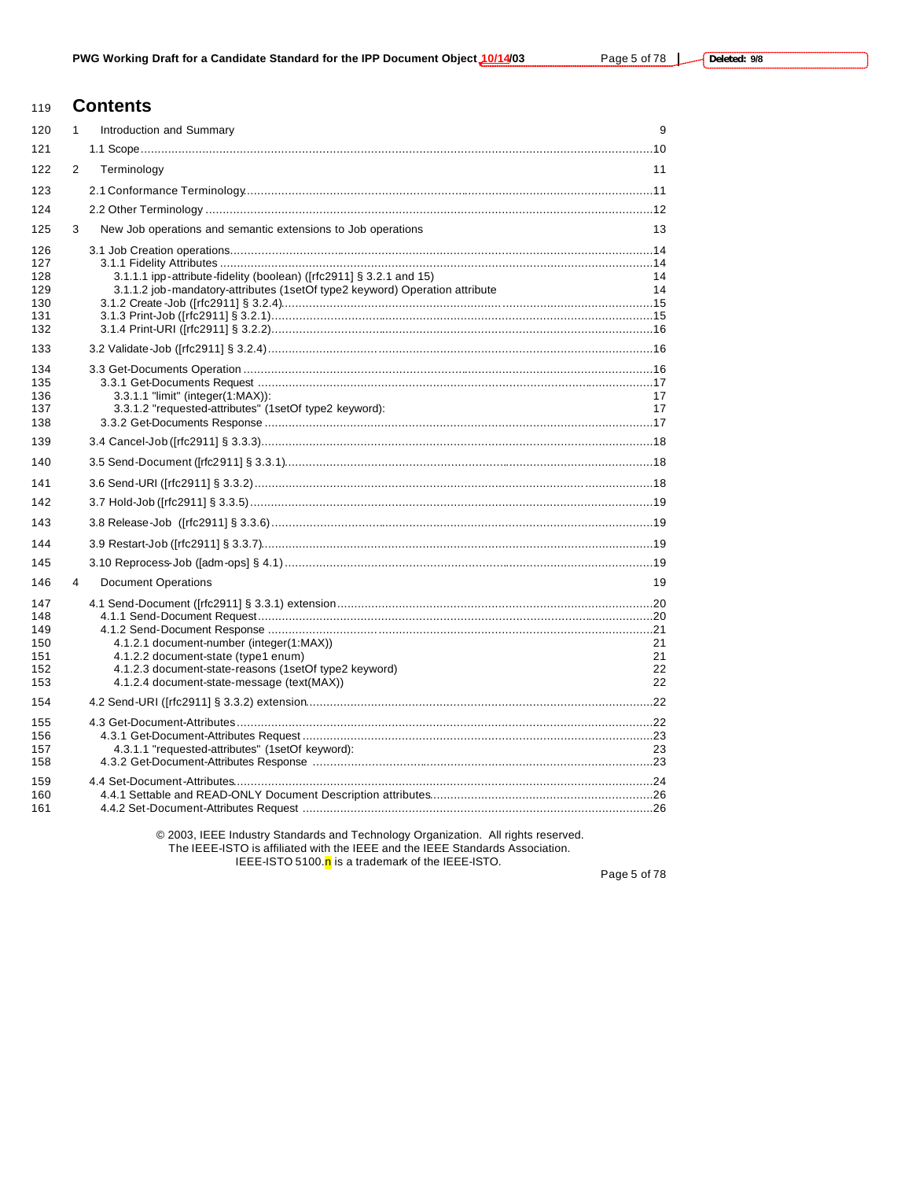# Contents

1 Introduction and Summary 9

1.1 Scope 10

2 Terminology 11

2.1 Conformance Terminology 11

2.2 Other Terminology 12

3 New Job operations and semantic extensions to Job operations 13

3.1 Job Creation operations 14

3.1.1 Fidelity Attributes 14

3.1.1.1 ipp-attribute-fidelity (boolean) ([rfc2911] § 3.2.1 and 15) 14

3.1.1.2 job-mandatory-attributes (1setOf type2 keyword) Operation attribute 14

3.1.2 Create-Job ([rfc2911] § 3.2.4) 15

3.1.3 Print-Job ([rfc2911] § 3.2.1) 15

3.1.4 Print-URI ([rfc2911] § 3.2.2) 16

3.2 Validate-Job ([rfc2911] § 3.2.4) 16

3.3 Get-Documents Operation 16

3.3.1 Get-Documents Request 17

3.3.1.1 "limit" (integer(1:MAX)): 17

3.3.1.2 "requested-attributes" (1setOf type2 keyword): 17

3.3.2 Get-Documents Response 17

3.4 Cancel-Job ([rfc2911] § 3.3.3) 18

3.5 Send-Document ([rfc2911] § 3.3.1) 18

3.6 Send-URI ([rfc2911] § 3.3.2) 18

3.7 Hold-Job ([rfc2911] § 3.3.5) 19

3.8 Release-Job ([rfc2911] § 3.3.6) 19

3.9 Restart-Job ([rfc2911] § 3.3.7) 19

3.10 Reprocess-Job ([adm-ops] § 4.1) 19

4 Document Operations 19

4.1 Send-Document ([rfc2911] § 3.3.1) extension 20

4.1.1 Send-Document Request 20

4.1.2 Send-Document Response 21

4.1.2.1 document-number (integer(1:MAX)) 21

4.1.2.2 document-state (type1 enum) 21

4.1.2.3 document-state-reasons (1setOf type2 keyword) 22

4.1.2.4 document-state-message (text(MAX)) 22

4.2 Send-URI ([rfc2911] § 3.3.2) extension 22

4.3 Get-Document-Attributes 22

4.3.1 Get-Document-Attributes Request 23

4.3.1.1 "requested-attributes" (1setOf keyword): 23

4.3.2 Get-Document-Attributes Response 23

4.4 Set-Document-Attributes 24

4.4.1 Settable and READ-ONLY Document Description attributes 26

4.4.2 Set-Document-Attributes Request 26

© 2003, IEEE Industry Standards and Technology Organization. All rights reserved.
The IEEE-ISTO is affiliated with the IEEE and the IEEE Standards Association.
IEEE-ISTO 5100.n is a trademark of the IEEE-ISTO.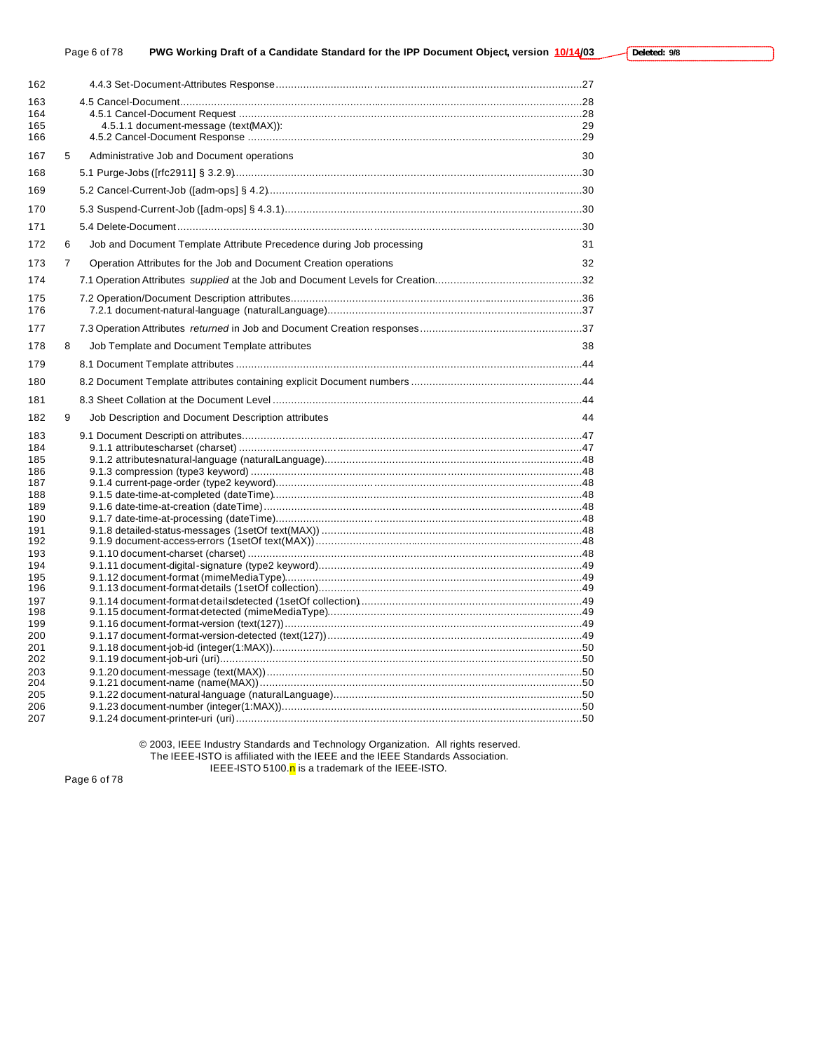162 4.4.3 Set-Document-Attributes Response ....................................................................................................27

163 4.5 Cancel-Document.......................................................................................................................................28
164 4.5.1 Cancel-Document Request ..................................................................................................................28
165 4.5.1.1 document-message (text(MAX)): 29
166 4.5.2 Cancel-Document Response ...............................................................................................................29

167 5 Administrative Job and Document operations 30

168 5.1 Purge-Jobs ([rfc2911] § 3.2.9)...................................................................................................................30

169 5.2 Cancel-Current-Job ([adm-ops] § 4.2).......................................................................................................30

170 5.3 Suspend-Current-Job ([adm-ops] § 4.3.1)..................................................................................................30

171 5.4 Delete-Document.......................................................................................................................................30

172 6 Job and Document Template Attribute Precedence during Job processing 31

173 7 Operation Attributes for the Job and Document Creation operations 32

174 7.1 Operation Attributes *supplied* at the Job and Document Levels for Creation................................................32

175 7.2 Operation/Document Description attributes................................................................................................36
176 7.2.1 document-natural-language (naturalLanguage).....................................................................................37

177 7.3 Operation Attributes *returned* in Job and Document Creation responses.....................................................37

178 8 Job Template and Document Template attributes 38

179 8.1 Document Template attributes ...................................................................................................................44

180 8.2 Document Template attributes containing explicit Document numbers........................................................44

181 8.3 Sheet Collation at the Document Level .......................................................................................................44

182 9 Job Description and Document Description attributes 44

183 9.1 Document Description attributes................................................................................................................47
184 9.1.1 attributes-charset (charset) ..................................................................................................................47
185 9.1.2 attributes-natural-language (naturalLanguage)......................................................................................48
186 9.1.3 compression (type3 keyword) ..............................................................................................................48
187 9.1.4 current-page-order (type2 keyword)......................................................................................................48
188 9.1.5 date-time-at-completed (dateTime)........................................................................................................48
189 9.1.6 date-time-at-creation (dateTime)...........................................................................................................48
190 9.1.7 date-time-at-processing (dateTime).......................................................................................................48
191 9.1.8 detailed-status-messages (1setOf text(MAX)) .......................................................................................48
192 9.1.9 document-access-errors (1setOf text(MAX)) .........................................................................................48
193 9.1.10 document-charset (charset) ...............................................................................................................48
194 9.1.11 document-digital-signature (type2 keyword).........................................................................................49
195 9.1.12 document-format (mimeMediaType)....................................................................................................49
196 9.1.13 document-format-details (1setOf collection).........................................................................................49
197 9.1.14 document-format-details-detected (1setOf collection)...........................................................................49
198 9.1.15 document-format-detected (mimeMediaType).......................................................................................49
199 9.1.16 document-format-version (text(127))....................................................................................................49
200 9.1.17 document-format-version-detected (text(127))......................................................................................49
201 9.1.18 document-job-id (integer(1:MAX)).......................................................................................................50
202 9.1.19 document-job-uri (uri)..........................................................................................................................50
203 9.1.20 document-message (text(MAX)).........................................................................................................50
204 9.1.21 document-name (name(MAX))............................................................................................................50
205 9.1.22 document-natural-language (naturalLanguage)....................................................................................50
206 9.1.23 document-number (integer(1:MAX))....................................................................................................50
207 9.1.24 document-printer-uri (uri).....................................................................................................................50

© 2003, IEEE Industry Standards and Technology Organization. All rights reserved.
The IEEE-ISTO is affiliated with the IEEE and the IEEE Standards Association.
IEEE-ISTO 5100.n is a trademark of the IEEE-ISTO.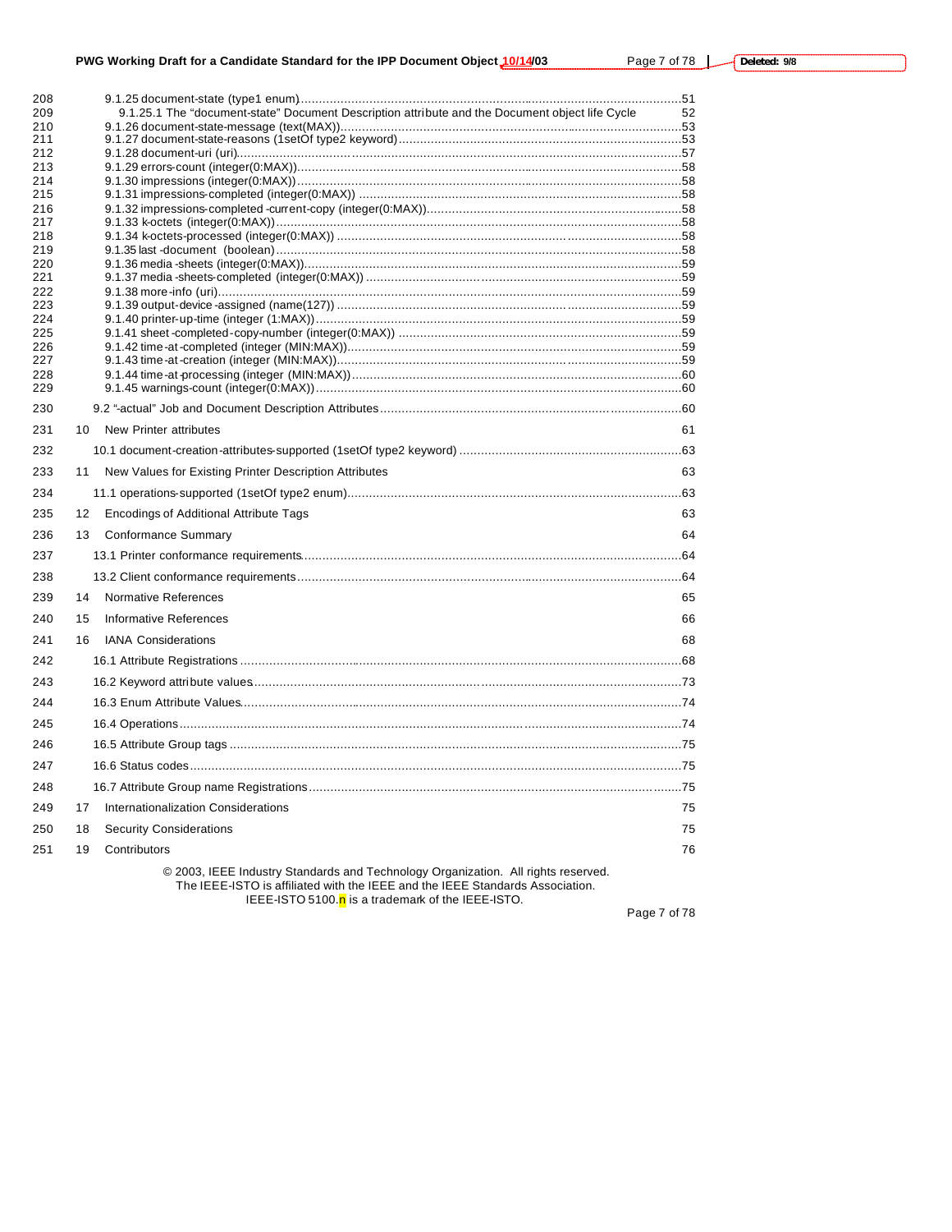208 9.1.25 document-state (type1 enum)...........................................................................................................51
209 9.1.25.1 The "document-state" Document Description attribute and the Document object life Cycle 52
210 9.1.26 document-state-message (text(MAX))..............................................................................................53
211 9.1.27 document-state-reasons (1setOf type2 keyword)...............................................................................53
212 9.1.28 document-uri (uri)...........................................................................................................................57
213 9.1.29 errors-count (integer(0:MAX))..........................................................................................................58
214 9.1.30 impressions (integer(0:MAX))..........................................................................................................58
215 9.1.31 impressions-completed (integer(0:MAX)) .........................................................................................58
216 9.1.32 impressions-completed-current-copy (integer(0:MAX))......................................................................58
217 9.1.33 k-octets (integer(0:MAX)).................................................................................................................58
218 9.1.34 k-octets-processed (integer(0:MAX)) ...............................................................................................58
219 9.1.35 last-document (boolean)..................................................................................................................58
220 9.1.36 media-sheets (integer(0:MAX)).........................................................................................................59
221 9.1.37 media-sheets-completed (integer(0:MAX)) .......................................................................................59
222 9.1.38 more-info (uri).................................................................................................................................59
223 9.1.39 output-device-assigned (name(127)) ...............................................................................................59
224 9.1.40 printer-up-time (integer (1:MAX)).....................................................................................................59
225 9.1.41 sheet-completed-copy-number (integer(0:MAX)) ..............................................................................59
226 9.1.42 time-at-completed (integer (MIN:MAX))............................................................................................59
227 9.1.43 time-at-creation (integer (MIN:MAX))...............................................................................................59
228 9.1.44 time-at-processing (integer (MIN:MAX))...........................................................................................60
229 9.1.45 warnings-count (integer(0:MAX))......................................................................................................60
230 9.2 "-actual" Job and Document Description Attributes...................................................................................60
231 10 New Printer attributes 61
232 10.1 document-creation-attributes-supported (1setOf type2 keyword) .............................................................63
233 11 New Values for Existing Printer Description Attributes 63
234 11.1 operations-supported (1setOf type2 enum)............................................................................................63
235 12 Encodings of Additional Attribute Tags 63
236 13 Conformance Summary 64
237 13.1 Printer conformance requirements.........................................................................................................64
238 13.2 Client conformance requirements...........................................................................................................64
239 14 Normative References 65
240 15 Informative References 66
241 16 IANA Considerations 68
242 16.1 Attribute Registrations ..........................................................................................................................68
243 16.2 Keyword attribute values......................................................................................................................73
244 16.3 Enum Attribute Values..........................................................................................................................74
245 16.4 Operations...........................................................................................................................................74
246 16.5 Attribute Group tags .............................................................................................................................75
247 16.6 Status codes.........................................................................................................................................75
248 16.7 Attribute Group name Registrations.......................................................................................................75
249 17 Internationalization Considerations 75
250 18 Security Considerations 75
251 19 Contributors 76

© 2003, IEEE Industry Standards and Technology Organization. All rights reserved.
The IEEE-ISTO is affiliated with the IEEE and the IEEE Standards Association.
IEEE-ISTO 5100.n is a trademark of the IEEE-ISTO.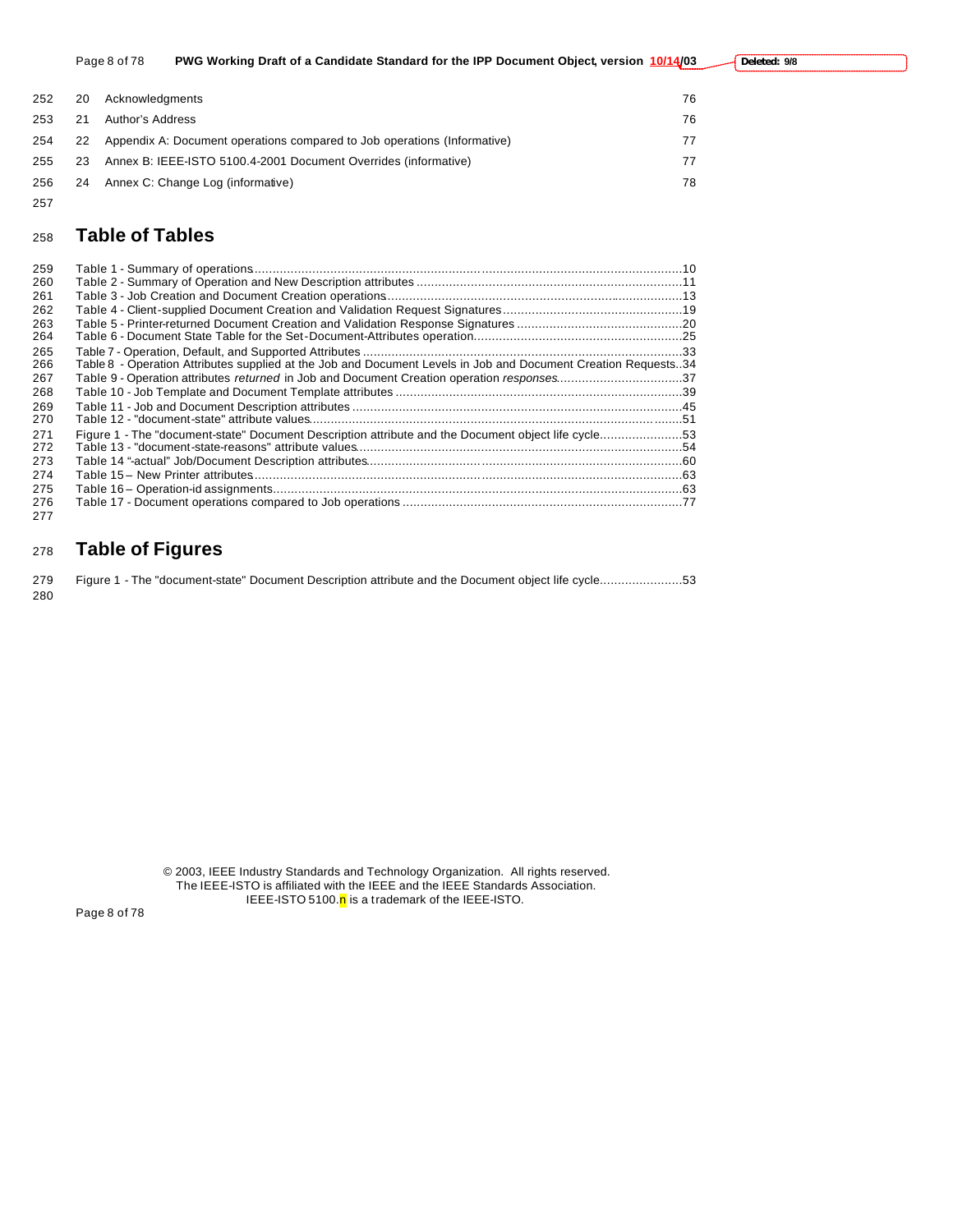20 Acknowledgments 76

21 Author's Address 76

22 Appendix A: Document operations compared to Job operations (Informative) 77

23 Annex B: IEEE-ISTO 5100.4-2001 Document Overrides (informative) 77

24 Annex C: Change Log (informative) 78

# Table of Tables

Table 1 - Summary of operations....................................................................................................10
Table 2 - Summary of Operation and New Description attributes ...................................................11
Table 3 - Job Creation and Document Creation operations............................................................13
Table 4 - Client-supplied Document Creation and Validation Request Signatures..........................19
Table 5 - Printer-returned Document Creation and Validation Response Signatures .....................20
Table 6 - Document State Table for the Set-Document-Attributes operation...................................25
Table 7 - Operation, Default, and Supported Attributes ..................................................................33
Table 8 - Operation Attributes supplied at the Job and Document Levels in Job and Document Creation Requests..34
Table 9 - Operation attributes *returned* in Job and Document Creation operation *responses*..................................37
Table 10 - Job Template and Document Template attributes ..........................................................39
Table 11 - Job and Document Description attributes .....................................................................45
Table 12 - "document-state" attribute values..................................................................................51
Figure 1 - The "document-state" Document Description attribute and the Document object life cycle.......................53
Table 13 - "document-state-reasons" attribute values....................................................................54
Table 14 "-actual" Job/Document Description attributes.................................................................60
Table 15 – New Printer attributes....................................................................................................63
Table 16 – Operation-id assignments..............................................................................................63
Table 17 - Document operations compared to Job operations .......................................................77

# Table of Figures

Figure 1 - The "document-state" Document Description attribute and the Document object life cycle.......................53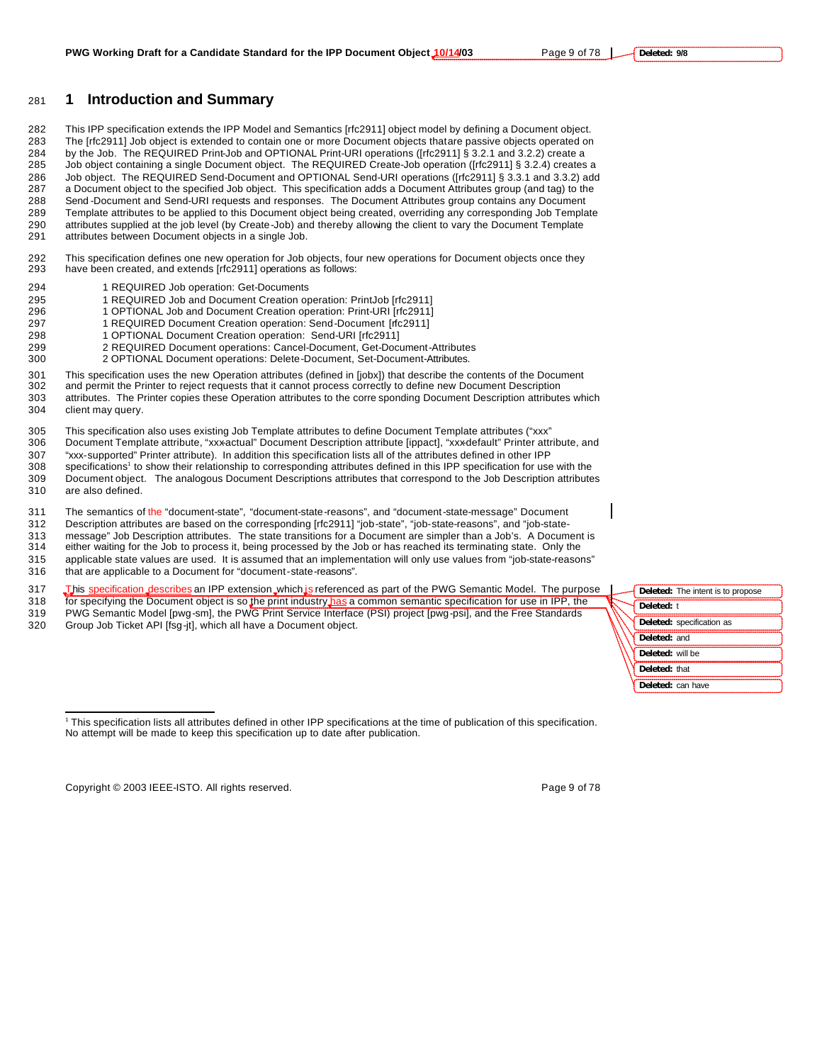// Line numbers omitted; tracked-change "Deleted:" margin balloons omitted; footnote marker rendered as [1].
# 1 Introduction and Summary

This IPP specification extends the IPP Model and Semantics [rfc2911] object model by defining a Document object. The [rfc2911] Job object is extended to contain one or more Document objects thatare passive objects operated on by the Job. The REQUIRED Print-Job and OPTIONAL Print-URI operations ([rfc2911] § 3.2.1 and 3.2.2) create a Job object containing a single Document object. The REQUIRED Create-Job operation ([rfc2911] § 3.2.4) creates a Job object. The REQUIRED Send-Document and OPTIONAL Send-URI operations ([rfc2911] § 3.3.1 and 3.3.2) add a Document object to the specified Job object. This specification adds a Document Attributes group (and tag) to the Send-Document and Send-URI requests and responses. The Document Attributes group contains any Document Template attributes to be applied to this Document object being created, overriding any corresponding Job Template attributes supplied at the job level (by Create-Job) and thereby allowing the client to vary the Document Template attributes between Document objects in a single Job.

This specification defines one new operation for Job objects, four new operations for Document objects once they have been created, and extends [rfc2911] operations as follows:

- 1 REQUIRED Job operation: Get-Documents
- 1 REQUIRED Job and Document Creation operation: PrintJob [rfc2911]
- 1 OPTIONAL Job and Document Creation operation: Print-URI [rfc2911]
- 1 REQUIRED Document Creation operation: Send-Document [rfc2911]
- 1 OPTIONAL Document Creation operation: Send-URI [rfc2911]
- 2 REQUIRED Document operations: Cancel-Document, Get-Document-Attributes
- 2 OPTIONAL Document operations: Delete-Document, Set-Document-Attributes.

This specification uses the new Operation attributes (defined in [jobx]) that describe the contents of the Document and permit the Printer to reject requests that it cannot process correctly to define new Document Description attributes. The Printer copies these Operation attributes to the corresponding Document Description attributes which client may query.

This specification also uses existing Job Template attributes to define Document Template attributes ("xxx" Document Template attribute, "xxx-actual" Document Description attribute [ippact], "xxx-default" Printer attribute, and "xxx-supported" Printer attribute). In addition this specification lists all of the attributes defined in other IPP specifications[1] to show their relationship to corresponding attributes defined in this IPP specification for use with the Document object. The analogous Document Descriptions attributes that correspond to the Job Description attributes are also defined.

The semantics of the "document-state", "document-state-reasons", and "document-state-message" Document Description attributes are based on the corresponding [rfc2911] "job-state", "job-state-reasons", and "job-state-message" Job Description attributes. The state transitions for a Document are simpler than a Job's. A Document is either waiting for the Job to process it, being processed by the Job or has reached its terminating state. Only the applicable state values are used. It is assumed that an implementation will only use values from "job-state-reasons" that are applicable to a Document for "document-state-reasons".

This specification describes an IPP extension which is referenced as part of the PWG Semantic Model. The purpose for specifying the Document object is so the print industry has a common semantic specification for use in IPP, the PWG Semantic Model [pwg-sm], the PWG Print Service Interface (PSI) project [pwg-psi], and the Free Standards Group Job Ticket API [fsg-jt], which all have a Document object.

---

[1] This specification lists all attributes defined in other IPP specifications at the time of publication of this specification. No attempt will be made to keep this specification up to date after publication.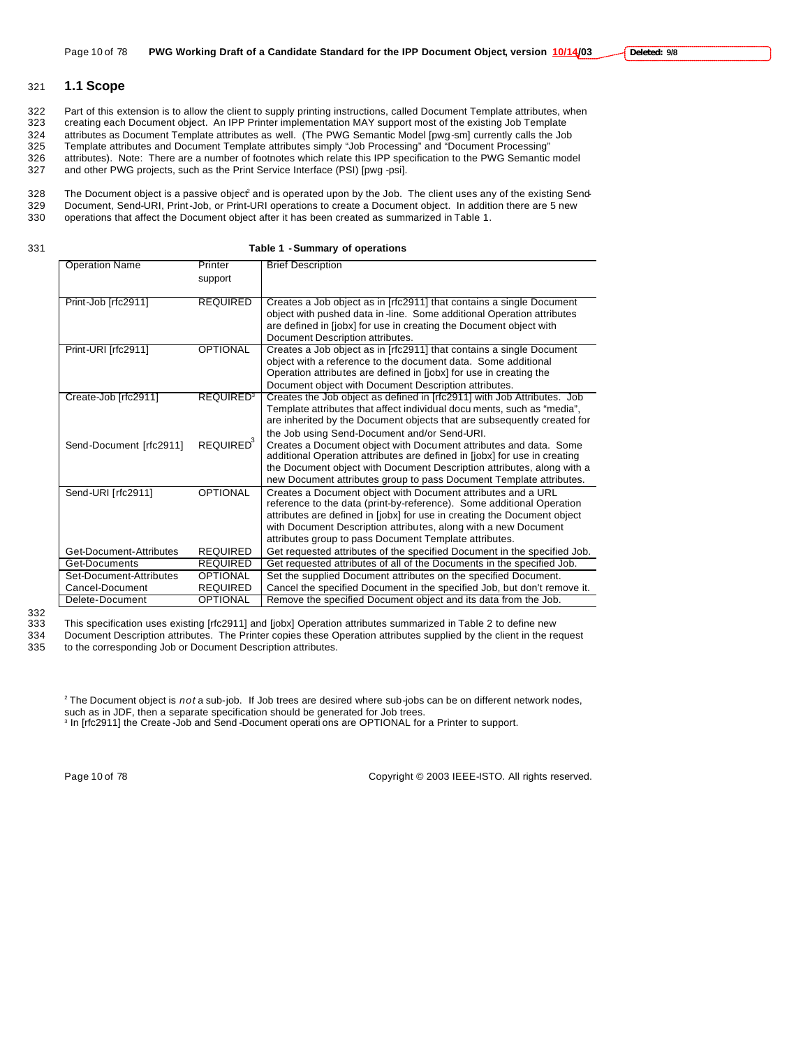## 1.1 Scope

Part of this extension is to allow the client to supply printing instructions, called Document Template attributes, when creating each Document object. An IPP Printer implementation MAY support most of the existing Job Template attributes as Document Template attributes as well. (The PWG Semantic Model [pwg-sm] currently calls the Job Template attributes and Document Template attributes simply "Job Processing" and "Document Processing" attributes). Note: There are a number of footnotes which relate this IPP specification to the PWG Semantic model and other PWG projects, such as the Print Service Interface (PSI) [pwg-psi].

The Document object is a passive object[2] and is operated upon by the Job. The client uses any of the existing Send-Document, Send-URI, Print-Job, or Print-URI operations to create a Document object. In addition there are 5 new operations that affect the Document object after it has been created as summarized in Table 1.

**Table 1 - Summary of operations**

| Operation Name | Printer support | Brief Description |
|---|---|---|
| Print-Job [rfc2911] | REQUIRED | Creates a Job object as in [rfc2911] that contains a single Document object with pushed data in-line. Some additional Operation attributes are defined in [jobx] for use in creating the Document object with Document Description attributes. |
| Print-URI [rfc2911] | OPTIONAL | Creates a Job object as in [rfc2911] that contains a single Document object with a reference to the document data. Some additional Operation attributes are defined in [jobx] for use in creating the Document object with Document Description attributes. |
| Create-Job [rfc2911] | REQUIRED[3] | Creates the Job object as defined in [rfc2911] with Job Attributes. Job Template attributes that affect individual documents, such as "media", are inherited by the Document objects that are subsequently created for the Job using Send-Document and/or Send-URI. |
| Send-Document [rfc2911] | REQUIRED[3] | Creates a Document object with Document attributes and data. Some additional Operation attributes are defined in [jobx] for use in creating the Document object with Document Description attributes, along with a new Document attributes group to pass Document Template attributes. |
| Send-URI [rfc2911] | OPTIONAL | Creates a Document object with Document attributes and a URL reference to the data (print-by-reference). Some additional Operation attributes are defined in [jobx] for use in creating the Document object with Document Description attributes, along with a new Document attributes group to pass Document Template attributes. |
| Get-Document-Attributes | REQUIRED | Get requested attributes of the specified Document in the specified Job. |
| Get-Documents | REQUIRED | Get requested attributes of all of the Documents in the specified Job. |
| Set-Document-Attributes | OPTIONAL | Set the supplied Document attributes on the specified Document. |
| Cancel-Document | REQUIRED | Cancel the specified Document in the specified Job, but don't remove it. |
| Delete-Document | OPTIONAL | Remove the specified Document object and its data from the Job. |

This specification uses existing [rfc2911] and [jobx] Operation attributes summarized in Table 2 to define new Document Description attributes. The Printer copies these Operation attributes supplied by the client in the request to the corresponding Job or Document Description attributes.

[2] The Document object is *not* a sub-job. If Job trees are desired where sub-jobs can be on different network nodes, such as in JDF, then a separate specification should be generated for Job trees.

[3] In [rfc2911] the Create-Job and Send-Document operations are OPTIONAL for a Printer to support.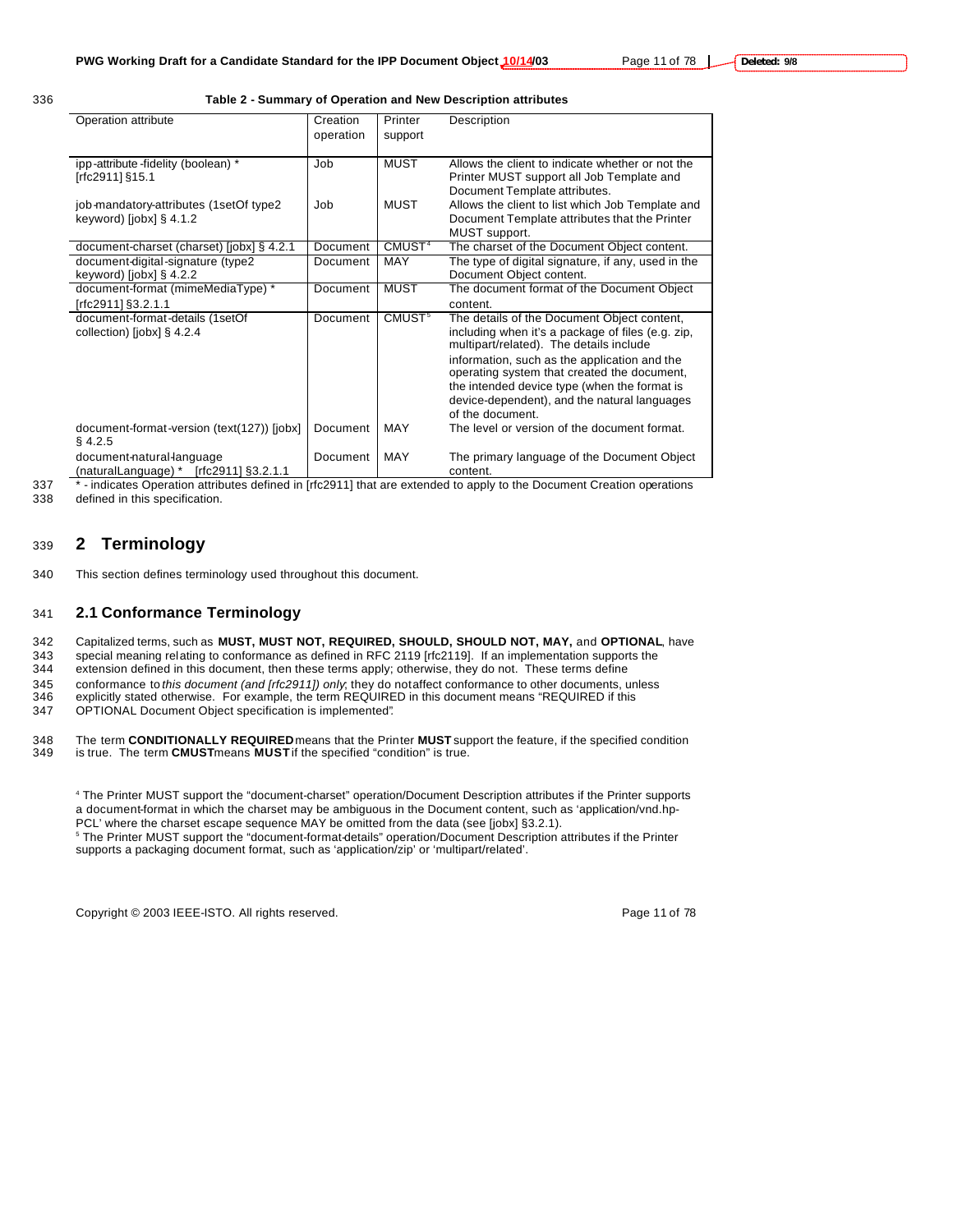**Table 2 - Summary of Operation and New Description attributes**

| Operation attribute | Creation operation | Printer support | Description |
|---|---|---|---|
| ipp-attribute-fidelity (boolean) * [rfc2911] §15.1 | Job | MUST | Allows the client to indicate whether or not the Printer MUST support all Job Template and Document Template attributes. |
| job-mandatory-attributes (1setOf type2 keyword) [jobx] § 4.1.2 | Job | MUST | Allows the client to list which Job Template and Document Template attributes that the Printer MUST support. |
| document-charset (charset) [jobx] § 4.2.1 | Document | CMUST[4] | The charset of the Document Object content. |
| document-digital-signature (type2 keyword) [jobx] § 4.2.2 | Document | MAY | The type of digital signature, if any, used in the Document Object content. |
| document-format (mimeMediaType) * [rfc2911] §3.2.1.1 | Document | MUST | The document format of the Document Object content. |
| document-format-details (1setOf collection) [jobx] § 4.2.4 | Document | CMUST[5] | The details of the Document Object content, including when it's a package of files (e.g. zip, multipart/related). The details include information, such as the application and the operating system that created the document, the intended device type (when the format is device-dependent), and the natural languages of the document. |
| document-format-version (text(127)) [jobx] § 4.2.5 | Document | MAY | The level or version of the document format. |
| document-natural-language (naturalLanguage) * [rfc2911] §3.2.1.1 | Document | MAY | The primary language of the Document Object content. |

* - indicates Operation attributes defined in [rfc2911] that are extended to apply to the Document Creation operations defined in this specification.

# 2 Terminology

This section defines terminology used throughout this document.

## 2.1 Conformance Terminology

Capitalized terms, such as **MUST, MUST NOT, REQUIRED, SHOULD, SHOULD NOT, MAY,** and **OPTIONAL**, have special meaning relating to conformance as defined in RFC 2119 [rfc2119]. If an implementation supports the extension defined in this document, then these terms apply; otherwise, they do not. These terms define conformance to *this document (and [rfc2911]) only*; they do not affect conformance to other documents, unless explicitly stated otherwise. For example, the term REQUIRED in this document means "REQUIRED if this OPTIONAL Document Object specification is implemented".

The term **CONDITIONALLY REQUIRED** means that the Printer **MUST** support the feature, if the specified condition is true. The term **CMUST** means **MUST** if the specified "condition" is true.

[4] The Printer MUST support the "document-charset" operation/Document Description attributes if the Printer supports a document-format in which the charset may be ambiguous in the Document content, such as 'application/vnd.hp-PCL' where the charset escape sequence MAY be omitted from the data (see [jobx] §3.2.1).

[5] The Printer MUST support the "document-format-details" operation/Document Description attributes if the Printer supports a packaging document format, such as 'application/zip' or 'multipart/related'.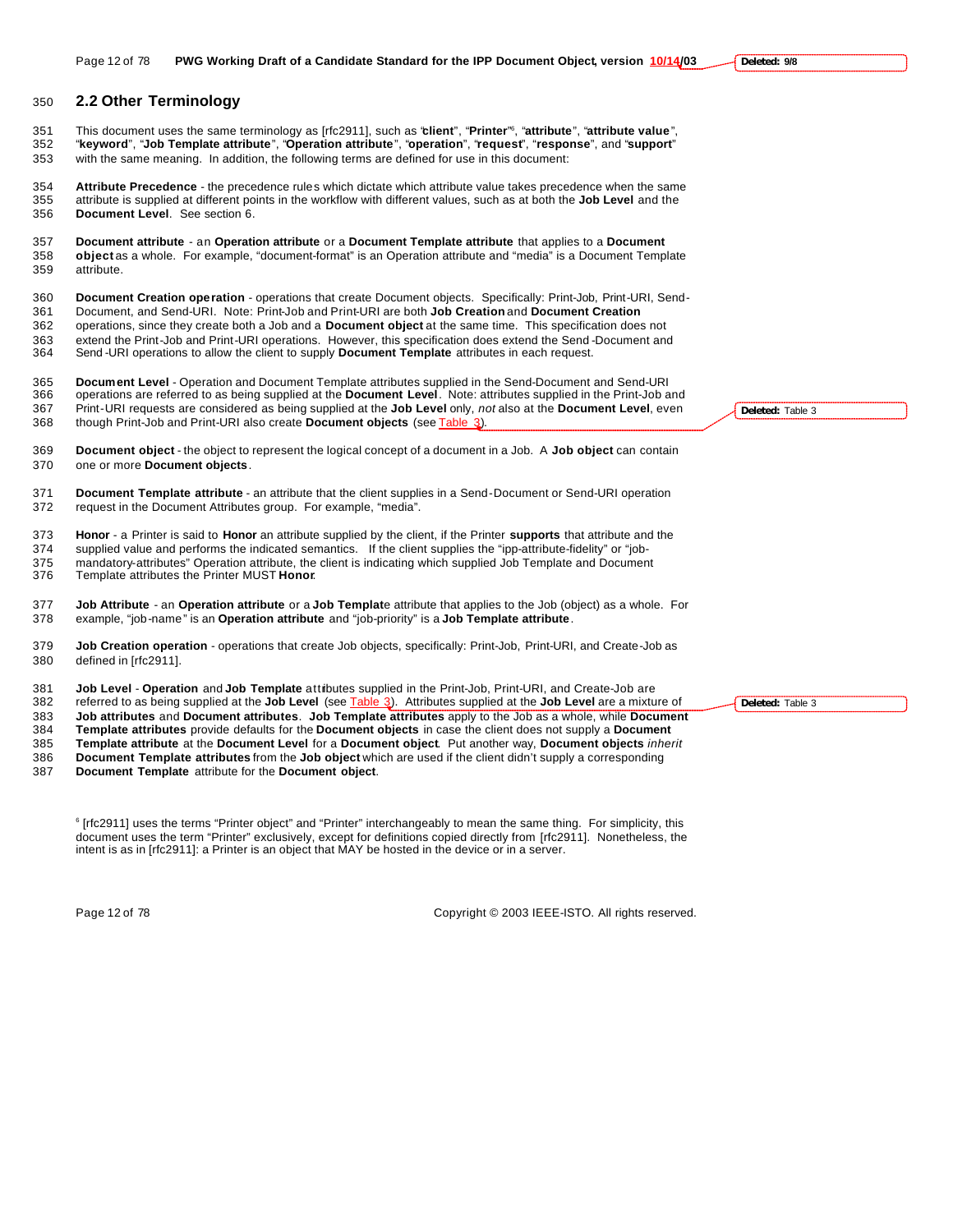## 2.2 Other Terminology

This document uses the same terminology as [rfc2911], such as "**client**", "**Printer**"[6], "**attribute**", "**attribute value**", "**keyword**", "**Job Template attribute**", "**Operation attribute**", "**operation**", "**request**", "**response**", and "**support**" with the same meaning. In addition, the following terms are defined for use in this document:

**Attribute Precedence** - the precedence rules which dictate which attribute value takes precedence when the same attribute is supplied at different points in the workflow with different values, such as at both the **Job Level** and the **Document Level**. See section 6.

**Document attribute** - an **Operation attribute** or a **Document Template attribute** that applies to a **Document object** as a whole. For example, "document-format" is an Operation attribute and "media" is a Document Template attribute.

**Document Creation operation** - operations that create Document objects. Specifically: Print-Job, Print-URI, Send-Document, and Send-URI. Note: Print-Job and Print-URI are both **Job Creation** and **Document Creation** operations, since they create both a Job and a **Document object** at the same time. This specification does not extend the Print-Job and Print-URI operations. However, this specification does extend the Send-Document and Send-URI operations to allow the client to supply **Document Template** attributes in each request.

**Document Level** - Operation and Document Template attributes supplied in the Send-Document and Send-URI operations are referred to as being supplied at the **Document Level**. Note: attributes supplied in the Print-Job and Print-URI requests are considered as being supplied at the **Job Level** only, *not* also at the **Document Level**, even though Print-Job and Print-URI also create **Document objects** (see Table 3).

**Document object** - the object to represent the logical concept of a document in a Job. A **Job object** can contain one or more **Document objects**.

**Document Template attribute** - an attribute that the client supplies in a Send-Document or Send-URI operation request in the Document Attributes group. For example, "media".

**Honor** - a Printer is said to **Honor** an attribute supplied by the client, if the Printer **supports** that attribute and the supplied value and performs the indicated semantics. If the client supplies the "ipp-attribute-fidelity" or "job-mandatory-attributes" Operation attribute, the client is indicating which supplied Job Template and Document Template attributes the Printer MUST **Honor**.

**Job Attribute** - an **Operation attribute** or a **Job Template** attribute that applies to the Job (object) as a whole. For example, "job-name" is an **Operation attribute** and "job-priority" is a **Job Template attribute**.

**Job Creation operation** - operations that create Job objects, specifically: Print-Job, Print-URI, and Create-Job as defined in [rfc2911].

**Job Level** - **Operation** and **Job Template** attributes supplied in the Print-Job, Print-URI, and Create-Job are referred to as being supplied at the **Job Level** (see Table 3). Attributes supplied at the **Job Level** are a mixture of **Job attributes** and **Document attributes**. **Job Template attributes** apply to the Job as a whole, while **Document Template attributes** provide defaults for the **Document objects** in case the client does not supply a **Document Template attribute** at the **Document Level** for a **Document object**. Put another way, **Document objects** *inherit* **Document Template attributes** from the **Job object** which are used if the client didn't supply a corresponding **Document Template** attribute for the **Document object**.

[6] [rfc2911] uses the terms "Printer object" and "Printer" interchangeably to mean the same thing. For simplicity, this document uses the term "Printer" exclusively, except for definitions copied directly from [rfc2911]. Nonetheless, the intent is as in [rfc2911]: a Printer is an object that MAY be hosted in the device or in a server.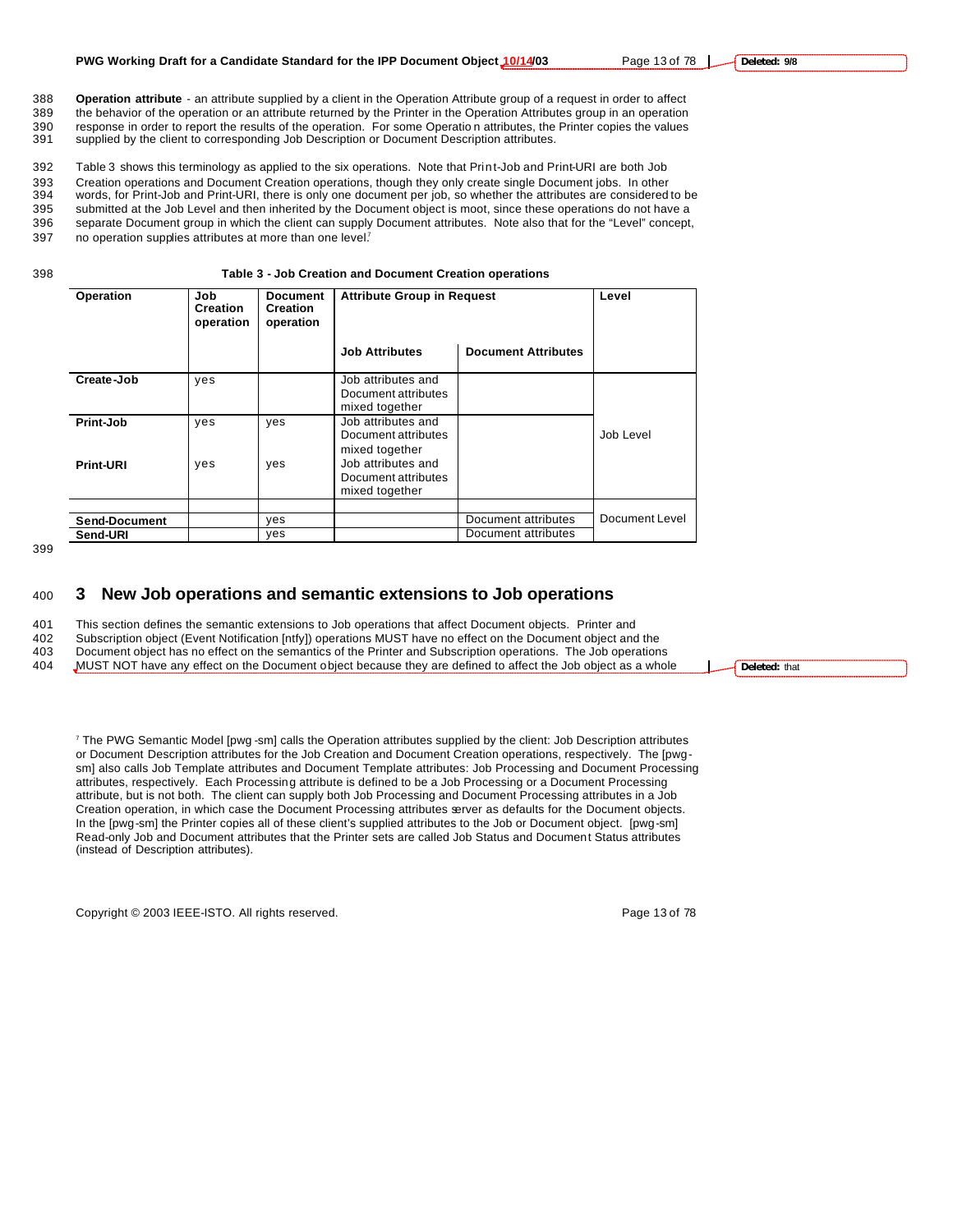**Operation attribute** - an attribute supplied by a client in the Operation Attribute group of a request in order to affect the behavior of the operation or an attribute returned by the Printer in the Operation Attributes group in an operation response in order to report the results of the operation. For some Operation attributes, the Printer copies the values supplied by the client to corresponding Job Description or Document Description attributes.

Table 3 shows this terminology as applied to the six operations. Note that Print-Job and Print-URI are both Job Creation operations and Document Creation operations, though they only create single Document jobs. In other words, for Print-Job and Print-URI, there is only one document per job, so whether the attributes are considered to be submitted at the Job Level and then inherited by the Document object is moot, since these operations do not have a separate Document group in which the client can supply Document attributes. Note also that for the "Level" concept, no operation supplies attributes at more than one level.[7]

**Table 3 - Job Creation and Document Creation operations**

| Operation | Job Creation operation | Document Creation operation | Attribute Group in Request | | Level |
|---|---|---|---|---|---|
| | | | Job Attributes | Document Attributes | |
| **Create-Job** | yes | | Job attributes and Document attributes mixed together | | Job Level |
| **Print-Job** | yes | yes | Job attributes and Document attributes mixed together | | Job Level |
| **Print-URI** | yes | yes | Job attributes and Document attributes mixed together | | Job Level |
| **Send-Document** | | yes | | Document attributes | Document Level |
| **Send-URI** | | yes | | Document attributes | Document Level |

# 3 New Job operations and semantic extensions to Job operations

This section defines the semantic extensions to Job operations that affect Document objects. Printer and Subscription object (Event Notification [ntfy]) operations MUST have no effect on the Document object and the Document object has no effect on the semantics of the Printer and Subscription operations. The Job operations MUST NOT have any effect on the Document object because they are defined to affect the Job object as a whole

[7] The PWG Semantic Model [pwg-sm] calls the Operation attributes supplied by the client: Job Description attributes or Document Description attributes for the Job Creation and Document Creation operations, respectively. The [pwg-sm] also calls Job Template attributes and Document Template attributes: Job Processing and Document Processing attributes, respectively. Each Processing attribute is defined to be a Job Processing or a Document Processing attribute, but is not both. The client can supply both Job Processing and Document Processing attributes in a Job Creation operation, in which case the Document Processing attributes server as defaults for the Document objects. In the [pwg-sm] the Printer copies all of these client's supplied attributes to the Job or Document object. [pwg-sm] Read-only Job and Document attributes that the Printer sets are called Job Status and Document Status attributes (instead of Description attributes).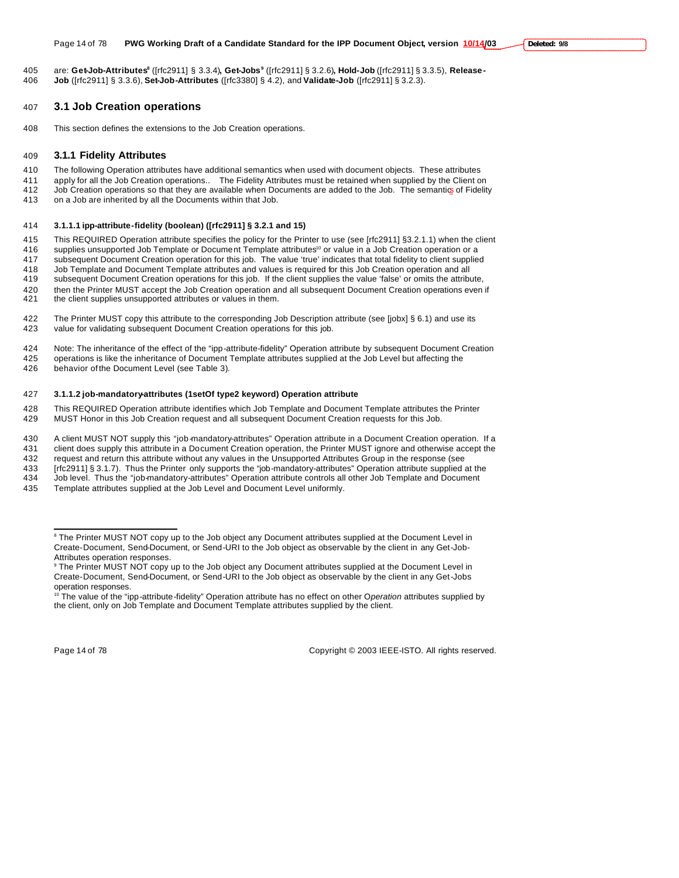are: **Get-Job-Attributes**[8] ([rfc2911] § 3.3.4), **Get-Jobs**[9] ([rfc2911] § 3.2.6), **Hold-Job** ([rfc2911] § 3.3.5), **Release-Job** ([rfc2911] § 3.3.6), **Set-Job-Attributes** ([rfc3380] § 4.2), and **Validate-Job** ([rfc2911] § 3.2.3).

## 3.1 Job Creation operations

This section defines the extensions to the Job Creation operations.

### 3.1.1 Fidelity Attributes

The following Operation attributes have additional semantics when used with document objects. These attributes apply for all the Job Creation operations.. The Fidelity Attributes must be retained when supplied by the Client on Job Creation operations so that they are available when Documents are added to the Job. The semantics of Fidelity on a Job are inherited by all the Documents within that Job.

#### 3.1.1.1 ipp-attribute-fidelity (boolean) ([rfc2911] § 3.2.1 and 15)

This REQUIRED Operation attribute specifies the policy for the Printer to use (see [rfc2911] §3.2.1.1) when the client supplies unsupported Job Template or Document Template attributes[10] or value in a Job Creation operation or a subsequent Document Creation operation for this job. The value 'true' indicates that total fidelity to client supplied Job Template and Document Template attributes and values is required for this Job Creation operation and all subsequent Document Creation operations for this job. If the client supplies the value 'false' or omits the attribute, then the Printer MUST accept the Job Creation operation and all subsequent Document Creation operations even if the client supplies unsupported attributes or values in them.

The Printer MUST copy this attribute to the corresponding Job Description attribute (see [jobx] § 6.1) and use its value for validating subsequent Document Creation operations for this job.

Note: The inheritance of the effect of the "ipp-attribute-fidelity" Operation attribute by subsequent Document Creation operations is like the inheritance of Document Template attributes supplied at the Job Level but affecting the behavior of the Document Level (see Table 3).

#### 3.1.1.2 job-mandatory-attributes (1setOf type2 keyword) Operation attribute

This REQUIRED Operation attribute identifies which Job Template and Document Template attributes the Printer MUST Honor in this Job Creation request and all subsequent Document Creation requests for this Job.

A client MUST NOT supply this "job-mandatory-attributes" Operation attribute in a Document Creation operation. If a client does supply this attribute in a Document Creation operation, the Printer MUST ignore and otherwise accept the request and return this attribute without any values in the Unsupported Attributes Group in the response (see [rfc2911] § 3.1.7). Thus the Printer only supports the "job-mandatory-attributes" Operation attribute supplied at the Job level. Thus the "job-mandatory-attributes" Operation attribute controls all other Job Template and Document Template attributes supplied at the Job Level and Document Level uniformly.

---

[8] The Printer MUST NOT copy up to the Job object any Document attributes supplied at the Document Level in Create-Document, Send-Document, or Send-URI to the Job object as observable by the client in any Get-Job-Attributes operation responses.

[9] The Printer MUST NOT copy up to the Job object any Document attributes supplied at the Document Level in Create-Document, Send-Document, or Send-URI to the Job object as observable by the client in any Get-Jobs operation responses.

[10] The value of the "ipp-attribute-fidelity" Operation attribute has no effect on other O*peration* attributes supplied by the client, only on Job Template and Document Template attributes supplied by the client.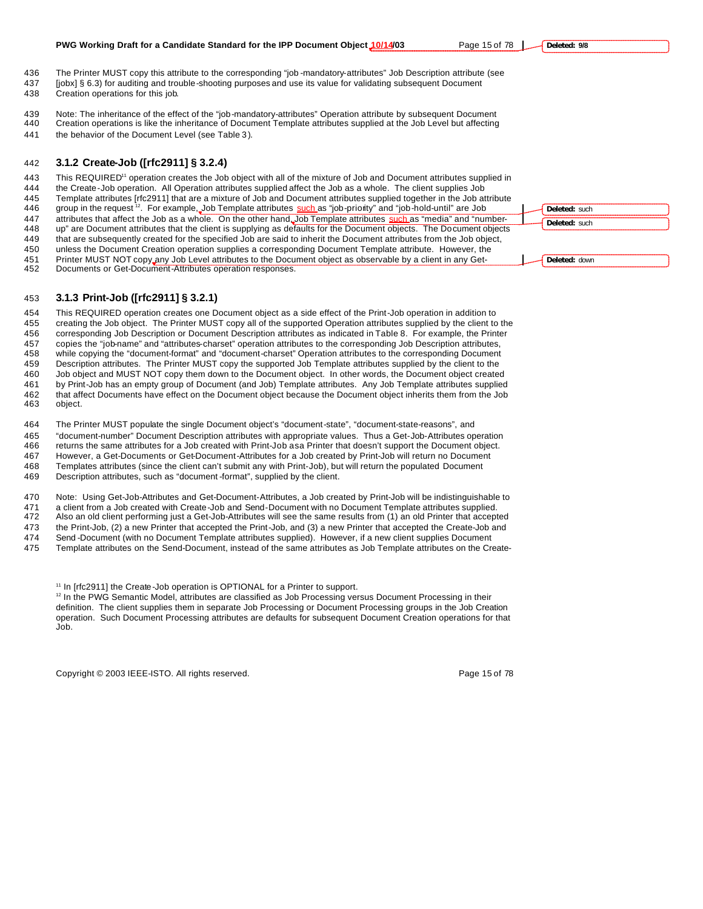The Printer MUST copy this attribute to the corresponding "job-mandatory-attributes" Job Description attribute (see [jobx] § 6.3) for auditing and trouble-shooting purposes and use its value for validating subsequent Document Creation operations for this job.

Note: The inheritance of the effect of the "job-mandatory-attributes" Operation attribute by subsequent Document Creation operations is like the inheritance of Document Template attributes supplied at the Job Level but affecting the behavior of the Document Level (see Table 3).

### 3.1.2 Create-Job ([rfc2911] § 3.2.4)

This REQUIRED[11] operation creates the Job object with all of the mixture of Job and Document attributes supplied in the Create-Job operation. All Operation attributes supplied affect the Job as a whole. The client supplies Job Template attributes [rfc2911] that are a mixture of Job and Document attributes supplied together in the Job attribute group in the request[12]. For example, Job Template attributes such as "job-priority" and "job-hold-until" are Job attributes that affect the Job as a whole. On the other hand, Job Template attributes such as "media" and "number-up" are Document attributes that the client is supplying as defaults for the Document objects. The Document objects that are subsequently created for the specified Job are said to inherit the Document attributes from the Job object, unless the Document Creation operation supplies a corresponding Document Template attribute. However, the Printer MUST NOT copy any Job Level attributes to the Document object as observable by a client in any Get-Documents or Get-Document-Attributes operation responses.

### 3.1.3 Print-Job ([rfc2911] § 3.2.1)

This REQUIRED operation creates one Document object as a side effect of the Print-Job operation in addition to creating the Job object. The Printer MUST copy all of the supported Operation attributes supplied by the client to the corresponding Job Description or Document Description attributes as indicated in Table 8. For example, the Printer copies the "job-name" and "attributes-charset" operation attributes to the corresponding Job Description attributes, while copying the "document-format" and "document-charset" Operation attributes to the corresponding Document Description attributes. The Printer MUST copy the supported Job Template attributes supplied by the client to the Job object and MUST NOT copy them down to the Document object. In other words, the Document object created by Print-Job has an empty group of Document (and Job) Template attributes. Any Job Template attributes supplied that affect Documents have effect on the Document object because the Document object inherits them from the Job object.

The Printer MUST populate the single Document object's "document-state", "document-state-reasons", and "document-number" Document Description attributes with appropriate values. Thus a Get-Job-Attributes operation returns the same attributes for a Job created with Print-Job as a Printer that doesn't support the Document object. However, a Get-Documents or Get-Document-Attributes for a Job created by Print-Job will return no Document Templates attributes (since the client can't submit any with Print-Job), but will return the populated Document Description attributes, such as "document-format", supplied by the client.

Note: Using Get-Job-Attributes and Get-Document-Attributes, a Job created by Print-Job will be indistinguishable to a client from a Job created with Create-Job and Send-Document with no Document Template attributes supplied. Also an old client performing just a Get-Job-Attributes will see the same results from (1) an old Printer that accepted the Print-Job, (2) a new Printer that accepted the Print-Job, and (3) a new Printer that accepted the Create-Job and Send-Document (with no Document Template attributes supplied). However, if a new client supplies Document Template attributes on the Send-Document, instead of the same attributes as Job Template attributes on the Create-

[11] In [rfc2911] the Create-Job operation is OPTIONAL for a Printer to support.

[12] In the PWG Semantic Model, attributes are classified as Job Processing versus Document Processing in their definition. The client supplies them in separate Job Processing or Document Processing groups in the Job Creation operation. Such Document Processing attributes are defaults for subsequent Document Creation operations for that Job.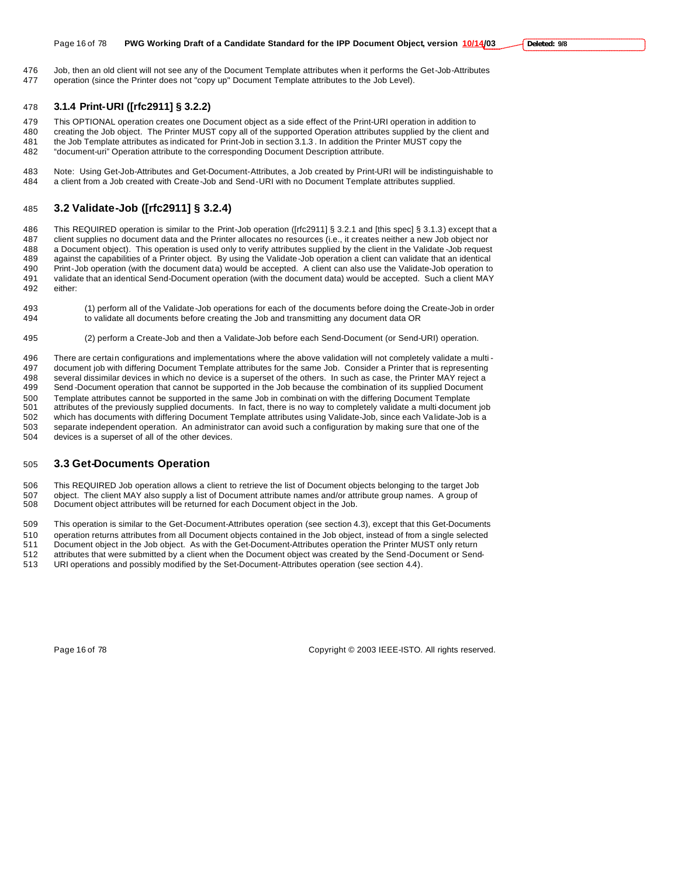Job, then an old client will not see any of the Document Template attributes when it performs the Get-Job-Attributes operation (since the Printer does not "copy up" Document Template attributes to the Job Level).

### 3.1.4 Print-URI ([rfc2911] § 3.2.2)

This OPTIONAL operation creates one Document object as a side effect of the Print-URI operation in addition to creating the Job object. The Printer MUST copy all of the supported Operation attributes supplied by the client and the Job Template attributes as indicated for Print-Job in section 3.1.3 . In addition the Printer MUST copy the "document-uri" Operation attribute to the corresponding Document Description attribute.

Note: Using Get-Job-Attributes and Get-Document-Attributes, a Job created by Print-URI will be indistinguishable to a client from a Job created with Create-Job and Send-URI with no Document Template attributes supplied.

## 3.2 Validate-Job ([rfc2911] § 3.2.4)

This REQUIRED operation is similar to the Print-Job operation ([rfc2911] § 3.2.1 and [this spec] § 3.1.3) except that a client supplies no document data and the Printer allocates no resources (i.e., it creates neither a new Job object nor a Document object). This operation is used only to verify attributes supplied by the client in the Validate-Job request against the capabilities of a Printer object. By using the Validate-Job operation a client can validate that an identical Print-Job operation (with the document data) would be accepted. A client can also use the Validate-Job operation to validate that an identical Send-Document operation (with the document data) would be accepted. Such a client MAY either:

(1) perform all of the Validate-Job operations for each of the documents before doing the Create-Job in order to validate all documents before creating the Job and transmitting any document data OR

(2) perform a Create-Job and then a Validate-Job before each Send-Document (or Send-URI) operation.

There are certain configurations and implementations where the above validation will not completely validate a multi-document job with differing Document Template attributes for the same Job. Consider a Printer that is representing several dissimilar devices in which no device is a superset of the others. In such as case, the Printer MAY reject a Send-Document operation that cannot be supported in the Job because the combination of its supplied Document Template attributes cannot be supported in the same Job in combination with the differing Document Template attributes of the previously supplied documents. In fact, there is no way to completely validate a multi-document job which has documents with differing Document Template attributes using Validate-Job, since each Validate-Job is a separate independent operation. An administrator can avoid such a configuration by making sure that one of the devices is a superset of all of the other devices.

## 3.3 Get-Documents Operation

This REQUIRED Job operation allows a client to retrieve the list of Document objects belonging to the target Job object. The client MAY also supply a list of Document attribute names and/or attribute group names. A group of Document object attributes will be returned for each Document object in the Job.

This operation is similar to the Get-Document-Attributes operation (see section 4.3), except that this Get-Documents operation returns attributes from all Document objects contained in the Job object, instead of from a single selected Document object in the Job object. As with the Get-Document-Attributes operation the Printer MUST only return attributes that were submitted by a client when the Document object was created by the Send-Document or Send-URI operations and possibly modified by the Set-Document-Attributes operation (see section 4.4).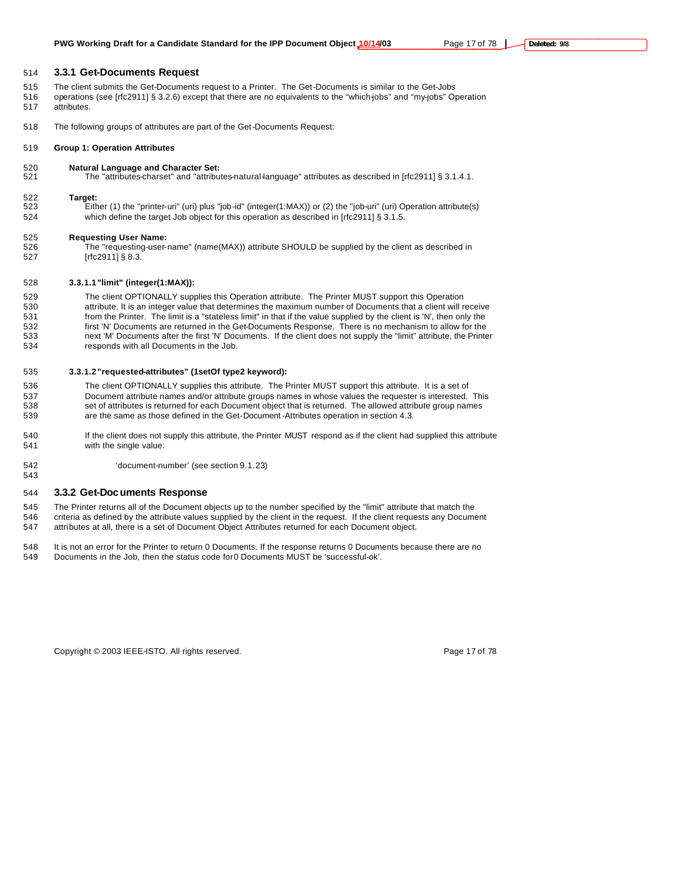### 3.3.1 Get-Documents Request

The client submits the Get-Documents request to a Printer. The Get-Documents is similar to the Get-Jobs operations (see [rfc2911] § 3.2.6) except that there are no equivalents to the "which-jobs" and "my-jobs" Operation attributes.

The following groups of attributes are part of the Get-Documents Request:

**Group 1: Operation Attributes**

**Natural Language and Character Set:**
The "attributes-charset" and "attributes-natural-language" attributes as described in [rfc2911] § 3.1.4.1.

**Target:**
Either (1) the "printer-uri" (uri) plus "job-id" (integer(1:MAX)) or (2) the "job-uri" (uri) Operation attribute(s) which define the target Job object for this operation as described in [rfc2911] § 3.1.5.

**Requesting User Name:**
The "requesting-user-name" (name(MAX)) attribute SHOULD be supplied by the client as described in [rfc2911] § 8.3.

#### 3.3.1.1 "limit" (integer(1:MAX)):

The client OPTIONALLY supplies this Operation attribute. The Printer MUST support this Operation attribute. It is an integer value that determines the maximum number of Documents that a client will receive from the Printer. The limit is a "stateless limit" in that if the value supplied by the client is 'N', then only the first 'N' Documents are returned in the Get-Documents Response. There is no mechanism to allow for the next 'M' Documents after the first 'N' Documents. If the client does not supply the "limit" attribute, the Printer responds with all Documents in the Job.

#### 3.3.1.2 "requested-attributes" (1setOf type2 keyword):

The client OPTIONALLY supplies this attribute. The Printer MUST support this attribute. It is a set of Document attribute names and/or attribute groups names in whose values the requester is interested. This set of attributes is returned for each Document object that is returned. The allowed attribute group names are the same as those defined in the Get-Document-Attributes operation in section 4.3.

If the client does not supply this attribute, the Printer MUST respond as if the client had supplied this attribute with the single value:

'document-number' (see section 9.1.23)

### 3.3.2 Get-Documents Response

The Printer returns all of the Document objects up to the number specified by the "limit" attribute that match the criteria as defined by the attribute values supplied by the client in the request. If the client requests any Document attributes at all, there is a set of Document Object Attributes returned for each Document object.

It is not an error for the Printer to return 0 Documents. If the response returns 0 Documents because there are no Documents in the Job, then the status code for 0 Documents MUST be 'successful-ok'.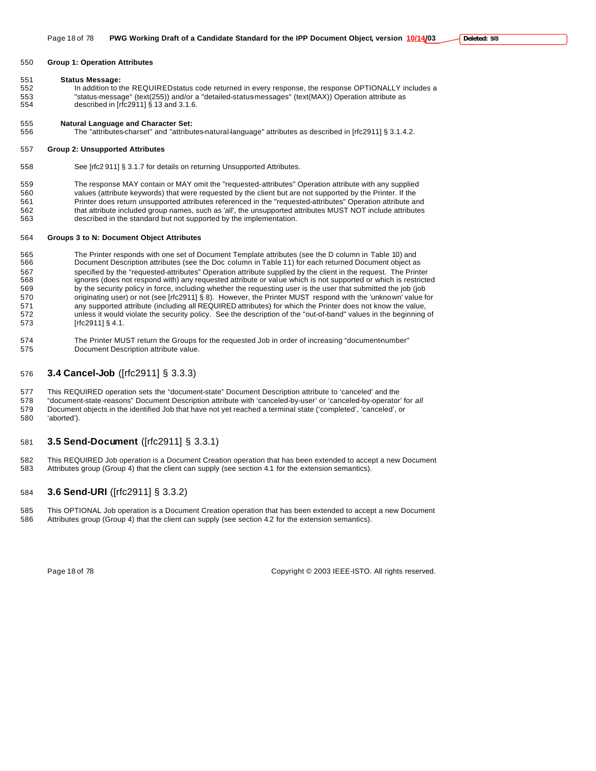**Group 1: Operation Attributes**

**Status Message:**

In addition to the REQUIRED status code returned in every response, the response OPTIONALLY includes a "status-message" (text(255)) and/or a "detailed-status-messages" (text(MAX)) Operation attribute as described in [rfc2911] § 13 and 3.1.6.

**Natural Language and Character Set:**

The "attributes-charset" and "attributes-natural-language" attributes as described in [rfc2911] § 3.1.4.2.

**Group 2: Unsupported Attributes**

See [rfc2911] § 3.1.7 for details on returning Unsupported Attributes.

The response MAY contain or MAY omit the "requested-attributes" Operation attribute with any supplied values (attribute keywords) that were requested by the client but are not supported by the Printer. If the Printer does return unsupported attributes referenced in the "requested-attributes" Operation attribute and that attribute included group names, such as 'all', the unsupported attributes MUST NOT include attributes described in the standard but not supported by the implementation.

**Groups 3 to N: Document Object Attributes**

The Printer responds with one set of Document Template attributes (see the D column in Table 10) and Document Description attributes (see the Doc column in Table 11) for each returned Document object as specified by the "requested-attributes" Operation attribute supplied by the client in the request. The Printer ignores (does not respond with) any requested attribute or value which is not supported or which is restricted by the security policy in force, including whether the requesting user is the user that submitted the job (job originating user) or not (see [rfc2911] § 8). However, the Printer MUST respond with the 'unknown' value for any supported attribute (including all REQUIRED attributes) for which the Printer does not know the value, unless it would violate the security policy. See the description of the "out-of-band" values in the beginning of [rfc2911] § 4.1.

The Printer MUST return the Groups for the requested Job in order of increasing "document-number" Document Description attribute value.

## 3.4 Cancel-Job ([rfc2911] § 3.3.3)

This REQUIRED operation sets the "document-state" Document Description attribute to 'canceled' and the "document-state-reasons" Document Description attribute with 'canceled-by-user' or 'canceled-by-operator' for *all* Document objects in the identified Job that have not yet reached a terminal state ('completed', 'canceled', or 'aborted').

## 3.5 Send-Document ([rfc2911] § 3.3.1)

This REQUIRED Job operation is a Document Creation operation that has been extended to accept a new Document Attributes group (Group 4) that the client can supply (see section 4.1 for the extension semantics).

## 3.6 Send-URI ([rfc2911] § 3.3.2)

This OPTIONAL Job operation is a Document Creation operation that has been extended to accept a new Document Attributes group (Group 4) that the client can supply (see section 4.2 for the extension semantics).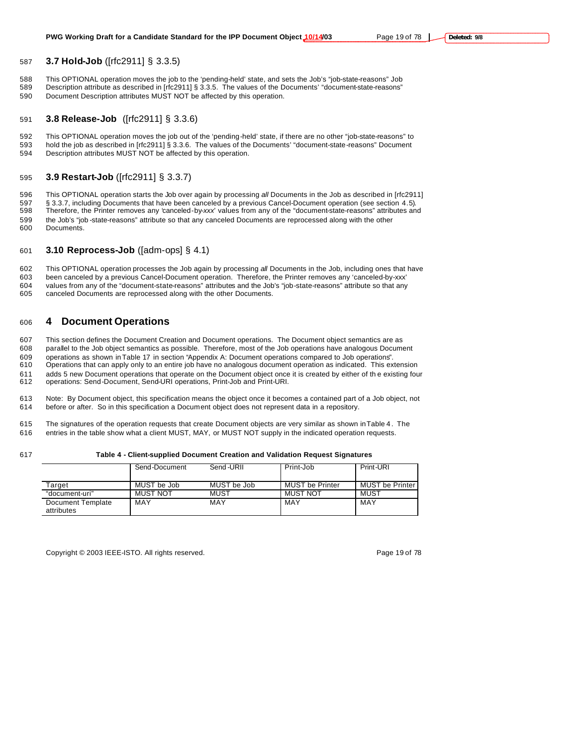### 3.7 Hold-Job ([rfc2911] § 3.3.5)

This OPTIONAL operation moves the job to the 'pending-held' state, and sets the Job's "job-state-reasons" Job Description attribute as described in [rfc2911] § 3.3.5. The values of the Documents' "document-state-reasons" Document Description attributes MUST NOT be affected by this operation.

### 3.8 Release-Job ([rfc2911] § 3.3.6)

This OPTIONAL operation moves the job out of the 'pending-held' state, if there are no other "job-state-reasons" to hold the job as described in [rfc2911] § 3.3.6. The values of the Documents' "document-state-reasons" Document Description attributes MUST NOT be affected by this operation.

### 3.9 Restart-Job ([rfc2911] § 3.3.7)

This OPTIONAL operation starts the Job over again by processing *all* Documents in the Job as described in [rfc2911] § 3.3.7, including Documents that have been canceled by a previous Cancel-Document operation (see section 4.5). Therefore, the Printer removes any 'canceled-by-*xxx*' values from any of the "document-state-reasons" attributes and the Job's "job-state-reasons" attribute so that any canceled Documents are reprocessed along with the other Documents.

### 3.10 Reprocess-Job ([adm-ops] § 4.1)

This OPTIONAL operation processes the Job again by processing *all* Documents in the Job, including ones that have been canceled by a previous Cancel-Document operation. Therefore, the Printer removes any 'canceled-by-xxx' values from any of the "document-state-reasons" attributes and the Job's "job-state-reasons" attribute so that any canceled Documents are reprocessed along with the other Documents.

## 4 Document Operations

This section defines the Document Creation and Document operations. The Document object semantics are as parallel to the Job object semantics as possible. Therefore, most of the Job operations have analogous Document operations as shown in Table 17 in section "Appendix A: Document operations compared to Job operations". Operations that can apply only to an entire job have no analogous document operation as indicated. This extension adds 5 new Document operations that operate on the Document object once it is created by either of the existing four operations: Send-Document, Send-URI operations, Print-Job and Print-URI.

Note: By Document object, this specification means the object once it becomes a contained part of a Job object, not before or after. So in this specification a Document object does not represent data in a repository.

The signatures of the operation requests that create Document objects are very similar as shown in Table 4. The entries in the table show what a client MUST, MAY, or MUST NOT supply in the indicated operation requests.

**Table 4 - Client-supplied Document Creation and Validation Request Signatures**

| | Send-Document | Send-URII | Print-Job | Print-URI |
|---|---|---|---|---|
| Target | MUST be Job | MUST be Job | MUST be Printer | MUST be Printer |
| "document-uri" | MUST NOT | MUST | MUST NOT | MUST |
| Document Template attributes | MAY | MAY | MAY | MAY |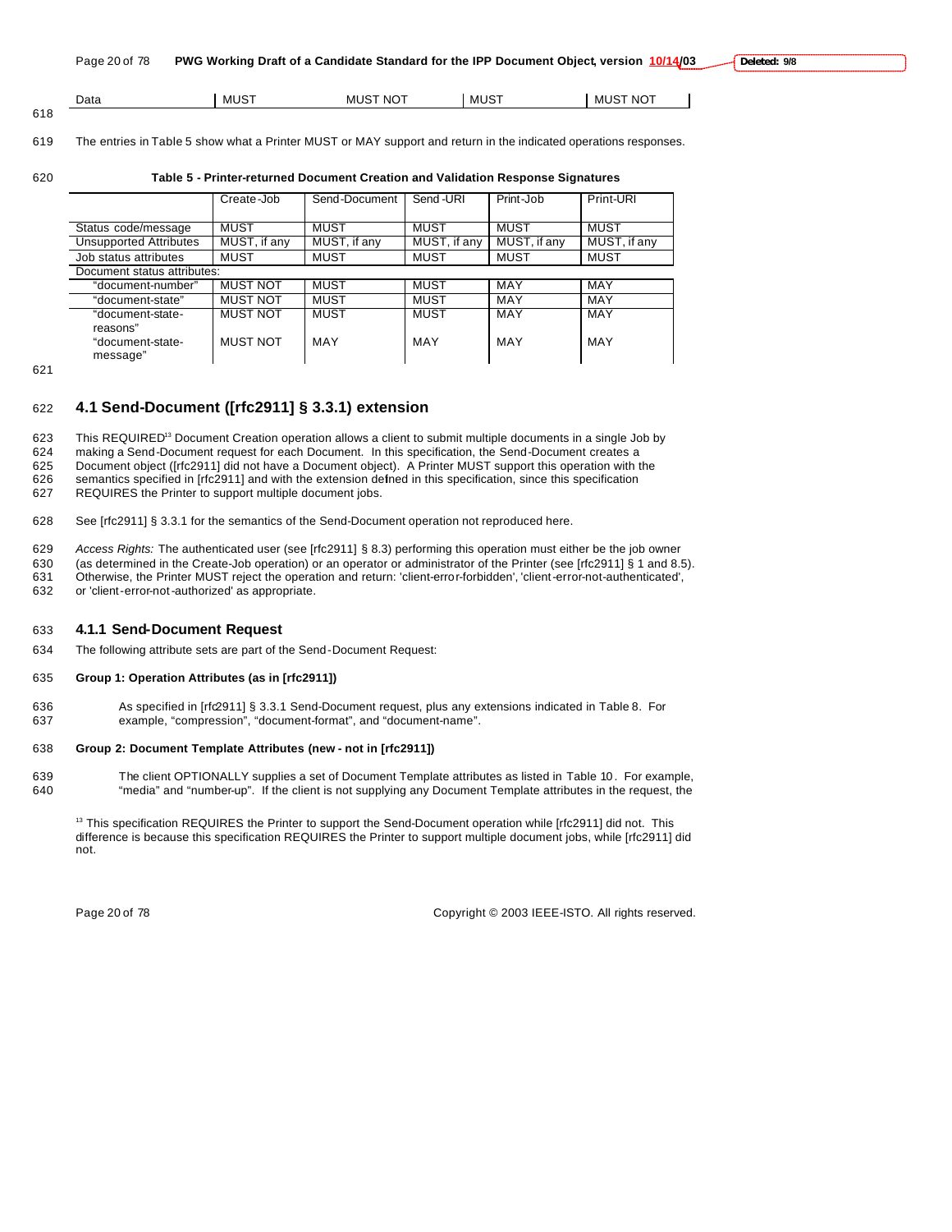| Data | MUST | MUST NOT | MUST | MUST NOT |
|---|---|---|---|---|

The entries in Table 5 show what a Printer MUST or MAY support and return in the indicated operations responses.

**Table 5 - Printer-returned Document Creation and Validation Response Signatures**

| | Create-Job | Send-Document | Send-URI | Print-Job | Print-URI |
|---|---|---|---|---|---|
| Status code/message | MUST | MUST | MUST | MUST | MUST |
| Unsupported Attributes | MUST, if any | MUST, if any | MUST, if any | MUST, if any | MUST, if any |
| Job status attributes | MUST | MUST | MUST | MUST | MUST |
| Document status attributes: | | | | | |
| "document-number" | MUST NOT | MUST | MUST | MAY | MAY |
| "document-state" | MUST NOT | MUST | MUST | MAY | MAY |
| "document-state-reasons" | MUST NOT | MUST | MUST | MAY | MAY |
| "document-state-message" | MUST NOT | MAY | MAY | MAY | MAY |

## 4.1 Send-Document ([rfc2911] § 3.3.1) extension

This REQUIRED[13] Document Creation operation allows a client to submit multiple documents in a single Job by making a Send-Document request for each Document. In this specification, the Send-Document creates a Document object ([rfc2911] did not have a Document object). A Printer MUST support this operation with the semantics specified in [rfc2911] and with the extension defined in this specification, since this specification REQUIRES the Printer to support multiple document jobs.

See [rfc2911] § 3.3.1 for the semantics of the Send-Document operation not reproduced here.

*Access Rights:* The authenticated user (see [rfc2911] § 8.3) performing this operation must either be the job owner (as determined in the Create-Job operation) or an operator or administrator of the Printer (see [rfc2911] § 1 and 8.5). Otherwise, the Printer MUST reject the operation and return: 'client-error-forbidden', 'client-error-not-authenticated', or 'client-error-not-authorized' as appropriate.

### 4.1.1 Send-Document Request

The following attribute sets are part of the Send-Document Request:

**Group 1: Operation Attributes (as in [rfc2911])**

As specified in [rfc2911] § 3.3.1 Send-Document request, plus any extensions indicated in Table 8. For example, "compression", "document-format", and "document-name".

**Group 2: Document Template Attributes (new - not in [rfc2911])**

The client OPTIONALLY supplies a set of Document Template attributes as listed in Table 10. For example, "media" and "number-up". If the client is not supplying any Document Template attributes in the request, the

[13] This specification REQUIRES the Printer to support the Send-Document operation while [rfc2911] did not. This difference is because this specification REQUIRES the Printer to support multiple document jobs, while [rfc2911] did not.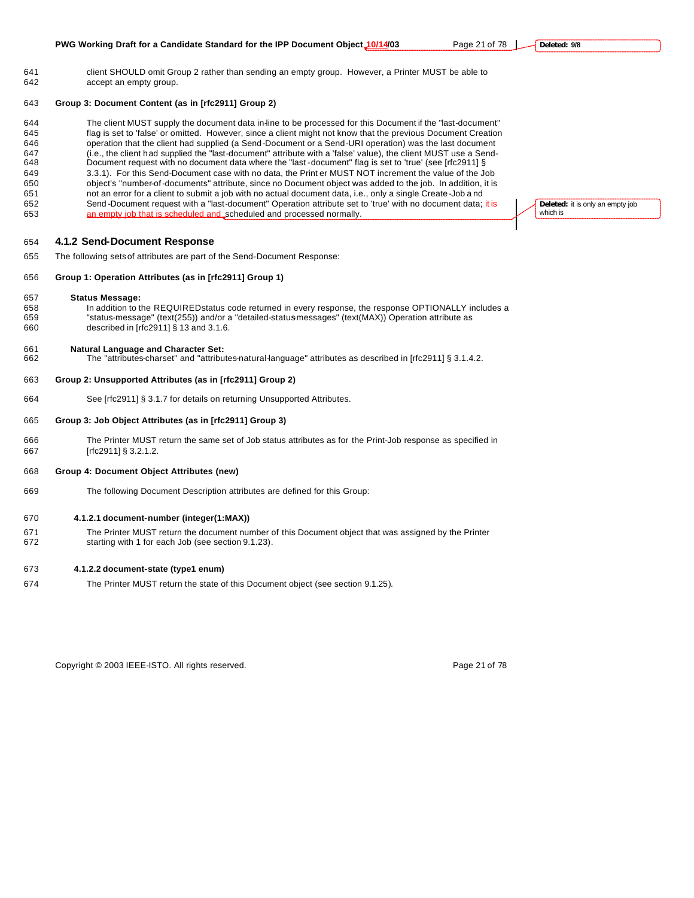client SHOULD omit Group 2 rather than sending an empty group. However, a Printer MUST be able to accept an empty group.

**Group 3: Document Content (as in [rfc2911] Group 2)**

The client MUST supply the document data in-line to be processed for this Document if the "last-document" flag is set to 'false' or omitted. However, since a client might not know that the previous Document Creation operation that the client had supplied (a Send-Document or a Send-URI operation) was the last document (i.e., the client had supplied the "last-document" attribute with a 'false' value), the client MUST use a Send-Document request with no document data where the "last-document" flag is set to 'true' (see [rfc2911] § 3.3.1). For this Send-Document case with no data, the Printer MUST NOT increment the value of the Job object's "number-of-documents" attribute, since no Document object was added to the job. In addition, it is not an error for a client to submit a job with no actual document data, i.e., only a single Create-Job and Send-Document request with a "last-document" Operation attribute set to 'true' with no document data; it is an empty job that is scheduled and scheduled and processed normally.

## 4.1.2 Send-Document Response

The following sets of attributes are part of the Send-Document Response:

**Group 1: Operation Attributes (as in [rfc2911] Group 1)**

**Status Message:**
In addition to the REQUIRED status code returned in every response, the response OPTIONALLY includes a "status-message" (text(255)) and/or a "detailed-status-messages" (text(MAX)) Operation attribute as described in [rfc2911] § 13 and 3.1.6.

**Natural Language and Character Set:**
The "attributes-charset" and "attributes-natural-language" attributes as described in [rfc2911] § 3.1.4.2.

**Group 2: Unsupported Attributes (as in [rfc2911] Group 2)**

See [rfc2911] § 3.1.7 for details on returning Unsupported Attributes.

**Group 3: Job Object Attributes (as in [rfc2911] Group 3)**

The Printer MUST return the same set of Job status attributes as for the Print-Job response as specified in [rfc2911] § 3.2.1.2.

**Group 4: Document Object Attributes (new)**

The following Document Description attributes are defined for this Group:

### 4.1.2.1 document-number (integer(1:MAX))

The Printer MUST return the document number of this Document object that was assigned by the Printer starting with 1 for each Job (see section 9.1.23).

### 4.1.2.2 document-state (type1 enum)

The Printer MUST return the state of this Document object (see section 9.1.25).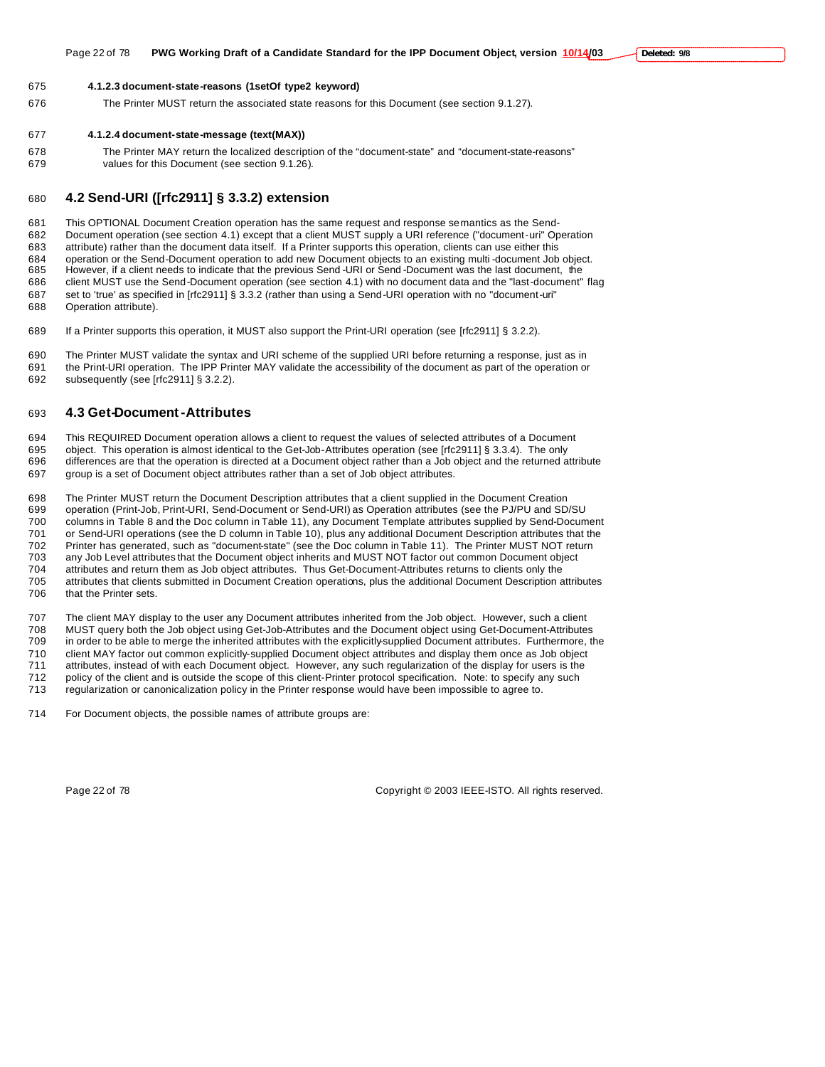#### 4.1.2.3 document-state-reasons (1setOf type2 keyword)

The Printer MUST return the associated state reasons for this Document (see section 9.1.27).

#### 4.1.2.4 document-state-message (text(MAX))

The Printer MAY return the localized description of the "document-state" and "document-state-reasons" values for this Document (see section 9.1.26).

## 4.2 Send-URI ([rfc2911] § 3.3.2) extension

This OPTIONAL Document Creation operation has the same request and response semantics as the Send-Document operation (see section 4.1) except that a client MUST supply a URI reference ("document-uri" Operation attribute) rather than the document data itself. If a Printer supports this operation, clients can use either this operation or the Send-Document operation to add new Document objects to an existing multi-document Job object. However, if a client needs to indicate that the previous Send-URI or Send-Document was the last document, the client MUST use the Send-Document operation (see section 4.1) with no document data and the "last-document" flag set to 'true' as specified in [rfc2911] § 3.3.2 (rather than using a Send-URI operation with no "document-uri" Operation attribute).

If a Printer supports this operation, it MUST also support the Print-URI operation (see [rfc2911] § 3.2.2).

The Printer MUST validate the syntax and URI scheme of the supplied URI before returning a response, just as in the Print-URI operation. The IPP Printer MAY validate the accessibility of the document as part of the operation or subsequently (see [rfc2911] § 3.2.2).

## 4.3 Get-Document-Attributes

This REQUIRED Document operation allows a client to request the values of selected attributes of a Document object. This operation is almost identical to the Get-Job-Attributes operation (see [rfc2911] § 3.3.4). The only differences are that the operation is directed at a Document object rather than a Job object and the returned attribute group is a set of Document object attributes rather than a set of Job object attributes.

The Printer MUST return the Document Description attributes that a client supplied in the Document Creation operation (Print-Job, Print-URI, Send-Document or Send-URI) as Operation attributes (see the PJ/PU and SD/SU columns in Table 8 and the Doc column in Table 11), any Document Template attributes supplied by Send-Document or Send-URI operations (see the D column in Table 10), plus any additional Document Description attributes that the Printer has generated, such as "document-state" (see the Doc column in Table 11). The Printer MUST NOT return any Job Level attributes that the Document object inherits and MUST NOT factor out common Document object attributes and return them as Job object attributes. Thus Get-Document-Attributes returns to clients only the attributes that clients submitted in Document Creation operations, plus the additional Document Description attributes that the Printer sets.

The client MAY display to the user any Document attributes inherited from the Job object. However, such a client MUST query both the Job object using Get-Job-Attributes and the Document object using Get-Document-Attributes in order to be able to merge the inherited attributes with the explicitly-supplied Document attributes. Furthermore, the client MAY factor out common explicitly-supplied Document object attributes and display them once as Job object attributes, instead of with each Document object. However, any such regularization of the display for users is the policy of the client and is outside the scope of this client-Printer protocol specification. Note: to specify any such regularization or canonicalization policy in the Printer response would have been impossible to agree to.

For Document objects, the possible names of attribute groups are: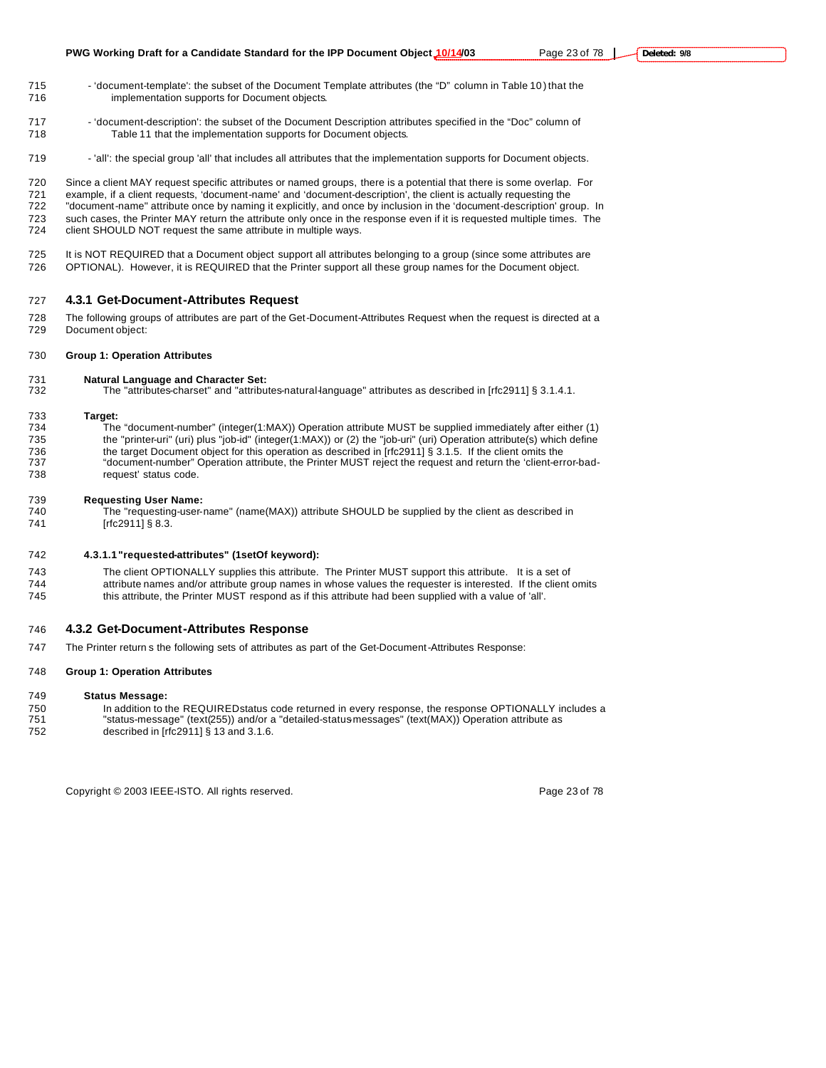- 'document-template': the subset of the Document Template attributes (the "D" column in Table 10) that the implementation supports for Document objects.

- 'document-description': the subset of the Document Description attributes specified in the "Doc" column of Table 11 that the implementation supports for Document objects.

- 'all': the special group 'all' that includes all attributes that the implementation supports for Document objects.

Since a client MAY request specific attributes or named groups, there is a potential that there is some overlap. For example, if a client requests, 'document-name' and 'document-description', the client is actually requesting the "document-name" attribute once by naming it explicitly, and once by inclusion in the 'document-description' group. In such cases, the Printer MAY return the attribute only once in the response even if it is requested multiple times. The client SHOULD NOT request the same attribute in multiple ways.

It is NOT REQUIRED that a Document object support all attributes belonging to a group (since some attributes are OPTIONAL). However, it is REQUIRED that the Printer support all these group names for the Document object.

### 4.3.1 Get-Document-Attributes Request

The following groups of attributes are part of the Get-Document-Attributes Request when the request is directed at a Document object:

**Group 1: Operation Attributes**

**Natural Language and Character Set:**
The "attributes-charset" and "attributes-natural-language" attributes as described in [rfc2911] § 3.1.4.1.

**Target:**
The "document-number" (integer(1:MAX)) Operation attribute MUST be supplied immediately after either (1) the "printer-uri" (uri) plus "job-id" (integer(1:MAX)) or (2) the "job-uri" (uri) Operation attribute(s) which define the target Document object for this operation as described in [rfc2911] § 3.1.5. If the client omits the "document-number" Operation attribute, the Printer MUST reject the request and return the 'client-error-bad-request' status code.

**Requesting User Name:**
The "requesting-user-name" (name(MAX)) attribute SHOULD be supplied by the client as described in [rfc2911] § 8.3.

#### 4.3.1.1 "requested-attributes" (1setOf keyword):

The client OPTIONALLY supplies this attribute. The Printer MUST support this attribute. It is a set of attribute names and/or attribute group names in whose values the requester is interested. If the client omits this attribute, the Printer MUST respond as if this attribute had been supplied with a value of 'all'.

### 4.3.2 Get-Document-Attributes Response

The Printer return s the following sets of attributes as part of the Get-Document-Attributes Response:

**Group 1: Operation Attributes**

**Status Message:**
In addition to the REQUIREDstatus code returned in every response, the response OPTIONALLY includes a "status-message" (text(255)) and/or a "detailed-status-messages" (text(MAX)) Operation attribute as described in [rfc2911] § 13 and 3.1.6.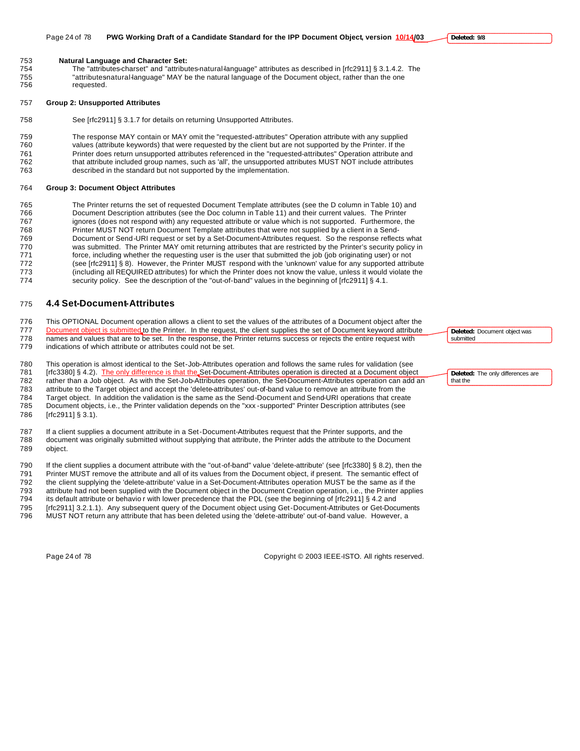**Natural Language and Character Set:**

The "attributes-charset" and "attributes-natural-language" attributes as described in [rfc2911] § 3.1.4.2. The "attributes-natural-language" MAY be the natural language of the Document object, rather than the one requested.

**Group 2: Unsupported Attributes**

See [rfc2911] § 3.1.7 for details on returning Unsupported Attributes.

The response MAY contain or MAY omit the "requested-attributes" Operation attribute with any supplied values (attribute keywords) that were requested by the client but are not supported by the Printer. If the Printer does return unsupported attributes referenced in the "requested-attributes" Operation attribute and that attribute included group names, such as 'all', the unsupported attributes MUST NOT include attributes described in the standard but not supported by the implementation.

**Group 3: Document Object Attributes**

The Printer returns the set of requested Document Template attributes (see the D column in Table 10) and Document Description attributes (see the Doc column in Table 11) and their current values. The Printer ignores (does not respond with) any requested attribute or value which is not supported. Furthermore, the Printer MUST NOT return Document Template attributes that were not supplied by a client in a Send-Document or Send-URI request or set by a Set-Document-Attributes request. So the response reflects what was submitted. The Printer MAY omit returning attributes that are restricted by the Printer's security policy in force, including whether the requesting user is the user that submitted the job (job originating user) or not (see [rfc2911] § 8). However, the Printer MUST respond with the 'unknown' value for any supported attribute (including all REQUIRED attributes) for which the Printer does not know the value, unless it would violate the security policy. See the description of the "out-of-band" values in the beginning of [rfc2911] § 4.1.

## 4.4 Set-Document-Attributes

This OPTIONAL Document operation allows a client to set the values of the attributes of a Document object after the Document object is submitted to the Printer. In the request, the client supplies the set of Document keyword attribute names and values that are to be set. In the response, the Printer returns success or rejects the entire request with indications of which attribute or attributes could not be set.

This operation is almost identical to the Set-Job-Attributes operation and follows the same rules for validation (see [rfc3380] § 4.2). The only difference is that the Set-Document-Attributes operation is directed at a Document object rather than a Job object. As with the Set-Job-Attributes operation, the Set-Document-Attributes operation can add an attribute to the Target object and accept the 'delete-attributes' out-of-band value to remove an attribute from the Target object. In addition the validation is the same as the Send-Document and Send-URI operations that create Document objects, i.e., the Printer validation depends on the "xxx-supported" Printer Description attributes (see [rfc2911] § 3.1).

If a client supplies a document attribute in a Set-Document-Attributes request that the Printer supports, and the document was originally submitted without supplying that attribute, the Printer adds the attribute to the Document object.

If the client supplies a document attribute with the "out-of-band" value 'delete-attribute' (see [rfc3380] § 8.2), then the Printer MUST remove the attribute and all of its values from the Document object, if present. The semantic effect of the client supplying the 'delete-attribute' value in a Set-Document-Attributes operation MUST be the same as if the attribute had not been supplied with the Document object in the Document Creation operation, i.e., the Printer applies its default attribute or behavior with lower precedence that the PDL (see the beginning of [rfc2911] § 4.2 and [rfc2911] 3.2.1.1). Any subsequent query of the Document object using Get-Document-Attributes or Get-Documents MUST NOT return any attribute that has been deleted using the 'delete-attribute' out-of-band value. However, a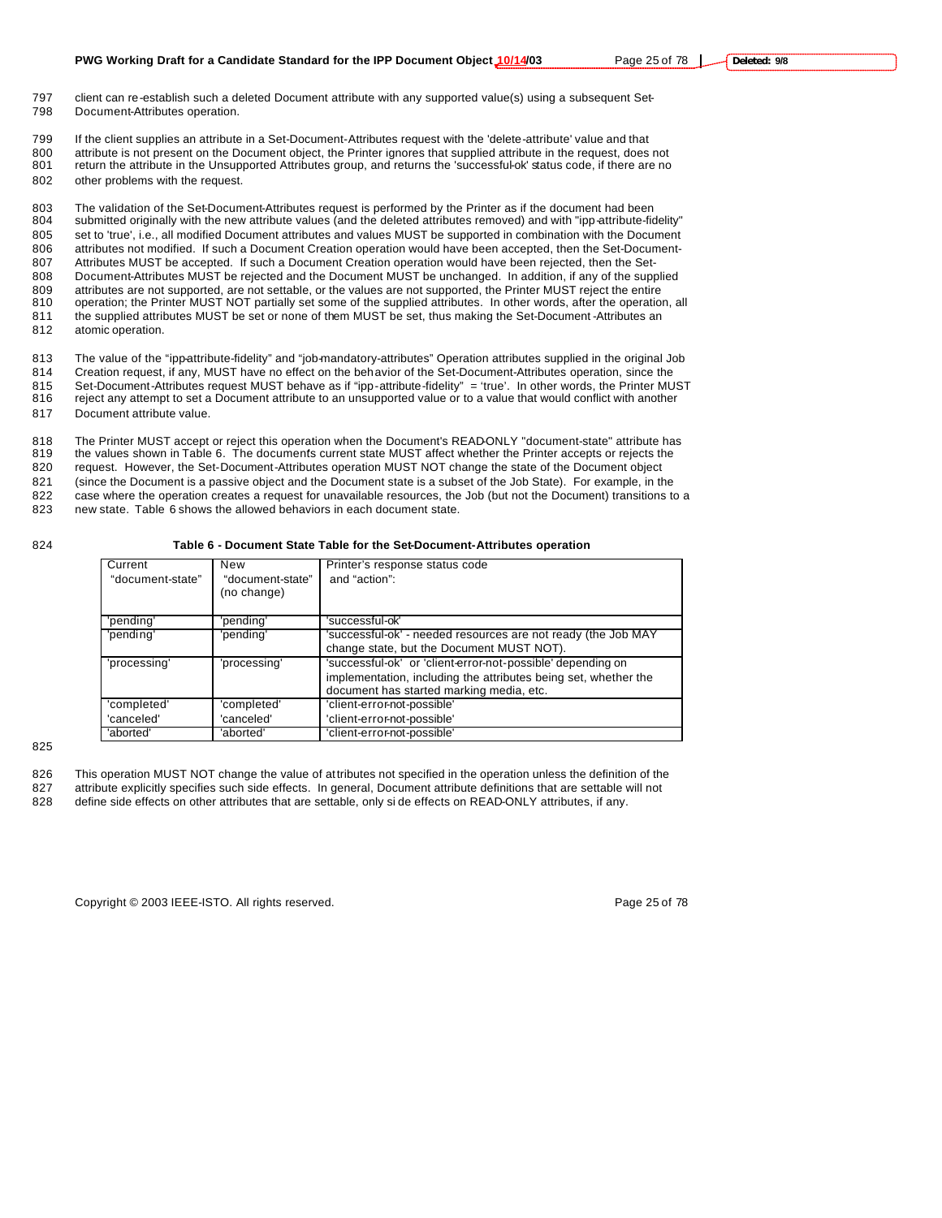client can re-establish such a deleted Document attribute with any supported value(s) using a subsequent Set-Document-Attributes operation.

If the client supplies an attribute in a Set-Document-Attributes request with the 'delete-attribute' value and that attribute is not present on the Document object, the Printer ignores that supplied attribute in the request, does not return the attribute in the Unsupported Attributes group, and returns the 'successful-ok' status code, if there are no other problems with the request.

The validation of the Set-Document-Attributes request is performed by the Printer as if the document had been submitted originally with the new attribute values (and the deleted attributes removed) and with "ipp-attribute-fidelity" set to 'true', i.e., all modified Document attributes and values MUST be supported in combination with the Document attributes not modified. If such a Document Creation operation would have been accepted, then the Set-Document-Attributes MUST be accepted. If such a Document Creation operation would have been rejected, then the Set-Document-Attributes MUST be rejected and the Document MUST be unchanged. In addition, if any of the supplied attributes are not supported, are not settable, or the values are not supported, the Printer MUST reject the entire operation; the Printer MUST NOT partially set some of the supplied attributes. In other words, after the operation, all the supplied attributes MUST be set or none of them MUST be set, thus making the Set-Document-Attributes an atomic operation.

The value of the "ipp-attribute-fidelity" and "job-mandatory-attributes" Operation attributes supplied in the original Job Creation request, if any, MUST have no effect on the behavior of the Set-Document-Attributes operation, since the Set-Document-Attributes request MUST behave as if "ipp-attribute-fidelity" = 'true'. In other words, the Printer MUST reject any attempt to set a Document attribute to an unsupported value or to a value that would conflict with another Document attribute value.

The Printer MUST accept or reject this operation when the Document's READ-ONLY "document-state" attribute has the values shown in Table 6. The document's current state MUST affect whether the Printer accepts or rejects the request. However, the Set-Document-Attributes operation MUST NOT change the state of the Document object (since the Document is a passive object and the Document state is a subset of the Job State). For example, in the case where the operation creates a request for unavailable resources, the Job (but not the Document) transitions to a new state. Table 6 shows the allowed behaviors in each document state.

**Table 6 - Document State Table for the Set-Document-Attributes operation**

| Current "document-state" | New "document-state" (no change) | Printer's response status code and "action": |
|---|---|---|
| 'pending' | 'pending' | 'successful-ok' |
| 'pending' | 'pending' | 'successful-ok' - needed resources are not ready (the Job MAY change state, but the Document MUST NOT). |
| 'processing' | 'processing' | 'successful-ok' or 'client-error-not-possible' depending on implementation, including the attributes being set, whether the document has started marking media, etc. |
| 'completed' | 'completed' | 'client-error-not-possible' |
| 'canceled' | 'canceled' | 'client-error-not-possible' |
| 'aborted' | 'aborted' | 'client-error-not-possible' |

This operation MUST NOT change the value of attributes not specified in the operation unless the definition of the attribute explicitly specifies such side effects. In general, Document attribute definitions that are settable will not define side effects on other attributes that are settable, only side effects on READ-ONLY attributes, if any.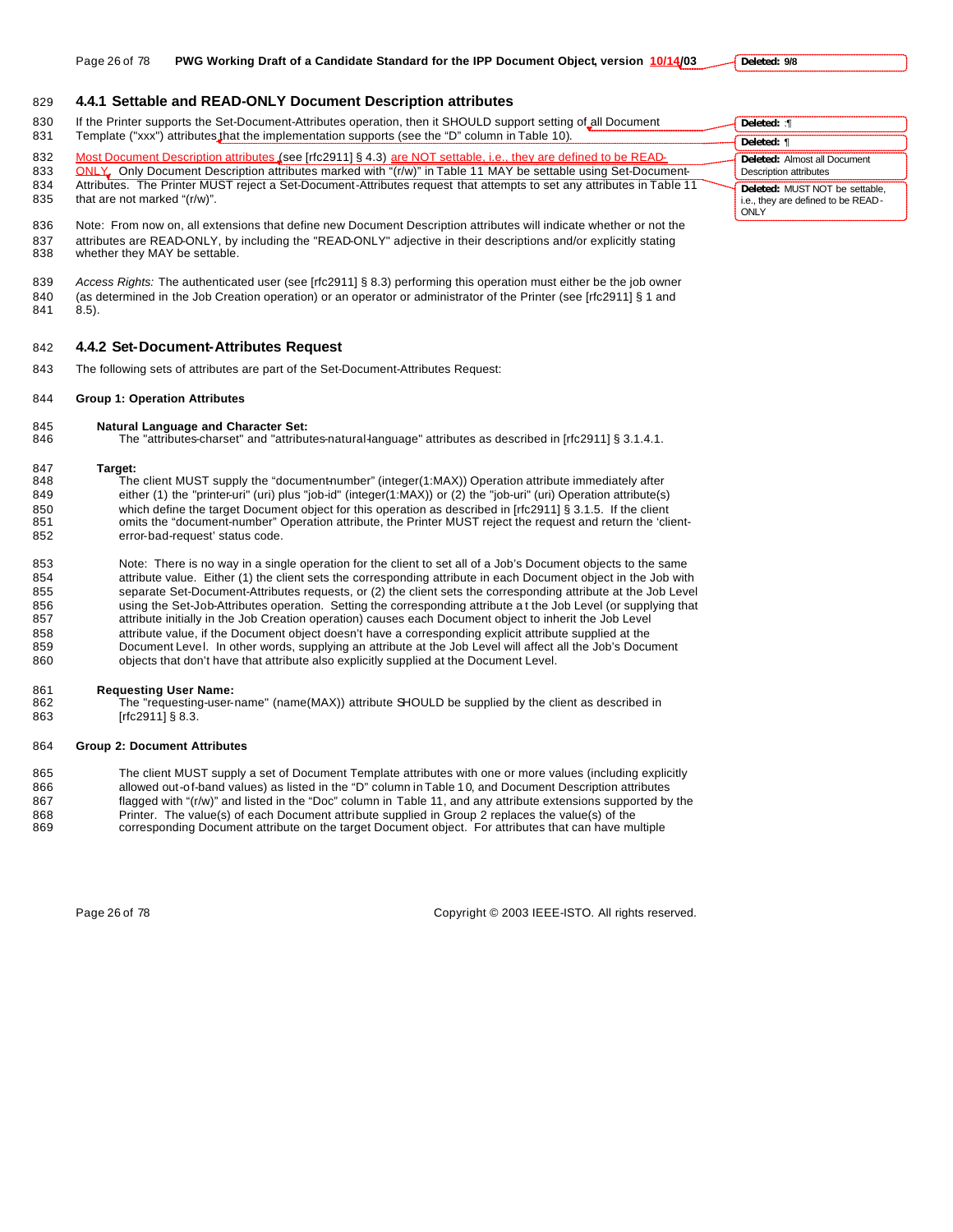### 4.4.1 Settable and READ-ONLY Document Description attributes

If the Printer supports the Set-Document-Attributes operation, then it SHOULD support setting of all Document Template ("xxx") attributes that the implementation supports (see the "D" column in Table 10).

Most Document Description attributes (see [rfc2911] § 4.3) are NOT settable, i.e., they are defined to be READ-ONLY. Only Document Description attributes marked with "(r/w)" in Table 11 MAY be settable using Set-Document-Attributes. The Printer MUST reject a Set-Document-Attributes request that attempts to set any attributes in Table 11 that are not marked "(r/w)".

Note: From now on, all extensions that define new Document Description attributes will indicate whether or not the attributes are READ-ONLY, by including the "READ-ONLY" adjective in their descriptions and/or explicitly stating whether they MAY be settable.

*Access Rights:* The authenticated user (see [rfc2911] § 8.3) performing this operation must either be the job owner (as determined in the Job Creation operation) or an operator or administrator of the Printer (see [rfc2911] § 1 and 8.5).

### 4.4.2 Set-Document-Attributes Request

The following sets of attributes are part of the Set-Document-Attributes Request:

**Group 1: Operation Attributes**

**Natural Language and Character Set:**
The "attributes-charset" and "attributes-natural-language" attributes as described in [rfc2911] § 3.1.4.1.

**Target:**
The client MUST supply the "document-number" (integer(1:MAX)) Operation attribute immediately after either (1) the "printer-uri" (uri) plus "job-id" (integer(1:MAX)) or (2) the "job-uri" (uri) Operation attribute(s) which define the target Document object for this operation as described in [rfc2911] § 3.1.5. If the client omits the "document-number" Operation attribute, the Printer MUST reject the request and return the 'client-error-bad-request' status code.

Note: There is no way in a single operation for the client to set all of a Job's Document objects to the same attribute value. Either (1) the client sets the corresponding attribute in each Document object in the Job with separate Set-Document-Attributes requests, or (2) the client sets the corresponding attribute at the Job Level using the Set-Job-Attributes operation. Setting the corresponding attribute at the Job Level (or supplying that attribute initially in the Job Creation operation) causes each Document object to inherit the Job Level attribute value, if the Document object doesn't have a corresponding explicit attribute supplied at the Document Level. In other words, supplying an attribute at the Job Level will affect all the Job's Document objects that don't have that attribute also explicitly supplied at the Document Level.

**Requesting User Name:**
The "requesting-user-name" (name(MAX)) attribute SHOULD be supplied by the client as described in [rfc2911] § 8.3.

**Group 2: Document Attributes**

The client MUST supply a set of Document Template attributes with one or more values (including explicitly allowed out-of-band values) as listed in the "D" column in Table 10, and Document Description attributes flagged with "(r/w)" and listed in the "Doc" column in Table 11, and any attribute extensions supported by the Printer. The value(s) of each Document attribute supplied in Group 2 replaces the value(s) of the corresponding Document attribute on the target Document object. For attributes that can have multiple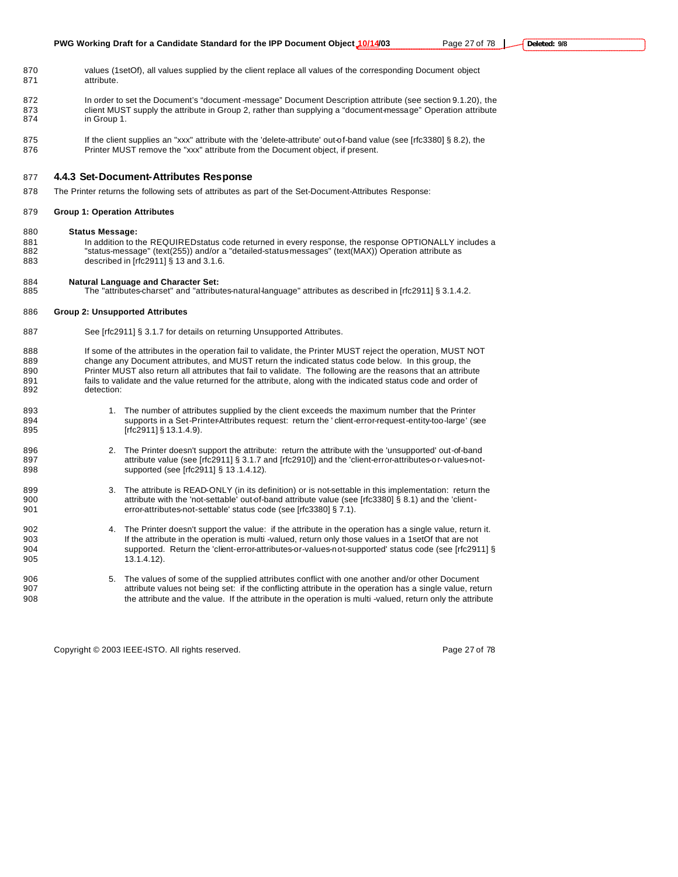values (1setOf), all values supplied by the client replace all values of the corresponding Document object attribute.

In order to set the Document's "document-message" Document Description attribute (see section 9.1.20), the client MUST supply the attribute in Group 2, rather than supplying a "document-message" Operation attribute in Group 1.

If the client supplies an "xxx" attribute with the 'delete-attribute' out-of-band value (see [rfc3380] § 8.2), the Printer MUST remove the "xxx" attribute from the Document object, if present.

### 4.4.3 Set-Document-Attributes Response

The Printer returns the following sets of attributes as part of the Set-Document-Attributes Response:

**Group 1: Operation Attributes**

**Status Message:**
In addition to the REQUIREDstatus code returned in every response, the response OPTIONALLY includes a "status-message" (text(255)) and/or a "detailed-status-messages" (text(MAX)) Operation attribute as described in [rfc2911] § 13 and 3.1.6.

**Natural Language and Character Set:**
The "attributes-charset" and "attributes-natural-language" attributes as described in [rfc2911] § 3.1.4.2.

**Group 2: Unsupported Attributes**

See [rfc2911] § 3.1.7 for details on returning Unsupported Attributes.

If some of the attributes in the operation fail to validate, the Printer MUST reject the operation, MUST NOT change any Document attributes, and MUST return the indicated status code below. In this group, the Printer MUST also return all attributes that fail to validate. The following are the reasons that an attribute fails to validate and the value returned for the attribute, along with the indicated status code and order of detection:

1. The number of attributes supplied by the client exceeds the maximum number that the Printer supports in a Set-Printer-Attributes request: return the 'client-error-request-entity-too-large' (see [rfc2911] § 13.1.4.9).

2. The Printer doesn't support the attribute: return the attribute with the 'unsupported' out-of-band attribute value (see [rfc2911] § 3.1.7 and [rfc2910]) and the 'client-error-attributes-or-values-not-supported (see [rfc2911] § 13 .1.4.12).

3. The attribute is READ-ONLY (in its definition) or is not-settable in this implementation: return the attribute with the 'not-settable' out-of-band attribute value (see [rfc3380] § 8.1) and the 'client-error-attributes-not-settable' status code (see [rfc3380] § 7.1).

4. The Printer doesn't support the value: if the attribute in the operation has a single value, return it. If the attribute in the operation is multi-valued, return only those values in a 1setOf that are not supported. Return the 'client-error-attributes-or-values-not-supported' status code (see [rfc2911] § 13.1.4.12).

5. The values of some of the supplied attributes conflict with one another and/or other Document attribute values not being set: if the conflicting attribute in the operation has a single value, return the attribute and the value. If the attribute in the operation is multi-valued, return only the attribute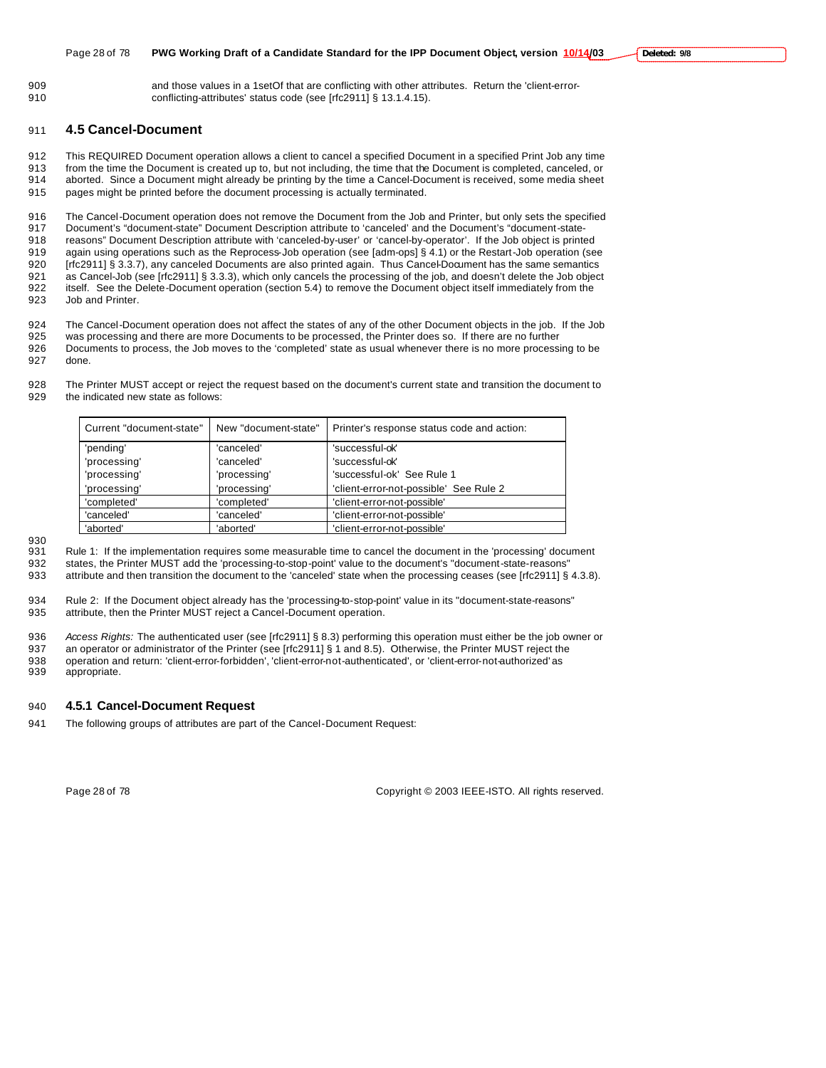and those values in a 1setOf that are conflicting with other attributes. Return the 'client-error-conflicting-attributes' status code (see [rfc2911] § 13.1.4.15).

## 4.5 Cancel-Document

This REQUIRED Document operation allows a client to cancel a specified Document in a specified Print Job any time from the time the Document is created up to, but not including, the time that the Document is completed, canceled, or aborted. Since a Document might already be printing by the time a Cancel-Document is received, some media sheet pages might be printed before the document processing is actually terminated.

The Cancel-Document operation does not remove the Document from the Job and Printer, but only sets the specified Document's "document-state" Document Description attribute to 'canceled' and the Document's "document-state-reasons" Document Description attribute with 'canceled-by-user' or 'cancel-by-operator'. If the Job object is printed again using operations such as the Reprocess-Job operation (see [adm-ops] § 4.1) or the Restart-Job operation (see [rfc2911] § 3.3.7), any canceled Documents are also printed again. Thus Cancel-Document has the same semantics as Cancel-Job (see [rfc2911] § 3.3.3), which only cancels the processing of the job, and doesn't delete the Job object itself. See the Delete-Document operation (section 5.4) to remove the Document object itself immediately from the Job and Printer.

The Cancel-Document operation does not affect the states of any of the other Document objects in the job. If the Job was processing and there are more Documents to be processed, the Printer does so. If there are no further Documents to process, the Job moves to the 'completed' state as usual whenever there is no more processing to be done.

The Printer MUST accept or reject the request based on the document's current state and transition the document to the indicated new state as follows:

| Current "document-state" | New "document-state" | Printer's response status code and action: |
|---|---|---|
| 'pending' | 'canceled' | 'successful-ok' |
| 'processing' | 'canceled' | 'successful-ok' |
| 'processing' | 'processing' | 'successful-ok' See Rule 1 |
| 'processing' | 'processing' | 'client-error-not-possible' See Rule 2 |
| 'completed' | 'completed' | 'client-error-not-possible' |
| 'canceled' | 'canceled' | 'client-error-not-possible' |
| 'aborted' | 'aborted' | 'client-error-not-possible' |

Rule 1: If the implementation requires some measurable time to cancel the document in the 'processing' document states, the Printer MUST add the 'processing-to-stop-point' value to the document's "document-state-reasons" attribute and then transition the document to the 'canceled' state when the processing ceases (see [rfc2911] § 4.3.8).

Rule 2: If the Document object already has the 'processing-to-stop-point' value in its "document-state-reasons" attribute, then the Printer MUST reject a Cancel-Document operation.

*Access Rights:* The authenticated user (see [rfc2911] § 8.3) performing this operation must either be the job owner or an operator or administrator of the Printer (see [rfc2911] § 1 and 8.5). Otherwise, the Printer MUST reject the operation and return: 'client-error-forbidden', 'client-error-not-authenticated', or 'client-error-not-authorized' as appropriate.

### 4.5.1 Cancel-Document Request

The following groups of attributes are part of the Cancel-Document Request: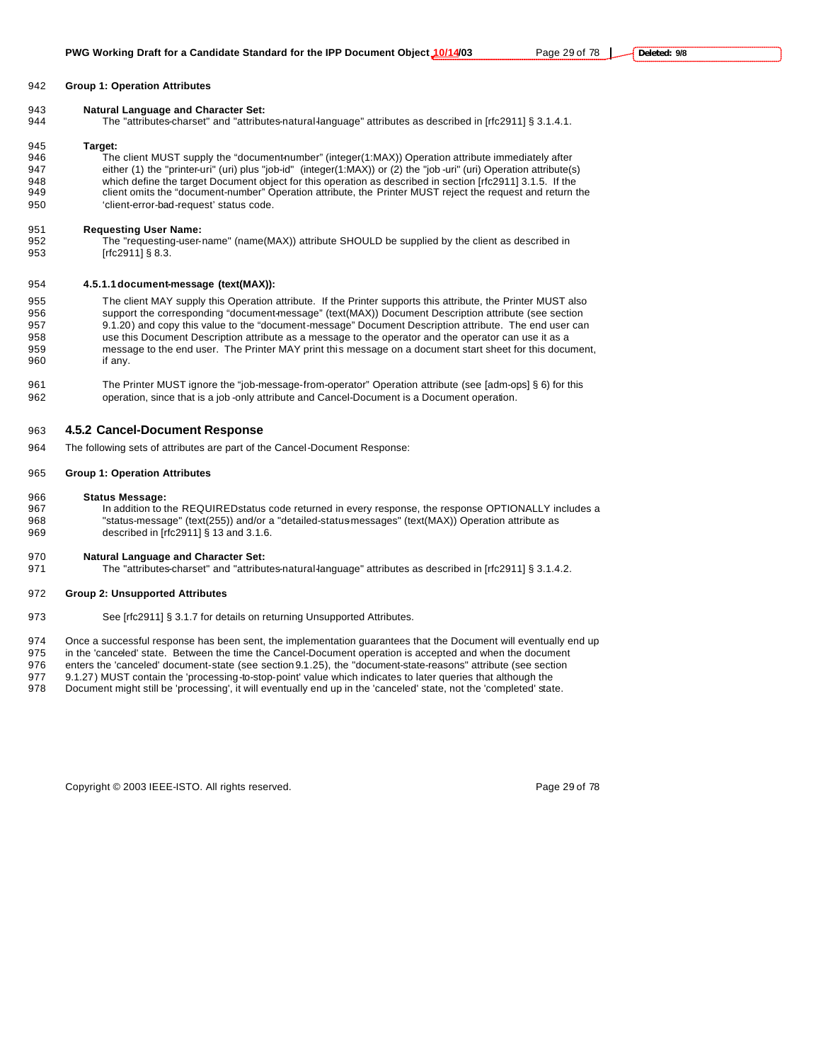**Group 1: Operation Attributes**

**Natural Language and Character Set:**
The "attributes-charset" and "attributes-natural-language" attributes as described in [rfc2911] § 3.1.4.1.

**Target:**
The client MUST supply the "document-number" (integer(1:MAX)) Operation attribute immediately after either (1) the "printer-uri" (uri) plus "job-id" (integer(1:MAX)) or (2) the "job-uri" (uri) Operation attribute(s) which define the target Document object for this operation as described in section [rfc2911] 3.1.5. If the client omits the "document-number" Operation attribute, the Printer MUST reject the request and return the 'client-error-bad-request' status code.

**Requesting User Name:**
The "requesting-user-name" (name(MAX)) attribute SHOULD be supplied by the client as described in [rfc2911] § 8.3.

#### 4.5.1.1 document-message (text(MAX)):

The client MAY supply this Operation attribute. If the Printer supports this attribute, the Printer MUST also support the corresponding "document-message" (text(MAX)) Document Description attribute (see section 9.1.20) and copy this value to the "document-message" Document Description attribute. The end user can use this Document Description attribute as a message to the operator and the operator can use it as a message to the end user. The Printer MAY print this message on a document start sheet for this document, if any.

The Printer MUST ignore the "job-message-from-operator" Operation attribute (see [adm-ops] § 6) for this operation, since that is a job-only attribute and Cancel-Document is a Document operation.

### 4.5.2 Cancel-Document Response

The following sets of attributes are part of the Cancel-Document Response:

**Group 1: Operation Attributes**

**Status Message:**
In addition to the REQUIRED status code returned in every response, the response OPTIONALLY includes a "status-message" (text(255)) and/or a "detailed-status-messages" (text(MAX)) Operation attribute as described in [rfc2911] § 13 and 3.1.6.

**Natural Language and Character Set:**
The "attributes-charset" and "attributes-natural-language" attributes as described in [rfc2911] § 3.1.4.2.

**Group 2: Unsupported Attributes**

See [rfc2911] § 3.1.7 for details on returning Unsupported Attributes.

Once a successful response has been sent, the implementation guarantees that the Document will eventually end up in the 'canceled' state. Between the time the Cancel-Document operation is accepted and when the document enters the 'canceled' document-state (see section 9.1.25), the "document-state-reasons" attribute (see section 9.1.27) MUST contain the 'processing-to-stop-point' value which indicates to later queries that although the Document might still be 'processing', it will eventually end up in the 'canceled' state, not the 'completed' state.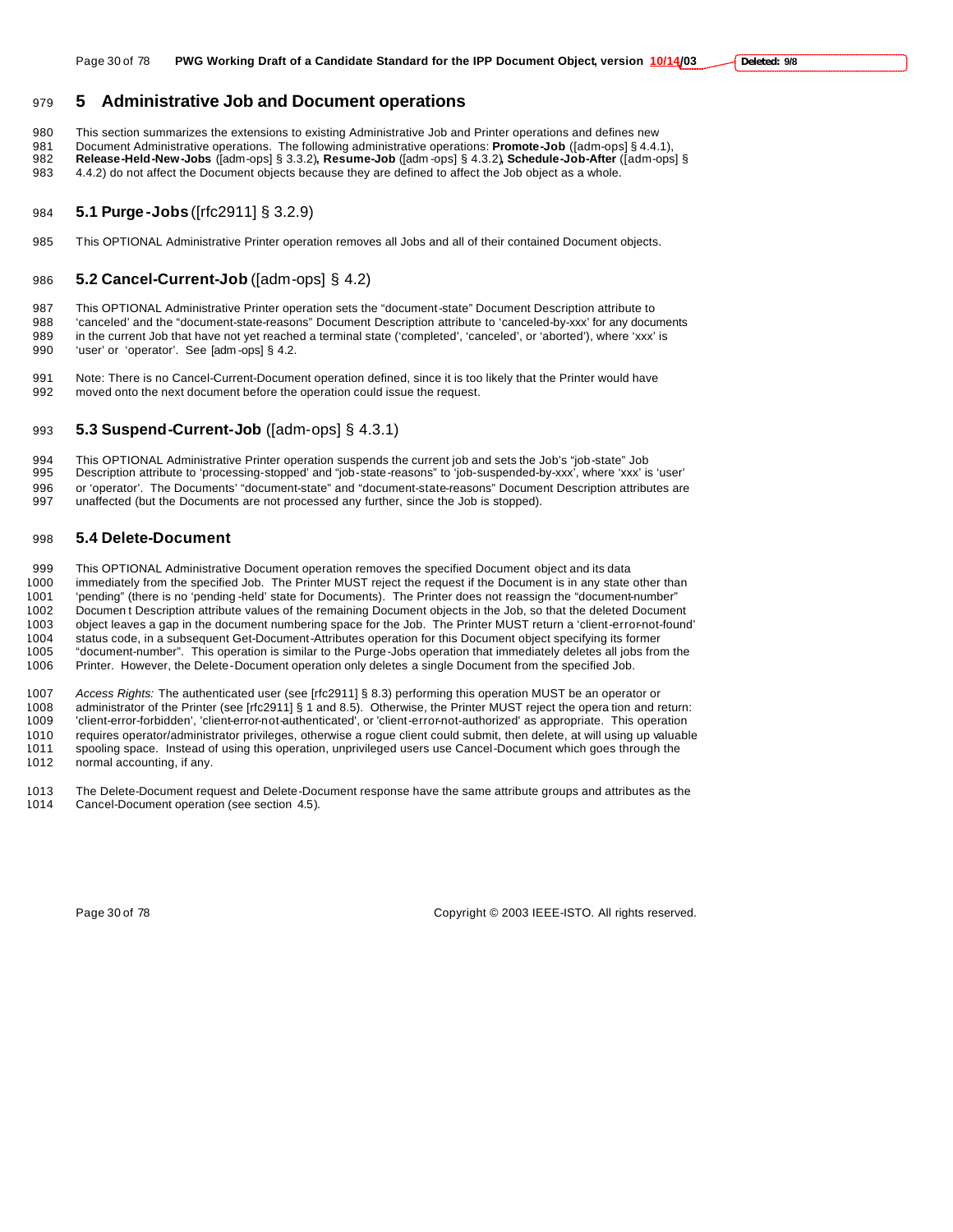# 5 Administrative Job and Document operations

This section summarizes the extensions to existing Administrative Job and Printer operations and defines new Document Administrative operations. The following administrative operations: **Promote-Job** ([adm-ops] § 4.4.1), **Release-Held-New-Jobs** ([adm-ops] § 3.3.2), **Resume-Job** ([adm-ops] § 4.3.2), **Schedule-Job-After** ([adm-ops] § 4.4.2) do not affect the Document objects because they are defined to affect the Job object as a whole.

## 5.1 Purge-Jobs ([rfc2911] § 3.2.9)

This OPTIONAL Administrative Printer operation removes all Jobs and all of their contained Document objects.

## 5.2 Cancel-Current-Job ([adm-ops] § 4.2)

This OPTIONAL Administrative Printer operation sets the "document-state" Document Description attribute to 'canceled' and the "document-state-reasons" Document Description attribute to 'canceled-by-xxx' for any documents in the current Job that have not yet reached a terminal state ('completed', 'canceled', or 'aborted'), where 'xxx' is 'user' or 'operator'. See [adm-ops] § 4.2.

Note: There is no Cancel-Current-Document operation defined, since it is too likely that the Printer would have moved onto the next document before the operation could issue the request.

## 5.3 Suspend-Current-Job ([adm-ops] § 4.3.1)

This OPTIONAL Administrative Printer operation suspends the current job and sets the Job's "job-state" Job Description attribute to 'processing-stopped' and "job-state-reasons" to 'job-suspended-by-xxx', where 'xxx' is 'user' or 'operator'. The Documents' "document-state" and "document-state-reasons" Document Description attributes are unaffected (but the Documents are not processed any further, since the Job is stopped).

## 5.4 Delete-Document

This OPTIONAL Administrative Document operation removes the specified Document object and its data immediately from the specified Job. The Printer MUST reject the request if the Document is in any state other than 'pending" (there is no 'pending-held' state for Documents). The Printer does not reassign the "document-number" Document Description attribute values of the remaining Document objects in the Job, so that the deleted Document object leaves a gap in the document numbering space for the Job. The Printer MUST return a 'client-error-not-found' status code, in a subsequent Get-Document-Attributes operation for this Document object specifying its former "document-number". This operation is similar to the Purge-Jobs operation that immediately deletes all jobs from the Printer. However, the Delete-Document operation only deletes a single Document from the specified Job.

*Access Rights:* The authenticated user (see [rfc2911] § 8.3) performing this operation MUST be an operator or administrator of the Printer (see [rfc2911] § 1 and 8.5). Otherwise, the Printer MUST reject the operation and return: 'client-error-forbidden', 'client-error-not-authenticated', or 'client-error-not-authorized' as appropriate. This operation requires operator/administrator privileges, otherwise a rogue client could submit, then delete, at will using up valuable spooling space. Instead of using this operation, unprivileged users use Cancel-Document which goes through the normal accounting, if any.

The Delete-Document request and Delete-Document response have the same attribute groups and attributes as the Cancel-Document operation (see section 4.5).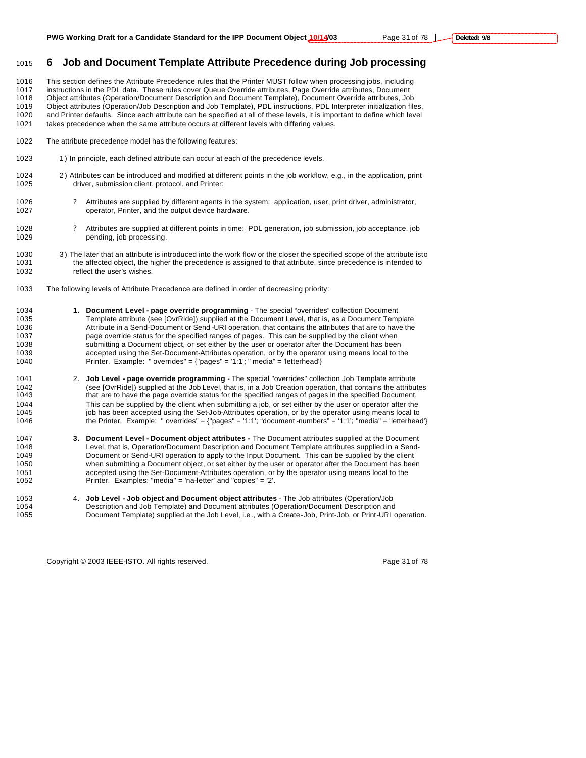# 6 Job and Document Template Attribute Precedence during Job processing

This section defines the Attribute Precedence rules that the Printer MUST follow when processing jobs, including instructions in the PDL data. These rules cover Queue Override attributes, Page Override attributes, Document Object attributes (Operation/Document Description and Document Template), Document Override attributes, Job Object attributes (Operation/Job Description and Job Template), PDL instructions, PDL Interpreter initialization files, and Printer defaults. Since each attribute can be specified at all of these levels, it is important to define which level takes precedence when the same attribute occurs at different levels with differing values.

The attribute precedence model has the following features:

1) In principle, each defined attribute can occur at each of the precedence levels.

2) Attributes can be introduced and modified at different points in the job workflow, e.g., in the application, print driver, submission client, protocol, and Printer:

- Attributes are supplied by different agents in the system: application, user, print driver, administrator, operator, Printer, and the output device hardware.
- Attributes are supplied at different points in time: PDL generation, job submission, job acceptance, job pending, job processing.

3) The later that an attribute is introduced into the work flow or the closer the specified scope of the attribute isto the affected object, the higher the precedence is assigned to that attribute, since precedence is intended to reflect the user's wishes.

The following levels of Attribute Precedence are defined in order of decreasing priority:

1. **Document Level - page override programming** - The special "overrides" collection Document Template attribute (see [OvrRide]) supplied at the Document Level, that is, as a Document Template Attribute in a Send-Document or Send-URI operation, that contains the attributes that are to have the page override status for the specified ranges of pages. This can be supplied by the client when submitting a Document object, or set either by the user or operator after the Document has been accepted using the Set-Document-Attributes operation, or by the operator using means local to the Printer. Example: " overrides" = {"pages" = '1:1'; " media" = 'letterhead'}

2. **Job Level - page override programming** - The special "overrides" collection Job Template attribute (see [OvrRide]) supplied at the Job Level, that is, in a Job Creation operation, that contains the attributes that are to have the page override status for the specified ranges of pages in the specified Document. This can be supplied by the client when submitting a job, or set either by the user or operator after the job has been accepted using the Set-Job-Attributes operation, or by the operator using means local to the Printer. Example: " overrides" = {"pages" = '1:1'; "document-numbers" = '1:1'; "media" = 'letterhead'}

3. **Document Level - Document object attributes -** The Document attributes supplied at the Document Level, that is, Operation/Document Description and Document Template attributes supplied in a Send-Document or Send-URI operation to apply to the Input Document. This can be supplied by the client when submitting a Document object, or set either by the user or operator after the Document has been accepted using the Set-Document-Attributes operation, or by the operator using means local to the Printer. Examples: "media" = 'na-letter' and "copies" = '2'.

4. **Job Level - Job object and Document object attributes** - The Job attributes (Operation/Job Description and Job Template) and Document attributes (Operation/Document Description and Document Template) supplied at the Job Level, i.e., with a Create-Job, Print-Job, or Print-URI operation.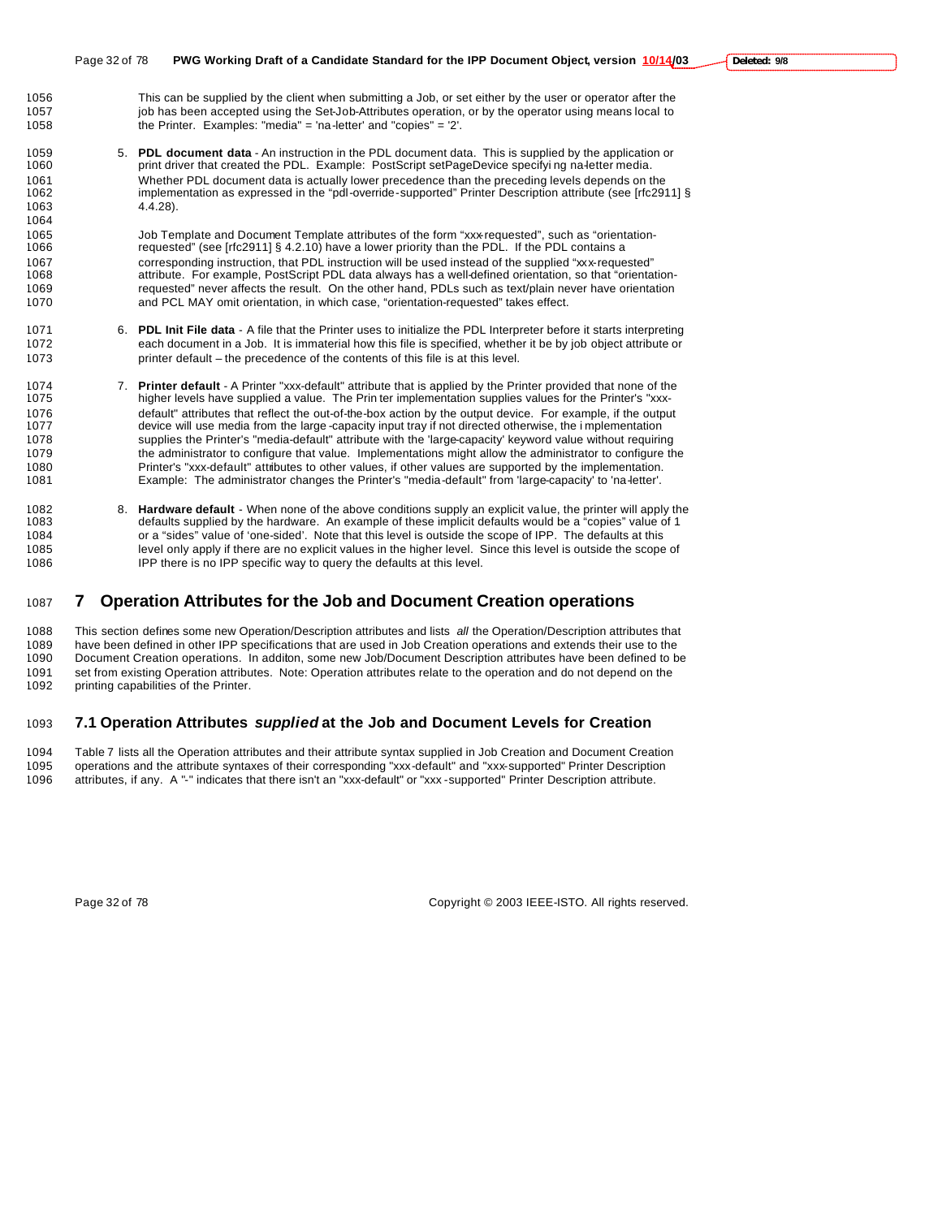This can be supplied by the client when submitting a Job, or set either by the user or operator after the job has been accepted using the Set-Job-Attributes operation, or by the operator using means local to the Printer. Examples: "media" = 'na-letter' and "copies" = '2'.

5. **PDL document data** - An instruction in the PDL document data. This is supplied by the application or print driver that created the PDL. Example: PostScript setPageDevice specifying na-letter media. Whether PDL document data is actually lower precedence than the preceding levels depends on the implementation as expressed in the "pdl-override-supported" Printer Description attribute (see [rfc2911] § 4.4.28).

   Job Template and Document Template attributes of the form "xxx-requested", such as "orientation-requested" (see [rfc2911] § 4.2.10) have a lower priority than the PDL. If the PDL contains a corresponding instruction, that PDL instruction will be used instead of the supplied "xxx-requested" attribute. For example, PostScript PDL data always has a well-defined orientation, so that "orientation-requested" never affects the result. On the other hand, PDLs such as text/plain never have orientation and PCL MAY omit orientation, in which case, "orientation-requested" takes effect.

6. **PDL Init File data** - A file that the Printer uses to initialize the PDL Interpreter before it starts interpreting each document in a Job. It is immaterial how this file is specified, whether it be by job object attribute or printer default – the precedence of the contents of this file is at this level.

7. **Printer default** - A Printer "xxx-default" attribute that is applied by the Printer provided that none of the higher levels have supplied a value. The Printer implementation supplies values for the Printer's "xxx-default" attributes that reflect the out-of-the-box action by the output device. For example, if the output device will use media from the large-capacity input tray if not directed otherwise, the implementation supplies the Printer's "media-default" attribute with the 'large-capacity' keyword value without requiring the administrator to configure that value. Implementations might allow the administrator to configure the Printer's "xxx-default" attributes to other values, if other values are supported by the implementation. Example: The administrator changes the Printer's "media-default" from 'large-capacity' to 'na-letter'.

8. **Hardware default** - When none of the above conditions supply an explicit value, the printer will apply the defaults supplied by the hardware. An example of these implicit defaults would be a "copies" value of 1 or a "sides" value of 'one-sided'. Note that this level is outside the scope of IPP. The defaults at this level only apply if there are no explicit values in the higher level. Since this level is outside the scope of IPP there is no IPP specific way to query the defaults at this level.

# 7 Operation Attributes for the Job and Document Creation operations

This section defines some new Operation/Description attributes and lists *all* the Operation/Description attributes that have been defined in other IPP specifications that are used in Job Creation operations and extends their use to the Document Creation operations. In additon, some new Job/Document Description attributes have been defined to be set from existing Operation attributes. Note: Operation attributes relate to the operation and do not depend on the printing capabilities of the Printer.

## 7.1 Operation Attributes *supplied* at the Job and Document Levels for Creation

Table 7 lists all the Operation attributes and their attribute syntax supplied in Job Creation and Document Creation operations and the attribute syntaxes of their corresponding "xxx-default" and "xxx-supported" Printer Description attributes, if any. A "-" indicates that there isn't an "xxx-default" or "xxx-supported" Printer Description attribute.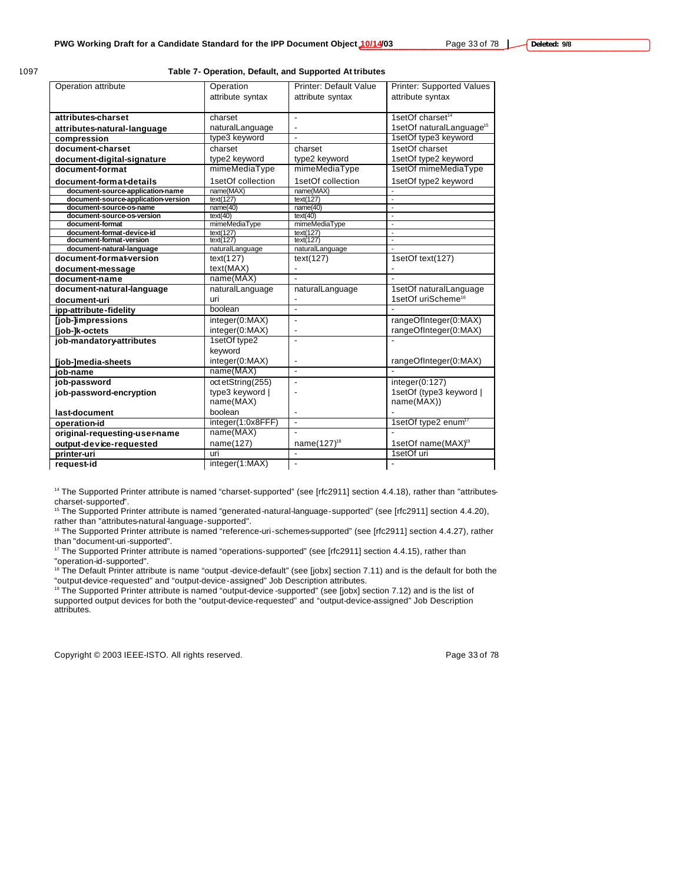1097

**Table 7- Operation, Default, and Supported Attributes**

| Operation attribute | Operation attribute syntax | Printer: Default Value attribute syntax | Printer: Supported Values attribute syntax |
|---|---|---|---|
| **attributes-charset** | charset | - | 1setOf charset[14] |
| **attributes-natural-language** | naturalLanguage | - | 1setOf naturalLanguage[15] |
| **compression** | type3 keyword | - | 1setOf type3 keyword |
| **document-charset** | charset | charset | 1setOf charset |
| **document-digital-signature** | type2 keyword | type2 keyword | 1setOf type2 keyword |
| **document-format** | mimeMediaType | mimeMediaType | 1setOf mimeMediaType |
| **document-format-details** | 1setOf collection | 1setOf collection | 1setOf type2 keyword |
| **document-source-application-name** | name(MAX) | name(MAX) | - |
| **document-source-application-version** | text(127) | text(127) | - |
| **document-source-os-name** | name(40) | name(40) | - |
| **document-source-os-version** | text(40) | text(40) | - |
| **document-format** | mimeMediaType | mimeMediaType | - |
| **document-format-device-id** | text(127) | text(127) | - |
| **document-format-version** | text(127) | text(127) | - |
| **document-natural-language** | naturalLanguage | naturalLanguage | - |
| **document-format-version** | text(127) | text(127) | 1setOf text(127) |
| **document-message** | text(MAX) | - | - |
| **document-name** | name(MAX) | - | - |
| **document-natural-language** | naturalLanguage | naturalLanguage | 1setOf naturalLanguage |
| **document-uri** | uri | - | 1setOf uriScheme[16] |
| **ipp-attribute-fidelity** | boolean | - | - |
| **[job-]impressions** | integer(0:MAX) | - | rangeOfInteger(0:MAX) |
| **[job-]k-octets** | integer(0:MAX) | - | rangeOfInteger(0:MAX) |
| **job-mandatory-attributes** | 1setOf type2 keyword | - | - |
| **[job-]media-sheets** | integer(0:MAX) | - | rangeOfInteger(0:MAX) |
| **job-name** | name(MAX) | - | - |
| **job-password** | octetString(255) | - | integer(0:127) |
| **job-password-encryption** | type3 keyword \| name(MAX) | - | 1setOf (type3 keyword \| name(MAX)) |
| **last-document** | boolean | - | - |
| **operation-id** | integer(1:0x8FFF) | - | 1setOf type2 enum[17] |
| **original-requesting-user-name** | name(MAX) | - | - |
| **output-device-requested** | name(127) | name(127)[18] | 1setOf name(MAX)[19] |
| **printer-uri** | uri | - | 1setOf uri |
| **request-id** | integer(1:MAX) | - | - |

[14] The Supported Printer attribute is named "charset-supported" (see [rfc2911] section 4.4.18), rather than "attributes-charset-supported".

[15] The Supported Printer attribute is named "generated-natural-language-supported" (see [rfc2911] section 4.4.20), rather than "attributes-natural-language-supported".

[16] The Supported Printer attribute is named "reference-uri-schemes-supported" (see [rfc2911] section 4.4.27), rather than "document-uri-supported".

[17] The Supported Printer attribute is named "operations-supported" (see [rfc2911] section 4.4.15), rather than "operation-id-supported".

[18] The Default Printer attribute is name "output-device-default" (see [jobx] section 7.11) and is the default for both the "output-device-requested" and "output-device-assigned" Job Description attributes.

[19] The Supported Printer attribute is named "output-device-supported" (see [jobx] section 7.12) and is the list of supported output devices for both the "output-device-requested" and "output-device-assigned" Job Description attributes.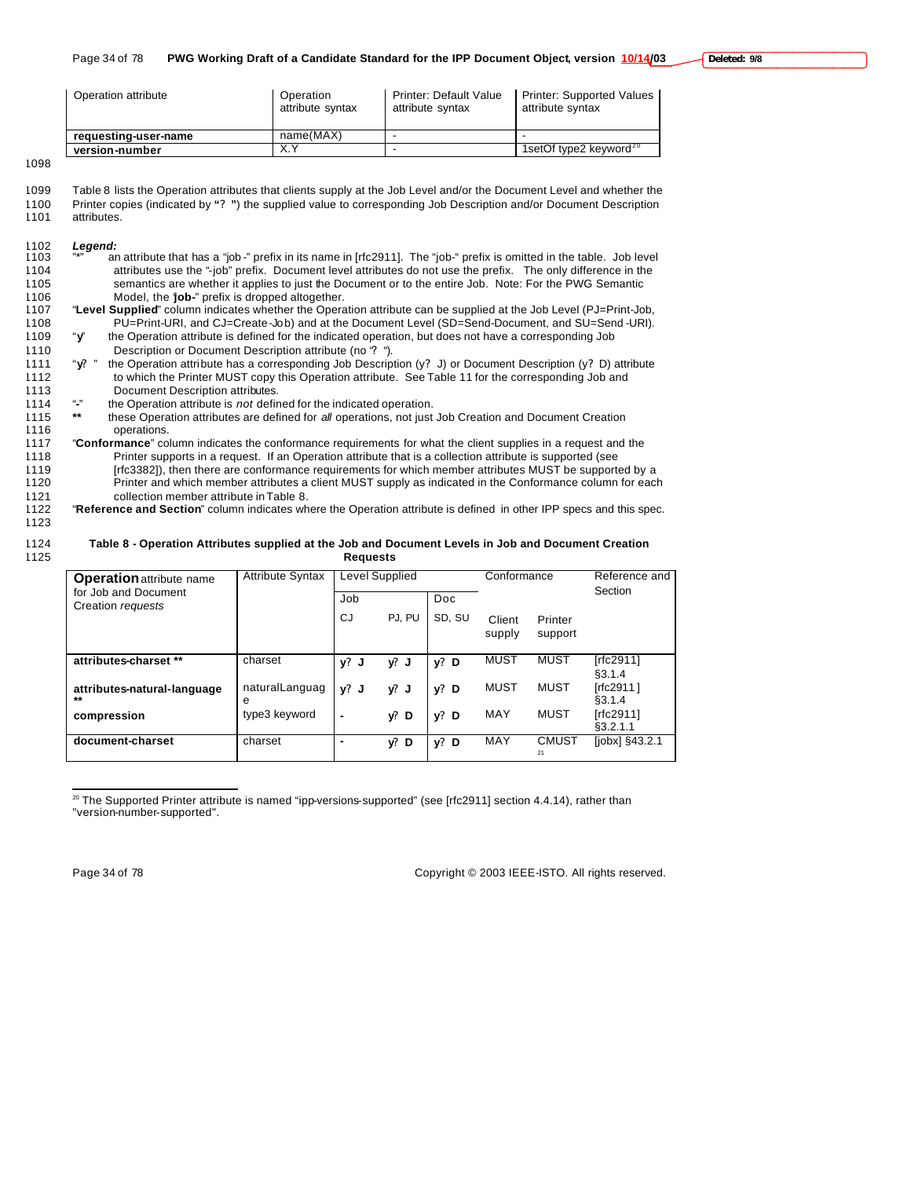| Operation attribute | Operation attribute syntax | Printer: Default Value attribute syntax | Printer: Supported Values attribute syntax |
|---|---|---|---|
| **requesting-user-name** | name(MAX) | - | - |
| **version-number** | X.Y | - | 1setOf type2 keyword[20] |

Table 8 lists the Operation attributes that clients supply at the Job Level and/or the Document Level and whether the Printer copies (indicated by "? ") the supplied value to corresponding Job Description and/or Document Description attributes.

***Legend:***

"*" an attribute that has a "job-" prefix in its name in [rfc2911]. The "job-" prefix is omitted in the table. Job level attributes use the "-job" prefix. Document level attributes do not use the prefix. The only difference in the semantics are whether it applies to just the Document or to the entire Job. Note: For the PWG Semantic Model, the "**job-**" prefix is dropped altogether.

"**Level Supplied**" column indicates whether the Operation attribute can be supplied at the Job Level (PJ=Print-Job, PU=Print-URI, and CJ=Create-Job) and at the Document Level (SD=Send-Document, and SU=Send-URI).

"**y**" the Operation attribute is defined for the indicated operation, but does not have a corresponding Job Description or Document Description attribute (no "? ").

"**y?** " the Operation attribute has a corresponding Job Description (y? J) or Document Description (y? D) attribute to which the Printer MUST copy this Operation attribute. See Table 11 for the corresponding Job and Document Description attributes.

"**-**" the Operation attribute is *not* defined for the indicated operation.

**\*\*** these Operation attributes are defined for *all* operations, not just Job Creation and Document Creation operations.

"**Conformance**" column indicates the conformance requirements for what the client supplies in a request and the Printer supports in a request. If an Operation attribute that is a collection attribute is supported (see [rfc3382]), then there are conformance requirements for which member attributes MUST be supported by a Printer and which member attributes a client MUST supply as indicated in the Conformance column for each collection member attribute in Table 8.

"**Reference and Section**" column indicates where the Operation attribute is defined in other IPP specs and this spec.

**Table 8 - Operation Attributes supplied at the Job and Document Levels in Job and Document Creation Requests**

| **Operation** attribute name for Job and Document Creation *requests* | Attribute Syntax | Level Supplied | | | Conformance | | Reference and Section |
|---|---|---|---|---|---|---|---|
| | | Job | | Doc | | | |
| | | CJ | PJ, PU | SD, SU | Client supply | Printer support | |
| **attributes-charset \*\*** | charset | **y? J** | **y? J** | **y? D** | MUST | MUST | [rfc2911] §3.1.4 |
| **attributes-natural-language \*\*** | naturalLanguage | **y? J** | **y? J** | **y? D** | MUST | MUST | [rfc2911] §3.1.4 |
| **compression** | type3 keyword | **-** | **y? D** | **y? D** | MAY | MUST | [rfc2911] §3.2.1.1 |
| **document-charset** | charset | **-** | **y? D** | **y? D** | MAY | CMUST[21] | [jobx] §43.2.1 |

[20] The Supported Printer attribute is named "ipp-versions-supported" (see [rfc2911] section 4.4.14), rather than "version-number-supported".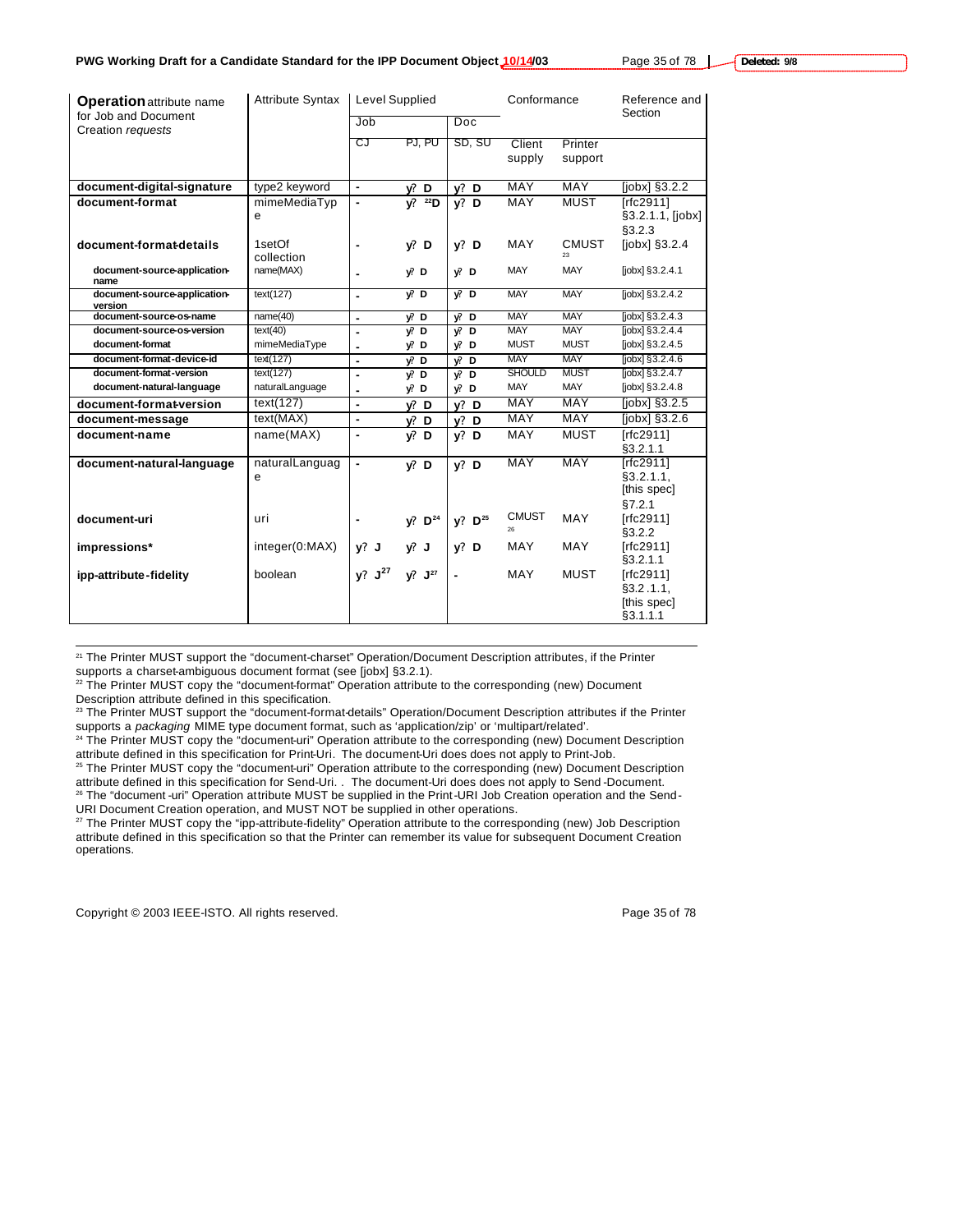| **Operation** attribute name for Job and Document Creation *requests* | Attribute Syntax | Level Supplied | | | Conformance | | Reference and Section |
|---|---|---|---|---|---|---|---|
| | | Job | | Doc | | | |
| | | CJ | PJ, PU | SD, SU | Client supply | Printer support | |
| **document-digital-signature** | type2 keyword | - | y? **D** | y? **D** | MAY | MAY | [jobx] §3.2.2 |
| **document-format** | mimeMediaType | - | y? [22]**D** | y? **D** | MAY | MUST | [rfc2911] §3.2.1.1, [jobx] §3.2.3 |
| **document-format-details** | 1setOf collection | - | y? **D** | y? **D** | MAY | CMUST [23] | [jobx] §3.2.4 |
| **document-source-application-name** | name(MAX) | - | y? **D** | y? **D** | MAY | MAY | [jobx] §3.2.4.1 |
| **document-source-application-version** | text(127) | - | y? **D** | y? **D** | MAY | MAY | [jobx] §3.2.4.2 |
| **document-source-os-name** | name(40) | - | y? **D** | y? **D** | MAY | MAY | [jobx] §3.2.4.3 |
| **document-source-os-version** | text(40) | - | y? **D** | y? **D** | MAY | MAY | [jobx] §3.2.4.4 |
| **document-format** | mimeMediaType | - | y? **D** | y? **D** | MUST | MUST | [jobx] §3.2.4.5 |
| **document-format-device-id** | text(127) | - | y? **D** | y? **D** | MAY | MAY | [jobx] §3.2.4.6 |
| **document-format-version** | text(127) | - | y? **D** | y? **D** | SHOULD | MUST | [jobx] §3.2.4.7 |
| **document-natural-language** | naturalLanguage | - | y? **D** | y? **D** | MAY | MAY | [jobx] §3.2.4.8 |
| **document-format-version** | text(127) | - | y? **D** | y? **D** | MAY | MAY | [jobx] §3.2.5 |
| **document-message** | text(MAX) | - | y? **D** | y? **D** | MAY | MAY | [jobx] §3.2.6 |
| **document-name** | name(MAX) | - | y? **D** | y? **D** | MAY | MUST | [rfc2911] §3.2.1.1 |
| **document-natural-language** | naturalLanguage | - | y? **D** | y? **D** | MAY | MAY | [rfc2911] §3.2.1.1, [this spec] §7.2.1 |
| **document-uri** | uri | - | y? **D**[24] | y? **D**[25] | CMUST [26] | MAY | [rfc2911] §3.2.2 |
| **impressions*** | integer(0:MAX) | y? **J** | y? **J** | y? **D** | MAY | MAY | [rfc2911] §3.2.1.1 |
| **ipp-attribute-fidelity** | boolean | y? **J**[27] | y? **J**[27] | - | MAY | MUST | [rfc2911] §3.2.1.1, [this spec] §3.1.1.1 |

---

[21] The Printer MUST support the "document-charset" Operation/Document Description attributes, if the Printer supports a charset-ambiguous document format (see [jobx] §3.2.1).

[22] The Printer MUST copy the "document-format" Operation attribute to the corresponding (new) Document Description attribute defined in this specification.

[23] The Printer MUST support the "document-format-details" Operation/Document Description attributes if the Printer supports a *packaging* MIME type document format, such as 'application/zip' or 'multipart/related'.

[24] The Printer MUST copy the "document-uri" Operation attribute to the corresponding (new) Document Description attribute defined in this specification for Print-Uri. The document-Uri does does not apply to Print-Job.

[25] The Printer MUST copy the "document-uri" Operation attribute to the corresponding (new) Document Description attribute defined in this specification for Send-Uri. . The document-Uri does does not apply to Send-Document.

[26] The "document-uri" Operation attribute MUST be supplied in the Print-URI Job Creation operation and the Send-URI Document Creation operation, and MUST NOT be supplied in other operations.

[27] The Printer MUST copy the "ipp-attribute-fidelity" Operation attribute to the corresponding (new) Job Description attribute defined in this specification so that the Printer can remember its value for subsequent Document Creation operations.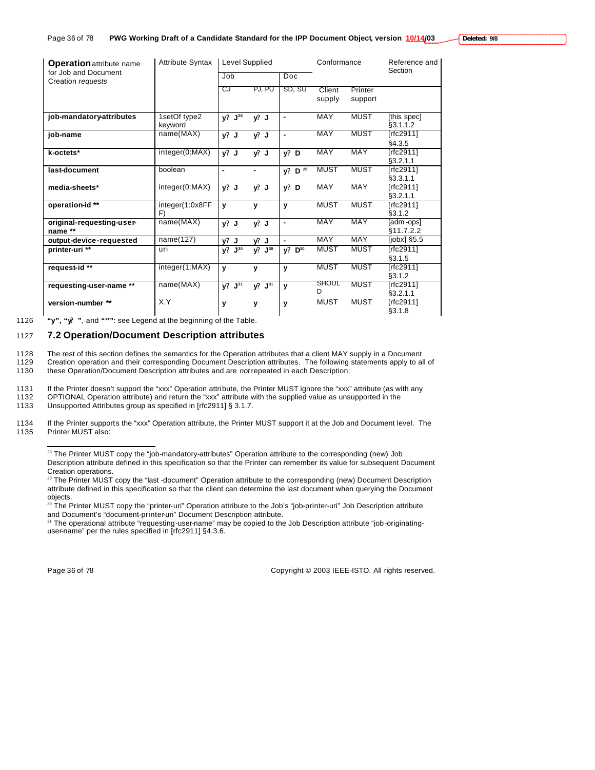| **Operation** attribute name for Job and Document Creation *requests* | Attribute Syntax | Level Supplied | | | Conformance | | Reference and Section |
|---|---|---|---|---|---|---|---|
| | | Job | | Doc | | | |
| | | CJ | PJ, PU | SD, SU | Client supply | Printer support | |
| **job-mandatory-attributes** | 1setOf type2 keyword | y? J[28] | y? J | - | MAY | MUST | [this spec] §3.1.1.2 |
| **job-name** | name(MAX) | y? J | y? J | - | MAY | MUST | [rfc2911] §4.3.5 |
| **k-octets*** | integer(0:MAX) | y? J | y? J | y? D | MAY | MAY | [rfc2911] §3.2.1.1 |
| **last-document** | boolean | - | - | y? D[29] | MUST | MUST | [rfc2911] §3.3.1.1 |
| **media-sheets*** | integer(0:MAX) | y? J | y? J | y? D | MAY | MAY | [rfc2911] §3.2.1.1 |
| **operation-id **** | integer(1:0x8FFF) | y | y | y | MUST | MUST | [rfc2911] §3.1.2 |
| **original-requesting-user-name **** | name(MAX) | y? J | y? J | - | MAY | MAY | [adm-ops] §11.7.2.2 |
| **output-device-requested** | name(127) | y? J | y? J | - | MAY | MAY | [jobx] §5.5 |
| **printer-uri **** | uri | y? J[30] | y? J[30] | y? D[30] | MUST | MUST | [rfc2911] §3.1.5 |
| **request-id **** | integer(1:MAX) | y | y | y | MUST | MUST | [rfc2911] §3.1.2 |
| **requesting-user-name **** | name(MAX) | y? J[31] | y? J[31] | y | SHOULD | MUST | [rfc2911] §3.2.1.1 |
| **version-number **** | X.Y | y | y | y | MUST | MUST | [rfc2911] §3.1.8 |

**"y", "y? "**, and **"*"**: see Legend at the beginning of the Table.

## 7.2 Operation/Document Description attributes

The rest of this section defines the semantics for the Operation attributes that a client MAY supply in a Document Creation operation and their corresponding Document Description attributes. The following statements apply to all of these Operation/Document Description attributes and are *not* repeated in each Description:

If the Printer doesn't support the "xxx" Operation attribute, the Printer MUST ignore the "xxx" attribute (as with any OPTIONAL Operation attribute) and return the "xxx" attribute with the supplied value as unsupported in the Unsupported Attributes group as specified in [rfc2911] § 3.1.7.

If the Printer supports the "xxx" Operation attribute, the Printer MUST support it at the Job and Document level. The Printer MUST also:

---

[28] The Printer MUST copy the "job-mandatory-attributes" Operation attribute to the corresponding (new) Job Description attribute defined in this specification so that the Printer can remember its value for subsequent Document Creation operations.

[29] The Printer MUST copy the "last-document" Operation attribute to the corresponding (new) Document Description attribute defined in this specification so that the client can determine the last document when querying the Document objects.

[30] The Printer MUST copy the "printer-uri" Operation attribute to the Job's "job-printer-uri" Job Description attribute and Document's "document-printer-uri" Document Description attribute.

[31] The operational attribute "requesting-user-name" may be copied to the Job Description attribute "job-originating-user-name" per the rules specified in [rfc2911] §4.3.6.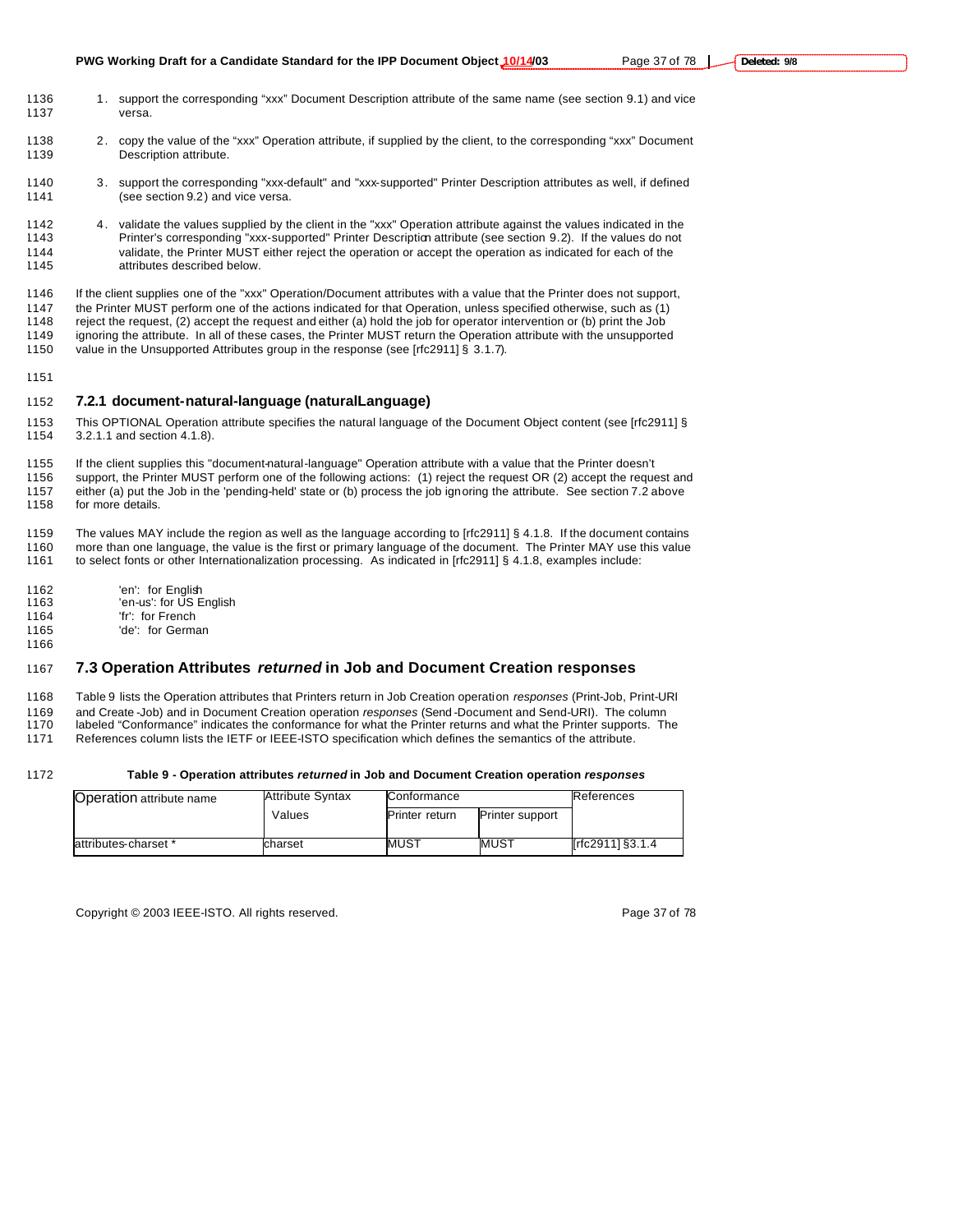1. support the corresponding "xxx" Document Description attribute of the same name (see section 9.1) and vice versa.

2. copy the value of the "xxx" Operation attribute, if supplied by the client, to the corresponding "xxx" Document Description attribute.

3. support the corresponding "xxx-default" and "xxx-supported" Printer Description attributes as well, if defined (see section 9.2) and vice versa.

4. validate the values supplied by the client in the "xxx" Operation attribute against the values indicated in the Printer's corresponding "xxx-supported" Printer Description attribute (see section 9.2). If the values do not validate, the Printer MUST either reject the operation or accept the operation as indicated for each of the attributes described below.

If the client supplies one of the "xxx" Operation/Document attributes with a value that the Printer does not support, the Printer MUST perform one of the actions indicated for that Operation, unless specified otherwise, such as (1) reject the request, (2) accept the request and either (a) hold the job for operator intervention or (b) print the Job ignoring the attribute. In all of these cases, the Printer MUST return the Operation attribute with the unsupported value in the Unsupported Attributes group in the response (see [rfc2911] § 3.1.7).

### 7.2.1 document-natural-language (naturalLanguage)

This OPTIONAL Operation attribute specifies the natural language of the Document Object content (see [rfc2911] § 3.2.1.1 and section 4.1.8).

If the client supplies this "document-natural-language" Operation attribute with a value that the Printer doesn't support, the Printer MUST perform one of the following actions: (1) reject the request OR (2) accept the request and either (a) put the Job in the 'pending-held' state or (b) process the job ignoring the attribute. See section 7.2 above for more details.

The values MAY include the region as well as the language according to [rfc2911] § 4.1.8. If the document contains more than one language, the value is the first or primary language of the document. The Printer MAY use this value to select fonts or other Internationalization processing. As indicated in [rfc2911] § 4.1.8, examples include:

'en': for English
'en-us': for US English
'fr': for French
'de': for German

## 7.3 Operation Attributes *returned* in Job and Document Creation responses

Table 9 lists the Operation attributes that Printers return in Job Creation operation *responses* (Print-Job, Print-URI and Create-Job) and in Document Creation operation *responses* (Send-Document and Send-URI). The column labeled "Conformance" indicates the conformance for what the Printer returns and what the Printer supports. The References column lists the IETF or IEEE-ISTO specification which defines the semantics of the attribute.

**Table 9 - Operation attributes *returned* in Job and Document Creation operation *responses***

| Operation attribute name | Attribute Syntax | Conformance | | References |
|---|---|---|---|---|
| | Values | Printer return | Printer support | |
| attributes-charset * | charset | MUST | MUST | [rfc2911] §3.1.4 |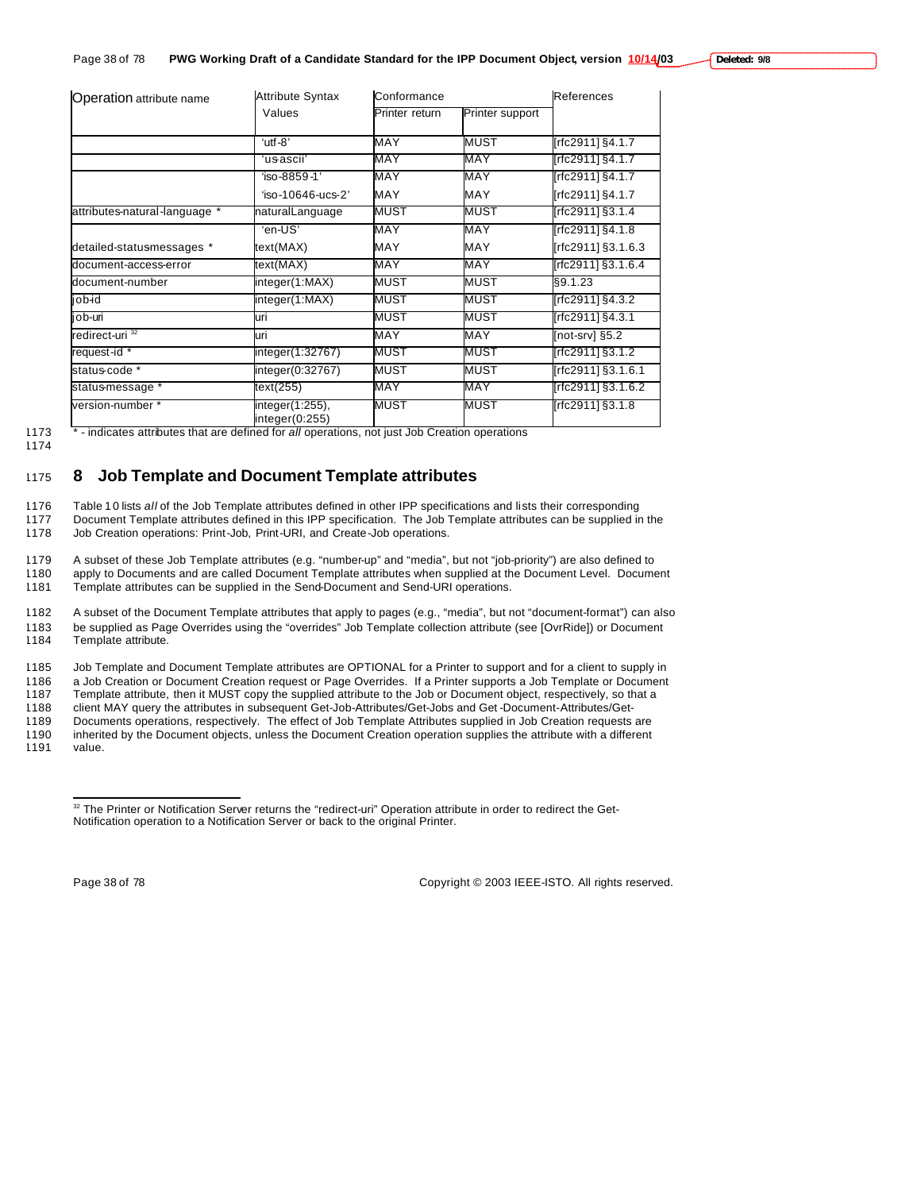| Operation attribute name | Attribute Syntax Values | Conformance | | References |
|---|---|---|---|---|
| | | Printer return | Printer support | |
| | 'utf-8' | MAY | MUST | [rfc2911] §4.1.7 |
| | 'us-ascii' | MAY | MAY | [rfc2911] §4.1.7 |
| | 'iso-8859-1' | MAY | MAY | [rfc2911] §4.1.7 |
| | 'iso-10646-ucs-2' | MAY | MAY | [rfc2911] §4.1.7 |
| attributes-natural-language * | naturalLanguage | MUST | MUST | [rfc2911] §3.1.4 |
| | 'en-US' | MAY | MAY | [rfc2911] §4.1.8 |
| detailed-status-messages * | text(MAX) | MAY | MAY | [rfc2911] §3.1.6.3 |
| document-access-error | text(MAX) | MAY | MAY | [rfc2911] §3.1.6.4 |
| document-number | integer(1:MAX) | MUST | MUST | §9.1.23 |
| job-id | integer(1:MAX) | MUST | MUST | [rfc2911] §4.3.2 |
| job-uri | uri | MUST | MUST | [rfc2911] §4.3.1 |
| redirect-uri [32] | uri | MAY | MAY | [not-srv] §5.2 |
| request-id * | integer(1:32767) | MUST | MUST | [rfc2911] §3.1.2 |
| status-code * | integer(0:32767) | MUST | MUST | [rfc2911] §3.1.6.1 |
| status-message * | text(255) | MAY | MAY | [rfc2911] §3.1.6.2 |
| version-number * | integer(1:255), integer(0:255) | MUST | MUST | [rfc2911] §3.1.8 |

1173 * - indicates attributes that are defined for *all* operations, not just Job Creation operations

1174

## 1175 8 Job Template and Document Template attributes

1176 Table 10 lists *all* of the Job Template attributes defined in other IPP specifications and lists their corresponding
1177 Document Template attributes defined in this IPP specification. The Job Template attributes can be supplied in the
1178 Job Creation operations: Print-Job, Print-URI, and Create-Job operations.

1179 A subset of these Job Template attributes (e.g. "number-up" and "media", but not "job-priority") are also defined to
1180 apply to Documents and are called Document Template attributes when supplied at the Document Level. Document
1181 Template attributes can be supplied in the Send-Document and Send-URI operations.

1182 A subset of the Document Template attributes that apply to pages (e.g., "media", but not "document-format") can also
1183 be supplied as Page Overrides using the "overrides" Job Template collection attribute (see [OvrRide]) or Document
1184 Template attribute.

1185 Job Template and Document Template attributes are OPTIONAL for a Printer to support and for a client to supply in
1186 a Job Creation or Document Creation request or Page Overrides. If a Printer supports a Job Template or Document
1187 Template attribute, then it MUST copy the supplied attribute to the Job or Document object, respectively, so that a
1188 client MAY query the attributes in subsequent Get-Job-Attributes/Get-Jobs and Get-Document-Attributes/Get-
1189 Documents operations, respectively. The effect of Job Template Attributes supplied in Job Creation requests are
1190 inherited by the Document objects, unless the Document Creation operation supplies the attribute with a different
1191 value.

---

[32] The Printer or Notification Server returns the "redirect-uri" Operation attribute in order to redirect the Get-Notification operation to a Notification Server or back to the original Printer.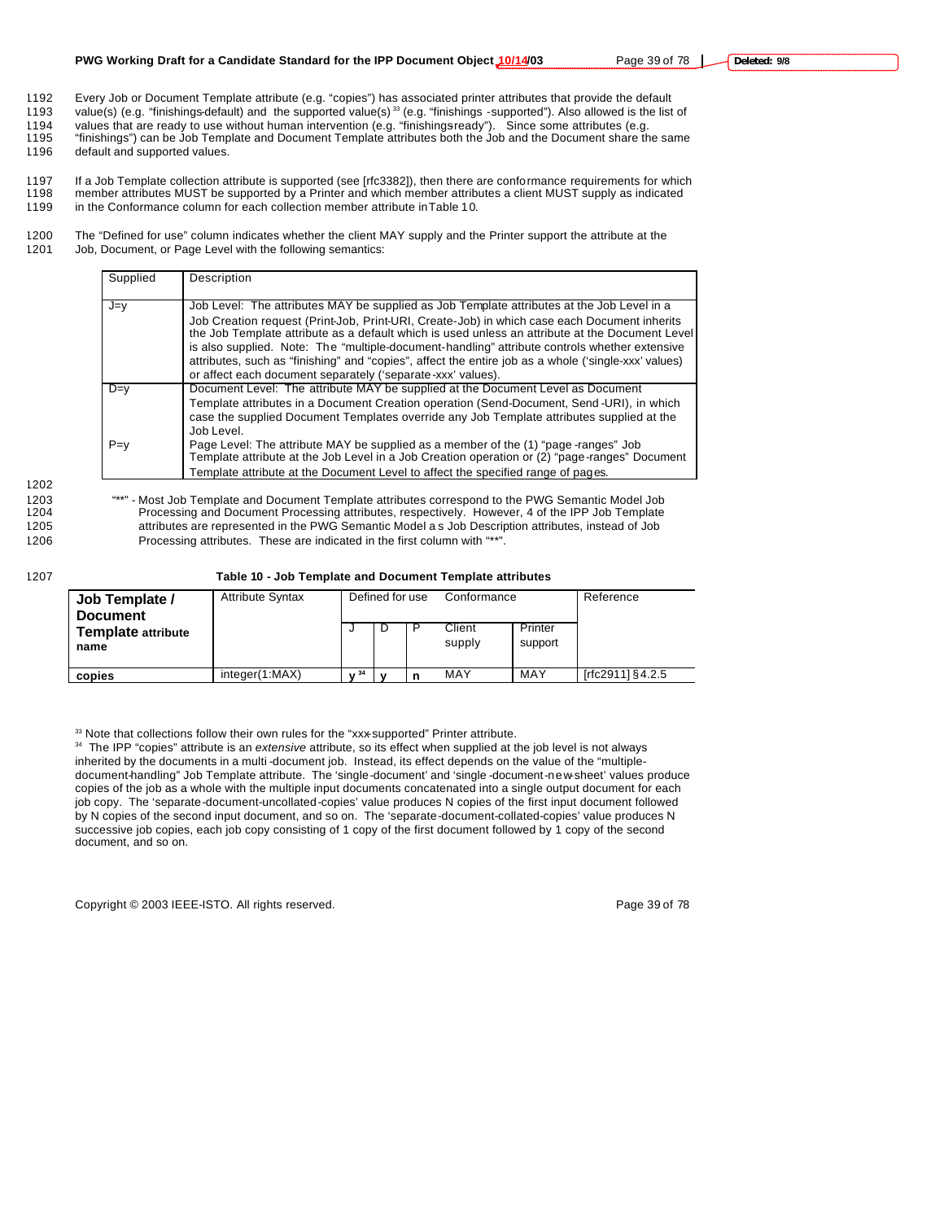Every Job or Document Template attribute (e.g. "copies") has associated printer attributes that provide the default value(s) (e.g. "finishings-default) and the supported value(s) [33] (e.g. "finishings -supported"). Also allowed is the list of values that are ready to use without human intervention (e.g. "finishings-ready"). Since some attributes (e.g. "finishings") can be Job Template and Document Template attributes both the Job and the Document share the same default and supported values.

If a Job Template collection attribute is supported (see [rfc3382]), then there are conformance requirements for which member attributes MUST be supported by a Printer and which member attributes a client MUST supply as indicated in the Conformance column for each collection member attribute in Table 10.

The "Defined for use" column indicates whether the client MAY supply and the Printer support the attribute at the Job, Document, or Page Level with the following semantics:

| Supplied | Description |
|---|---|
| J=y | Job Level: The attributes MAY be supplied as Job Template attributes at the Job Level in a Job Creation request (Print-Job, Print-URI, Create-Job) in which case each Document inherits the Job Template attribute as a default which is used unless an attribute at the Document Level is also supplied. Note: The "multiple-document-handling" attribute controls whether extensive attributes, such as "finishing" and "copies", affect the entire job as a whole ('single-xxx' values) or affect each document separately ('separate-xxx' values). |
| D=y | Document Level: The attribute MAY be supplied at the Document Level as Document Template attributes in a Document Creation operation (Send-Document, Send-URI), in which case the supplied Document Templates override any Job Template attributes supplied at the Job Level. |
| P=y | Page Level: The attribute MAY be supplied as a member of the (1) "page-ranges" Job Template attribute at the Job Level in a Job Creation operation or (2) "page-ranges" Document Template attribute at the Document Level to affect the specified range of pages. |

"**" - Most Job Template and Document Template attributes correspond to the PWG Semantic Model Job Processing and Document Processing attributes, respectively. However, 4 of the IPP Job Template attributes are represented in the PWG Semantic Model as Job Description attributes, instead of Job Processing attributes. These are indicated in the first column with "**".

**Table 10 - Job Template and Document Template attributes**

| **Job Template / Document Template attribute name** | Attribute Syntax | Defined for use | | | Conformance | | Reference |
|---|---|---|---|---|---|---|---|
| | | J | D | P | Client supply | Printer support | |
| **copies** | integer(1:MAX) | **y** [34] | **y** | **n** | MAY | MAY | [rfc2911] §4.2.5 |

[33] Note that collections follow their own rules for the "xxx-supported" Printer attribute.

[34] The IPP "copies" attribute is an *extensive* attribute, so its effect when supplied at the job level is not always inherited by the documents in a multi-document job. Instead, its effect depends on the value of the "multiple-document-handling" Job Template attribute. The 'single-document' and 'single-document-new-sheet' values produce copies of the job as a whole with the multiple input documents concatenated into a single output document for each job copy. The 'separate-document-uncollated-copies' value produces N copies of the first input document followed by N copies of the second input document, and so on. The 'separate-document-collated-copies' value produces N successive job copies, each job copy consisting of 1 copy of the first document followed by 1 copy of the second document, and so on.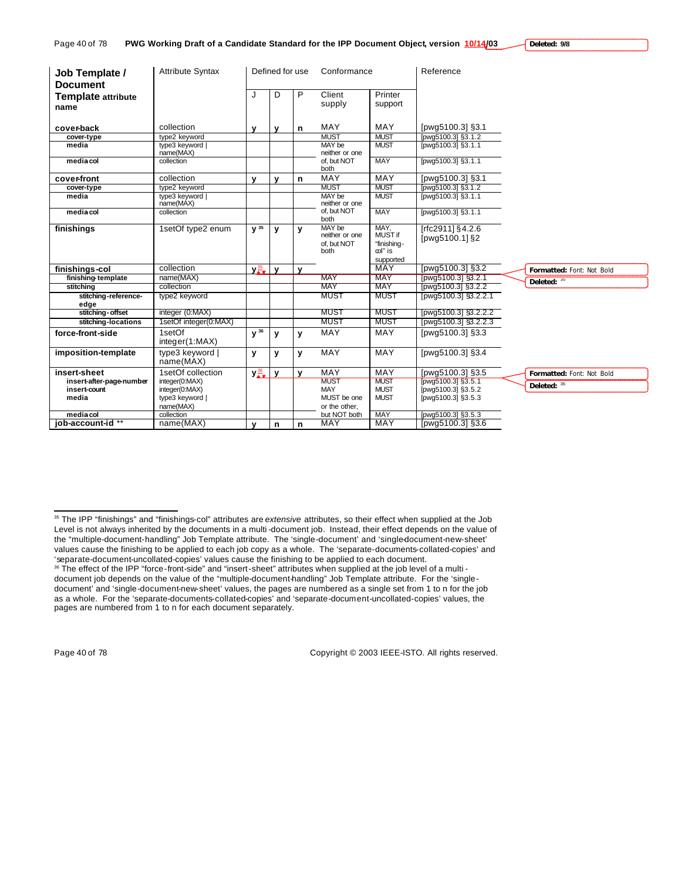| Job Template / Document Template attribute name | Attribute Syntax | Defined for use | | | Conformance | | Reference |
|---|---|---|---|---|---|---|---|
| | | J | D | P | Client supply | Printer support | |
| **cover-back** | collection | y | y | n | MAY | MAY | [pwg5100.3] §3.1 |
| **cover-type** | type2 keyword | | | | MUST | MUST | [pwg5100.3] §3.1.2 |
| **media** | type3 keyword \| name(MAX) | | | | MAY be neither or one of, but NOT both | MUST | [pwg5100.3] §3.1.1 |
| **media-col** | collection | | | | | MAY | [pwg5100.3] §3.1.1 |
| **cover-front** | collection | y | y | n | MAY | MAY | [pwg5100.3] §3.1 |
| **cover-type** | type2 keyword | | | | MUST | MUST | [pwg5100.3] §3.1.2 |
| **media** | type3 keyword \| name(MAX) | | | | MAY be neither or one of, but NOT both | MUST | [pwg5100.3] §3.1.1 |
| **media-col** | collection | | | | | MAY | [pwg5100.3] §3.1.1 |
| **finishings** | 1setOf type2 enum | y [35] | y | y | MAY be neither or one of, but NOT both | MAY, MUST if "finishing-col" is supported | [rfc2911] §4.2.6 [pwg5100.1] §2 |
| **finishings-col** | collection | y [35] | y | y | | MAY | [pwg5100.3] §3.2 |
| **finishing-template** | name(MAX) | | | | MAY | MAY | [pwg5100.3] §3.2.1 |
| **stitching** | collection | | | | MAY | MAY | [pwg5100.3] §3.2.2 |
| **stitching-reference-edge** | type2 keyword | | | | MUST | MUST | [pwg5100.3] §3.2.2.1 |
| **stitching-offset** | integer (0:MAX) | | | | MUST | MUST | [pwg5100.3] §3.2.2.2 |
| **stitching-locations** | 1setOf integer(0:MAX) | | | | MUST | MUST | [pwg5100.3] §3.2.2.3 |
| **force-front-side** | 1setOf integer(1:MAX) | y [36] | y | y | MAY | MAY | [pwg5100.3] §3.3 |
| **imposition-template** | type3 keyword \| name(MAX) | y | y | y | MAY | MAY | [pwg5100.3] §3.4 |
| **insert-sheet** | 1setOf collection | y [36] | y | y | MAY | MAY | [pwg5100.3] §3.5 |
| **insert-after-page-number** | integer(0:MAX) | | | | MUST | MUST | [pwg5100.3] §3.5.1 |
| **insert-count** | integer(0:MAX) | | | | MAY | MUST | [pwg5100.3] §3.5.2 |
| **media** | type3 keyword \| name(MAX) | | | | MUST be one or the other, but NOT both | MUST | [pwg5100.3] §3.5.3 |
| **media-col** | collection | | | | | MAY | [pwg5100.3] §3.5.3 |
| **job-account-id \*\*** | name(MAX) | y | n | n | MAY | MAY | [pwg5100.3] §3.6 |

[35] The IPP "finishings" and "finishings-col" attributes are *extensive* attributes, so their effect when supplied at the Job Level is not always inherited by the documents in a multi-document job. Instead, their effect depends on the value of the "multiple-document-handling" Job Template attribute. The 'single-document' and 'single-document-new-sheet' values cause the finishing to be applied to each job copy as a whole. The 'separate-documents-collated-copies' and 'separate-document-uncollated-copies' values cause the finishing to be applied to each document.

[36] The effect of the IPP "force-front-side" and "insert-sheet" attributes when supplied at the job level of a multi-document job depends on the value of the "multiple-document-handling" Job Template attribute. For the 'single-document' and 'single-document-new-sheet' values, the pages are numbered as a single set from 1 to n for the job as a whole. For the 'separate-documents-collated-copies' and 'separate-document-uncollated-copies' values, the pages are numbered from 1 to n for each document separately.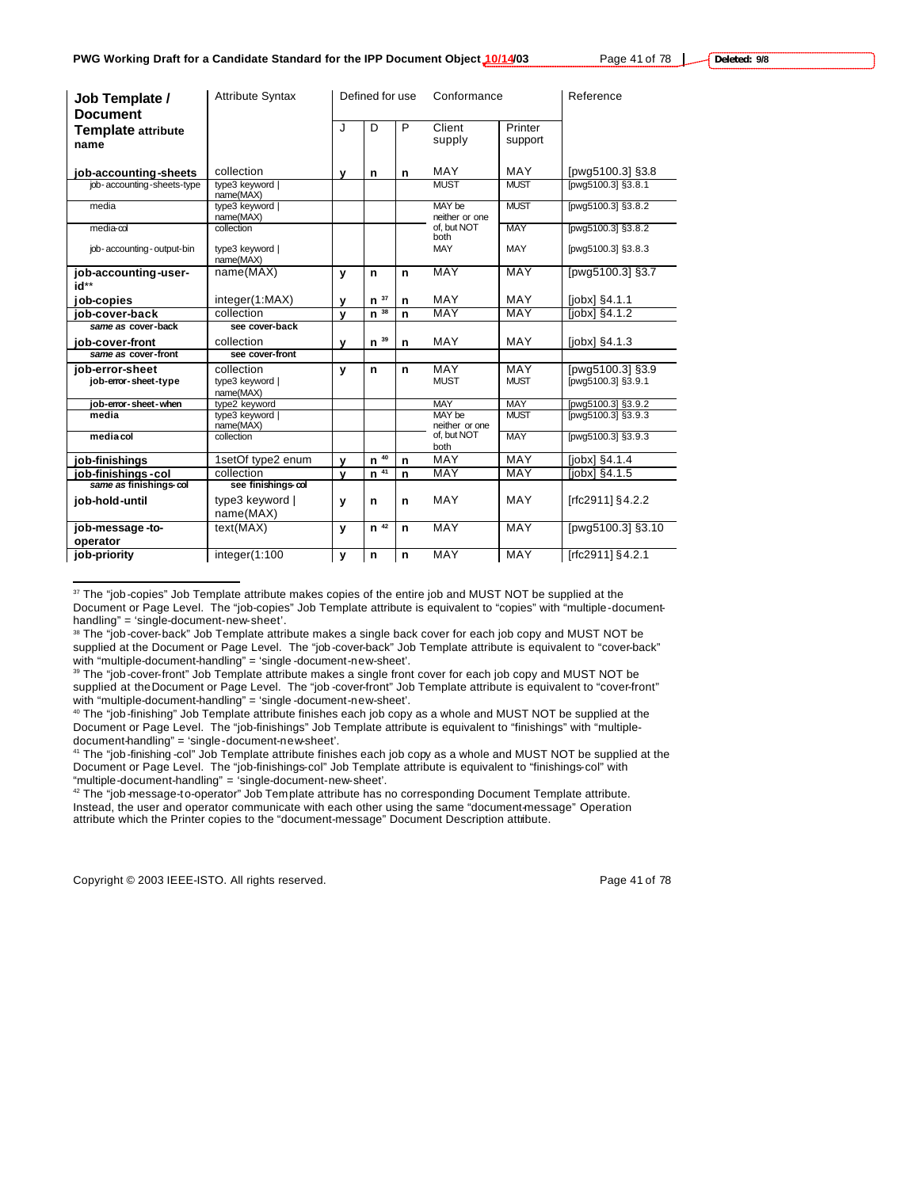| Job Template / Document Template attribute name | Attribute Syntax | Defined for use | | | Conformance | | Reference |
|---|---|---|---|---|---|---|---|
| | | J | D | P | Client supply | Printer support | |
| **job-accounting-sheets** | collection | y | n | n | MAY | MAY | [pwg5100.3] §3.8 |
| job-accounting-sheets-type | type3 keyword \| name(MAX) | | | | MUST | MUST | [pwg5100.3] §3.8.1 |
| media | type3 keyword \| name(MAX) | | | | MAY be neither or one of, but NOT both | MUST | [pwg5100.3] §3.8.2 |
| media-col | collection | | | | | MAY | [pwg5100.3] §3.8.2 |
| job-accounting-output-bin | type3 keyword \| name(MAX) | | | | MAY | MAY | [pwg5100.3] §3.8.3 |
| **job-accounting-user-id**** | name(MAX) | y | n | n | MAY | MAY | [pwg5100.3] §3.7 |
| **job-copies** | integer(1:MAX) | y | n [37] | n | MAY | MAY | [jobx] §4.1.1 |
| **job-cover-back** | collection | y | n [38] | n | MAY | MAY | [jobx] §4.1.2 |
| *same as* **cover-back** | **see cover-back** | | | | | | |
| **job-cover-front** | collection | y | n [39] | n | MAY | MAY | [jobx] §4.1.3 |
| *same as* **cover-front** | **see cover-front** | | | | | | |
| **job-error-sheet** | collection | y | n | n | MAY | MAY | [pwg5100.3] §3.9 |
| **job-error-sheet-type** | type3 keyword \| name(MAX) | | | | MUST | MUST | [pwg5100.3] §3.9.1 |
| **job-error-sheet-when** | type2 keyword | | | | MAY | MAY | [pwg5100.3] §3.9.2 |
| **media** | type3 keyword \| name(MAX) | | | | MAY be neither or one of, but NOT both | MUST | [pwg5100.3] §3.9.3 |
| **media col** | collection | | | | | MAY | [pwg5100.3] §3.9.3 |
| **job-finishings** | 1setOf type2 enum | y | n [40] | n | MAY | MAY | [jobx] §4.1.4 |
| **job-finishings-col** | collection | y | n [41] | n | MAY | MAY | [jobx] §4.1.5 |
| *same as* **finishings-col** | **see finishings-col** | | | | | | |
| **job-hold-until** | type3 keyword \| name(MAX) | y | n | n | MAY | MAY | [rfc2911] §4.2.2 |
| **job-message-to-operator** | text(MAX) | y | n [42] | n | MAY | MAY | [pwg5100.3] §3.10 |
| **job-priority** | integer(1:100 | y | n | n | MAY | MAY | [rfc2911] §4.2.1 |

[37] The "job-copies" Job Template attribute makes copies of the entire job and MUST NOT be supplied at the Document or Page Level. The "job-copies" Job Template attribute is equivalent to "copies" with "multiple-document-handling" = 'single-document-new-sheet'.

[38] The "job-cover-back" Job Template attribute makes a single back cover for each job copy and MUST NOT be supplied at the Document or Page Level. The "job-cover-back" Job Template attribute is equivalent to "cover-back" with "multiple-document-handling" = 'single-document-new-sheet'.

[39] The "job-cover-front" Job Template attribute makes a single front cover for each job copy and MUST NOT be supplied at the Document or Page Level. The "job-cover-front" Job Template attribute is equivalent to "cover-front" with "multiple-document-handling" = 'single-document-new-sheet'.

[40] The "job-finishing" Job Template attribute finishes each job copy as a whole and MUST NOT be supplied at the Document or Page Level. The "job-finishings" Job Template attribute is equivalent to "finishings" with "multiple-document-handling" = 'single-document-new-sheet'.

[41] The "job-finishing-col" Job Template attribute finishes each job copy as a whole and MUST NOT be supplied at the Document or Page Level. The "job-finishings-col" Job Template attribute is equivalent to "finishings-col" with "multiple-document-handling" = 'single-document-new-sheet'.

[42] The "job-message-to-operator" Job Template attribute has no corresponding Document Template attribute. Instead, the user and operator communicate with each other using the same "document-message" Operation attribute which the Printer copies to the "document-message" Document Description attribute.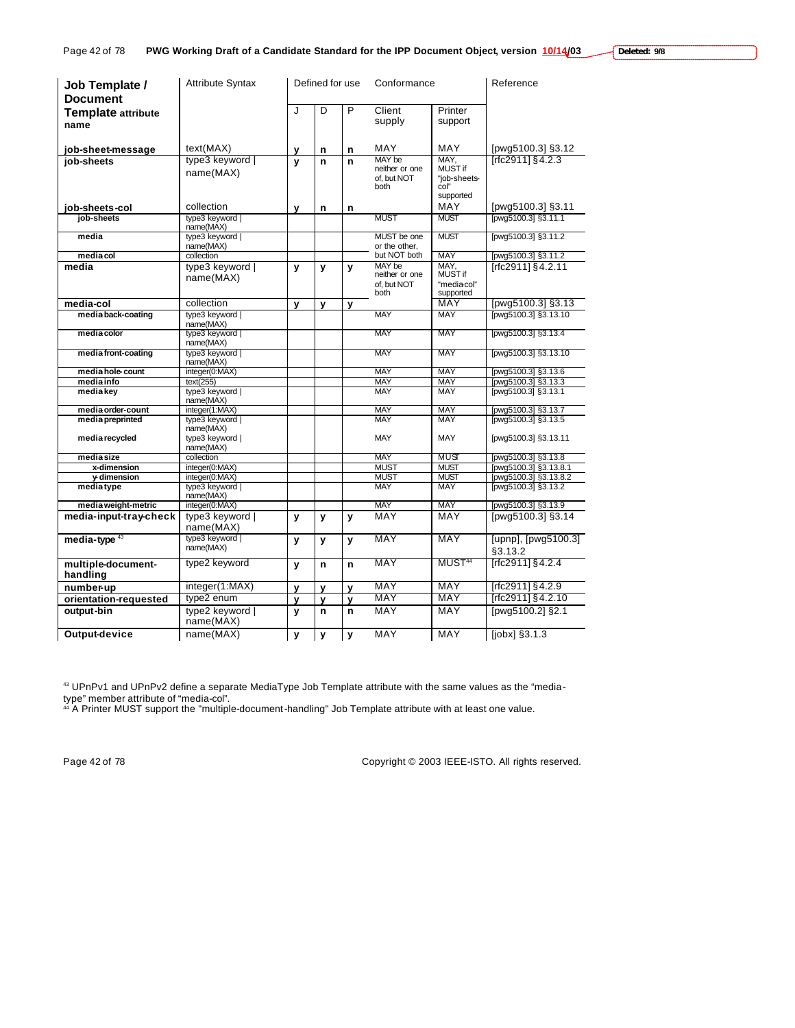| Job Template / Document Template attribute name | Attribute Syntax | Defined for use | | | Conformance | | Reference |
|---|---|---|---|---|---|---|---|
| | | J | D | P | Client supply | Printer support | |
| **job-sheet-message** | text(MAX) | y | n | n | MAY | MAY | [pwg5100.3] §3.12 |
| **job-sheets** | type3 keyword \| name(MAX) | y | n | n | MAY be neither or one of, but NOT both | MAY, MUST if "job-sheets-col" supported | [rfc2911] §4.2.3 |
| **job-sheets-col** | collection | y | n | n | | MAY | [pwg5100.3] §3.11 |
| job-sheets | type3 keyword \| name(MAX) | | | | MUST | MUST | [pwg5100.3] §3.11.1 |
| media | type3 keyword \| name(MAX) | | | | MUST be one or the other, but NOT both | MUST | [pwg5100.3] §3.11.2 |
| media-col | collection | | | | | MAY | [pwg5100.3] §3.11.2 |
| **media** | type3 keyword \| name(MAX) | y | y | y | MAY be neither or one of, but NOT both | MAY, MUST if "media-col" supported | [rfc2911] §4.2.11 |
| **media-col** | collection | y | y | y | | MAY | [pwg5100.3] §3.13 |
| media-back-coating | type3 keyword \| name(MAX) | | | | MAY | MAY | [pwg5100.3] §3.13.10 |
| media-color | type3 keyword \| name(MAX) | | | | MAY | MAY | [pwg5100.3] §3.13.4 |
| media-front-coating | type3 keyword \| name(MAX) | | | | MAY | MAY | [pwg5100.3] §3.13.10 |
| media-hole-count | integer(0:MAX) | | | | MAY | MAY | [pwg5100.3] §3.13.6 |
| media-info | text(255) | | | | MAY | MAY | [pwg5100.3] §3.13.3 |
| media-key | type3 keyword \| name(MAX) | | | | MAY | MAY | [pwg5100.3] §3.13.1 |
| media-order-count | integer(1:MAX) | | | | MAY | MAY | [pwg5100.3] §3.13.7 |
| media-preprinted | type3 keyword \| name(MAX) | | | | MAY | MAY | [pwg5100.3] §3.13.5 |
| media-recycled | type3 keyword \| name(MAX) | | | | MAY | MAY | [pwg5100.3] §3.13.11 |
| media-size | collection | | | | MAY | MUST | [pwg5100.3] §3.13.8 |
| x-dimension | integer(0:MAX) | | | | MUST | MUST | [pwg5100.3] §3.13.8.1 |
| y-dimension | integer(0:MAX) | | | | MUST | MUST | [pwg5100.3] §3.13.8.2 |
| media-type | type3 keyword \| name(MAX) | | | | MAY | MAY | [pwg5100.3] §3.13.2 |
| media-weight-metric | integer(0:MAX) | | | | MAY | MAY | [pwg5100.3] §3.13.9 |
| **media-input-tray-check** | type3 keyword \| name(MAX) | y | y | y | MAY | MAY | [pwg5100.3] §3.14 |
| **media-type** [43] | type3 keyword \| name(MAX) | y | y | y | MAY | MAY | [upnp], [pwg5100.3] §3.13.2 |
| **multiple-document-handling** | type2 keyword | y | n | n | MAY | MUST[44] | [rfc2911] §4.2.4 |
| **number-up** | integer(1:MAX) | y | y | y | MAY | MAY | [rfc2911] §4.2.9 |
| **orientation-requested** | type2 enum | y | y | y | MAY | MAY | [rfc2911] §4.2.10 |
| **output-bin** | type2 keyword \| name(MAX) | y | n | n | MAY | MAY | [pwg5100.2] §2.1 |
| **Output-device** | name(MAX) | y | y | y | MAY | MAY | [jobx] §3.1.3 |

[43] UPnPv1 and UPnPv2 define a separate MediaType Job Template attribute with the same values as the "media-type" member attribute of "media-col".

[44] A Printer MUST support the "multiple-document-handling" Job Template attribute with at least one value.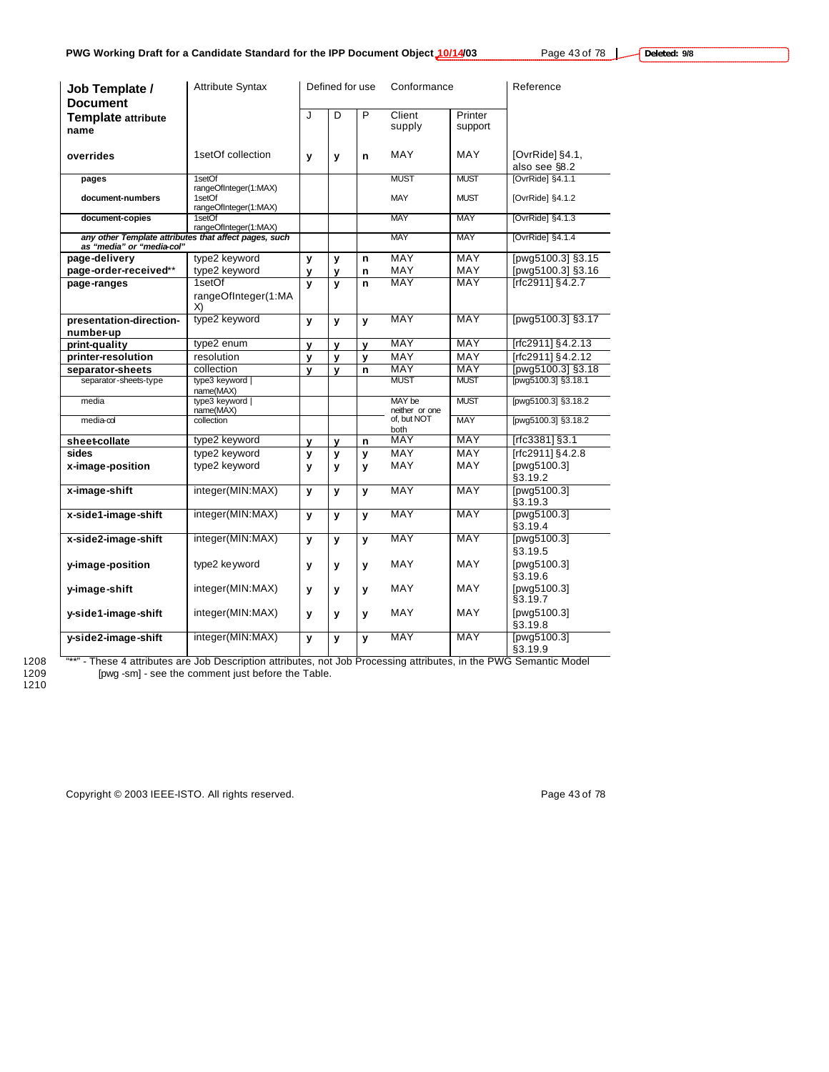| Job Template / Document Template attribute name | Attribute Syntax | Defined for use | | | Conformance | | Reference |
|---|---|---|---|---|---|---|---|
| | | J | D | P | Client supply | Printer support | |
| **overrides** | 1setOf collection | y | y | n | MAY | MAY | [OvrRide] §4.1, also see §8.2 |
| **pages** | 1setOf rangeOfInteger(1:MAX) | | | | MUST | MUST | [OvrRide] §4.1.1 |
| **document-numbers** | 1setOf rangeOfInteger(1:MAX) | | | | MAY | MUST | [OvrRide] §4.1.2 |
| **document-copies** | 1setOf rangeOfInteger(1:MAX) | | | | MAY | MAY | [OvrRide] §4.1.3 |
| ***any other Template attributes that affect pages, such as "media" or "media-col"*** | | | | | MAY | MAY | [OvrRide] §4.1.4 |
| **page-delivery** | type2 keyword | y | y | n | MAY | MAY | [pwg5100.3] §3.15 |
| **page-order-received**** | type2 keyword | y | y | n | MAY | MAY | [pwg5100.3] §3.16 |
| **page-ranges** | 1setOf rangeOfInteger(1:MAX) | y | y | n | MAY | MAY | [rfc2911] §4.2.7 |
| **presentation-direction-number-up** | type2 keyword | y | y | y | MAY | MAY | [pwg5100.3] §3.17 |
| **print-quality** | type2 enum | y | y | y | MAY | MAY | [rfc2911] §4.2.13 |
| **printer-resolution** | resolution | y | y | y | MAY | MAY | [rfc2911] §4.2.12 |
| **separator-sheets** | collection | y | y | n | MAY | MAY | [pwg5100.3] §3.18 |
| separator-sheets-type | type3 keyword \| name(MAX) | | | | MUST | MUST | [pwg5100.3] §3.18.1 |
| media | type3 keyword \| name(MAX) | | | | MAY be neither or one of, but NOT both | MUST | [pwg5100.3] §3.18.2 |
| media-col | collection | | | | | MAY | [pwg5100.3] §3.18.2 |
| **sheet-collate** | type2 keyword | y | y | n | MAY | MAY | [rfc3381] §3.1 |
| **sides** | type2 keyword | y | y | y | MAY | MAY | [rfc2911] §4.2.8 |
| **x-image-position** | type2 keyword | y | y | y | MAY | MAY | [pwg5100.3] §3.19.2 |
| **x-image-shift** | integer(MIN:MAX) | y | y | y | MAY | MAY | [pwg5100.3] §3.19.3 |
| **x-side1-image-shift** | integer(MIN:MAX) | y | y | y | MAY | MAY | [pwg5100.3] §3.19.4 |
| **x-side2-image-shift** | integer(MIN:MAX) | y | y | y | MAY | MAY | [pwg5100.3] §3.19.5 |
| **y-image-position** | type2 keyword | y | y | y | MAY | MAY | [pwg5100.3] §3.19.6 |
| **y-image-shift** | integer(MIN:MAX) | y | y | y | MAY | MAY | [pwg5100.3] §3.19.7 |
| **y-side1-image-shift** | integer(MIN:MAX) | y | y | y | MAY | MAY | [pwg5100.3] §3.19.8 |
| **y-side2-image-shift** | integer(MIN:MAX) | y | y | y | MAY | MAY | [pwg5100.3] §3.19.9 |

1208 "**" - These 4 attributes are Job Description attributes, not Job Processing attributes, in the PWG Semantic Model
1209 [pwg-sm] - see the comment just before the Table.
1210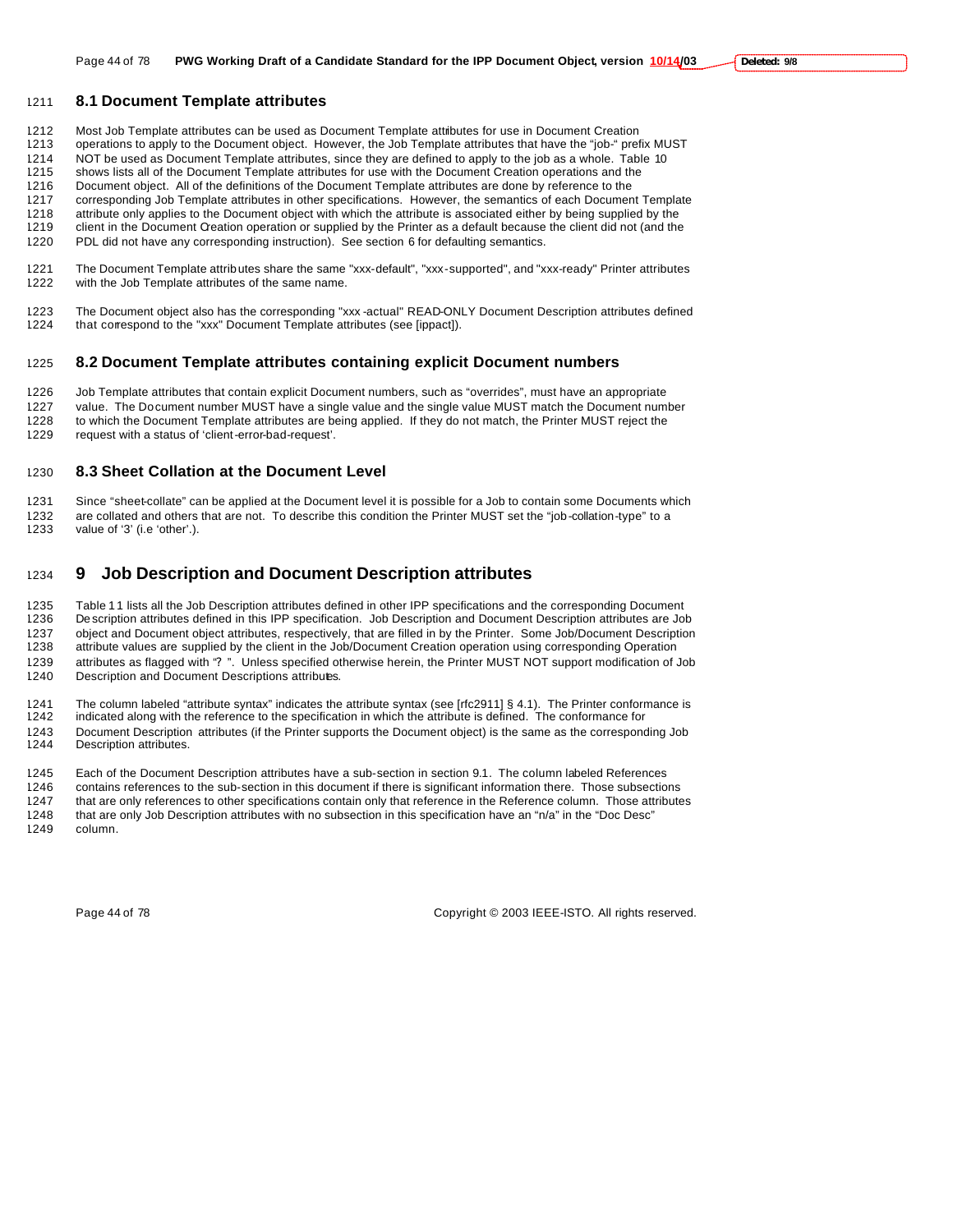## 8.1 Document Template attributes

Most Job Template attributes can be used as Document Template attributes for use in Document Creation operations to apply to the Document object. However, the Job Template attributes that have the "job-" prefix MUST NOT be used as Document Template attributes, since they are defined to apply to the job as a whole. Table 10 shows lists all of the Document Template attributes for use with the Document Creation operations and the Document object. All of the definitions of the Document Template attributes are done by reference to the corresponding Job Template attributes in other specifications. However, the semantics of each Document Template attribute only applies to the Document object with which the attribute is associated either by being supplied by the client in the Document Creation operation or supplied by the Printer as a default because the client did not (and the PDL did not have any corresponding instruction). See section 6 for defaulting semantics.

The Document Template attributes share the same "xxx-default", "xxx-supported", and "xxx-ready" Printer attributes with the Job Template attributes of the same name.

The Document object also has the corresponding "xxx-actual" READ-ONLY Document Description attributes defined that correspond to the "xxx" Document Template attributes (see [ippact]).

## 8.2 Document Template attributes containing explicit Document numbers

Job Template attributes that contain explicit Document numbers, such as "overrides", must have an appropriate value. The Document number MUST have a single value and the single value MUST match the Document number to which the Document Template attributes are being applied. If they do not match, the Printer MUST reject the request with a status of 'client-error-bad-request'.

## 8.3 Sheet Collation at the Document Level

Since "sheet-collate" can be applied at the Document level it is possible for a Job to contain some Documents which are collated and others that are not. To describe this condition the Printer MUST set the "job-collation-type" to a value of '3' (i.e 'other'.).

# 9 Job Description and Document Description attributes

Table 11 lists all the Job Description attributes defined in other IPP specifications and the corresponding Document Description attributes defined in this IPP specification. Job Description and Document Description attributes are Job object and Document object attributes, respectively, that are filled in by the Printer. Some Job/Document Description attribute values are supplied by the client in the Job/Document Creation operation using corresponding Operation attributes as flagged with "? ". Unless specified otherwise herein, the Printer MUST NOT support modification of Job Description and Document Descriptions attributes.

The column labeled "attribute syntax" indicates the attribute syntax (see [rfc2911] § 4.1). The Printer conformance is indicated along with the reference to the specification in which the attribute is defined. The conformance for Document Description attributes (if the Printer supports the Document object) is the same as the corresponding Job Description attributes.

Each of the Document Description attributes have a sub-section in section 9.1. The column labeled References contains references to the sub-section in this document if there is significant information there. Those subsections that are only references to other specifications contain only that reference in the Reference column. Those attributes that are only Job Description attributes with no subsection in this specification have an "n/a" in the "Doc Desc" column.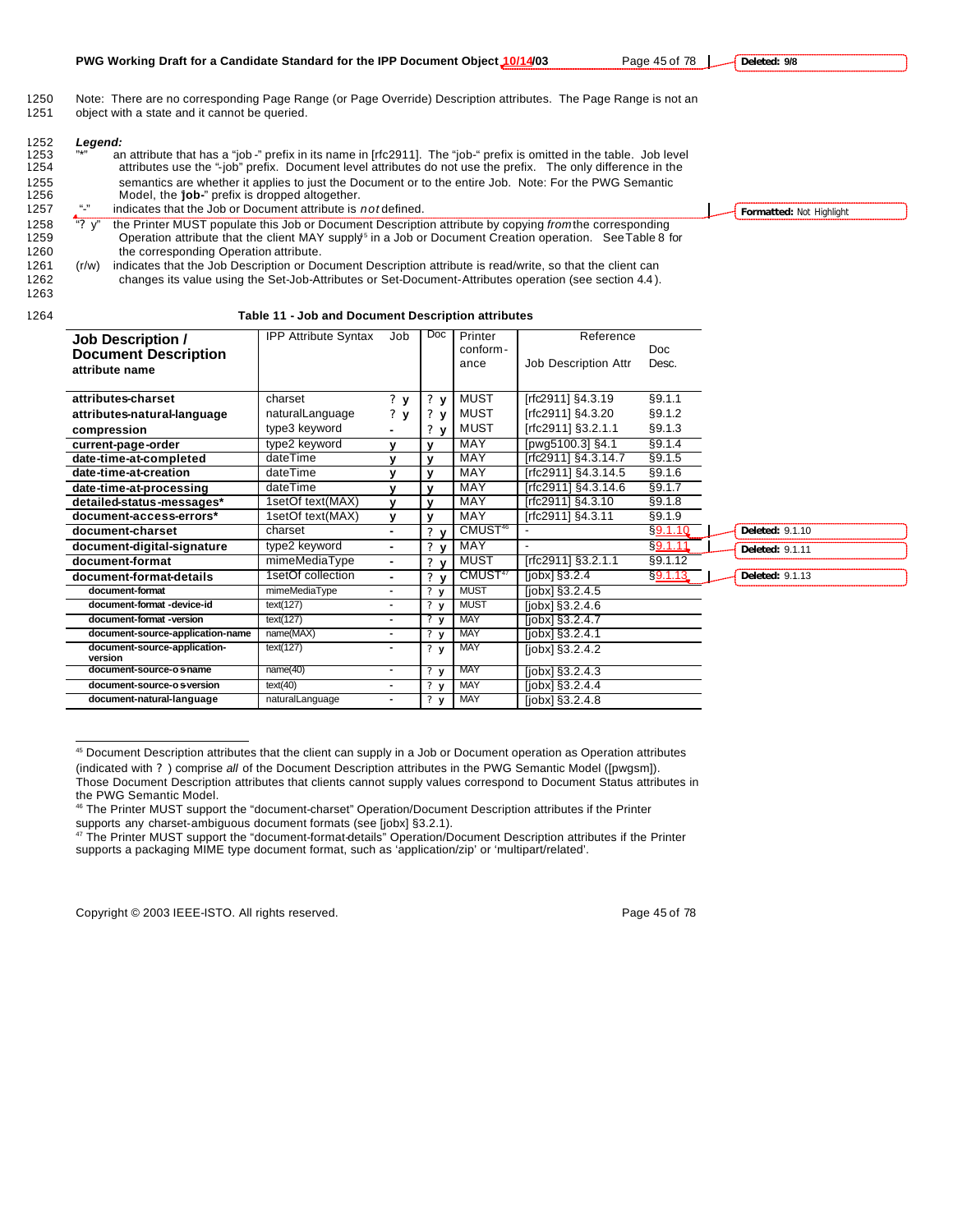Note: There are no corresponding Page Range (or Page Override) Description attributes. The Page Range is not an object with a state and it cannot be queried.

***Legend:***

"*" an attribute that has a "job-" prefix in its name in [rfc2911]. The "job-" prefix is omitted in the table. Job level attributes use the "-job" prefix. Document level attributes do not use the prefix. The only difference in the semantics are whether it applies to just the Document or to the entire Job. Note: For the PWG Semantic Model, the "**job-**" prefix is dropped altogether.

"-" indicates that the Job or Document attribute is *not* defined.

"? y" the Printer MUST populate this Job or Document Description attribute by copying *from* the corresponding Operation attribute that the client MAY supply[5] in a Job or Document Creation operation. See Table 8 for the corresponding Operation attribute.

(r/w) indicates that the Job Description or Document Description attribute is read/write, so that the client can changes its value using the Set-Job-Attributes or Set-Document-Attributes operation (see section 4.4).

**Table 11 - Job and Document Description attributes**

| Job Description / Document Description attribute name | IPP Attribute Syntax | Job | Doc | Printer conformance | Reference Job Description Attr | Doc Desc. |
|---|---|---|---|---|---|---|
| **attributes-charset** | charset | ? y | ? y | MUST | [rfc2911] §4.3.19 | §9.1.1 |
| **attributes-natural-language** | naturalLanguage | ? y | ? y | MUST | [rfc2911] §4.3.20 | §9.1.2 |
| **compression** | type3 keyword | - | ? y | MUST | [rfc2911] §3.2.1.1 | §9.1.3 |
| **current-page-order** | type2 keyword | y | y | MAY | [pwg5100.3] §4.1 | §9.1.4 |
| **date-time-at-completed** | dateTime | y | y | MAY | [rfc2911] §4.3.14.7 | §9.1.5 |
| **date-time-at-creation** | dateTime | y | y | MAY | [rfc2911] §4.3.14.5 | §9.1.6 |
| **date-time-at-processing** | dateTime | y | y | MAY | [rfc2911] §4.3.14.6 | §9.1.7 |
| **detailed-status-messages*** | 1setOf text(MAX) | y | y | MAY | [rfc2911] §4.3.10 | §9.1.8 |
| **document-access-errors*** | 1setOf text(MAX) | y | y | MAY | [rfc2911] §4.3.11 | §9.1.9 |
| **document-charset** | charset | - | ? y | CMUST[46] | - | §9.1.10 |
| **document-digital-signature** | type2 keyword | - | ? y | MAY | - | §9.1.11 |
| **document-format** | mimeMediaType | - | ? y | MUST | [rfc2911] §3.2.1.1 | §9.1.12 |
| **document-format-details** | 1setOf collection | - | ? y | CMUST[47] | [jobx] §3.2.4 | §9.1.13 |
| **document-format** | mimeMediaType | - | ? y | MUST | [jobx] §3.2.4.5 | |
| **document-format-device-id** | text(127) | - | ? y | MUST | [jobx] §3.2.4.6 | |
| **document-format-version** | text(127) | - | ? y | MAY | [jobx] §3.2.4.7 | |
| **document-source-application-name** | name(MAX) | - | ? y | MAY | [jobx] §3.2.4.1 | |
| **document-source-application-version** | text(127) | - | ? y | MAY | [jobx] §3.2.4.2 | |
| **document-source-os-name** | name(40) | - | ? y | MAY | [jobx] §3.2.4.3 | |
| **document-source-os-version** | text(40) | - | ? y | MAY | [jobx] §3.2.4.4 | |
| **document-natural-language** | naturalLanguage | - | ? y | MAY | [jobx] §3.2.4.8 | |

[45] Document Description attributes that the client can supply in a Job or Document operation as Operation attributes (indicated with ? ) comprise *all* of the Document Description attributes in the PWG Semantic Model ([pwgsm]). Those Document Description attributes that clients cannot supply values correspond to Document Status attributes in the PWG Semantic Model.

[46] The Printer MUST support the "document-charset" Operation/Document Description attributes if the Printer supports any charset-ambiguous document formats (see [jobx] §3.2.1).

[47] The Printer MUST support the "document-format-details" Operation/Document Description attributes if the Printer supports a packaging MIME type document format, such as 'application/zip' or 'multipart/related'.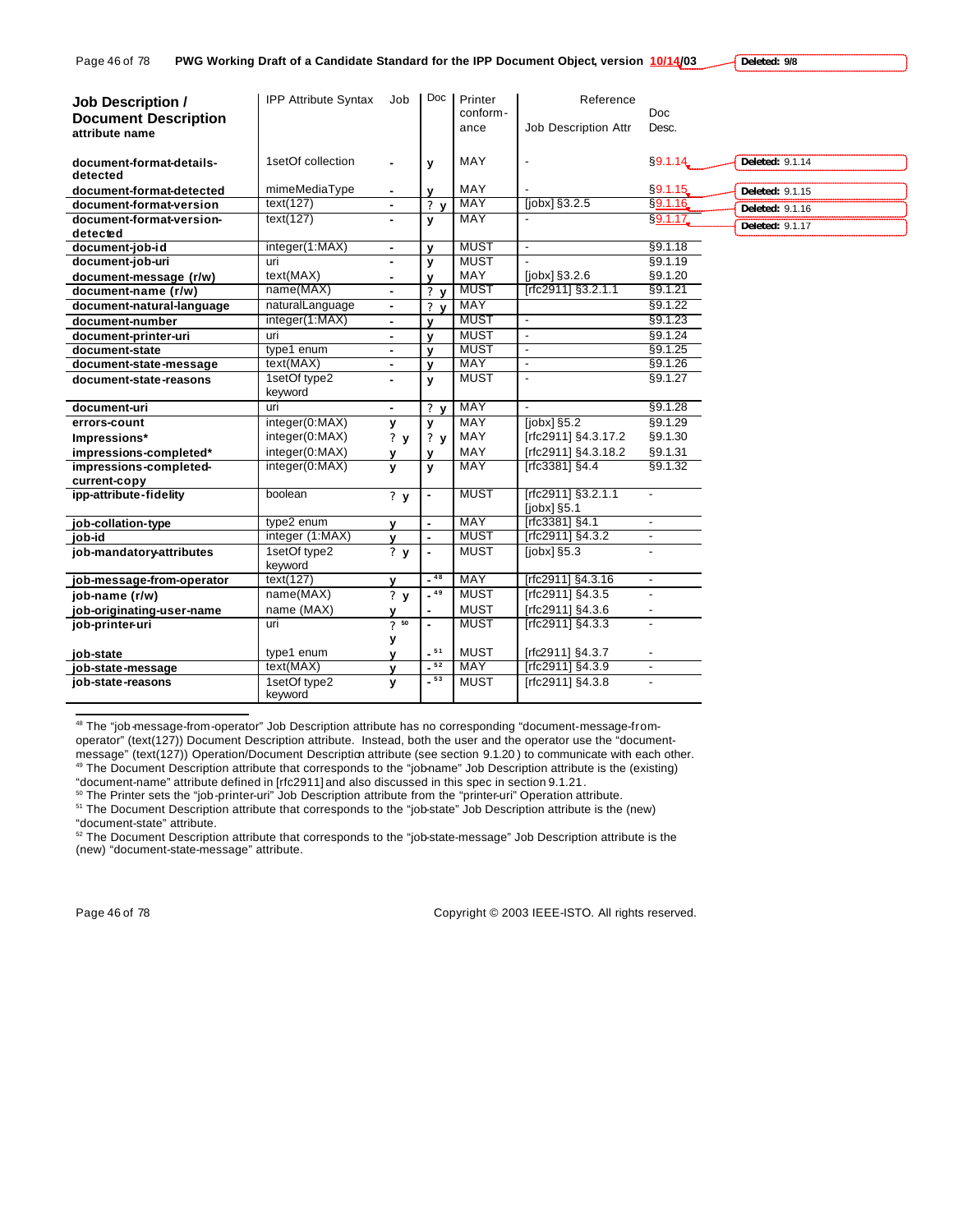| Job Description / Document Description attribute name | IPP Attribute Syntax | Job | Doc | Printer conform-ance | Reference Job Description Attr | Doc Desc. |
|---|---|---|---|---|---|---|
| document-format-details-detected | 1setOf collection | - | y | MAY | - | §9.1.14 |
| document-format-detected | mimeMediaType | - | y | MAY | - | §9.1.15 |
| document-format-version | text(127) | - | ? y | MAY | [jobx] §3.2.5 | §9.1.16 |
| document-format-version-detected | text(127) | - | y | MAY | - | §9.1.17 |
| document-job-id | integer(1:MAX) | - | y | MUST | - | §9.1.18 |
| document-job-uri | uri | - | y | MUST | - | §9.1.19 |
| document-message (r/w) | text(MAX) | - | y | MAY | [jobx] §3.2.6 | §9.1.20 |
| document-name (r/w) | name(MAX) | - | ? y | MUST | [rfc2911] §3.2.1.1 | §9.1.21 |
| document-natural-language | naturalLanguage | - | ? y | MAY | | §9.1.22 |
| document-number | integer(1:MAX) | - | y | MUST | - | §9.1.23 |
| document-printer-uri | uri | - | y | MUST | - | §9.1.24 |
| document-state | type1 enum | - | y | MUST | - | §9.1.25 |
| document-state-message | text(MAX) | - | y | MAY | - | §9.1.26 |
| document-state-reasons | 1setOf type2 keyword | - | y | MUST | - | §9.1.27 |
| document-uri | uri | - | ? y | MAY | - | §9.1.28 |
| errors-count | integer(0:MAX) | y | y | MAY | [jobx] §5.2 | §9.1.29 |
| Impressions* | integer(0:MAX) | ? y | ? y | MAY | [rfc2911] §4.3.17.2 | §9.1.30 |
| impressions-completed* | integer(0:MAX) | y | y | MAY | [rfc2911] §4.3.18.2 | §9.1.31 |
| impressions-completed-current-copy | integer(0:MAX) | y | y | MAY | [rfc3381] §4.4 | §9.1.32 |
| ipp-attribute-fidelity | boolean | ? y | - | MUST | [rfc2911] §3.2.1.1 [jobx] §5.1 | - |
| job-collation-type | type2 enum | y | - | MAY | [rfc3381] §4.1 | - |
| job-id | integer (1:MAX) | y | - | MUST | [rfc2911] §4.3.2 | - |
| job-mandatory-attributes | 1setOf type2 keyword | ? y | - | MUST | [jobx] §5.3 | - |
| job-message-from-operator | text(127) | y | - [48] | MAY | [rfc2911] §4.3.16 | - |
| job-name (r/w) | name(MAX) | ? y | - [49] | MUST | [rfc2911] §4.3.5 | - |
| job-originating-user-name | name (MAX) | y | - | MUST | [rfc2911] §4.3.6 | - |
| job-printer-uri | uri | ? [50] y | - | MUST | [rfc2911] §4.3.3 | - |
| job-state | type1 enum | y | - [51] | MUST | [rfc2911] §4.3.7 | - |
| job-state-message | text(MAX) | y | - [52] | MAY | [rfc2911] §4.3.9 | - |
| job-state-reasons | 1setOf type2 keyword | y | - [53] | MUST | [rfc2911] §4.3.8 | - |

[48] The "job-message-from-operator" Job Description attribute has no corresponding "document-message-from-operator" (text(127)) Document Description attribute. Instead, both the user and the operator use the "document-message" (text(127)) Operation/Document Description attribute (see section 9.1.20) to communicate with each other.

[49] The Document Description attribute that corresponds to the "job-name" Job Description attribute is the (existing) "document-name" attribute defined in [rfc2911] and also discussed in this spec in section 9.1.21.

[50] The Printer sets the "job-printer-uri" Job Description attribute from the "printer-uri" Operation attribute.

[51] The Document Description attribute that corresponds to the "job-state" Job Description attribute is the (new) "document-state" attribute.

[52] The Document Description attribute that corresponds to the "job-state-message" Job Description attribute is the (new) "document-state-message" attribute.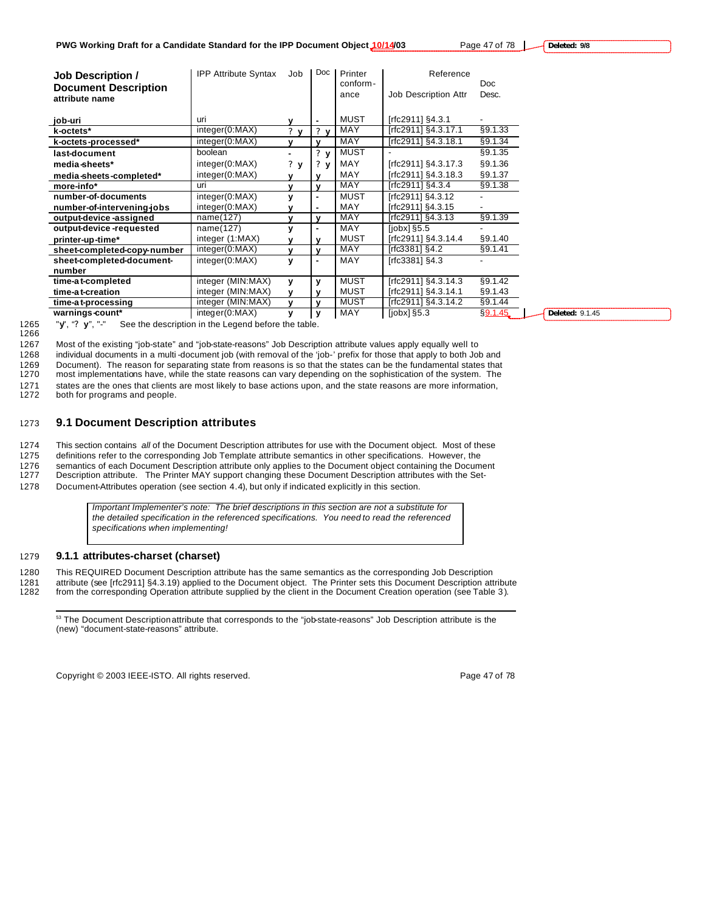| Job Description / Document Description attribute name | IPP Attribute Syntax | Job | Doc | Printer conform-ance | Reference Job Description Attr | Doc Desc. |
|---|---|---|---|---|---|---|
| job-uri | uri | y | - | MUST | [rfc2911] §4.3.1 | - |
| k-octets* | integer(0:MAX) | ? y | ? y | MAY | [rfc2911] §4.3.17.1 | §9.1.33 |
| k-octets-processed* | integer(0:MAX) | y | y | MAY | [rfc2911] §4.3.18.1 | §9.1.34 |
| last-document | boolean | - | ? y | MUST | - | §9.1.35 |
| media-sheets* | integer(0:MAX) | ? y | ? y | MAY | [rfc2911] §4.3.17.3 | §9.1.36 |
| media-sheets-completed* | integer(0:MAX) | y | y | MAY | [rfc2911] §4.3.18.3 | §9.1.37 |
| more-info* | uri | y | y | MAY | [rfc2911] §4.3.4 | §9.1.38 |
| number-of-documents | integer(0:MAX) | y | - | MUST | [rfc2911] §4.3.12 | - |
| number-of-intervening-jobs | integer(0:MAX) | y | - | MAY | [rfc2911] §4.3.15 | - |
| output-device-assigned | name(127) | y | y | MAY | [rfc2911] §4.3.13 | §9.1.39 |
| output-device-requested | name(127) | y | - | MAY | [jobx] §5.5 | - |
| printer-up-time* | integer (1:MAX) | y | y | MUST | [rfc2911] §4.3.14.4 | §9.1.40 |
| sheet-completed-copy-number | integer(0:MAX) | y | y | MAY | [rfc3381] §4.2 | §9.1.41 |
| sheet-completed-document-number | integer(0:MAX) | y | - | MAY | [rfc3381] §4.3 | - |
| time-at-completed | integer (MIN:MAX) | y | y | MUST | [rfc2911] §4.3.14.3 | §9.1.42 |
| time-at-creation | integer (MIN:MAX) | y | y | MUST | [rfc2911] §4.3.14.1 | §9.1.43 |
| time-at-processing | integer (MIN:MAX) | y | y | MUST | [rfc2911] §4.3.14.2 | §9.1.44 |
| warnings-count* | integer(0:MAX) | y | y | MAY | [jobx] §5.3 | §9.1.45 |

"y", "? y", "-" See the description in the Legend before the table.

Most of the existing "job-state" and "job-state-reasons" Job Description attribute values apply equally well to individual documents in a multi-document job (with removal of the 'job-' prefix for those that apply to both Job and Document). The reason for separating state from reasons is so that the states can be the fundamental states that most implementations have, while the state reasons can vary depending on the sophistication of the system. The states are the ones that clients are most likely to base actions upon, and the state reasons are more information, both for programs and people.

## 9.1 Document Description attributes

This section contains *all* of the Document Description attributes for use with the Document object. Most of these definitions refer to the corresponding Job Template attribute semantics in other specifications. However, the semantics of each Document Description attribute only applies to the Document object containing the Document Description attribute. The Printer MAY support changing these Document Description attributes with the Set-Document-Attributes operation (see section 4.4), but only if indicated explicitly in this section.

> *Important Implementer's note: The brief descriptions in this section are not a substitute for the detailed specification in the referenced specifications. You need to read the referenced specifications when implementing!*

### 9.1.1 attributes-charset (charset)

This REQUIRED Document Description attribute has the same semantics as the corresponding Job Description attribute (see [rfc2911] §4.3.19) applied to the Document object. The Printer sets this Document Description attribute from the corresponding Operation attribute supplied by the client in the Document Creation operation (see Table 3).

[53] The Document Description attribute that corresponds to the "job-state-reasons" Job Description attribute is the (new) "document-state-reasons" attribute.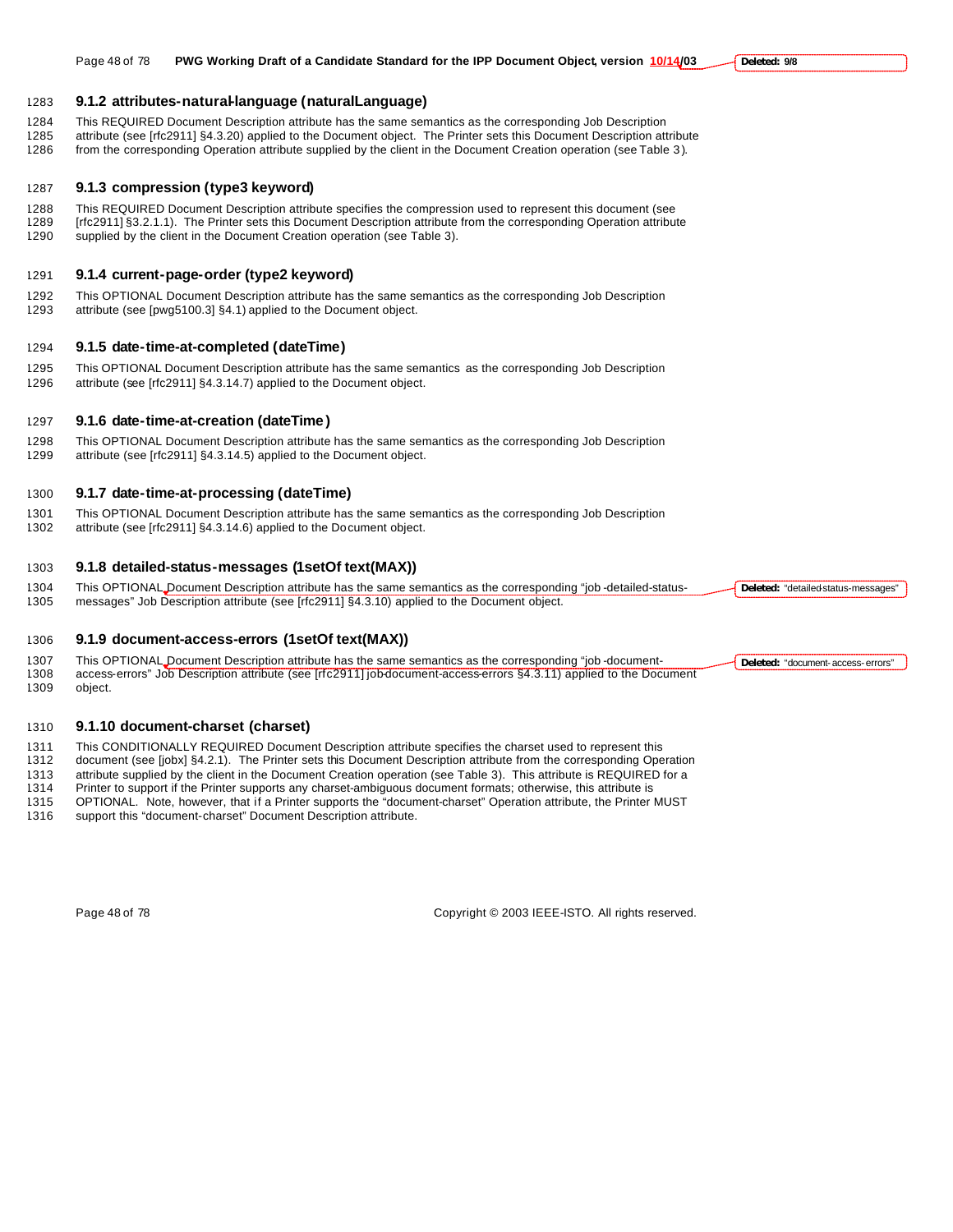### 9.1.2 attributes-natural-language (naturalLanguage)

This REQUIRED Document Description attribute has the same semantics as the corresponding Job Description attribute (see [rfc2911] §4.3.20) applied to the Document object. The Printer sets this Document Description attribute from the corresponding Operation attribute supplied by the client in the Document Creation operation (see Table 3).

### 9.1.3 compression (type3 keyword)

This REQUIRED Document Description attribute specifies the compression used to represent this document (see [rfc2911] §3.2.1.1). The Printer sets this Document Description attribute from the corresponding Operation attribute supplied by the client in the Document Creation operation (see Table 3).

### 9.1.4 current-page-order (type2 keyword)

This OPTIONAL Document Description attribute has the same semantics as the corresponding Job Description attribute (see [pwg5100.3] §4.1) applied to the Document object.

### 9.1.5 date-time-at-completed (dateTime)

This OPTIONAL Document Description attribute has the same semantics as the corresponding Job Description attribute (see [rfc2911] §4.3.14.7) applied to the Document object.

### 9.1.6 date-time-at-creation (dateTime)

This OPTIONAL Document Description attribute has the same semantics as the corresponding Job Description attribute (see [rfc2911] §4.3.14.5) applied to the Document object.

### 9.1.7 date-time-at-processing (dateTime)

This OPTIONAL Document Description attribute has the same semantics as the corresponding Job Description attribute (see [rfc2911] §4.3.14.6) applied to the Document object.

### 9.1.8 detailed-status-messages (1setOf text(MAX))

This OPTIONAL Document Description attribute has the same semantics as the corresponding "job-detailed-status-messages" Job Description attribute (see [rfc2911] §4.3.10) applied to the Document object.

### 9.1.9 document-access-errors (1setOf text(MAX))

This OPTIONAL Document Description attribute has the same semantics as the corresponding "job-document-access-errors" Job Description attribute (see [rfc2911] job-document-access-errors §4.3.11) applied to the Document object.

### 9.1.10 document-charset (charset)

This CONDITIONALLY REQUIRED Document Description attribute specifies the charset used to represent this document (see [jobx] §4.2.1). The Printer sets this Document Description attribute from the corresponding Operation attribute supplied by the client in the Document Creation operation (see Table 3). This attribute is REQUIRED for a Printer to support if the Printer supports any charset-ambiguous document formats; otherwise, this attribute is OPTIONAL. Note, however, that if a Printer supports the "document-charset" Operation attribute, the Printer MUST support this "document-charset" Document Description attribute.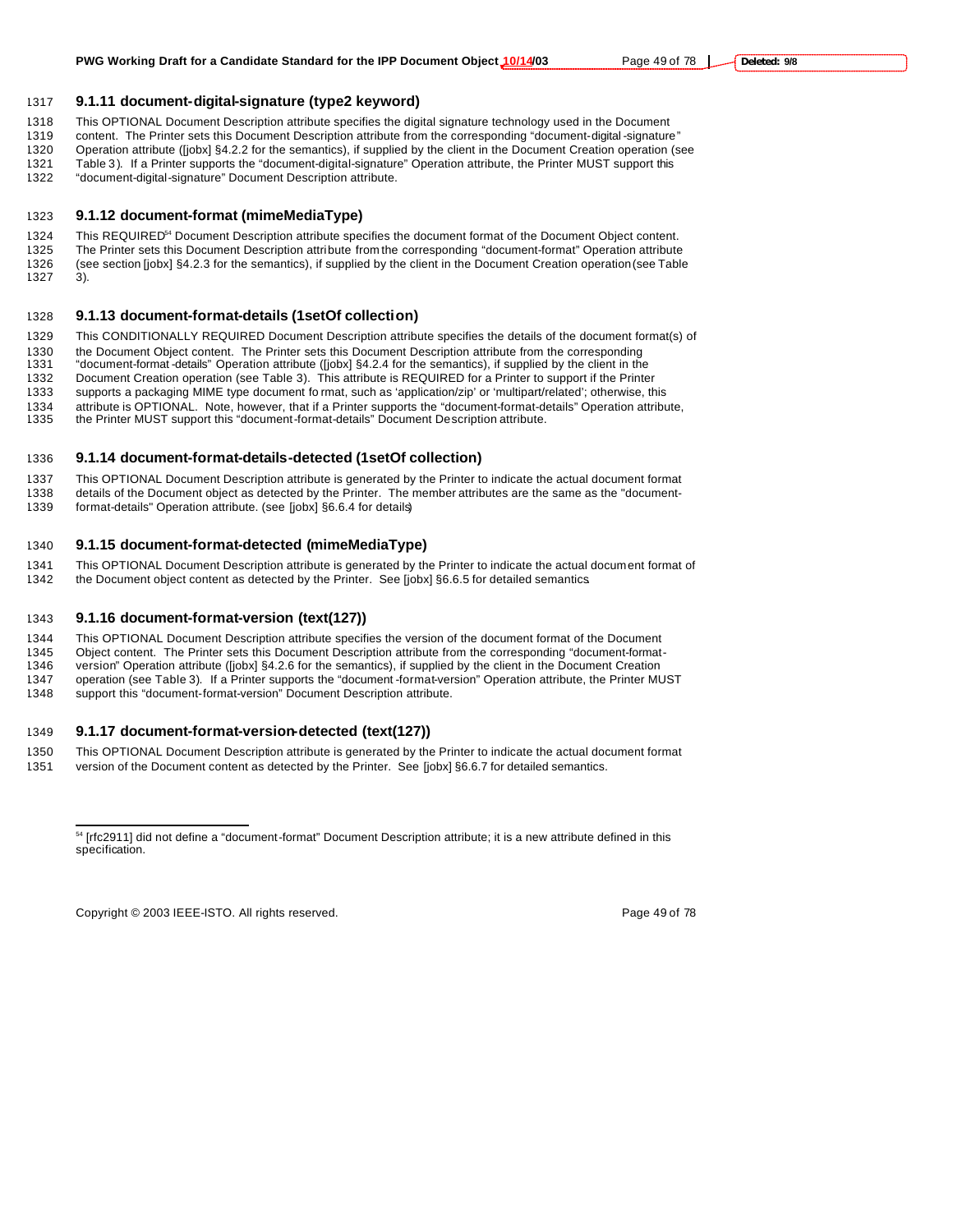### 9.1.11 document-digital-signature (type2 keyword)

This OPTIONAL Document Description attribute specifies the digital signature technology used in the Document content. The Printer sets this Document Description attribute from the corresponding "document-digital-signature" Operation attribute ([jobx] §4.2.2 for the semantics), if supplied by the client in the Document Creation operation (see Table 3). If a Printer supports the "document-digital-signature" Operation attribute, the Printer MUST support this "document-digital-signature" Document Description attribute.

### 9.1.12 document-format (mimeMediaType)

This REQUIRED[54] Document Description attribute specifies the document format of the Document Object content. The Printer sets this Document Description attribute from the corresponding "document-format" Operation attribute (see section [jobx] §4.2.3 for the semantics), if supplied by the client in the Document Creation operation (see Table 3).

### 9.1.13 document-format-details (1setOf collection)

This CONDITIONALLY REQUIRED Document Description attribute specifies the details of the document format(s) of the Document Object content. The Printer sets this Document Description attribute from the corresponding "document-format-details" Operation attribute ([jobx] §4.2.4 for the semantics), if supplied by the client in the Document Creation operation (see Table 3). This attribute is REQUIRED for a Printer to support if the Printer supports a packaging MIME type document format, such as 'application/zip' or 'multipart/related'; otherwise, this attribute is OPTIONAL. Note, however, that if a Printer supports the "document-format-details" Operation attribute, the Printer MUST support this "document-format-details" Document Description attribute.

### 9.1.14 document-format-details-detected (1setOf collection)

This OPTIONAL Document Description attribute is generated by the Printer to indicate the actual document format details of the Document object as detected by the Printer. The member attributes are the same as the "document-format-details" Operation attribute. (see [jobx] §6.6.4 for details)

### 9.1.15 document-format-detected (mimeMediaType)

This OPTIONAL Document Description attribute is generated by the Printer to indicate the actual document format of the Document object content as detected by the Printer. See [jobx] §6.6.5 for detailed semantics.

### 9.1.16 document-format-version (text(127))

This OPTIONAL Document Description attribute specifies the version of the document format of the Document Object content. The Printer sets this Document Description attribute from the corresponding "document-format-version" Operation attribute ([jobx] §4.2.6 for the semantics), if supplied by the client in the Document Creation operation (see Table 3). If a Printer supports the "document-format-version" Operation attribute, the Printer MUST support this "document-format-version" Document Description attribute.

### 9.1.17 document-format-version-detected (text(127))

This OPTIONAL Document Description attribute is generated by the Printer to indicate the actual document format version of the Document content as detected by the Printer. See [jobx] §6.6.7 for detailed semantics.

---

[54] [rfc2911] did not define a "document-format" Document Description attribute; it is a new attribute defined in this specification.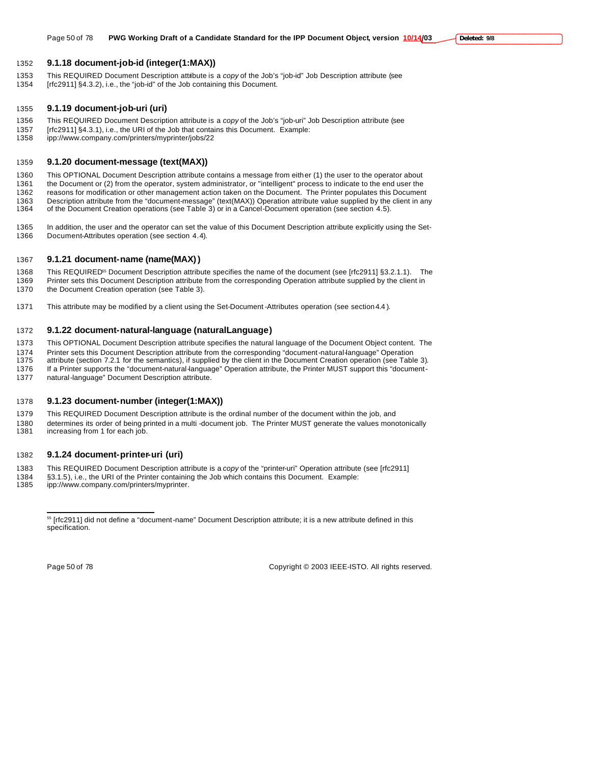### 9.1.18 document-job-id (integer(1:MAX))

This REQUIRED Document Description attribute is a *copy* of the Job's "job-id" Job Description attribute (see [rfc2911] §4.3.2), i.e., the "job-id" of the Job containing this Document.

### 9.1.19 document-job-uri (uri)

This REQUIRED Document Description attribute is a *copy* of the Job's "job-uri" Job Description attribute (see [rfc2911] §4.3.1), i.e., the URI of the Job that contains this Document. Example: ipp://www.company.com/printers/myprinter/jobs/22

### 9.1.20 document-message (text(MAX))

This OPTIONAL Document Description attribute contains a message from either (1) the user to the operator about the Document or (2) from the operator, system administrator, or "intelligent" process to indicate to the end user the reasons for modification or other management action taken on the Document. The Printer populates this Document Description attribute from the "document-message" (text(MAX)) Operation attribute value supplied by the client in any of the Document Creation operations (see Table 3) or in a Cancel-Document operation (see section 4.5).

In addition, the user and the operator can set the value of this Document Description attribute explicitly using the Set-Document-Attributes operation (see section 4.4).

### 9.1.21 document-name (name(MAX))

This REQUIRED[55] Document Description attribute specifies the name of the document (see [rfc2911] §3.2.1.1). The Printer sets this Document Description attribute from the corresponding Operation attribute supplied by the client in the Document Creation operation (see Table 3).

This attribute may be modified by a client using the Set-Document-Attributes operation (see section 4.4).

### 9.1.22 document-natural-language (naturalLanguage)

This OPTIONAL Document Description attribute specifies the natural language of the Document Object content. The Printer sets this Document Description attribute from the corresponding "document-natural-language" Operation attribute (section 7.2.1 for the semantics), if supplied by the client in the Document Creation operation (see Table 3). If a Printer supports the "document-natural-language" Operation attribute, the Printer MUST support this "document-natural-language" Document Description attribute.

### 9.1.23 document-number (integer(1:MAX))

This REQUIRED Document Description attribute is the ordinal number of the document within the job, and determines its order of being printed in a multi-document job. The Printer MUST generate the values monotonically increasing from 1 for each job.

### 9.1.24 document-printer-uri (uri)

This REQUIRED Document Description attribute is a *copy* of the "printer-uri" Operation attribute (see [rfc2911] §3.1.5), i.e., the URI of the Printer containing the Job which contains this Document. Example: ipp://www.company.com/printers/myprinter.

---

[55] [rfc2911] did not define a "document-name" Document Description attribute; it is a new attribute defined in this specification.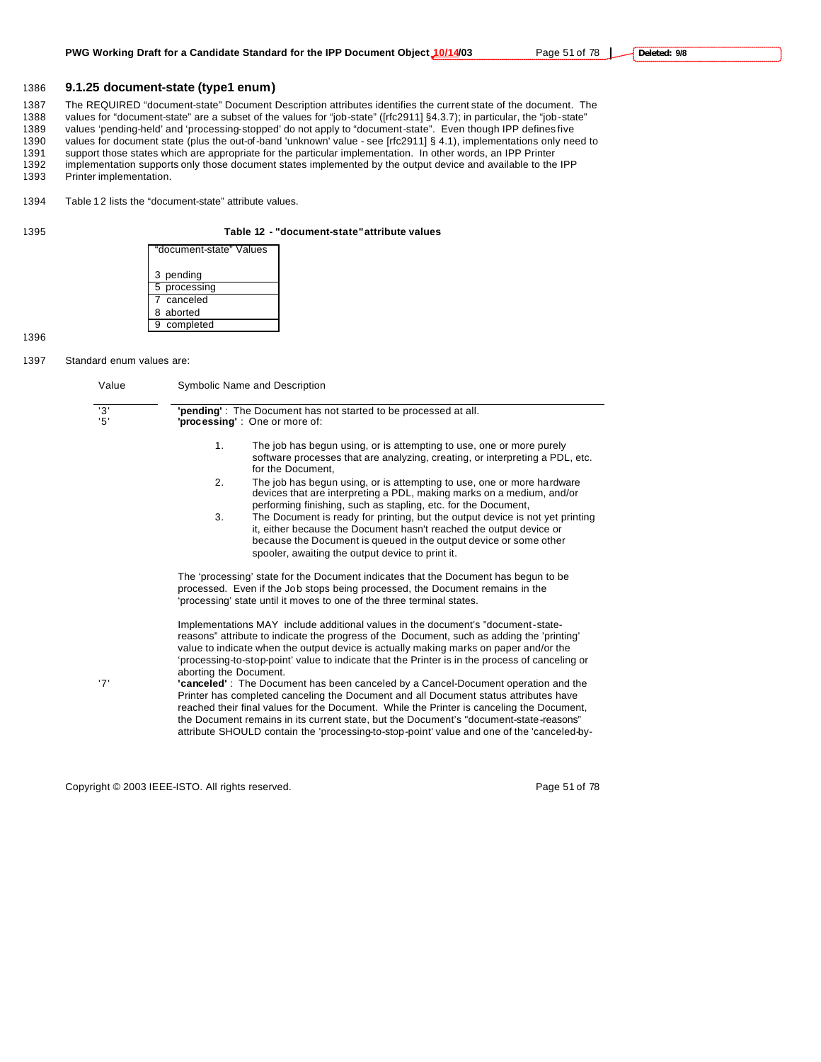### 9.1.25 document-state (type1 enum)

The REQUIRED "document-state" Document Description attributes identifies the current state of the document. The values for "document-state" are a subset of the values for "job-state" ([rfc2911] §4.3.7); in particular, the "job-state" values 'pending-held' and 'processing-stopped' do not apply to "document-state". Even though IPP defines five values for document state (plus the out-of-band 'unknown' value - see [rfc2911] § 4.1), implementations only need to support those states which are appropriate for the particular implementation. In other words, an IPP Printer implementation supports only those document states implemented by the output device and available to the IPP Printer implementation.

Table 12 lists the "document-state" attribute values.

**Table 12 - "document-state" attribute values**

| "document-state" Values |
|---|
| 3 pending |
| 5 processing |
| 7 canceled |
| 8 aborted |
| 9 completed |

Standard enum values are:

| Value | Symbolic Name and Description |
|---|---|
| '3' | **'pending'** : The Document has not started to be processed at all. |
| '5' | **'processing'** : One or more of:<br><br>1. The job has begun using, or is attempting to use, one or more purely software processes that are analyzing, creating, or interpreting a PDL, etc. for the Document,<br>2. The job has begun using, or is attempting to use, one or more hardware devices that are interpreting a PDL, making marks on a medium, and/or performing finishing, such as stapling, etc. for the Document,<br>3. The Document is ready for printing, but the output device is not yet printing it, either because the Document hasn't reached the output device or because the Document is queued in the output device or some other spooler, awaiting the output device to print it.<br><br>The 'processing' state for the Document indicates that the Document has begun to be processed. Even if the Job stops being processed, the Document remains in the 'processing' state until it moves to one of the three terminal states.<br><br>Implementations MAY include additional values in the document's "document-state-reasons" attribute to indicate the progress of the Document, such as adding the 'printing' value to indicate when the output device is actually making marks on paper and/or the 'processing-to-stop-point' value to indicate that the Printer is in the process of canceling or aborting the Document. |
| '7' | **'canceled'** : The Document has been canceled by a Cancel-Document operation and the Printer has completed canceling the Document and all Document status attributes have reached their final values for the Document. While the Printer is canceling the Document, the Document remains in its current state, but the Document's "document-state-reasons" attribute SHOULD contain the 'processing-to-stop-point' value and one of the 'canceled-by- |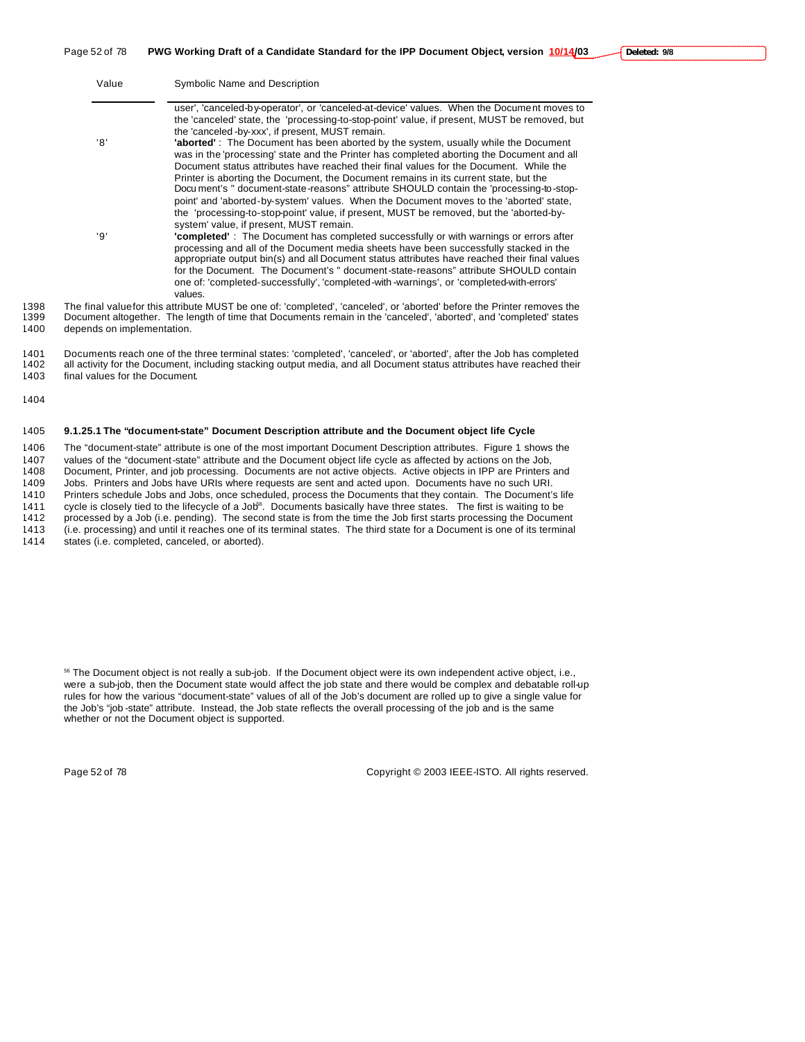| Value | Symbolic Name and Description |
|---|---|
| | user', 'canceled-by-operator', or 'canceled-at-device' values. When the Document moves to the 'canceled' state, the 'processing-to-stop-point' value, if present, MUST be removed, but the 'canceled-by-xxx', if present, MUST remain. |
| '8' | **'aborted'** : The Document has been aborted by the system, usually while the Document was in the 'processing' state and the Printer has completed aborting the Document and all Document status attributes have reached their final values for the Document. While the Printer is aborting the Document, the Document remains in its current state, but the Document's " document-state-reasons" attribute SHOULD contain the 'processing-to-stop-point' and 'aborted-by-system' values. When the Document moves to the 'aborted' state, the 'processing-to-stop-point' value, if present, MUST be removed, but the 'aborted-by-system' value, if present, MUST remain. |
| '9' | **'completed'** : The Document has completed successfully or with warnings or errors after processing and all of the Document media sheets have been successfully stacked in the appropriate output bin(s) and all Document status attributes have reached their final values for the Document. The Document's " document-state-reasons" attribute SHOULD contain one of: 'completed-successfully', 'completed-with-warnings', or 'completed-with-errors' values. |

The final value for this attribute MUST be one of: 'completed', 'canceled', or 'aborted' before the Printer removes the Document altogether. The length of time that Documents remain in the 'canceled', 'aborted', and 'completed' states depends on implementation.

Documents reach one of the three terminal states: 'completed', 'canceled', or 'aborted', after the Job has completed all activity for the Document, including stacking output media, and all Document status attributes have reached their final values for the Document.

#### 9.1.25.1 The "document-state" Document Description attribute and the Document object life Cycle

The "document-state" attribute is one of the most important Document Description attributes. Figure 1 shows the values of the "document-state" attribute and the Document object life cycle as affected by actions on the Job, Document, Printer, and job processing. Documents are not active objects. Active objects in IPP are Printers and Jobs. Printers and Jobs have URIs where requests are sent and acted upon. Documents have no such URI. Printers schedule Jobs and Jobs, once scheduled, process the Documents that they contain. The Document's life cycle is closely tied to the lifecycle of a Job[56]. Documents basically have three states. The fist is waiting to be processed by a Job (i.e. pending). The second state is from the time the Job first starts processing the Document (i.e. processing) and until it reaches one of its terminal states. The third state for a Document is one of its terminal states (i.e. completed, canceled, or aborted).

[56] The Document object is not really a sub-job. If the Document object were its own independent active object, i.e., were a sub-job, then the Document state would affect the job state and there would be complex and debatable roll-up rules for how the various "document-state" values of all of the Job's document are rolled up to give a single value for the Job's "job-state" attribute. Instead, the Job state reflects the overall processing of the job and is the same whether or not the Document object is supported.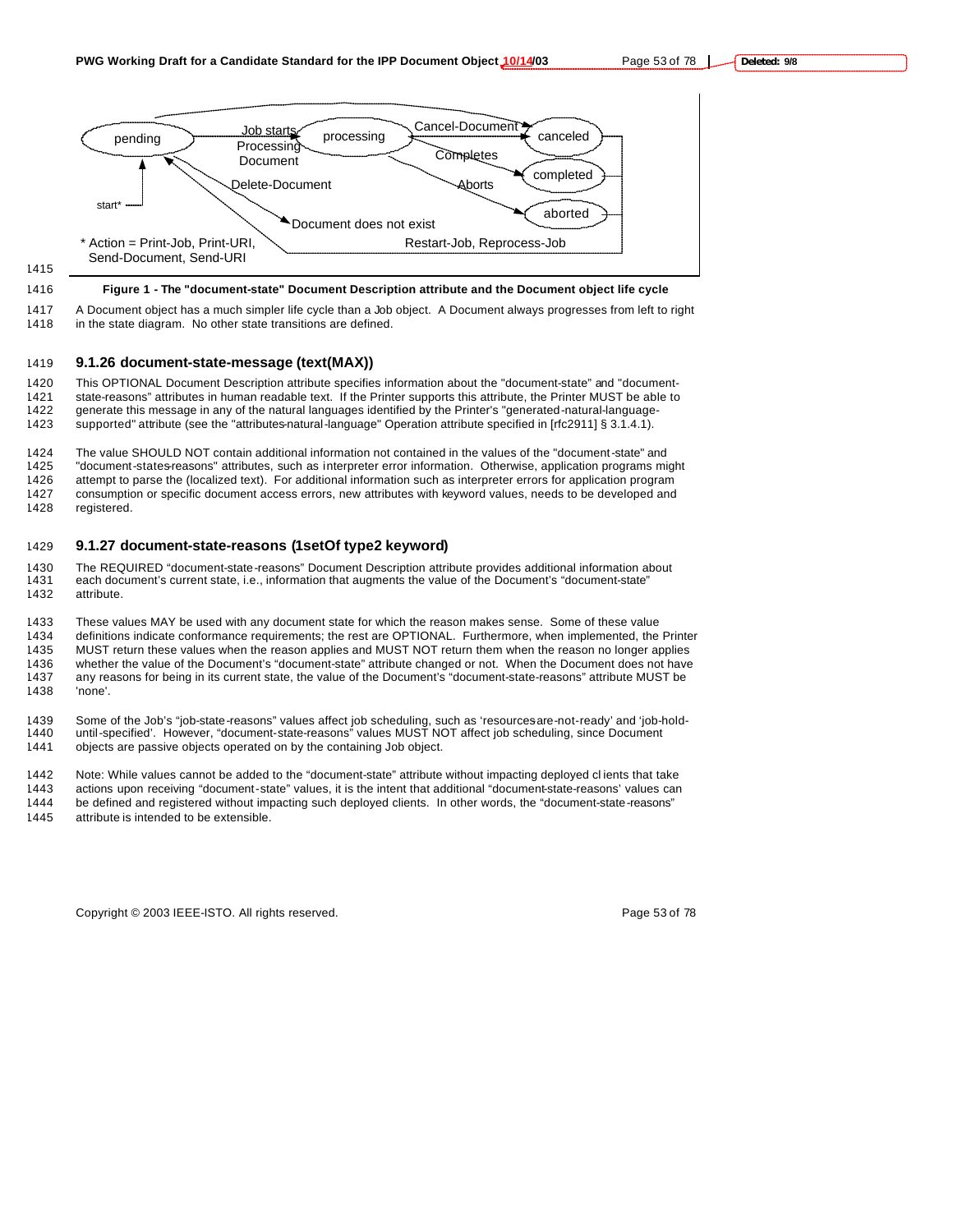Figure 1 - The "document-state" Document Description attribute and the Document object life cycle

A Document object has a much simpler life cycle than a Job object. A Document always progresses from left to right in the state diagram. No other state transitions are defined.

### 9.1.26 document-state-message (text(MAX))

This OPTIONAL Document Description attribute specifies information about the "document-state" and "document-state-reasons" attributes in human readable text. If the Printer supports this attribute, the Printer MUST be able to generate this message in any of the natural languages identified by the Printer's "generated-natural-language-supported" attribute (see the "attributes-natural-language" Operation attribute specified in [rfc2911] § 3.1.4.1).

The value SHOULD NOT contain additional information not contained in the values of the "document-state" and "document-states-reasons" attributes, such as interpreter error information. Otherwise, application programs might attempt to parse the (localized text). For additional information such as interpreter errors for application program consumption or specific document access errors, new attributes with keyword values, needs to be developed and registered.

### 9.1.27 document-state-reasons (1setOf type2 keyword)

The REQUIRED "document-state-reasons" Document Description attribute provides additional information about each document's current state, i.e., information that augments the value of the Document's "document-state" attribute.

These values MAY be used with any document state for which the reason makes sense. Some of these value definitions indicate conformance requirements; the rest are OPTIONAL. Furthermore, when implemented, the Printer MUST return these values when the reason applies and MUST NOT return them when the reason no longer applies whether the value of the Document's "document-state" attribute changed or not. When the Document does not have any reasons for being in its current state, the value of the Document's "document-state-reasons" attribute MUST be 'none'.

Some of the Job's "job-state-reasons" values affect job scheduling, such as 'resources-are-not-ready' and 'job-hold-until-specified'. However, "document-state-reasons" values MUST NOT affect job scheduling, since Document objects are passive objects operated on by the containing Job object.

Note: While values cannot be added to the "document-state" attribute without impacting deployed clients that take actions upon receiving "document-state" values, it is the intent that additional "document-state-reasons' values can be defined and registered without impacting such deployed clients. In other words, the "document-state-reasons" attribute is intended to be extensible.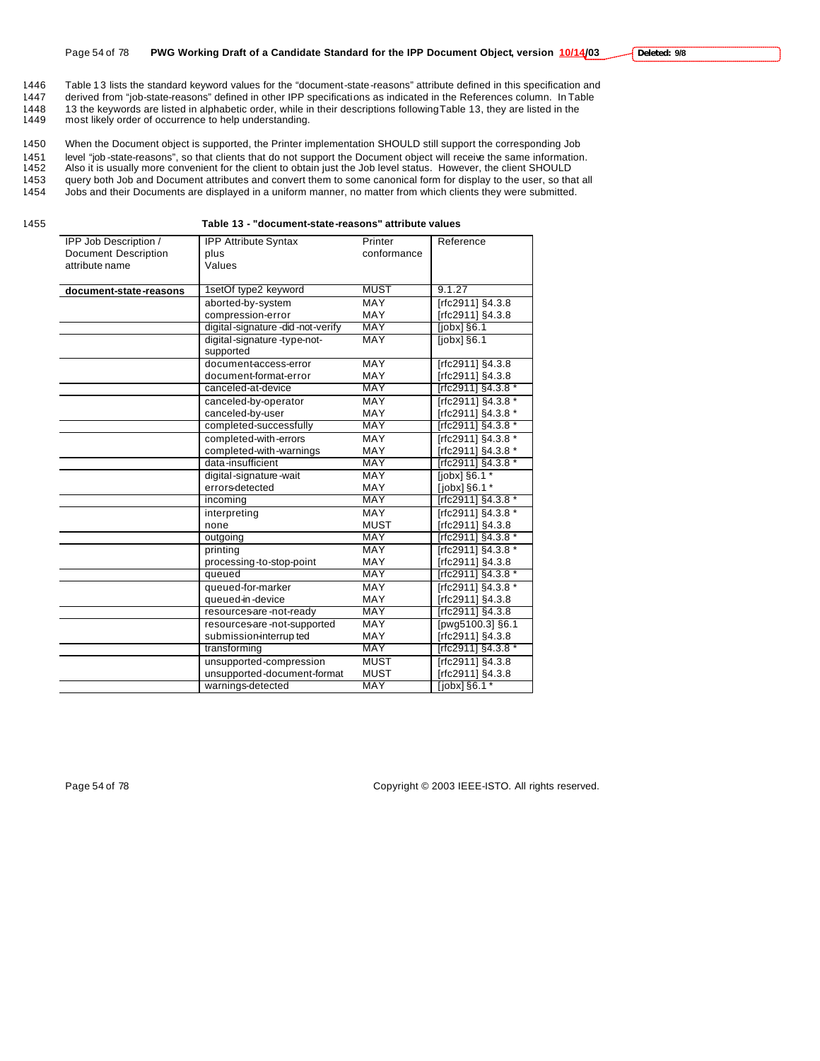Table 13 lists the standard keyword values for the "document-state-reasons" attribute defined in this specification and derived from "job-state-reasons" defined in other IPP specifications as indicated in the References column. In Table 13 the keywords are listed in alphabetic order, while in their descriptions following Table 13, they are listed in the most likely order of occurrence to help understanding.

When the Document object is supported, the Printer implementation SHOULD still support the corresponding Job level "job-state-reasons", so that clients that do not support the Document object will receive the same information. Also it is usually more convenient for the client to obtain just the Job level status. However, the client SHOULD query both Job and Document attributes and convert them to some canonical form for display to the user, so that all Jobs and their Documents are displayed in a uniform manner, no matter from which clients they were submitted.

**Table 13 - "document-state-reasons" attribute values**

| IPP Job Description / Document Description attribute name | IPP Attribute Syntax plus Values | Printer conformance | Reference |
|---|---|---|---|
| **document-state-reasons** | 1setOf type2 keyword | MUST | 9.1.27 |
| | aborted-by-system | MAY | [rfc2911] §4.3.8 |
| | compression-error | MAY | [rfc2911] §4.3.8 |
| | digital-signature-did-not-verify | MAY | [jobx] §6.1 |
| | digital-signature-type-not-supported | MAY | [jobx] §6.1 |
| | document-access-error | MAY | [rfc2911] §4.3.8 |
| | document-format-error | MAY | [rfc2911] §4.3.8 |
| | canceled-at-device | MAY | [rfc2911] §4.3.8 * |
| | canceled-by-operator | MAY | [rfc2911] §4.3.8 * |
| | canceled-by-user | MAY | [rfc2911] §4.3.8 * |
| | completed-successfully | MAY | [rfc2911] §4.3.8 * |
| | completed-with-errors | MAY | [rfc2911] §4.3.8 * |
| | completed-with-warnings | MAY | [rfc2911] §4.3.8 * |
| | data-insufficient | MAY | [rfc2911] §4.3.8 * |
| | digital-signature-wait | MAY | [jobx] §6.1 * |
| | errors-detected | MAY | [jobx] §6.1 * |
| | incoming | MAY | [rfc2911] §4.3.8 * |
| | interpreting | MAY | [rfc2911] §4.3.8 * |
| | none | MUST | [rfc2911] §4.3.8 |
| | outgoing | MAY | [rfc2911] §4.3.8 * |
| | printing | MAY | [rfc2911] §4.3.8 * |
| | processing-to-stop-point | MAY | [rfc2911] §4.3.8 |
| | queued | MAY | [rfc2911] §4.3.8 * |
| | queued-for-marker | MAY | [rfc2911] §4.3.8 * |
| | queued-in-device | MAY | [rfc2911] §4.3.8 |
| | resources-are-not-ready | MAY | [rfc2911] §4.3.8 |
| | resources-are-not-supported | MAY | [pwg5100.3] §6.1 |
| | submission-interrupted | MAY | [rfc2911] §4.3.8 |
| | transforming | MAY | [rfc2911] §4.3.8 * |
| | unsupported-compression | MUST | [rfc2911] §4.3.8 |
| | unsupported-document-format | MUST | [rfc2911] §4.3.8 |
| | warnings-detected | MAY | [jobx] §6.1 * |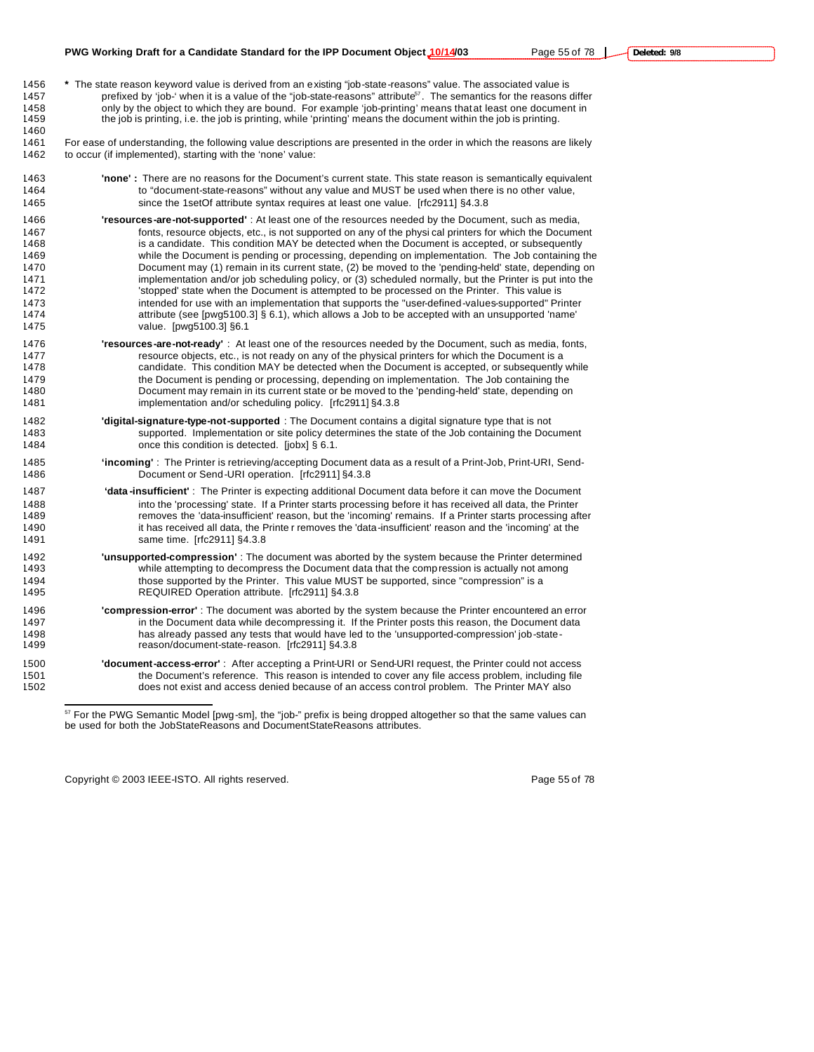* The state reason keyword value is derived from an existing "job-state-reasons" value. The associated value is prefixed by 'job-' when it is a value of the "job-state-reasons" attribute[57]. The semantics for the reasons differ only by the object to which they are bound. For example 'job-printing' means that at least one document in the job is printing, i.e. the job is printing, while 'printing' means the document within the job is printing.

For ease of understanding, the following value descriptions are presented in the order in which the reasons are likely to occur (if implemented), starting with the 'none' value:

**'none' :** There are no reasons for the Document's current state. This state reason is semantically equivalent to "document-state-reasons" without any value and MUST be used when there is no other value, since the 1setOf attribute syntax requires at least one value. [rfc2911] §4.3.8

**'resources-are-not-supported'** : At least one of the resources needed by the Document, such as media, fonts, resource objects, etc., is not supported on any of the physical printers for which the Document is a candidate. This condition MAY be detected when the Document is accepted, or subsequently while the Document is pending or processing, depending on implementation. The Job containing the Document may (1) remain in its current state, (2) be moved to the 'pending-held' state, depending on implementation and/or job scheduling policy, or (3) scheduled normally, but the Printer is put into the 'stopped' state when the Document is attempted to be processed on the Printer. This value is intended for use with an implementation that supports the "user-defined-values-supported" Printer attribute (see [pwg5100.3] § 6.1), which allows a Job to be accepted with an unsupported 'name' value. [pwg5100.3] §6.1

**'resources-are-not-ready'** : At least one of the resources needed by the Document, such as media, fonts, resource objects, etc., is not ready on any of the physical printers for which the Document is a candidate. This condition MAY be detected when the Document is accepted, or subsequently while the Document is pending or processing, depending on implementation. The Job containing the Document may remain in its current state or be moved to the 'pending-held' state, depending on implementation and/or scheduling policy. [rfc2911] §4.3.8

**'digital-signature-type-not-supported** : The Document contains a digital signature type that is not supported. Implementation or site policy determines the state of the Job containing the Document once this condition is detected. [jobx] § 6.1.

**'incoming'** : The Printer is retrieving/accepting Document data as a result of a Print-Job, Print-URI, Send-Document or Send-URI operation. [rfc2911] §4.3.8

**'data-insufficient'** : The Printer is expecting additional Document data before it can move the Document into the 'processing' state. If a Printer starts processing before it has received all data, the Printer removes the 'data-insufficient' reason, but the 'incoming' remains. If a Printer starts processing after it has received all data, the Printer removes the 'data-insufficient' reason and the 'incoming' at the same time. [rfc2911] §4.3.8

**'unsupported-compression'** : The document was aborted by the system because the Printer determined while attempting to decompress the Document data that the compression is actually not among those supported by the Printer. This value MUST be supported, since "compression" is a REQUIRED Operation attribute. [rfc2911] §4.3.8

**'compression-error'** : The document was aborted by the system because the Printer encountered an error in the Document data while decompressing it. If the Printer posts this reason, the Document data has already passed any tests that would have led to the 'unsupported-compression' job-state-reason/document-state-reason. [rfc2911] §4.3.8

**'document-access-error'** : After accepting a Print-URI or Send-URI request, the Printer could not access the Document's reference. This reason is intended to cover any file access problem, including file does not exist and access denied because of an access control problem. The Printer MAY also

[57] For the PWG Semantic Model [pwg-sm], the "job-" prefix is being dropped altogether so that the same values can be used for both the JobStateReasons and DocumentStateReasons attributes.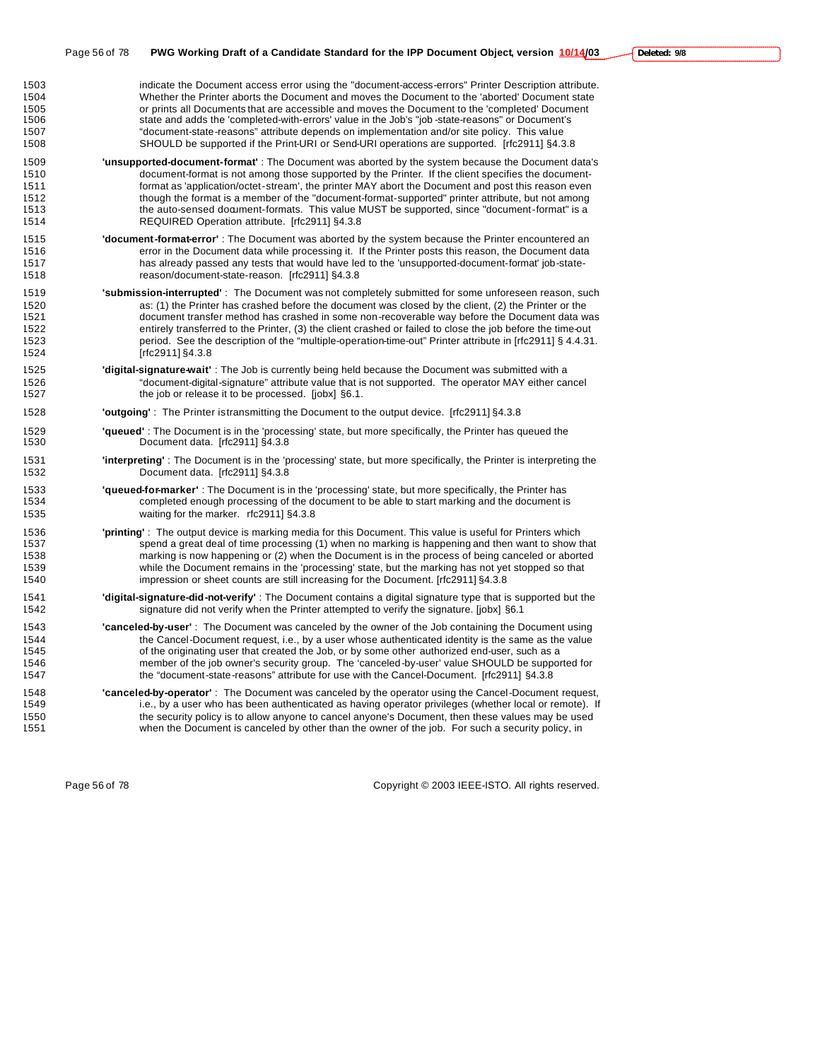indicate the Document access error using the "document-access-errors" Printer Description attribute. Whether the Printer aborts the Document and moves the Document to the 'aborted' Document state or prints all Documents that are accessible and moves the Document to the 'completed' Document state and adds the 'completed-with-errors' value in the Job's "job-state-reasons" or Document's "document-state-reasons" attribute depends on implementation and/or site policy. This value SHOULD be supported if the Print-URI or Send-URI operations are supported. [rfc2911] §4.3.8

**'unsupported-document-format'** : The Document was aborted by the system because the Document data's document-format is not among those supported by the Printer. If the client specifies the document-format as 'application/octet-stream', the printer MAY abort the Document and post this reason even though the format is a member of the "document-format-supported" printer attribute, but not among the auto-sensed document-formats. This value MUST be supported, since "document-format" is a REQUIRED Operation attribute. [rfc2911] §4.3.8

**'document-format-error'** : The Document was aborted by the system because the Printer encountered an error in the Document data while processing it. If the Printer posts this reason, the Document data has already passed any tests that would have led to the 'unsupported-document-format' job-state-reason/document-state-reason. [rfc2911] §4.3.8

**'submission-interrupted'** : The Document was not completely submitted for some unforeseen reason, such as: (1) the Printer has crashed before the document was closed by the client, (2) the Printer or the document transfer method has crashed in some non-recoverable way before the Document data was entirely transferred to the Printer, (3) the client crashed or failed to close the job before the time-out period. See the description of the "multiple-operation-time-out" Printer attribute in [rfc2911] § 4.4.31. [rfc2911] §4.3.8

**'digital-signature-wait'** : The Job is currently being held because the Document was submitted with a "document-digital-signature" attribute value that is not supported. The operator MAY either cancel the job or release it to be processed. [jobx] §6.1.

**'outgoing'** : The Printer is transmitting the Document to the output device. [rfc2911] §4.3.8

**'queued'** : The Document is in the 'processing' state, but more specifically, the Printer has queued the Document data. [rfc2911] §4.3.8

**'interpreting'** : The Document is in the 'processing' state, but more specifically, the Printer is interpreting the Document data. [rfc2911] §4.3.8

**'queued-for-marker'** : The Document is in the 'processing' state, but more specifically, the Printer has completed enough processing of the document to be able to start marking and the document is waiting for the marker. rfc2911] §4.3.8

**'printing'** : The output device is marking media for this Document. This value is useful for Printers which spend a great deal of time processing (1) when no marking is happening and then want to show that marking is now happening or (2) when the Document is in the process of being canceled or aborted while the Document remains in the 'processing' state, but the marking has not yet stopped so that impression or sheet counts are still increasing for the Document. [rfc2911] §4.3.8

**'digital-signature-did-not-verify'** : The Document contains a digital signature type that is supported but the signature did not verify when the Printer attempted to verify the signature. [jobx] §6.1

**'canceled-by-user'** : The Document was canceled by the owner of the Job containing the Document using the Cancel-Document request, i.e., by a user whose authenticated identity is the same as the value of the originating user that created the Job, or by some other authorized end-user, such as a member of the job owner's security group. The 'canceled-by-user' value SHOULD be supported for the "document-state-reasons" attribute for use with the Cancel-Document. [rfc2911] §4.3.8

**'canceled-by-operator'** : The Document was canceled by the operator using the Cancel-Document request, i.e., by a user who has been authenticated as having operator privileges (whether local or remote). If the security policy is to allow anyone to cancel anyone's Document, then these values may be used when the Document is canceled by other than the owner of the job. For such a security policy, in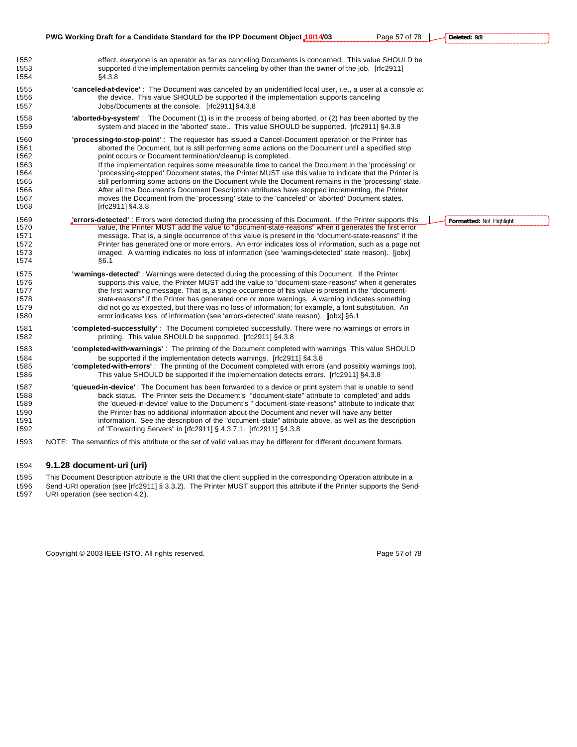effect, everyone is an operator as far as canceling Documents is concerned. This value SHOULD be supported if the implementation permits canceling by other than the owner of the job. [rfc2911] §4.3.8

**'canceled-at-device'** : The Document was canceled by an unidentified local user, i.e., a user at a console at the device. This value SHOULD be supported if the implementation supports canceling Jobs/Documents at the console. [rfc2911] §4.3.8

**'aborted-by-system'** : The Document (1) is in the process of being aborted, or (2) has been aborted by the system and placed in the 'aborted' state.. This value SHOULD be supported. [rfc2911] §4.3.8

**'processing-to-stop-point'** : The requester has issued a Cancel-Document operation or the Printer has aborted the Document, but is still performing some actions on the Document until a specified stop point occurs or Document termination/cleanup is completed.
If the implementation requires some measurable time to cancel the Document in the 'processing' or 'processing-stopped' Document states, the Printer MUST use this value to indicate that the Printer is still performing some actions on the Document while the Document remains in the 'processing' state. After all the Document's Document Description attributes have stopped incrementing, the Printer moves the Document from the 'processing' state to the 'canceled' or 'aborted' Document states. [rfc2911] §4.3.8

**'errors-detected'** : Errors were detected during the processing of this Document. If the Printer supports this value, the Printer MUST add the value to "document-state-reasons" when it generates the first error message. That is, a single occurrence of this value is present in the "document-state-reasons" if the Printer has generated one or more errors. An error indicates loss of information, such as a page not imaged. A warning indicates no loss of information (see 'warnings-detected' state reason). [jobx] §6.1

**'warnings-detected'** : Warnings were detected during the processing of this Document. If the Printer supports this value, the Printer MUST add the value to "document-state-reasons" when it generates the first warning message. That is, a single occurrence of this value is present in the "document-state-reasons" if the Printer has generated one or more warnings. A warning indicates something did not go as expected, but there was no loss of information; for example, a font substitution. An error indicates loss of information (see 'errors-detected' state reason). [jobx] §6.1

**'completed-successfully'** : The Document completed successfully. There were no warnings or errors in printing. This value SHOULD be supported. [rfc2911] §4.3.8

**'completed-with-warnings'** : The printing of the Document completed with warnings This value SHOULD be supported if the implementation detects warnings. [rfc2911] §4.3.8

**'completed-with-errors'** : The printing of the Document completed with errors (and possibly warnings too). This value SHOULD be supported if the implementation detects errors. [rfc2911] §4.3.8

**'queued-in-device'** : The Document has been forwarded to a device or print system that is unable to send back status. The Printer sets the Document's "document-state" attribute to 'completed' and adds the 'queued-in-device' value to the Document's " document-state-reasons" attribute to indicate that the Printer has no additional information about the Document and never will have any better information. See the description of the "document-state" attribute above, as well as the description of "Forwarding Servers" in [rfc2911] § 4.3.7.1. [rfc2911] §4.3.8

NOTE: The semantics of this attribute or the set of valid values may be different for different document formats.

### 9.1.28 document-uri (uri)

This Document Description attribute is the URI that the client supplied in the corresponding Operation attribute in a Send-URI operation (see [rfc2911] § 3.3.2). The Printer MUST support this attribute if the Printer supports the Send-URI operation (see section 4.2).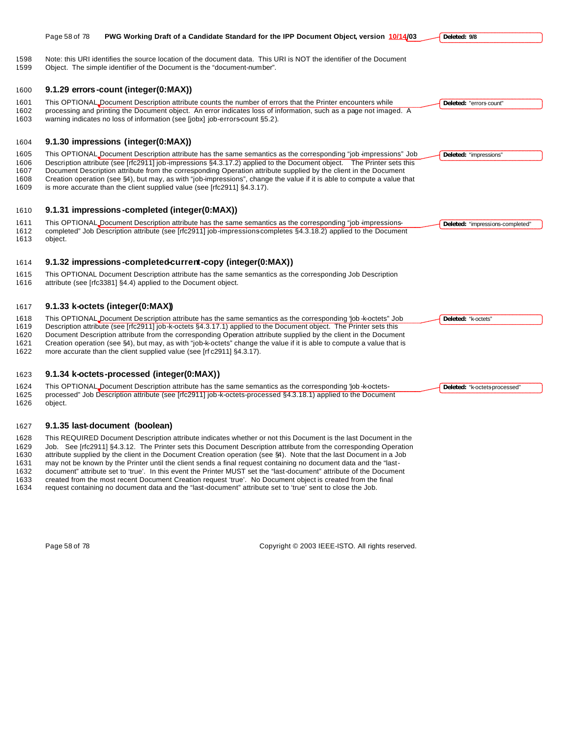Note: this URI identifies the source location of the document data. This URI is NOT the identifier of the Document Object. The simple identifier of the Document is the "document-number".

### 9.1.29 errors-count (integer(0:MAX))

This OPTIONAL Document Description attribute counts the number of errors that the Printer encounters while processing and printing the Document object. An error indicates loss of information, such as a page not imaged. A warning indicates no loss of information (see [jobx] job-errors-count §5.2).

### 9.1.30 impressions (integer(0:MAX))

This OPTIONAL Document Description attribute has the same semantics as the corresponding "job-impressions" Job Description attribute (see [rfc2911] job-impressions §4.3.17.2) applied to the Document object. The Printer sets this Document Description attribute from the corresponding Operation attribute supplied by the client in the Document Creation operation (see §4), but may, as with "job-impressions", change the value if it is able to compute a value that is more accurate than the client supplied value (see [rfc2911] §4.3.17).

### 9.1.31 impressions-completed (integer(0:MAX))

This OPTIONAL Document Description attribute has the same semantics as the corresponding "job-impressions-completed" Job Description attribute (see [rfc2911] job-impressions-completes §4.3.18.2) applied to the Document object.

### 9.1.32 impressions-completed-current-copy (integer(0:MAX))

This OPTIONAL Document Description attribute has the same semantics as the corresponding Job Description attribute (see [rfc3381] §4.4) applied to the Document object.

### 9.1.33 k-octets (integer(0:MAX))

This OPTIONAL Document Description attribute has the same semantics as the corresponding "job-k-octets" Job Description attribute (see [rfc2911] job-k-octets §4.3.17.1) applied to the Document object. The Printer sets this Document Description attribute from the corresponding Operation attribute supplied by the client in the Document Creation operation (see §4), but may, as with "job-k-octets" change the value if it is able to compute a value that is more accurate than the client supplied value (see [rfc2911] §4.3.17).

### 9.1.34 k-octets-processed (integer(0:MAX))

This OPTIONAL Document Description attribute has the same semantics as the corresponding "job-k-octets-processed" Job Description attribute (see [rfc2911] job-k-octets-processed §4.3.18.1) applied to the Document object.

### 9.1.35 last-document (boolean)

This REQUIRED Document Description attribute indicates whether or not this Document is the last Document in the Job. See [rfc2911] §4.3.12. The Printer sets this Document Description attribute from the corresponding Operation attribute supplied by the client in the Document Creation operation (see §4). Note that the last Document in a Job may not be known by the Printer until the client sends a final request containing no document data and the "last-document" attribute set to 'true'. In this event the Printer MUST set the "last-document" attribute of the Document created from the most recent Document Creation request 'true'. No Document object is created from the final request containing no document data and the "last-document" attribute set to 'true' sent to close the Job.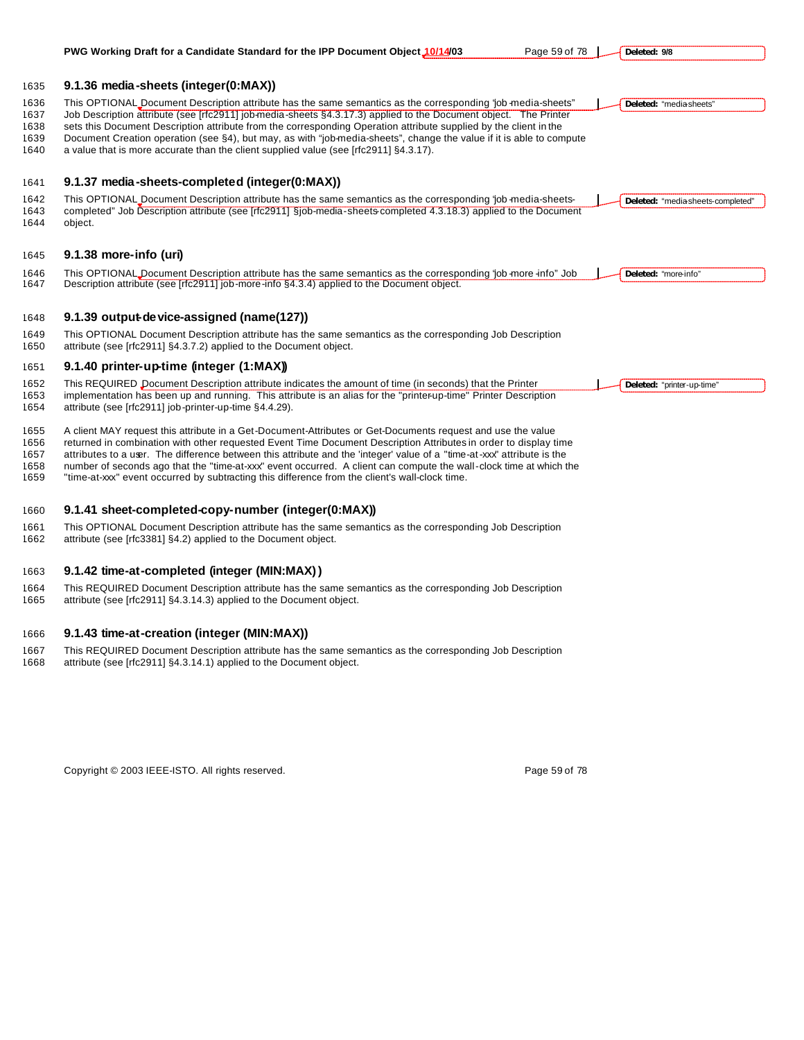### 9.1.36 media-sheets (integer(0:MAX))

This OPTIONAL Document Description attribute has the same semantics as the corresponding "job-media-sheets" Job Description attribute (see [rfc2911] job-media-sheets §4.3.17.3) applied to the Document object. The Printer sets this Document Description attribute from the corresponding Operation attribute supplied by the client in the Document Creation operation (see §4), but may, as with "job-media-sheets", change the value if it is able to compute a value that is more accurate than the client supplied value (see [rfc2911] §4.3.17).

### 9.1.37 media-sheets-completed (integer(0:MAX))

This OPTIONAL Document Description attribute has the same semantics as the corresponding "job-media-sheets-completed" Job Description attribute (see [rfc2911] §job-media-sheets-completed 4.3.18.3) applied to the Document object.

### 9.1.38 more-info (uri)

This OPTIONAL Document Description attribute has the same semantics as the corresponding "job-more-info" Job Description attribute (see [rfc2911] job-more-info §4.3.4) applied to the Document object.

### 9.1.39 output-device-assigned (name(127))

This OPTIONAL Document Description attribute has the same semantics as the corresponding Job Description attribute (see [rfc2911] §4.3.7.2) applied to the Document object.

### 9.1.40 printer-up-time (integer (1:MAX))

This REQUIRED Document Description attribute indicates the amount of time (in seconds) that the Printer implementation has been up and running. This attribute is an alias for the "printer-up-time" Printer Description attribute (see [rfc2911] job-printer-up-time §4.4.29).

A client MAY request this attribute in a Get-Document-Attributes or Get-Documents request and use the value returned in combination with other requested Event Time Document Description Attributes in order to display time attributes to a user. The difference between this attribute and the 'integer' value of a "time-at-xxx" attribute is the number of seconds ago that the "time-at-xxx" event occurred. A client can compute the wall-clock time at which the "time-at-xxx" event occurred by subtracting this difference from the client's wall-clock time.

### 9.1.41 sheet-completed-copy-number (integer(0:MAX))

This OPTIONAL Document Description attribute has the same semantics as the corresponding Job Description attribute (see [rfc3381] §4.2) applied to the Document object.

### 9.1.42 time-at-completed (integer (MIN:MAX))

This REQUIRED Document Description attribute has the same semantics as the corresponding Job Description attribute (see [rfc2911] §4.3.14.3) applied to the Document object.

### 9.1.43 time-at-creation (integer (MIN:MAX))

This REQUIRED Document Description attribute has the same semantics as the corresponding Job Description attribute (see [rfc2911] §4.3.14.1) applied to the Document object.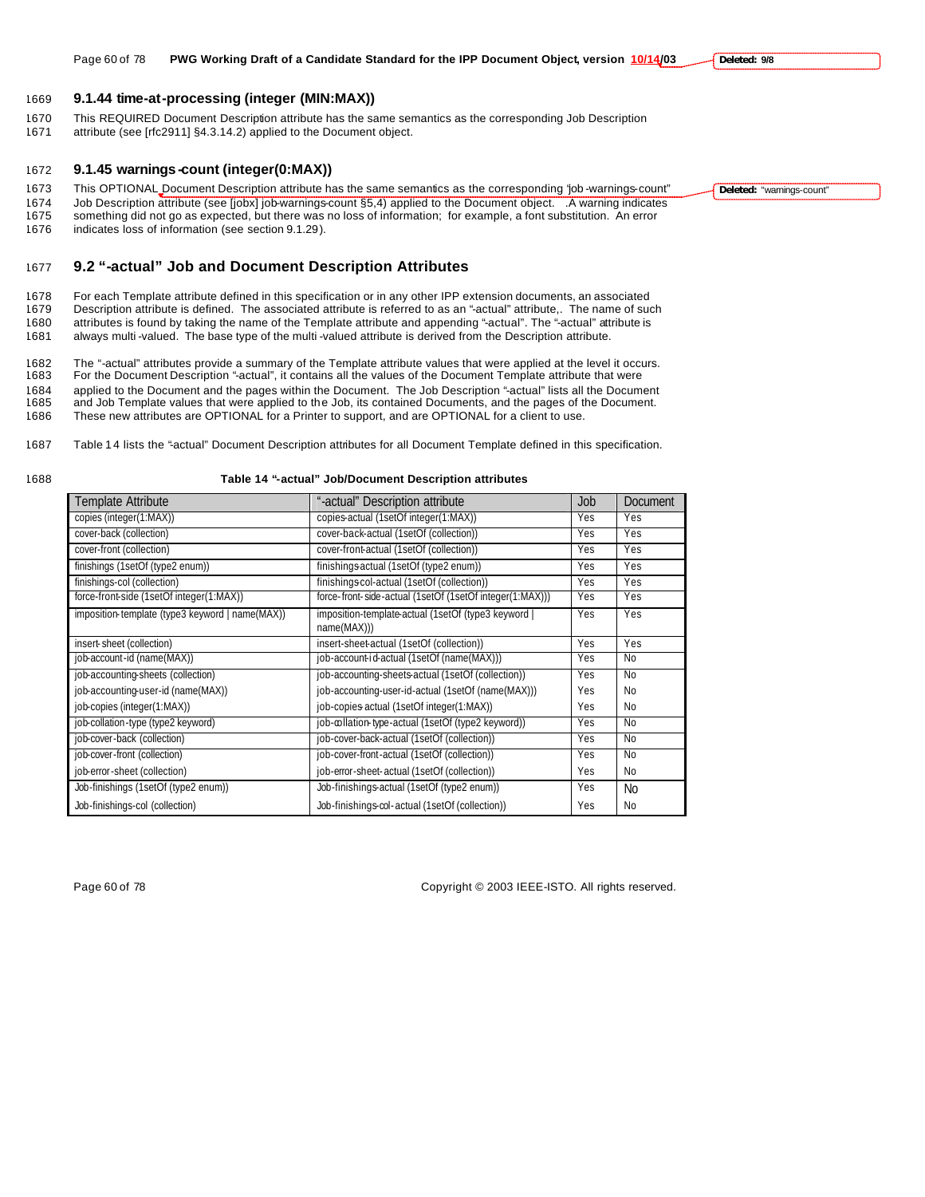### 9.1.44 time-at-processing (integer (MIN:MAX))

This REQUIRED Document Description attribute has the same semantics as the corresponding Job Description attribute (see [rfc2911] §4.3.14.2) applied to the Document object.

### 9.1.45 warnings-count (integer(0:MAX))

This OPTIONAL Document Description attribute has the same semantics as the corresponding 'job-warnings-count" Job Description attribute (see [jobx] job-warnings-count §5,4) applied to the Document object. .A warning indicates something did not go as expected, but there was no loss of information; for example, a font substitution. An error indicates loss of information (see section 9.1.29).

## 9.2 "-actual" Job and Document Description Attributes

For each Template attribute defined in this specification or in any other IPP extension documents, an associated Description attribute is defined. The associated attribute is referred to as an "-actual" attribute,. The name of such attributes is found by taking the name of the Template attribute and appending "-actual". The "-actual" attribute is always multi-valued. The base type of the multi-valued attribute is derived from the Description attribute.

The "-actual" attributes provide a summary of the Template attribute values that were applied at the level it occurs. For the Document Description "-actual", it contains all the values of the Document Template attribute that were applied to the Document and the pages within the Document. The Job Description "-actual" lists all the Document and Job Template values that were applied to the Job, its contained Documents, and the pages of the Document. These new attributes are OPTIONAL for a Printer to support, and are OPTIONAL for a client to use.

Table 14 lists the "-actual" Document Description attributes for all Document Template defined in this specification.

**Table 14 "-actual" Job/Document Description attributes**

| Template Attribute | "-actual" Description attribute | Job | Document |
|---|---|---|---|
| copies (integer(1:MAX)) | copies-actual (1setOf integer(1:MAX)) | Yes | Yes |
| cover-back (collection) | cover-back-actual (1setOf (collection)) | Yes | Yes |
| cover-front (collection) | cover-front-actual (1setOf (collection)) | Yes | Yes |
| finishings (1setOf (type2 enum)) | finishings-actual (1setOf (type2 enum)) | Yes | Yes |
| finishings-col (collection) | finishings-col-actual (1setOf (collection)) | Yes | Yes |
| force-front-side (1setOf integer(1:MAX)) | force-front-side-actual (1setOf (1setOf integer(1:MAX))) | Yes | Yes |
| imposition-template (type3 keyword \| name(MAX)) | imposition-template-actual (1setOf (type3 keyword \| name(MAX))) | Yes | Yes |
| insert-sheet (collection) | insert-sheet-actual (1setOf (collection)) | Yes | Yes |
| job-account-id (name(MAX)) | job-account-id-actual (1setOf (name(MAX))) | Yes | No |
| job-accounting-sheets (collection) | job-accounting-sheets-actual (1setOf (collection)) | Yes | No |
| job-accounting-user-id (name(MAX)) | job-accounting-user-id-actual (1setOf (name(MAX))) | Yes | No |
| job-copies (integer(1:MAX)) | job-copies-actual (1setOf integer(1:MAX)) | Yes | No |
| job-collation-type (type2 keyword) | job-collation-type-actual (1setOf (type2 keyword)) | Yes | No |
| job-cover-back (collection) | job-cover-back-actual (1setOf (collection)) | Yes | No |
| job-cover-front (collection) | job-cover-front-actual (1setOf (collection)) | Yes | No |
| job-error-sheet (collection) | job-error-sheet-actual (1setOf (collection)) | Yes | No |
| Job-finishings (1setOf (type2 enum)) | Job-finishings-actual (1setOf (type2 enum)) | Yes | No |
| Job-finishings-col (collection) | Job-finishings-col-actual (1setOf (collection)) | Yes | No |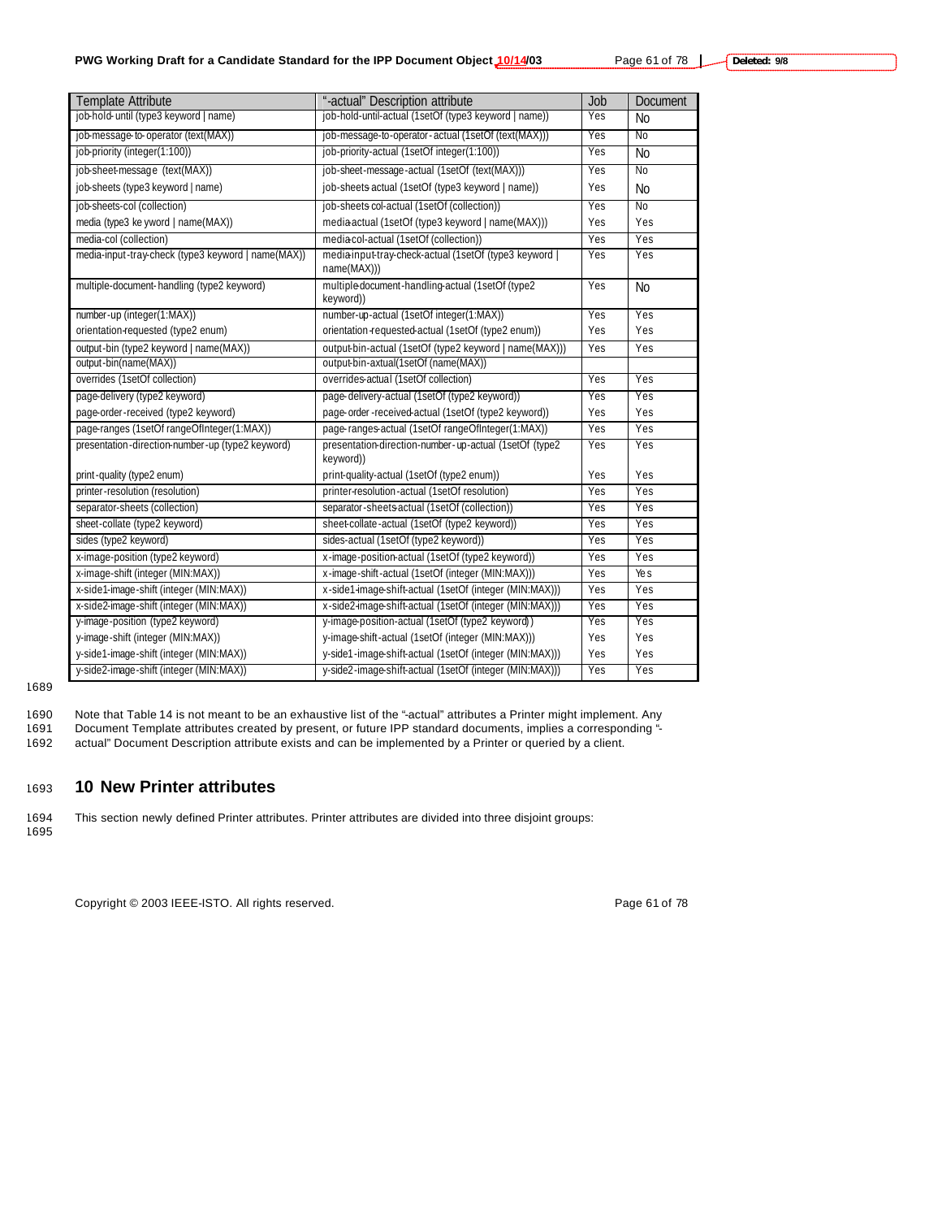| Template Attribute | "-actual" Description attribute | Job | Document |
| --- | --- | --- | --- |
| job-hold-until (type3 keyword \| name) | job-hold-until-actual (1setOf (type3 keyword \| name)) | Yes | No |
| job-message-to-operator (text(MAX)) | job-message-to-operator-actual (1setOf (text(MAX))) | Yes | No |
| job-priority (integer(1:100)) | job-priority-actual (1setOf integer(1:100)) | Yes | No |
| job-sheet-message (text(MAX)) | job-sheet-message-actual (1setOf (text(MAX))) | Yes | No |
| job-sheets (type3 keyword \| name) | job-sheets actual (1setOf (type3 keyword \| name)) | Yes | No |
| job-sheets-col (collection) | job-sheets col-actual (1setOf (collection)) | Yes | No |
| media (type3 keyword \| name(MAX)) | media-actual (1setOf (type3 keyword \| name(MAX))) | Yes | Yes |
| media-col (collection) | media-col-actual (1setOf (collection)) | Yes | Yes |
| media-input-tray-check (type3 keyword \| name(MAX)) | media-input-tray-check-actual (1setOf (type3 keyword \| name(MAX))) | Yes | Yes |
| multiple-document-handling (type2 keyword) | multiple-document-handling-actual (1setOf (type2 keyword)) | Yes | No |
| number-up (integer(1:MAX)) | number-up-actual (1setOf integer(1:MAX)) | Yes | Yes |
| orientation-requested (type2 enum) | orientation-requested-actual (1setOf (type2 enum)) | Yes | Yes |
| output-bin (type2 keyword \| name(MAX)) | output-bin-actual (1setOf (type2 keyword \| name(MAX))) | Yes | Yes |
| output-bin(name(MAX)) | output-bin-axtual(1setOf (name(MAX)) | | |
| overrides (1setOf collection) | overrides-actual (1setOf collection) | Yes | Yes |
| page-delivery (type2 keyword) | page-delivery-actual (1setOf (type2 keyword)) | Yes | Yes |
| page-order-received (type2 keyword) | page-order-received-actual (1setOf (type2 keyword)) | Yes | Yes |
| page-ranges (1setOf rangeOfInteger(1:MAX)) | page-ranges-actual (1setOf rangeOfInteger(1:MAX)) | Yes | Yes |
| presentation-direction-number-up (type2 keyword) | presentation-direction-number-up-actual (1setOf (type2 keyword)) | Yes | Yes |
| print-quality (type2 enum) | print-quality-actual (1setOf (type2 enum)) | Yes | Yes |
| printer-resolution (resolution) | printer-resolution-actual (1setOf resolution) | Yes | Yes |
| separator-sheets (collection) | separator-sheets-actual (1setOf (collection)) | Yes | Yes |
| sheet-collate (type2 keyword) | sheet-collate-actual (1setOf (type2 keyword)) | Yes | Yes |
| sides (type2 keyword) | sides-actual (1setOf (type2 keyword)) | Yes | Yes |
| x-image-position (type2 keyword) | x-image-position-actual (1setOf (type2 keyword)) | Yes | Yes |
| x-image-shift (integer (MIN:MAX)) | x-image-shift-actual (1setOf (integer (MIN:MAX))) | Yes | Yes |
| x-side1-image-shift (integer (MIN:MAX)) | x-side1-image-shift-actual (1setOf (integer (MIN:MAX))) | Yes | Yes |
| x-side2-image-shift (integer (MIN:MAX)) | x-side2-image-shift-actual (1setOf (integer (MIN:MAX))) | Yes | Yes |
| y-image-position (type2 keyword) | y-image-position-actual (1setOf (type2 keyword)) | Yes | Yes |
| y-image-shift (integer (MIN:MAX)) | y-image-shift-actual (1setOf (integer (MIN:MAX))) | Yes | Yes |
| y-side1-image-shift (integer (MIN:MAX)) | y-side1-image-shift-actual (1setOf (integer (MIN:MAX))) | Yes | Yes |
| y-side2-image-shift (integer (MIN:MAX)) | y-side2-image-shift-actual (1setOf (integer (MIN:MAX))) | Yes | Yes |

Note that Table 14 is not meant to be an exhaustive list of the "-actual" attributes a Printer might implement. Any Document Template attributes created by present, or future IPP standard documents, implies a corresponding "-actual" Document Description attribute exists and can be implemented by a Printer or queried by a client.

# 10 New Printer attributes

This section newly defined Printer attributes. Printer attributes are divided into three disjoint groups: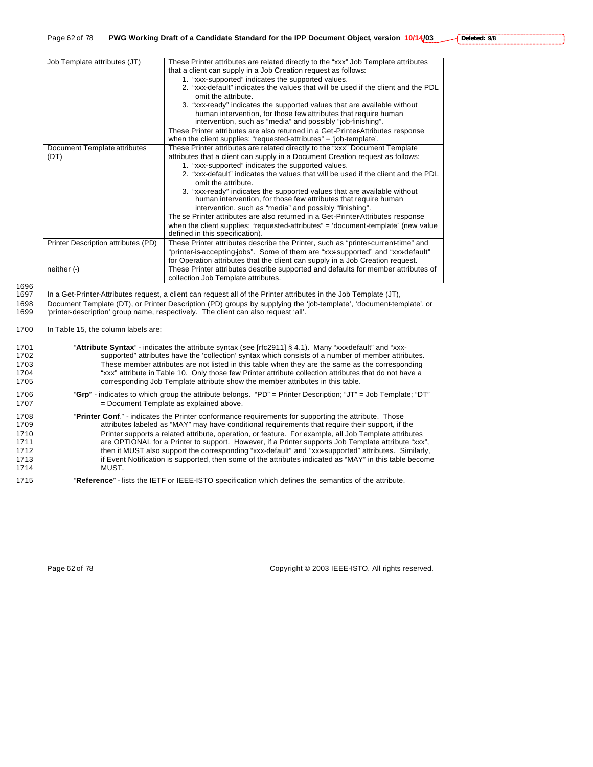| | |
|---|---|
| Job Template attributes (JT) | These Printer attributes are related directly to the "xxx" Job Template attributes that a client can supply in a Job Creation request as follows:<br>1. "xxx-supported" indicates the supported values.<br>2. "xxx-default" indicates the values that will be used if the client and the PDL omit the attribute.<br>3. "xxx-ready" indicates the supported values that are available without human intervention, for those few attributes that require human intervention, such as "media" and possibly "job-finishing".<br>These Printer attributes are also returned in a Get-Printer-Attributes response when the client supplies: "requested-attributes" = 'job-template'. |
| Document Template attributes (DT) | These Printer attributes are related directly to the "xxx" Document Template attributes that a client can supply in a Document Creation request as follows:<br>1. "xxx-supported" indicates the supported values.<br>2. "xxx-default" indicates the values that will be used if the client and the PDL omit the attribute.<br>3. "xxx-ready" indicates the supported values that are available without human intervention, for those few attributes that require human intervention, such as "media" and possibly "finishing".<br>These Printer attributes are also returned in a Get-Printer-Attributes response when the client supplies: "requested-attributes" = 'document-template' (new value defined in this specification). |
| Printer Description attributes (PD) | These Printer attributes describe the Printer, such as "printer-current-time" and "printer-is-accepting-jobs". Some of them are "xxx-supported" and "xxx-default" for Operation attributes that the client can supply in a Job Creation request. |
| neither (-) | These Printer attributes describe supported and defaults for member attributes of collection Job Template attributes. |

In a Get-Printer-Attributes request, a client can request all of the Printer attributes in the Job Template (JT), Document Template (DT), or Printer Description (PD) groups by supplying the 'job-template', 'document-template', or 'printer-description' group name, respectively. The client can also request 'all'.

In Table 15, the column labels are:

"**Attribute Syntax**" - indicates the attribute syntax (see [rfc2911] § 4.1). Many "xxx-default" and "xxx-supported" attributes have the 'collection' syntax which consists of a number of member attributes. These member attributes are not listed in this table when they are the same as the corresponding "xxx" attribute in Table 10. Only those few Printer attribute collection attributes that do not have a corresponding Job Template attribute show the member attributes in this table.

"**Grp**" - indicates to which group the attribute belongs. "PD" = Printer Description; "JT" = Job Template; "DT" = Document Template as explained above.

"**Printer Conf**." - indicates the Printer conformance requirements for supporting the attribute. Those attributes labeled as "MAY" may have conditional requirements that require their support, if the Printer supports a related attribute, operation, or feature. For example, all Job Template attributes are OPTIONAL for a Printer to support. However, if a Printer supports Job Template attribute "xxx", then it MUST also support the corresponding "xxx-default" and "xxx-supported" attributes. Similarly, if Event Notification is supported, then some of the attributes indicated as "MAY" in this table become MUST.

"**Reference**" - lists the IETF or IEEE-ISTO specification which defines the semantics of the attribute.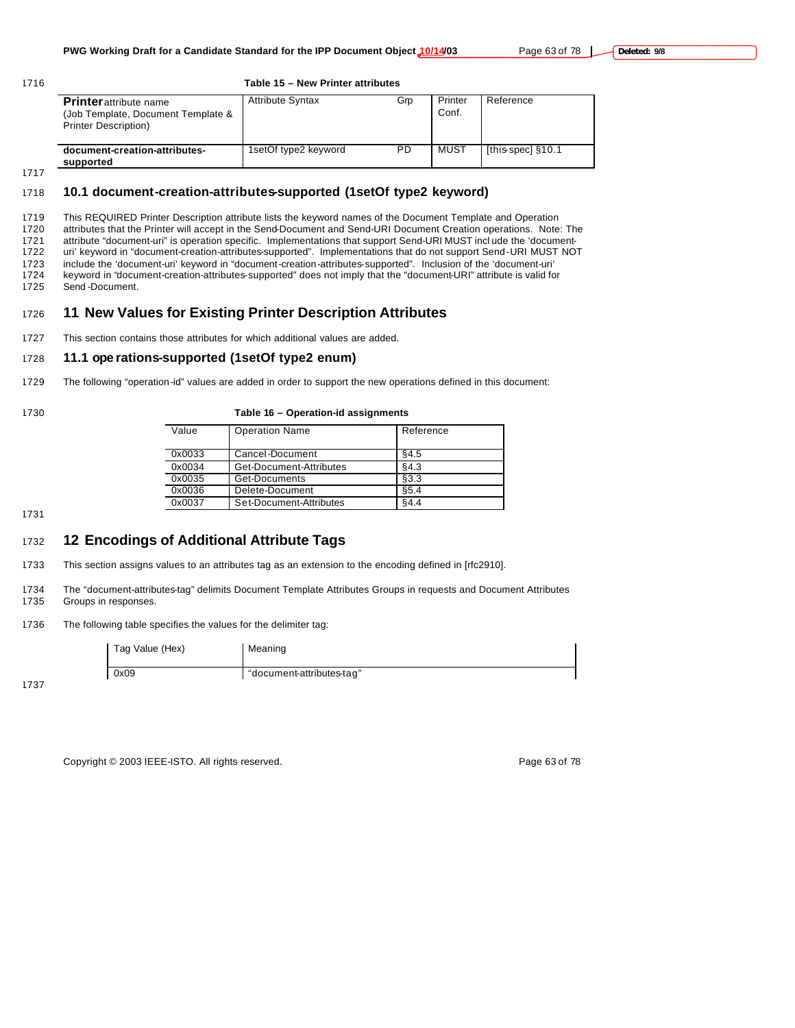**Table 15 – New Printer attributes**

| **Printer** attribute name (Job Template, Document Template & Printer Description) | Attribute Syntax | Grp | Printer Conf. | Reference |
|---|---|---|---|---|
| **document-creation-attributes-supported** | 1setOf type2 keyword | PD | MUST | [this-spec] §10.1 |

## 10.1 document-creation-attributes-supported (1setOf type2 keyword)

This REQUIRED Printer Description attribute lists the keyword names of the Document Template and Operation attributes that the Printer will accept in the Send-Document and Send-URI Document Creation operations. Note: The attribute "document-uri" is operation specific. Implementations that support Send-URI MUST include the 'document-uri' keyword in "document-creation-attributes-supported". Implementations that do not support Send-URI MUST NOT include the 'document-uri' keyword in "document-creation-attributes-supported". Inclusion of the 'document-uri' keyword in "document-creation-attributes-supported" does not imply that the "document-URI" attribute is valid for Send-Document.

# 11 New Values for Existing Printer Description Attributes

This section contains those attributes for which additional values are added.

## 11.1 operations-supported (1setOf type2 enum)

The following "operation-id" values are added in order to support the new operations defined in this document:

**Table 16 – Operation-id assignments**

| Value | Operation Name | Reference |
|---|---|---|
| 0x0033 | Cancel-Document | §4.5 |
| 0x0034 | Get-Document-Attributes | §4.3 |
| 0x0035 | Get-Documents | §3.3 |
| 0x0036 | Delete-Document | §5.4 |
| 0x0037 | Set-Document-Attributes | §4.4 |

# 12 Encodings of Additional Attribute Tags

This section assigns values to an attributes tag as an extension to the encoding defined in [rfc2910].

The "document-attributes-tag" delimits Document Template Attributes Groups in requests and Document Attributes Groups in responses.

The following table specifies the values for the delimiter tag:

| Tag Value (Hex) | Meaning |
|---|---|
| 0x09 | "document-attributes-tag" |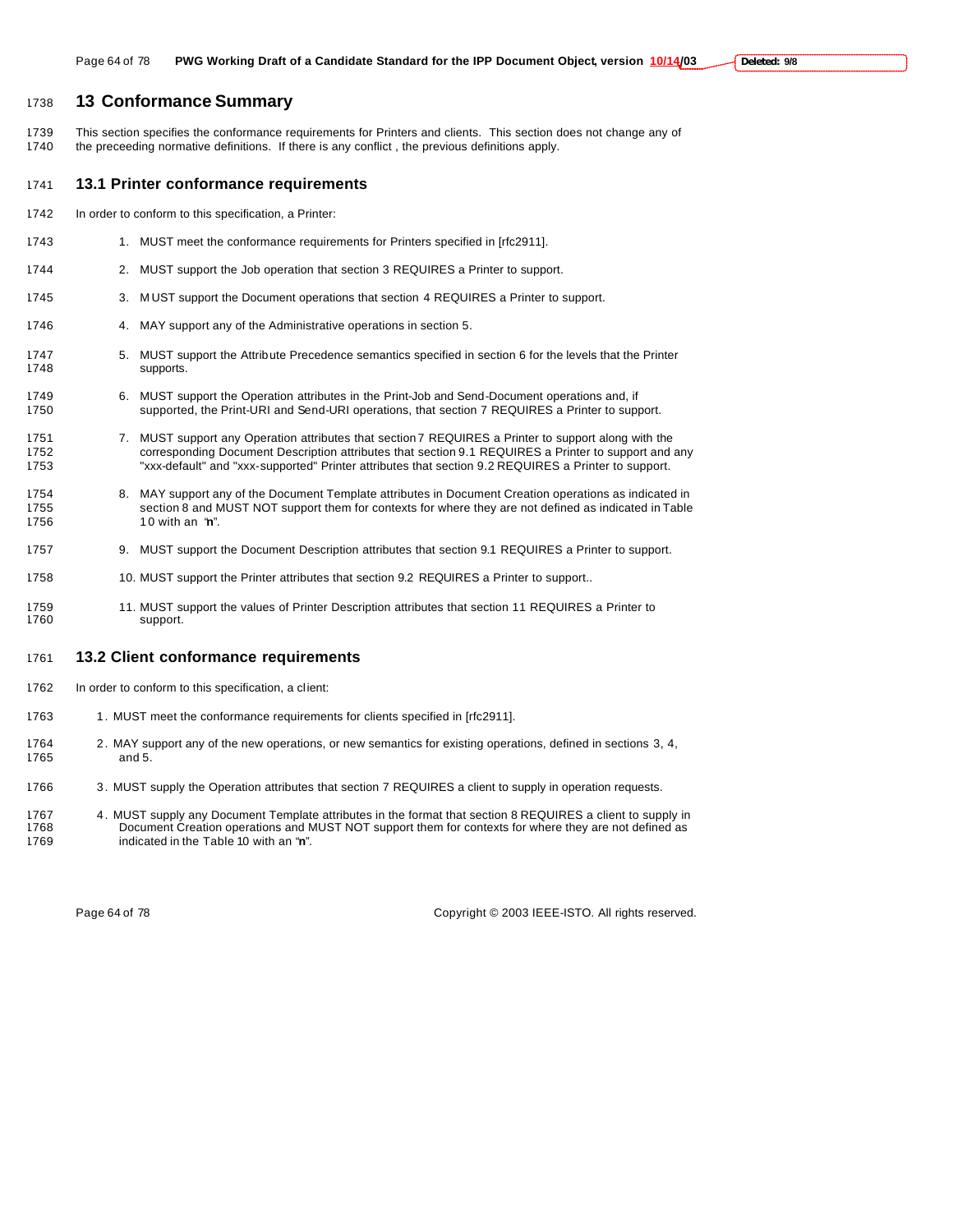# 13 Conformance Summary

This section specifies the conformance requirements for Printers and clients. This section does not change any of the preceeding normative definitions. If there is any conflict , the previous definitions apply.

## 13.1 Printer conformance requirements

In order to conform to this specification, a Printer:

1. MUST meet the conformance requirements for Printers specified in [rfc2911].
2. MUST support the Job operation that section 3 REQUIRES a Printer to support.
3. MUST support the Document operations that section 4 REQUIRES a Printer to support.
4. MAY support any of the Administrative operations in section 5.
5. MUST support the Attribute Precedence semantics specified in section 6 for the levels that the Printer supports.
6. MUST support the Operation attributes in the Print-Job and Send-Document operations and, if supported, the Print-URI and Send-URI operations, that section 7 REQUIRES a Printer to support.
7. MUST support any Operation attributes that section 7 REQUIRES a Printer to support along with the corresponding Document Description attributes that section 9.1 REQUIRES a Printer to support and any "xxx-default" and "xxx-supported" Printer attributes that section 9.2 REQUIRES a Printer to support.
8. MAY support any of the Document Template attributes in Document Creation operations as indicated in section 8 and MUST NOT support them for contexts for where they are not defined as indicated in Table 10 with an "n".
9. MUST support the Document Description attributes that section 9.1 REQUIRES a Printer to support.
10. MUST support the Printer attributes that section 9.2 REQUIRES a Printer to support..
11. MUST support the values of Printer Description attributes that section 11 REQUIRES a Printer to support.

## 13.2 Client conformance requirements

In order to conform to this specification, a client:

1. MUST meet the conformance requirements for clients specified in [rfc2911].
2. MAY support any of the new operations, or new semantics for existing operations, defined in sections 3, 4, and 5.
3. MUST supply the Operation attributes that section 7 REQUIRES a client to supply in operation requests.
4. MUST supply any Document Template attributes in the format that section 8 REQUIRES a client to supply in Document Creation operations and MUST NOT support them for contexts for where they are not defined as indicated in the Table 10 with an "n".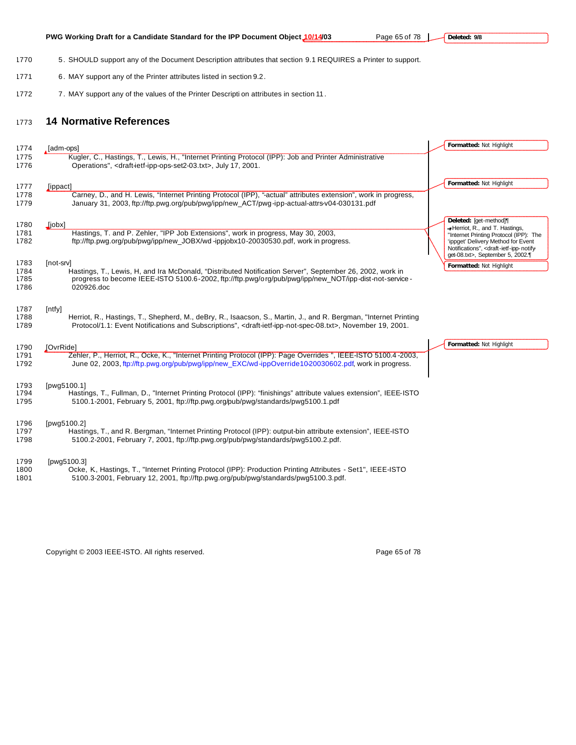5. SHOULD support any of the Document Description attributes that section 9.1 REQUIRES a Printer to support.

6. MAY support any of the Printer attributes listed in section 9.2.

7. MAY support any of the values of the Printer Descripti on attributes in section 11.

# 14 Normative References

[adm-ops]
Kugler, C., Hastings, T., Lewis, H., "Internet Printing Protocol (IPP): Job and Printer Administrative Operations", <draft-ietf-ipp-ops-set2-03.txt>, July 17, 2001.

[ippact]
Carney, D., and H. Lewis, "Internet Printing Protocol (IPP), "-actual" attributes extension", work in progress, January 31, 2003, ftp://ftp.pwg.org/pub/pwg/ipp/new_ACT/pwg-ipp-actual-attrs-v04-030131.pdf

[jobx]
Hastings, T. and P. Zehler, "IPP Job Extensions", work in progress, May 30, 2003, ftp://ftp.pwg.org/pub/pwg/ipp/new_JOBX/wd-ippjobx10-20030530.pdf, work in progress.

[not-srv]
Hastings, T., Lewis, H, and Ira McDonald, "Distributed Notification Server", September 26, 2002, work in progress to become IEEE-ISTO 5100.6-2002, ftp://ftp.pwg/org/pub/pwg/ipp/new_NOT/ipp-dist-not-service-020926.doc

[ntfy]
Herriot, R., Hastings, T., Shepherd, M., deBry, R., Isaacson, S., Martin, J., and R. Bergman, "Internet Printing Protocol/1.1: Event Notifications and Subscriptions", <draft-ietf-ipp-not-spec-08.txt>, November 19, 2001.

[OvrRide]
Zehler, P., Herriot, R., Ocke, K., "Internet Printing Protocol (IPP): Page Overrides ", IEEE-ISTO 5100.4-2003, June 02, 2003, ftp://ftp.pwg.org/pub/pwg/ipp/new_EXC/wd-ippOverride10-20030602.pdf, work in progress.

[pwg5100.1]
Hastings, T., Fullman, D., "Internet Printing Protocol (IPP): "finishings" attribute values extension", IEEE-ISTO 5100.1-2001, February 5, 2001, ftp://ftp.pwg.org/pub/pwg/standards/pwg5100.1.pdf

[pwg5100.2]
Hastings, T., and R. Bergman, "Internet Printing Protocol (IPP): output-bin attribute extension", IEEE-ISTO 5100.2-2001, February 7, 2001, ftp://ftp.pwg.org/pub/pwg/standards/pwg5100.2.pdf.

[pwg5100.3]
Ocke, K, Hastings, T., "Internet Printing Protocol (IPP): Production Printing Attributes - Set1", IEEE-ISTO 5100.3-2001, February 12, 2001, ftp://ftp.pwg.org/pub/pwg/standards/pwg5100.3.pdf.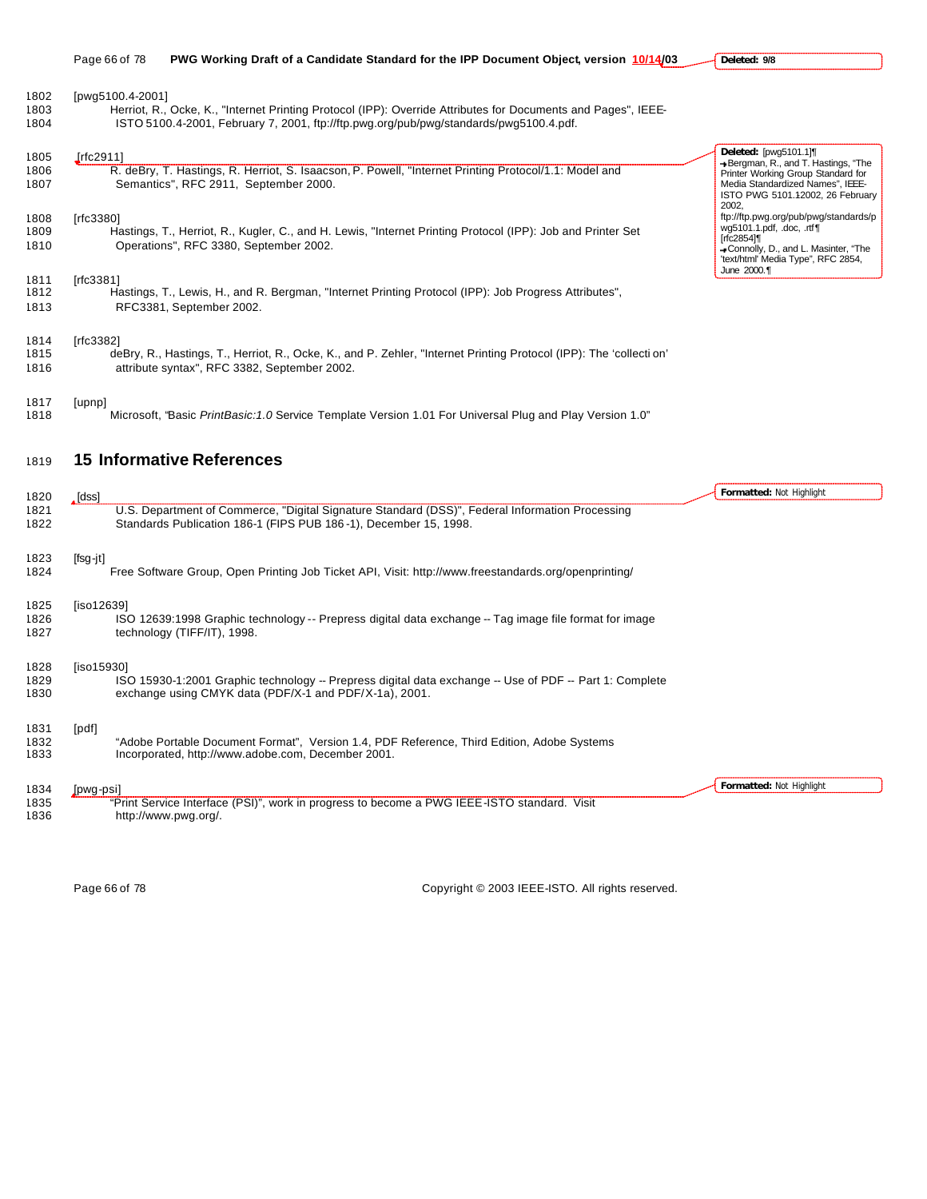[pwg5100.4-2001]

Herriot, R., Ocke, K., "Internet Printing Protocol (IPP): Override Attributes for Documents and Pages", IEEE-ISTO 5100.4-2001, February 7, 2001, ftp://ftp.pwg.org/pub/pwg/standards/pwg5100.4.pdf.

[rfc2911]

R. deBry, T. Hastings, R. Herriot, S. Isaacson, P. Powell, "Internet Printing Protocol/1.1: Model and Semantics", RFC 2911, September 2000.

[rfc3380]

Hastings, T., Herriot, R., Kugler, C., and H. Lewis, "Internet Printing Protocol (IPP): Job and Printer Set Operations", RFC 3380, September 2002.

[rfc3381]

Hastings, T., Lewis, H., and R. Bergman, "Internet Printing Protocol (IPP): Job Progress Attributes", RFC3381, September 2002.

[rfc3382]

deBry, R., Hastings, T., Herriot, R., Ocke, K., and P. Zehler, "Internet Printing Protocol (IPP): The 'collection' attribute syntax", RFC 3382, September 2002.

[upnp]

Microsoft, "Basic *PrintBasic:1.0* Service Template Version 1.01 For Universal Plug and Play Version 1.0"

# 15 Informative References

[dss]

U.S. Department of Commerce, "Digital Signature Standard (DSS)", Federal Information Processing Standards Publication 186-1 (FIPS PUB 186-1), December 15, 1998.

[fsg-jt]

Free Software Group, Open Printing Job Ticket API, Visit: http://www.freestandards.org/openprinting/

[iso12639]

ISO 12639:1998 Graphic technology -- Prepress digital data exchange -- Tag image file format for image technology (TIFF/IT), 1998.

[iso15930]

ISO 15930-1:2001 Graphic technology -- Prepress digital data exchange -- Use of PDF -- Part 1: Complete exchange using CMYK data (PDF/X-1 and PDF/X-1a), 2001.

[pdf]

"Adobe Portable Document Format", Version 1.4, PDF Reference, Third Edition, Adobe Systems Incorporated, http://www.adobe.com, December 2001.

[pwg-psi]

"Print Service Interface (PSI)", work in progress to become a PWG IEEE-ISTO standard. Visit http://www.pwg.org/.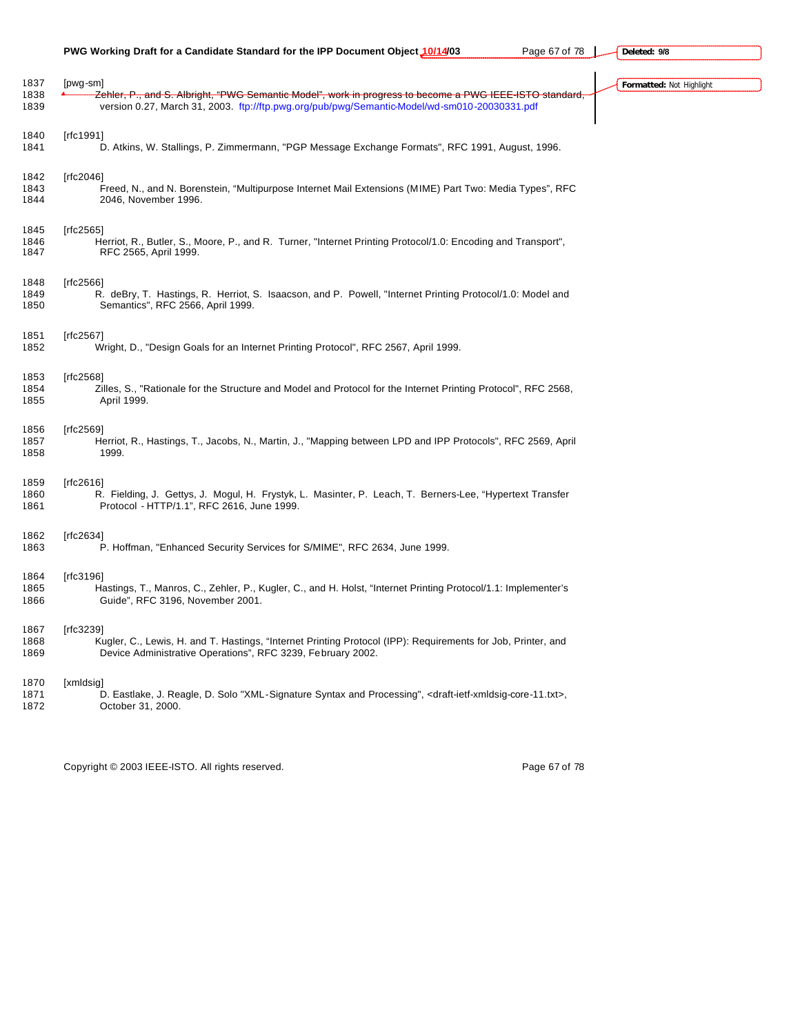[pwg-sm]
Zehler, P., and S. Albright, "PWG Semantic Model", work in progress to become a PWG IEEE-ISTO standard, version 0.27, March 31, 2003. ftp://ftp.pwg.org/pub/pwg/Semantic-Model/wd-sm010-20030331.pdf

[rfc1991]
D. Atkins, W. Stallings, P. Zimmermann, "PGP Message Exchange Formats", RFC 1991, August, 1996.

[rfc2046]
Freed, N., and N. Borenstein, "Multipurpose Internet Mail Extensions (MIME) Part Two: Media Types", RFC 2046, November 1996.

[rfc2565]
Herriot, R., Butler, S., Moore, P., and R. Turner, "Internet Printing Protocol/1.0: Encoding and Transport", RFC 2565, April 1999.

[rfc2566]
R. deBry, T. Hastings, R. Herriot, S. Isaacson, and P. Powell, "Internet Printing Protocol/1.0: Model and Semantics", RFC 2566, April 1999.

[rfc2567]
Wright, D., "Design Goals for an Internet Printing Protocol", RFC 2567, April 1999.

[rfc2568]
Zilles, S., "Rationale for the Structure and Model and Protocol for the Internet Printing Protocol", RFC 2568, April 1999.

[rfc2569]
Herriot, R., Hastings, T., Jacobs, N., Martin, J., "Mapping between LPD and IPP Protocols", RFC 2569, April 1999.

[rfc2616]
R. Fielding, J. Gettys, J. Mogul, H. Frystyk, L. Masinter, P. Leach, T. Berners-Lee, "Hypertext Transfer Protocol - HTTP/1.1", RFC 2616, June 1999.

[rfc2634]
P. Hoffman, "Enhanced Security Services for S/MIME", RFC 2634, June 1999.

[rfc3196]
Hastings, T., Manros, C., Zehler, P., Kugler, C., and H. Holst, "Internet Printing Protocol/1.1: Implementer's Guide", RFC 3196, November 2001.

[rfc3239]
Kugler, C., Lewis, H. and T. Hastings, "Internet Printing Protocol (IPP): Requirements for Job, Printer, and Device Administrative Operations", RFC 3239, February 2002.

[xmldsig]
D. Eastlake, J. Reagle, D. Solo "XML-Signature Syntax and Processing", <draft-ietf-xmldsig-core-11.txt>, October 31, 2000.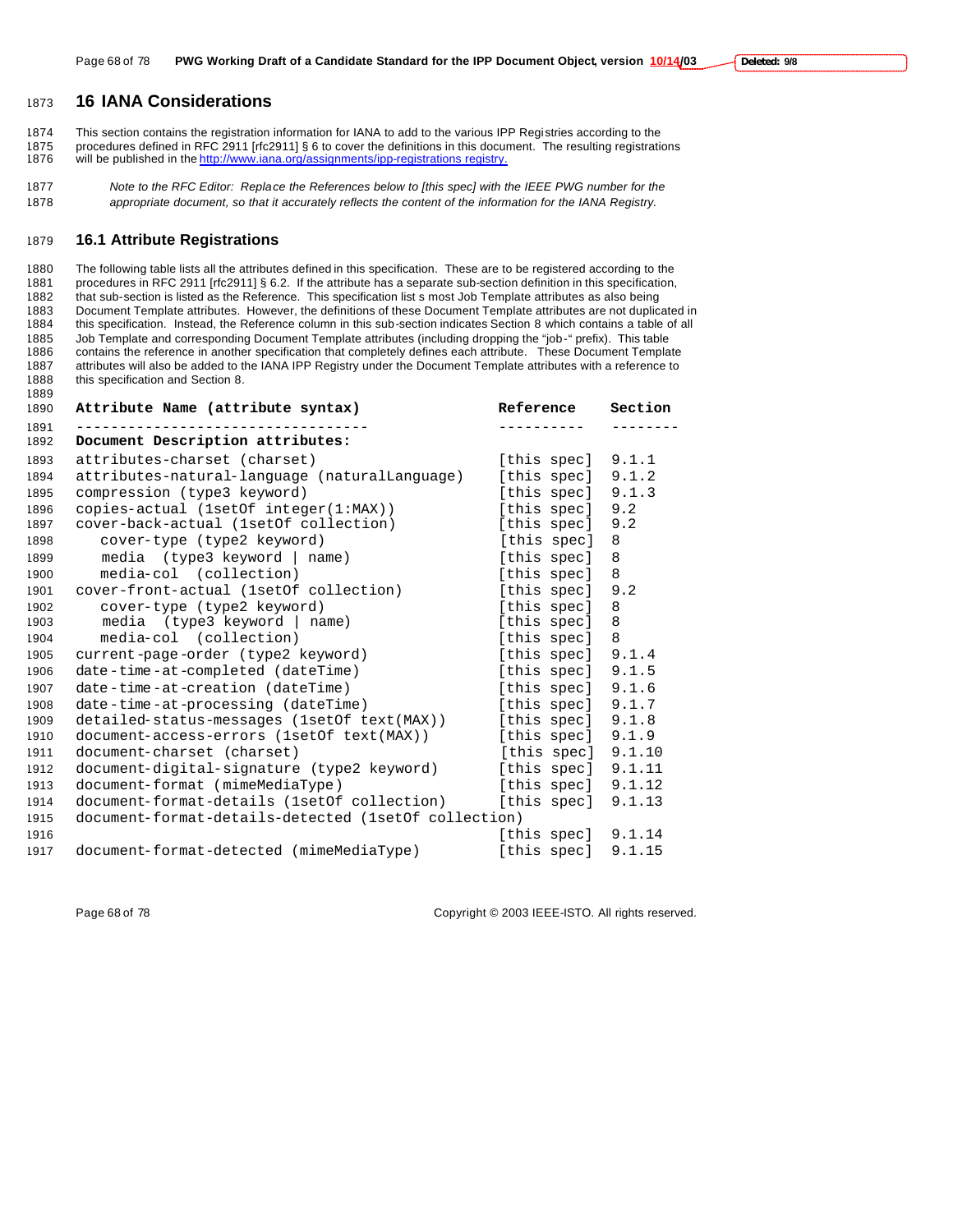# 16 IANA Considerations

This section contains the registration information for IANA to add to the various IPP Registries according to the procedures defined in RFC 2911 [rfc2911] § 6 to cover the definitions in this document. The resulting registrations will be published in the http://www.iana.org/assignments/ipp-registrations registry.

*Note to the RFC Editor: Replace the References below to [this spec] with the IEEE PWG number for the appropriate document, so that it accurately reflects the content of the information for the IANA Registry.*

## 16.1 Attribute Registrations

The following table lists all the attributes defined in this specification. These are to be registered according to the procedures in RFC 2911 [rfc2911] § 6.2. If the attribute has a separate sub-section definition in this specification, that sub-section is listed as the Reference. This specification list s most Job Template attributes as also being Document Template attributes. However, the definitions of these Document Template attributes are not duplicated in this specification. Instead, the Reference column in this sub-section indicates Section 8 which contains a table of all Job Template and corresponding Document Template attributes (including dropping the "job-" prefix). This table contains the reference in another specification that completely defines each attribute. These Document Template attributes will also be added to the IANA IPP Registry under the Document Template attributes with a reference to this specification and Section 8.

```
Attribute Name (attribute syntax)                  Reference    Section
---------------------------------                  ----------   --------
Document Description attributes:
attributes-charset (charset)                       [this spec]  9.1.1
attributes-natural-language (naturalLanguage)      [this spec]  9.1.2
compression (type3 keyword)                        [this spec]  9.1.3
copies-actual (1setOf integer(1:MAX))              [this spec]  9.2
cover-back-actual (1setOf collection)              [this spec]  9.2
   cover-type (type2 keyword)                      [this spec]  8
   media  (type3 keyword | name)                   [this spec]  8
   media-col  (collection)                         [this spec]  8
cover-front-actual (1setOf collection)             [this spec]  9.2
   cover-type (type2 keyword)                      [this spec]  8
   media  (type3 keyword | name)                   [this spec]  8
   media-col  (collection)                         [this spec]  8
current-page-order (type2 keyword)                 [this spec]  9.1.4
date-time-at-completed (dateTime)                  [this spec]  9.1.5
date-time-at-creation (dateTime)                   [this spec]  9.1.6
date-time-at-processing (dateTime)                 [this spec]  9.1.7
detailed-status-messages (1setOf text(MAX))        [this spec]  9.1.8
document-access-errors (1setOf text(MAX))          [this spec]  9.1.9
document-charset (charset)                         [this spec]  9.1.10
document-digital-signature (type2 keyword)         [this spec]  9.1.11
document-format (mimeMediaType)                    [this spec]  9.1.12
document-format-details (1setOf collection)        [this spec]  9.1.13
document-format-details-detected (1setOf collection)
                                                   [this spec]  9.1.14
document-format-detected (mimeMediaType)           [this spec]  9.1.15
```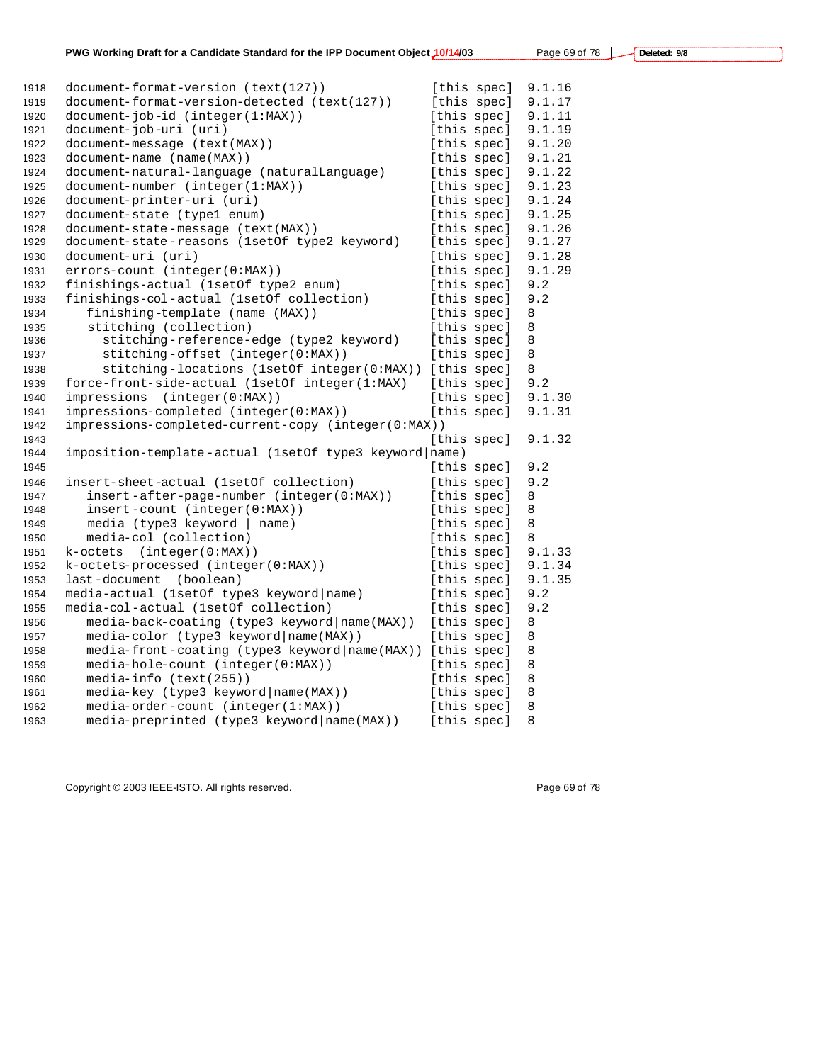```
document-format-version (text(127))             [this spec]  9.1.16
document-format-version-detected (text(127))    [this spec]  9.1.17
document-job-id (integer(1:MAX))                [this spec]  9.1.11
document-job-uri (uri)                          [this spec]  9.1.19
document-message (text(MAX))                    [this spec]  9.1.20
document-name (name(MAX))                       [this spec]  9.1.21
document-natural-language (naturalLanguage)     [this spec]  9.1.22
document-number (integer(1:MAX))                [this spec]  9.1.23
document-printer-uri (uri)                      [this spec]  9.1.24
document-state (type1 enum)                     [this spec]  9.1.25
document-state-message (text(MAX))              [this spec]  9.1.26
document-state-reasons (1setOf type2 keyword)   [this spec]  9.1.27
document-uri (uri)                              [this spec]  9.1.28
errors-count (integer(0:MAX))                   [this spec]  9.1.29
finishings-actual (1setOf type2 enum)           [this spec]  9.2
finishings-col-actual (1setOf collection)       [this spec]  9.2
   finishing-template (name (MAX))              [this spec]  8
   stitching (collection)                       [this spec]  8
     stitching-reference-edge (type2 keyword)   [this spec]  8
     stitching-offset (integer(0:MAX))          [this spec]  8
     stitching-locations (1setOf integer(0:MAX)) [this spec]  8
force-front-side-actual (1setOf integer(1:MAX)  [this spec]  9.2
impressions  (integer(0:MAX))                   [this spec]  9.1.30
impressions-completed (integer(0:MAX))          [this spec]  9.1.31
impressions-completed-current-copy (integer(0:MAX))
                                                [this spec]  9.1.32
imposition-template-actual (1setOf type3 keyword|name)
                                                [this spec]  9.2
insert-sheet-actual (1setOf collection)         [this spec]  9.2
   insert-after-page-number (integer(0:MAX))    [this spec]  8
   insert-count (integer(0:MAX))                [this spec]  8
   media (type3 keyword | name)                 [this spec]  8
   media-col (collection)                       [this spec]  8
k-octets  (integer(0:MAX))                      [this spec]  9.1.33
k-octets-processed (integer(0:MAX))             [this spec]  9.1.34
last-document  (boolean)                        [this spec]  9.1.35
media-actual (1setOf type3 keyword|name)        [this spec]  9.2
media-col-actual (1setOf collection)            [this spec]  9.2
   media-back-coating (type3 keyword|name(MAX))  [this spec]  8
   media-color (type3 keyword|name(MAX))        [this spec]  8
   media-front-coating (type3 keyword|name(MAX)) [this spec]  8
   media-hole-count (integer(0:MAX))            [this spec]  8
   media-info (text(255))                       [this spec]  8
   media-key (type3 keyword|name(MAX))          [this spec]  8
   media-order-count (integer(1:MAX))           [this spec]  8
   media-preprinted (type3 keyword|name(MAX))   [this spec]  8
```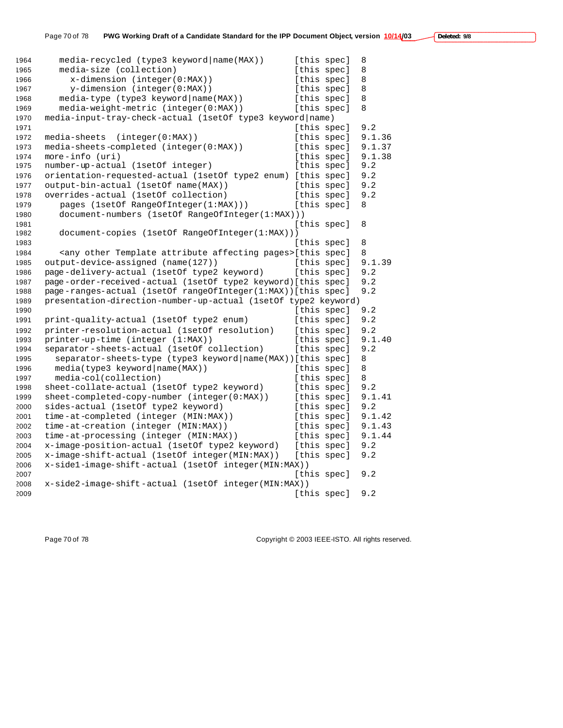```
1964     media-recycled (type3 keyword|name(MAX))        [this spec]  8
1965     media-size (collection)                         [this spec]  8
1966       x-dimension (integer(0:MAX))                  [this spec]  8
1967       y-dimension (integer(0:MAX))                  [this spec]  8
1968     media-type (type3 keyword|name(MAX))            [this spec]  8
1969     media-weight-metric (integer(0:MAX))            [this spec]  8
1970  media-input-tray-check-actual (1setOf type3 keyword|name)
1971                                                     [this spec]  9.2
1972  media-sheets  (integer(0:MAX))                     [this spec]  9.1.36
1973  media-sheets-completed (integer(0:MAX))            [this spec]  9.1.37
1974  more-info (uri)                                    [this spec]  9.1.38
1975  number-up-actual (1setOf integer)                  [this spec]  9.2
1976  orientation-requested-actual (1setOf type2 enum)  [this spec]  9.2
1977  output-bin-actual (1setOf name(MAX))               [this spec]  9.2
1978  overrides-actual (1setOf collection)               [this spec]  9.2
1979     pages (1setOf RangeOfInteger(1:MAX)))           [this spec]  8
1980     document-numbers (1setOf RangeOfInteger(1:MAX)))
1981                                                     [this spec]  8
1982     document-copies (1setOf RangeOfInteger(1:MAX)))
1983                                                     [this spec]  8
1984     <any other Template attribute affecting pages>[this spec]  8
1985  output-device-assigned (name(127))                 [this spec]  9.1.39
1986  page-delivery-actual (1setOf type2 keyword)        [this spec]  9.2
1987  page-order-received-actual (1setOf type2 keyword)[this spec]  9.2
1988  page-ranges-actual (1setOf rangeOfInteger(1:MAX))[this spec]  9.2
1989  presentation-direction-number-up-actual (1setOf type2 keyword)
1990                                                     [this spec]  9.2
1991  print-quality-actual (1setOf type2 enum)           [this spec]  9.2
1992  printer-resolution-actual (1setOf resolution)      [this spec]  9.2
1993  printer-up-time (integer (1:MAX))                  [this spec]  9.1.40
1994  separator-sheets-actual (1setOf collection)        [this spec]  9.2
1995    separator-sheets-type (type3 keyword|name(MAX))[this spec]  8
1996    media(type3 keyword|name(MAX))                   [this spec]  8
1997    media-col(collection)                            [this spec]  8
1998  sheet-collate-actual (1setOf type2 keyword)        [this spec]  9.2
1999  sheet-completed-copy-number (integer(0:MAX))       [this spec]  9.1.41
2000  sides-actual (1setOf type2 keyword)                [this spec]  9.2
2001  time-at-completed (integer (MIN:MAX))              [this spec]  9.1.42
2002  time-at-creation (integer (MIN:MAX))               [this spec]  9.1.43
2003  time-at-processing (integer (MIN:MAX))             [this spec]  9.1.44
2004  x-image-position-actual (1setOf type2 keyword)     [this spec]  9.2
2005  x-image-shift-actual (1setOf integer(MIN:MAX))     [this spec]  9.2
2006  x-side1-image-shift-actual (1setOf integer(MIN:MAX))
2007                                                     [this spec]  9.2
2008  x-side2-image-shift-actual (1setOf integer(MIN:MAX))
2009                                                     [this spec]  9.2
```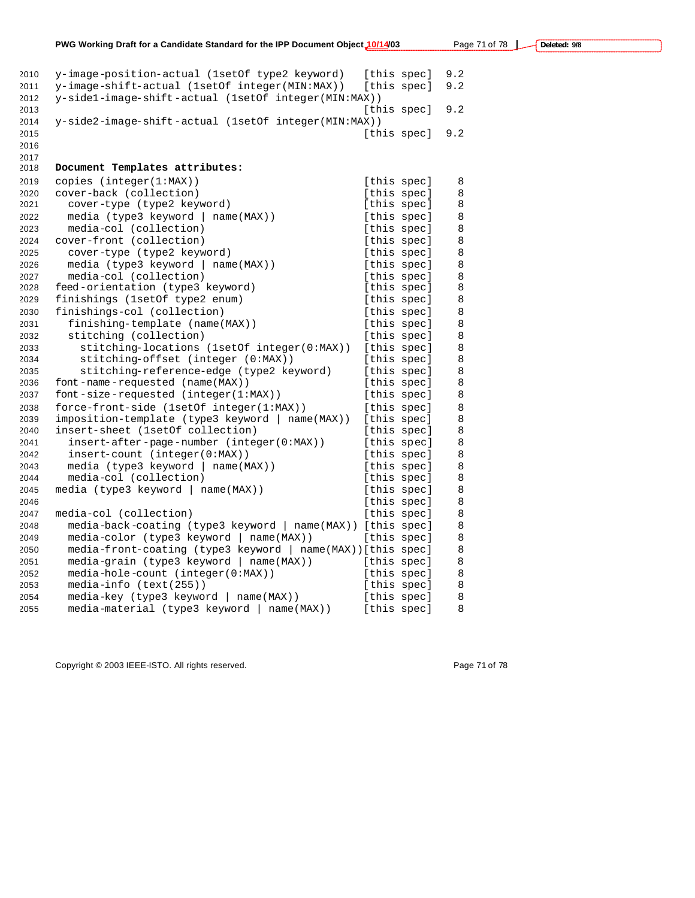```
y-image-position-actual (1setOf type2 keyword)   [this spec]  9.2
y-image-shift-actual (1setOf integer(MIN:MAX))   [this spec]  9.2
y-side1-image-shift-actual (1setOf integer(MIN:MAX))
                                                 [this spec]  9.2
y-side2-image-shift-actual (1setOf integer(MIN:MAX))
                                                 [this spec]  9.2
```

**Document Templates attributes:**

```
copies (integer(1:MAX))                          [this spec]   8
cover-back (collection)                          [this spec]   8
  cover-type (type2 keyword)                     [this spec]   8
  media (type3 keyword | name(MAX))              [this spec]   8
  media-col (collection)                         [this spec]   8
cover-front (collection)                         [this spec]   8
  cover-type (type2 keyword)                     [this spec]   8
  media (type3 keyword | name(MAX))              [this spec]   8
  media-col (collection)                         [this spec]   8
feed-orientation (type3 keyword)                 [this spec]   8
finishings (1setOf type2 enum)                   [this spec]   8
finishings-col (collection)                      [this spec]   8
  finishing-template (name(MAX))                 [this spec]   8
  stitching (collection)                         [this spec]   8
    stitching-locations (1setOf integer(0:MAX))  [this spec]   8
    stitching-offset (integer (0:MAX))           [this spec]   8
    stitching-reference-edge (type2 keyword)     [this spec]   8
font-name-requested (name(MAX))                  [this spec]   8
font-size-requested (integer(1:MAX))             [this spec]   8
force-front-side (1setOf integer(1:MAX))         [this spec]   8
imposition-template (type3 keyword | name(MAX))  [this spec]   8
insert-sheet (1setOf collection)                 [this spec]   8
  insert-after-page-number (integer(0:MAX))      [this spec]   8
  insert-count (integer(0:MAX))                  [this spec]   8
  media (type3 keyword | name(MAX))              [this spec]   8
  media-col (collection)                         [this spec]   8
media (type3 keyword | name(MAX))                [this spec]   8
                                                 [this spec]   8
media-col (collection)                           [this spec]   8
  media-back-coating (type3 keyword | name(MAX)) [this spec]   8
  media-color (type3 keyword | name(MAX))        [this spec]   8
  media-front-coating (type3 keyword | name(MAX))[this spec]   8
  media-grain (type3 keyword | name(MAX))        [this spec]   8
  media-hole-count (integer(0:MAX))              [this spec]   8
  media-info (text(255))                         [this spec]   8
  media-key (type3 keyword | name(MAX))          [this spec]   8
  media-material (type3 keyword | name(MAX))     [this spec]   8
```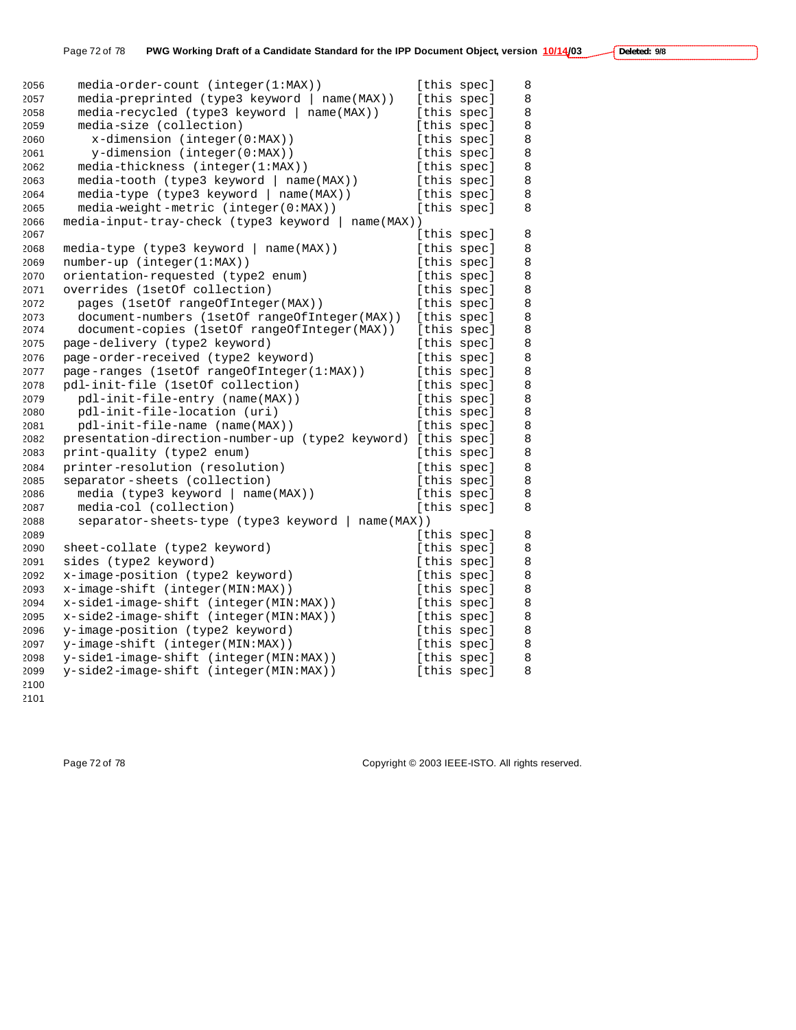```
  media-order-count (integer(1:MAX))            [this spec]    8
  media-preprinted (type3 keyword | name(MAX))  [this spec]    8
  media-recycled (type3 keyword | name(MAX))    [this spec]    8
  media-size (collection)                       [this spec]    8
    x-dimension (integer(0:MAX))                [this spec]    8
    y-dimension (integer(0:MAX))                [this spec]    8
  media-thickness (integer(1:MAX))              [this spec]    8
  media-tooth (type3 keyword | name(MAX))       [this spec]    8
  media-type (type3 keyword | name(MAX))        [this spec]    8
  media-weight-metric (integer(0:MAX))          [this spec]    8
media-input-tray-check (type3 keyword | name(MAX))
                                                [this spec]    8
media-type (type3 keyword | name(MAX))          [this spec]    8
number-up (integer(1:MAX))                      [this spec]    8
orientation-requested (type2 enum)              [this spec]    8
overrides (1setOf collection)                   [this spec]    8
  pages (1setOf rangeOfInteger(MAX))            [this spec]    8
  document-numbers (1setOf rangeOfInteger(MAX)) [this spec]    8
  document-copies (1setOf rangeOfInteger(MAX))  [this spec]    8
page-delivery (type2 keyword)                   [this spec]    8
page-order-received (type2 keyword)             [this spec]    8
page-ranges (1setOf rangeOfInteger(1:MAX))      [this spec]    8
pdl-init-file (1setOf collection)               [this spec]    8
  pdl-init-file-entry (name(MAX))               [this spec]    8
  pdl-init-file-location (uri)                  [this spec]    8
  pdl-init-file-name (name(MAX))                [this spec]    8
presentation-direction-number-up (type2 keyword) [this spec]   8
print-quality (type2 enum)                      [this spec]    8
printer-resolution (resolution)                 [this spec]    8
separator-sheets (collection)                   [this spec]    8
  media (type3 keyword | name(MAX))             [this spec]    8
  media-col (collection)                        [this spec]    8
  separator-sheets-type (type3 keyword | name(MAX))
                                                [this spec]    8
sheet-collate (type2 keyword)                   [this spec]    8
sides (type2 keyword)                           [this spec]    8
x-image-position (type2 keyword)                [this spec]    8
x-image-shift (integer(MIN:MAX))                [this spec]    8
x-side1-image-shift (integer(MIN:MAX))          [this spec]    8
x-side2-image-shift (integer(MIN:MAX))          [this spec]    8
y-image-position (type2 keyword)                [this spec]    8
y-image-shift (integer(MIN:MAX))                [this spec]    8
y-side1-image-shift (integer(MIN:MAX))          [this spec]    8
y-side2-image-shift (integer(MIN:MAX))          [this spec]    8
```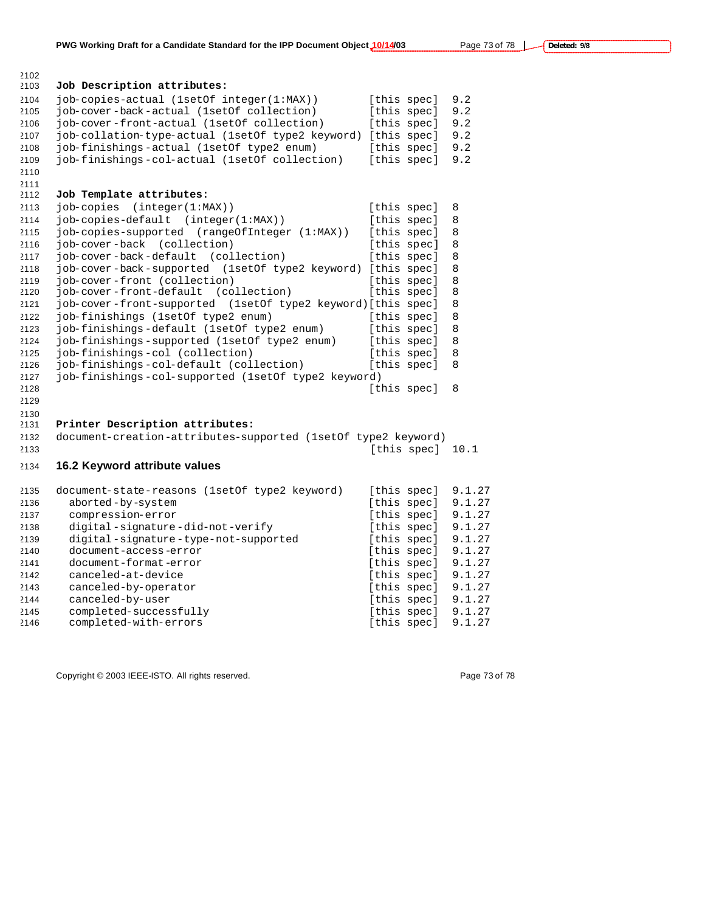**Job Description attributes:**

```
job-copies-actual (1setOf integer(1:MAX))         [this spec]  9.2
job-cover-back-actual (1setOf collection)          [this spec]  9.2
job-cover-front-actual (1setOf collection)         [this spec]  9.2
job-collation-type-actual (1setOf type2 keyword)  [this spec]  9.2
job-finishings-actual (1setOf type2 enum)          [this spec]  9.2
job-finishings-col-actual (1setOf collection)      [this spec]  9.2
```

**Job Template attributes:**

```
job-copies  (integer(1:MAX))                       [this spec]  8
job-copies-default  (integer(1:MAX))               [this spec]  8
job-copies-supported  (rangeOfInteger (1:MAX))     [this spec]  8
job-cover-back  (collection)                       [this spec]  8
job-cover-back-default  (collection)               [this spec]  8
job-cover-back-supported  (1setOf type2 keyword)   [this spec]  8
job-cover-front (collection)                       [this spec]  8
job-cover-front-default  (collection)              [this spec]  8
job-cover-front-supported  (1setOf type2 keyword)[this spec]  8
job-finishings (1setOf type2 enum)                 [this spec]  8
job-finishings-default (1setOf type2 enum)         [this spec]  8
job-finishings-supported (1setOf type2 enum)       [this spec]  8
job-finishings-col (collection)                    [this spec]  8
job-finishings-col-default (collection)            [this spec]  8
job-finishings-col-supported (1setOf type2 keyword)
                                                   [this spec]  8
```

**Printer Description attributes:**

```
document-creation-attributes-supported (1setOf type2 keyword)
                                                   [this spec]  10.1
```

## 16.2 Keyword attribute values

```
document-state-reasons (1setOf type2 keyword)      [this spec]  9.1.27
  aborted-by-system                                [this spec]  9.1.27
  compression-error                                [this spec]  9.1.27
  digital-signature-did-not-verify                 [this spec]  9.1.27
  digital-signature-type-not-supported             [this spec]  9.1.27
  document-access-error                            [this spec]  9.1.27
  document-format-error                            [this spec]  9.1.27
  canceled-at-device                               [this spec]  9.1.27
  canceled-by-operator                             [this spec]  9.1.27
  canceled-by-user                                 [this spec]  9.1.27
  completed-successfully                           [this spec]  9.1.27
  completed-with-errors                            [this spec]  9.1.27
```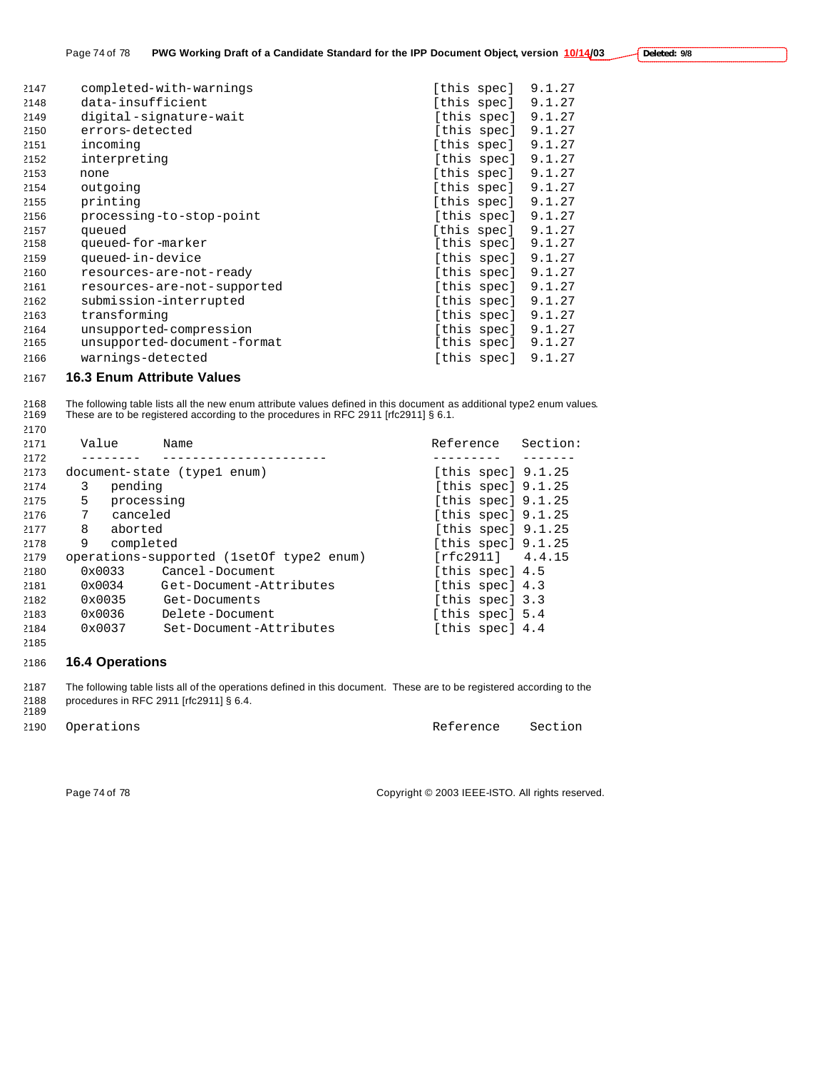```
completed-with-warnings                              [this spec]  9.1.27
data-insufficient                                    [this spec]  9.1.27
digital-signature-wait                               [this spec]  9.1.27
errors-detected                                      [this spec]  9.1.27
incoming                                             [this spec]  9.1.27
interpreting                                         [this spec]  9.1.27
none                                                 [this spec]  9.1.27
outgoing                                             [this spec]  9.1.27
printing                                             [this spec]  9.1.27
processing-to-stop-point                             [this spec]  9.1.27
queued                                               [this spec]  9.1.27
queued-for-marker                                    [this spec]  9.1.27
queued-in-device                                     [this spec]  9.1.27
resources-are-not-ready                              [this spec]  9.1.27
resources-are-not-supported                          [this spec]  9.1.27
submission-interrupted                               [this spec]  9.1.27
transforming                                         [this spec]  9.1.27
unsupported-compression                              [this spec]  9.1.27
unsupported-document-format                          [this spec]  9.1.27
warnings-detected                                    [this spec]  9.1.27
```

## 16.3 Enum Attribute Values

The following table lists all the new enum attribute values defined in this document as additional type2 enum values. These are to be registered according to the procedures in RFC 2911 [rfc2911] § 6.1.

```
  Value       Name                                   Reference    Section:
  --------    ----------------------                 ---------    -------
document-state (type1 enum)                          [this spec] 9.1.25
  3   pending                                        [this spec] 9.1.25
  5   processing                                     [this spec] 9.1.25
  7   canceled                                       [this spec] 9.1.25
  8   aborted                                        [this spec] 9.1.25
  9   completed                                      [this spec] 9.1.25
operations-supported (1setOf type2 enum)             [rfc2911]    4.4.15
  0x0033      Cancel-Document                        [this spec] 4.5
  0x0034      Get-Document-Attributes                [this spec] 4.3
  0x0035      Get-Documents                          [this spec] 3.3
  0x0036      Delete-Document                        [this spec] 5.4
  0x0037      Set-Document-Attributes                [this spec] 4.4
```

## 16.4 Operations

The following table lists all of the operations defined in this document. These are to be registered according to the procedures in RFC 2911 [rfc2911] § 6.4.

```
Operations                                           Reference     Section
```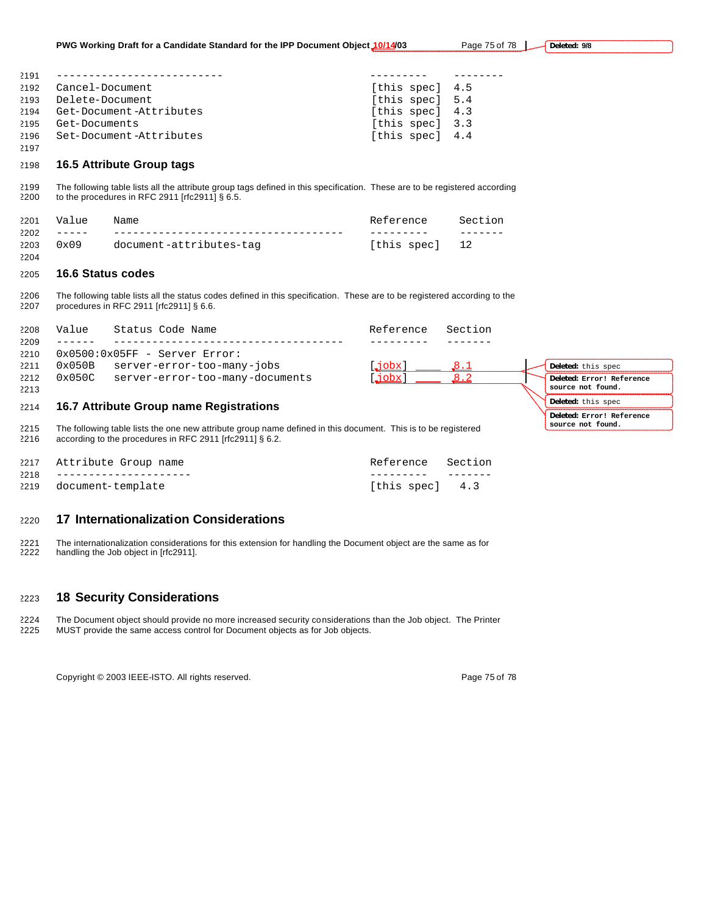```
--------------------------              ---------   --------
Cancel-Document                         [this spec]  4.5
Delete-Document                         [this spec]  5.4
Get-Document-Attributes                 [this spec]  4.3
Get-Documents                           [this spec]  3.3
Set-Document-Attributes                 [this spec]  4.4
```

## 16.5 Attribute Group tags

The following table lists all the attribute group tags defined in this specification. These are to be registered according to the procedures in RFC 2911 [rfc2911] § 6.5.

```
Value   Name                                  Reference    Section
-----   ------------------------------------  ---------    -------
0x09    document-attributes-tag               [this spec]   12
```

## 16.6 Status codes

The following table lists all the status codes defined in this specification. These are to be registered according to the procedures in RFC 2911 [rfc2911] § 6.6.

```
Value    Status Code Name                      Reference   Section
------   ------------------------------------  ---------   -------
0x0500:0x05FF - Server Error:
0x050B   server-error-too-many-jobs            [jobx]       8.1
0x050C   server-error-too-many-documents       [jobx]       8.2
```

## 16.7 Attribute Group name Registrations

The following table lists the one new attribute group name defined in this document. This is to be registered according to the procedures in RFC 2911 [rfc2911] § 6.2.

```
Attribute Group name                        Reference   Section
---------------------                       ---------   -------
document-template                           [this spec]   4.3
```

# 17 Internationalization Considerations

The internationalization considerations for this extension for handling the Document object are the same as for handling the Job object in [rfc2911].

# 18 Security Considerations

The Document object should provide no more increased security considerations than the Job object. The Printer MUST provide the same access control for Document objects as for Job objects.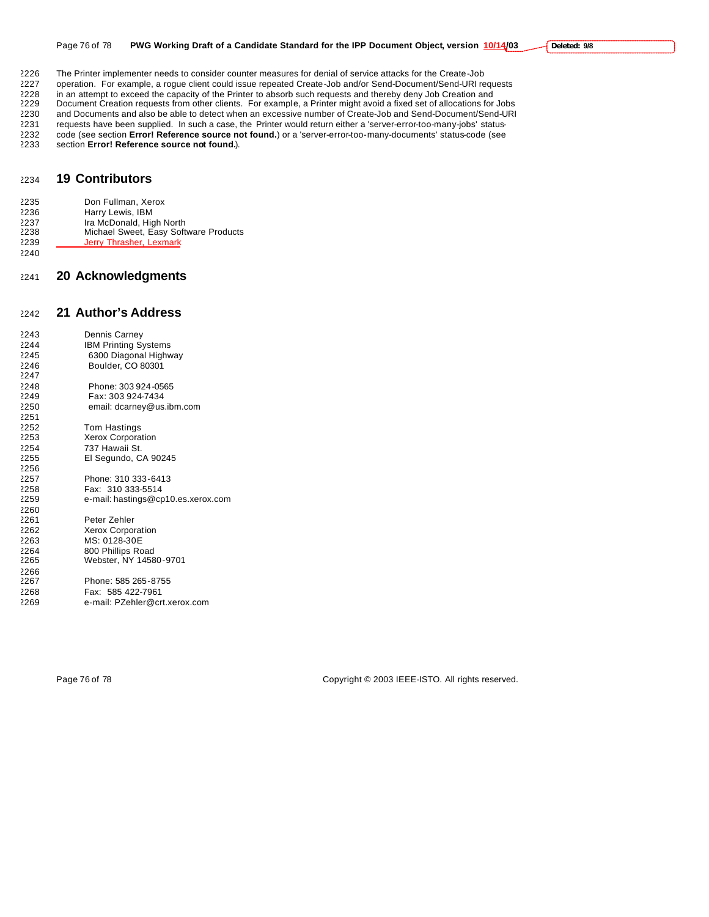The Printer implementer needs to consider counter measures for denial of service attacks for the Create-Job operation. For example, a rogue client could issue repeated Create-Job and/or Send-Document/Send-URI requests in an attempt to exceed the capacity of the Printer to absorb such requests and thereby deny Job Creation and Document Creation requests from other clients. For example, a Printer might avoid a fixed set of allocations for Jobs and Documents and also be able to detect when an excessive number of Create-Job and Send-Document/Send-URI requests have been supplied. In such a case, the Printer would return either a 'server-error-too-many-jobs' status-code (see section **Error! Reference source not found.**) or a 'server-error-too-many-documents' status-code (see section **Error! Reference source not found.**).

# 19 Contributors

Don Fullman, Xerox
Harry Lewis, IBM
Ira McDonald, High North
Michael Sweet, Easy Software Products
Jerry Thrasher, Lexmark

# 20 Acknowledgments

# 21 Author's Address

Dennis Carney
IBM Printing Systems
6300 Diagonal Highway
Boulder, CO 80301

Phone: 303 924-0565
Fax: 303 924-7434
email: dcarney@us.ibm.com

Tom Hastings
Xerox Corporation
737 Hawaii St.
El Segundo, CA 90245

Phone: 310 333-6413
Fax: 310 333-5514
e-mail: hastings@cp10.es.xerox.com

Peter Zehler
Xerox Corporation
MS: 0128-30E
800 Phillips Road
Webster, NY 14580-9701

Phone: 585 265-8755
Fax: 585 422-7961
e-mail: PZehler@crt.xerox.com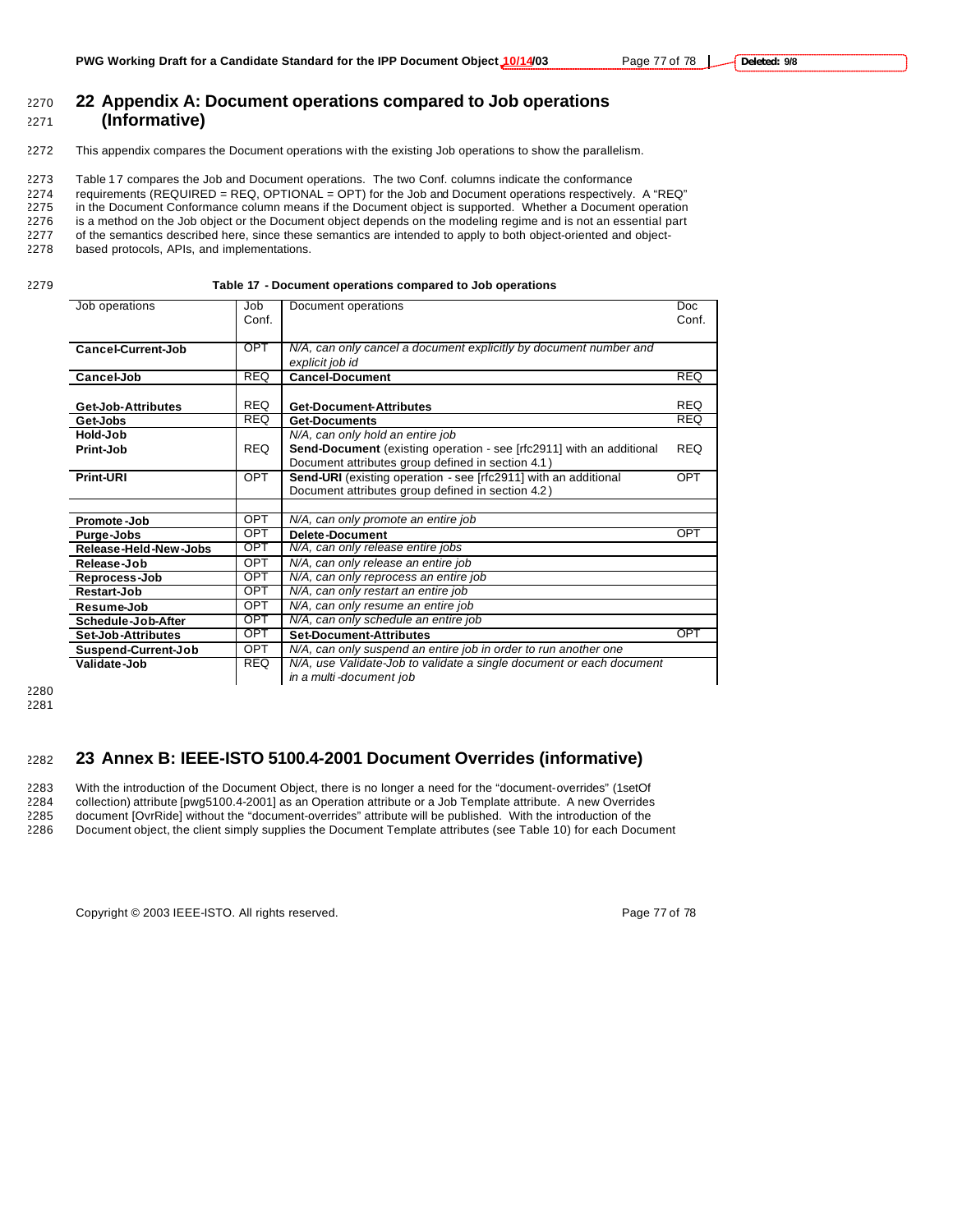# 22 Appendix A: Document operations compared to Job operations (Informative)

This appendix compares the Document operations with the existing Job operations to show the parallelism.

Table 17 compares the Job and Document operations. The two Conf. columns indicate the conformance requirements (REQUIRED = REQ, OPTIONAL = OPT) for the Job and Document operations respectively. A "REQ" in the Document Conformance column means if the Document object is supported. Whether a Document operation is a method on the Job object or the Document object depends on the modeling regime and is not an essential part of the semantics described here, since these semantics are intended to apply to both object-oriented and object-based protocols, APIs, and implementations.

**Table 17 - Document operations compared to Job operations**

| Job operations | Job Conf. | Document operations | Doc Conf. |
|---|---|---|---|
| **Cancel-Current-Job** | OPT | *N/A, can only cancel a document explicitly by document number and explicit job id* | |
| **Cancel-Job** | REQ | **Cancel-Document** | REQ |
| **Get-Job-Attributes** | REQ | **Get-Document-Attributes** | REQ |
| **Get-Jobs** | REQ | **Get-Documents** | REQ |
| **Hold-Job** | | *N/A, can only hold an entire job* | |
| **Print-Job** | REQ | **Send-Document** (existing operation - see [rfc2911] with an additional Document attributes group defined in section 4.1) | REQ |
| **Print-URI** | OPT | **Send-URI** (existing operation - see [rfc2911] with an additional Document attributes group defined in section 4.2) | OPT |
| | | | |
| **Promote-Job** | OPT | *N/A, can only promote an entire job* | |
| **Purge-Jobs** | OPT | **Delete-Document** | OPT |
| **Release-Held-New-Jobs** | OPT | *N/A, can only release entire jobs* | |
| **Release-Job** | OPT | *N/A, can only release an entire job* | |
| **Reprocess-Job** | OPT | *N/A, can only reprocess an entire job* | |
| **Restart-Job** | OPT | *N/A, can only restart an entire job* | |
| **Resume-Job** | OPT | *N/A, can only resume an entire job* | |
| **Schedule-Job-After** | OPT | *N/A, can only schedule an entire job* | |
| **Set-Job-Attributes** | OPT | **Set-Document-Attributes** | OPT |
| **Suspend-Current-Job** | OPT | *N/A, can only suspend an entire job in order to run another one* | |
| **Validate-Job** | REQ | *N/A, use Validate-Job to validate a single document or each document in a multi-document job* | |

# 23 Annex B: IEEE-ISTO 5100.4-2001 Document Overrides (informative)

With the introduction of the Document Object, there is no longer a need for the "document-overrides" (1setOf collection) attribute [pwg5100.4-2001] as an Operation attribute or a Job Template attribute. A new Overrides document [OvrRide] without the "document-overrides" attribute will be published. With the introduction of the Document object, the client simply supplies the Document Template attributes (see Table 10) for each Document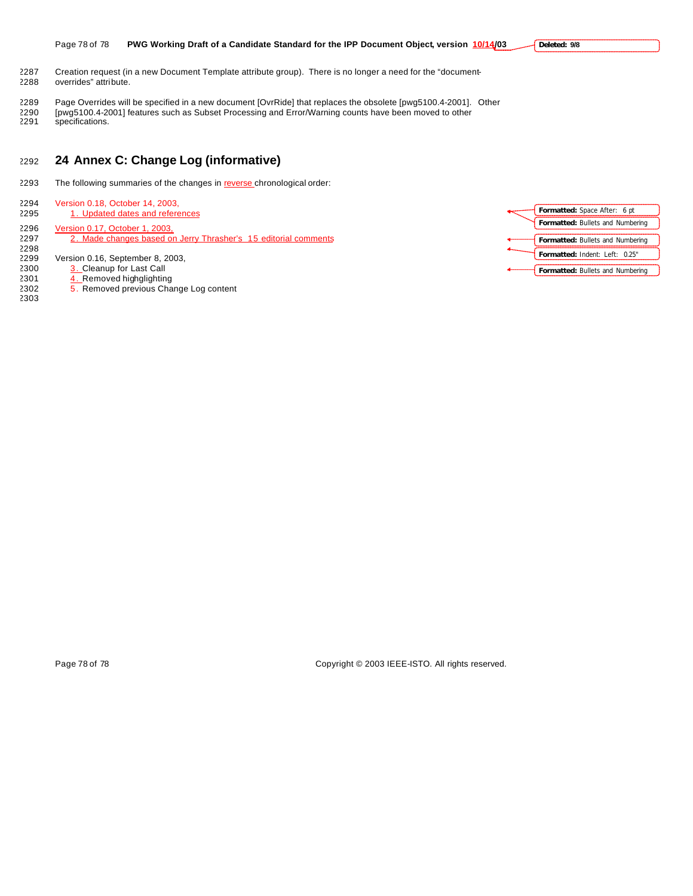Creation request (in a new Document Template attribute group). There is no longer a need for the "document-overrides" attribute.

Page Overrides will be specified in a new document [OvrRide] that replaces the obsolete [pwg5100.4-2001]. Other [pwg5100.4-2001] features such as Subset Processing and Error/Warning counts have been moved to other specifications.

# 24 Annex C: Change Log (informative)

The following summaries of the changes in reverse chronological order:

Version 0.18, October 14, 2003,

1. Updated dates and references

Version 0.17, October 1, 2003,

2. Made changes based on Jerry Thrasher's 15 editorial comments

Version 0.16, September 8, 2003,

3. Cleanup for Last Call
4. Removed highlighting
5. Removed previous Change Log content